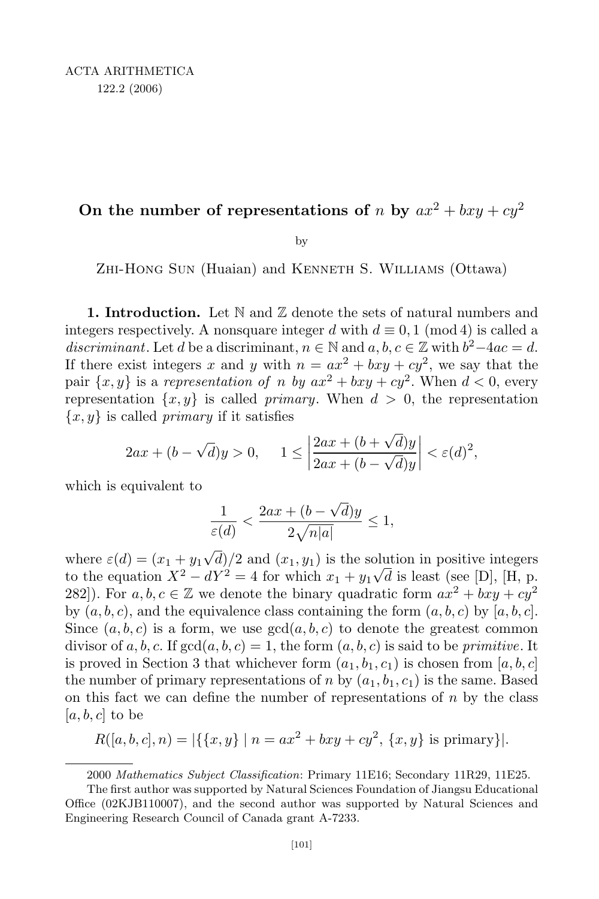ACTA ARITHMETICA

122.2 (2006)

# On the number of representations of $n$ by $ax^2 + bxy + cy^2$

by

Zhi-Hong Sun (Huaian) and Kenneth S. Williams (Ottawa)

**1. Introduction.** Let $\mathbb{N}$ and $\mathbb{Z}$ denote the sets of natural numbers and integers respectively. A nonsquare integer $d$ with $d \equiv 0, 1 \pmod 4$ is called a *discriminant*. Let $d$ be a discriminant, $n \in \mathbb{N}$ and $a, b, c \in \mathbb{Z}$ with $b^2 - 4ac = d$. If there exist integers $x$ and $y$ with $n = ax^2 + bxy + cy^2$, we say that the pair $\{x, y\}$ is a *representation of $n$ by $ax^2 + bxy + cy^2$*. When $d < 0$, every representation $\{x, y\}$ is called *primary*. When $d > 0$, the representation $\{x, y\}$ is called *primary* if it satisfies

$$2ax + (b - \sqrt{d})y > 0, \quad 1 \le \left| \frac{2ax + (b + \sqrt{d})y}{2ax + (b - \sqrt{d})y} \right| < \varepsilon(d)^2,$$

which is equivalent to

$$\frac{1}{\varepsilon(d)} < \frac{2ax + (b - \sqrt{d})y}{2\sqrt{n|a|}} \le 1,$$

where $\varepsilon(d) = (x_1 + y_1\sqrt{d})/2$ and $(x_1, y_1)$ is the solution in positive integers to the equation $X^2 - dY^2 = 4$ for which $x_1 + y_1\sqrt{d}$ is least (see [D], [H, p. 282]). For $a, b, c \in \mathbb{Z}$ we denote the binary quadratic form $ax^2 + bxy + cy^2$ by $(a, b, c)$, and the equivalence class containing the form $(a, b, c)$ by $[a, b, c]$. Since $(a, b, c)$ is a form, we use $\gcd(a, b, c)$ to denote the greatest common divisor of $a, b, c$. If $\gcd(a, b, c) = 1$, the form $(a, b, c)$ is said to be *primitive*. It is proved in Section 3 that whichever form $(a_1, b_1, c_1)$ is chosen from $[a, b, c]$ the number of primary representations of $n$ by $(a_1, b_1, c_1)$ is the same. Based on this fact we can define the number of representations of $n$ by the class $[a, b, c]$ to be

$$R([a, b, c], n) = |\{\{x, y\} \mid n = ax^2 + bxy + cy^2,\ \{x, y\} \text{ is primary}\}|.$$

---

2000 *Mathematics Subject Classification*: Primary 11E16; Secondary 11R29, 11E25.

The first author was supported by Natural Sciences Foundation of Jiangsu Educational Office (02KJB110007), and the second author was supported by Natural Sciences and Engineering Research Council of Canada grant A-7233.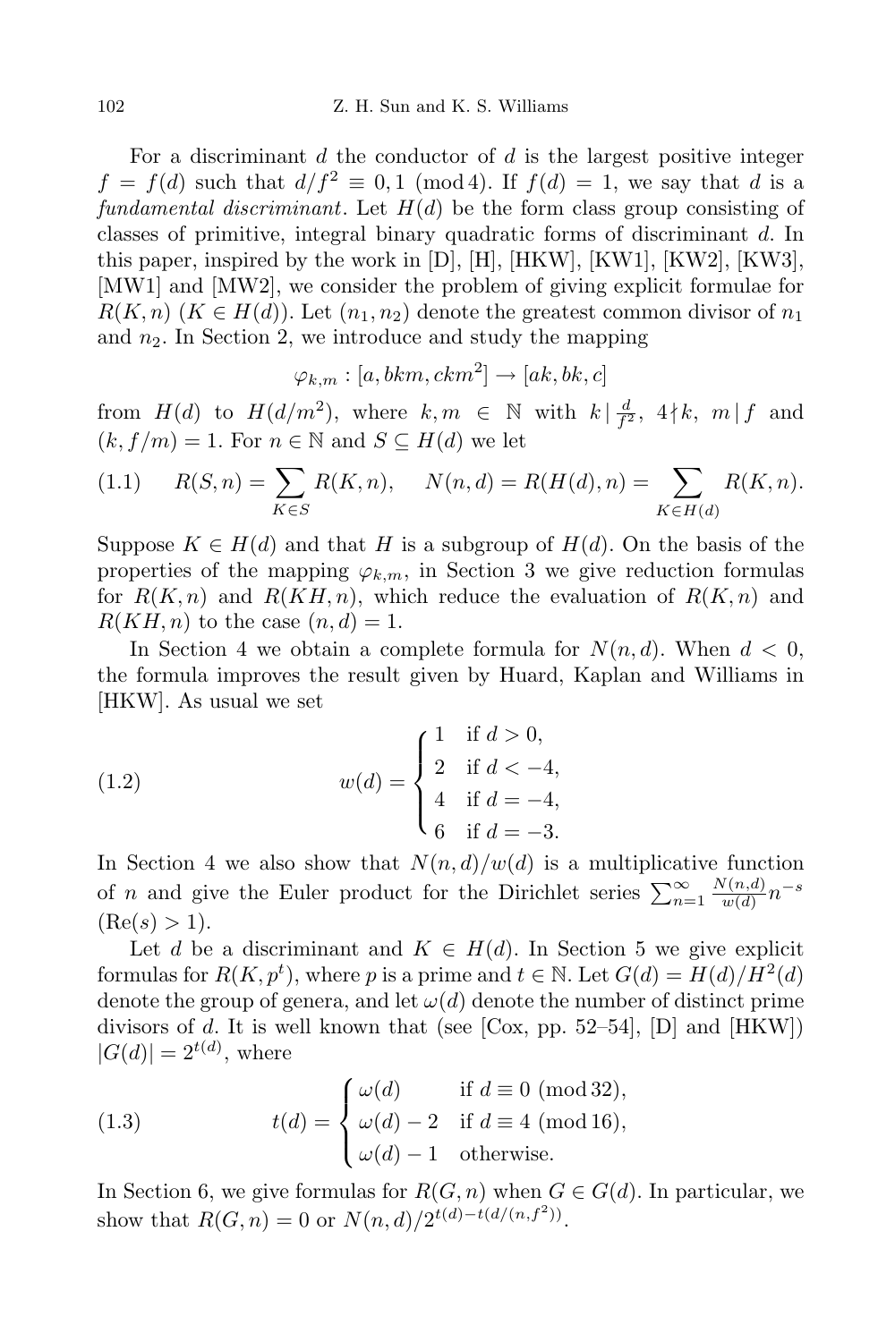For a discriminant $d$ the conductor of $d$ is the largest positive integer $f = f(d)$ such that $d/f^2 \equiv 0, 1 \pmod 4$. If $f(d) = 1$, we say that $d$ is a *fundamental discriminant*. Let $H(d)$ be the form class group consisting of classes of primitive, integral binary quadratic forms of discriminant $d$. In this paper, inspired by the work in [D], [H], [HKW], [KW1], [KW2], [KW3], [MW1] and [MW2], we consider the problem of giving explicit formulae for $R(K, n)$ $(K \in H(d))$. Let $(n_1, n_2)$ denote the greatest common divisor of $n_1$ and $n_2$. In Section 2, we introduce and study the mapping

$$\varphi_{k,m} : [a, bkm, ckm^2] \to [ak, bk, c]$$

from $H(d)$ to $H(d/m^2)$, where $k, m \in \mathbb{N}$ with $k \mid \frac{d}{f^2}$, $4 \nmid k$, $m \mid f$ and $(k, f/m) = 1$. For $n \in \mathbb{N}$ and $S \subseteq H(d)$ we let

$$R(S, n) = \sum_{K \in S} R(K, n), \quad N(n, d) = R(H(d), n) = \sum_{K \in H(d)} R(K, n). \tag{1.1}$$

Suppose $K \in H(d)$ and that $H$ is a subgroup of $H(d)$. On the basis of the properties of the mapping $\varphi_{k,m}$, in Section 3 we give reduction formulas for $R(K, n)$ and $R(KH, n)$, which reduce the evaluation of $R(K, n)$ and $R(KH, n)$ to the case $(n, d) = 1$.

In Section 4 we obtain a complete formula for $N(n, d)$. When $d < 0$, the formula improves the result given by Huard, Kaplan and Williams in [HKW]. As usual we set

$$w(d) = \begin{cases} 1 & \text{if } d > 0, \\ 2 & \text{if } d < -4, \\ 4 & \text{if } d = -4, \\ 6 & \text{if } d = -3. \end{cases} \tag{1.2}$$

In Section 4 we also show that $N(n, d)/w(d)$ is a multiplicative function of $n$ and give the Euler product for the Dirichlet series $\sum_{n=1}^{\infty} \frac{N(n,d)}{w(d)} n^{-s}$ $(\mathrm{Re}(s) > 1)$.

Let $d$ be a discriminant and $K \in H(d)$. In Section 5 we give explicit formulas for $R(K, p^t)$, where $p$ is a prime and $t \in \mathbb{N}$. Let $G(d) = H(d)/H^2(d)$ denote the group of genera, and let $\omega(d)$ denote the number of distinct prime divisors of $d$. It is well known that (see [Cox, pp. 52–54], [D] and [HKW]) $|G(d)| = 2^{t(d)}$, where

$$t(d) = \begin{cases} \omega(d) & \text{if } d \equiv 0 \pmod{32}, \\ \omega(d) - 2 & \text{if } d \equiv 4 \pmod{16}, \\ \omega(d) - 1 & \text{otherwise}. \end{cases} \tag{1.3}$$

In Section 6, we give formulas for $R(G, n)$ when $G \in G(d)$. In particular, we show that $R(G, n) = 0$ or $N(n, d)/2^{t(d) - t(d/(n, f^2))}$.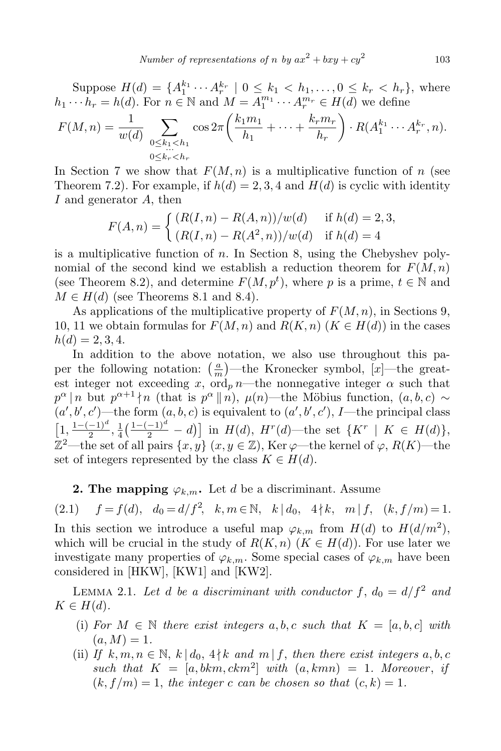Suppose $H(d) = \{A_1^{k_1} \cdots A_r^{k_r} \mid 0 \le k_1 < h_1, \dots, 0 \le k_r < h_r\}$, where $h_1 \cdots h_r = h(d)$. For $n \in \mathbb{N}$ and $M = A_1^{m_1} \cdots A_r^{m_r} \in H(d)$ we define

$$F(M,n) = \frac{1}{w(d)} \sum_{\substack{0 \le k_1 < h_1 \\ \cdots \\ 0 \le k_r < h_r}} \cos 2\pi\left(\frac{k_1 m_1}{h_1} + \cdots + \frac{k_r m_r}{h_r}\right) \cdot R(A_1^{k_1} \cdots A_r^{k_r}, n).$$

In Section 7 we show that $F(M,n)$ is a multiplicative function of $n$ (see Theorem 7.2). For example, if $h(d) = 2, 3, 4$ and $H(d)$ is cyclic with identity $I$ and generator $A$, then

$$F(A,n) = \begin{cases} (R(I,n) - R(A,n))/w(d) & \text{if } h(d) = 2, 3, \\ (R(I,n) - R(A^2,n))/w(d) & \text{if } h(d) = 4 \end{cases}$$

is a multiplicative function of $n$. In Section 8, using the Chebyshev polynomial of the second kind we establish a reduction theorem for $F(M,n)$ (see Theorem 8.2), and determine $F(M,p^t)$, where $p$ is a prime, $t \in \mathbb{N}$ and $M \in H(d)$ (see Theorems 8.1 and 8.4).

As applications of the multiplicative property of $F(M,n)$, in Sections 9, 10, 11 we obtain formulas for $F(M,n)$ and $R(K,n)$ ($K \in H(d)$) in the cases $h(d) = 2, 3, 4$.

In addition to the above notation, we also use throughout this paper the following notation: $\left(\frac{a}{m}\right)$—the Kronecker symbol, $[x]$—the greatest integer not exceeding $x$, $\operatorname{ord}_p n$—the nonnegative integer $\alpha$ such that $p^\alpha \mid n$ but $p^{\alpha+1} \nmid n$ (that is $p^\alpha \parallel n$), $\mu(n)$—the Möbius function, $(a,b,c) \sim (a',b',c')$—the form $(a,b,c)$ is equivalent to $(a',b',c')$, $I$—the principal class $\left[1, \frac{1-(-1)^d}{2}, \frac{1}{4}\left(\frac{1-(-1)^d}{2} - d\right)\right]$ in $H(d)$, $H^r(d)$—the set $\{K^r \mid K \in H(d)\}$, $\mathbb{Z}^2$—the set of all pairs $\{x,y\}$ ($x,y \in \mathbb{Z}$), $\operatorname{Ker}\varphi$—the kernel of $\varphi$, $R(K)$—the set of integers represented by the class $K \in H(d)$.

## 2. The mapping $\varphi_{k,m}$.

Let $d$ be a discriminant. Assume

$$(2.1) \quad f = f(d), \quad d_0 = d/f^2, \quad k, m \in \mathbb{N}, \quad k \mid d_0, \quad 4 \nmid k, \quad m \mid f, \quad (k, f/m) = 1.$$

In this section we introduce a useful map $\varphi_{k,m}$ from $H(d)$ to $H(d/m^2)$, which will be crucial in the study of $R(K,n)$ ($K \in H(d)$). For use later we investigate many properties of $\varphi_{k,m}$. Some special cases of $\varphi_{k,m}$ have been considered in [HKW], [KW1] and [KW2].

LEMMA 2.1. *Let $d$ be a discriminant with conductor $f$, $d_0 = d/f^2$ and $K \in H(d)$.*

(i) *For $M \in \mathbb{N}$ there exist integers $a, b, c$ such that $K = [a,b,c]$ with $(a,M) = 1$.*

(ii) *If $k, m, n \in \mathbb{N}$, $k \mid d_0$, $4 \nmid k$ and $m \mid f$, then there exist integers $a, b, c$ such that $K = [a, bkm, ckm^2]$ with $(a, kmn) = 1$. Moreover, if $(k, f/m) = 1$, the integer $c$ can be chosen so that $(c,k) = 1$.*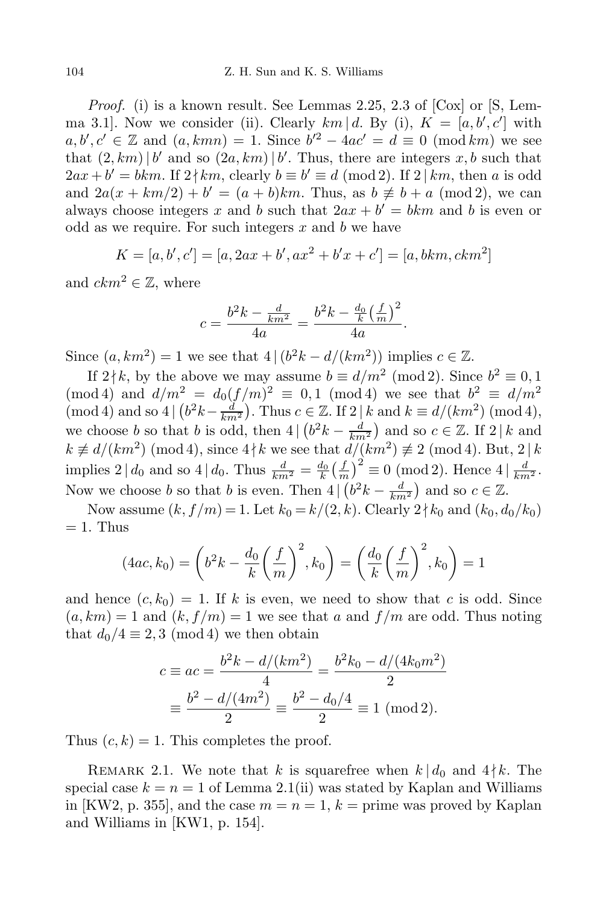*Proof.* (i) is a known result. See Lemmas 2.25, 2.3 of [Cox] or [S, Lemma 3.1]. Now we consider (ii). Clearly $km \mid d$. By (i), $K = [a, b', c']$ with $a, b', c' \in \mathbb{Z}$ and $(a, kmn) = 1$. Since $b'^2 - 4ac' = d \equiv 0 \pmod{km}$ we see that $(2, km) \mid b'$ and so $(2a, km) \mid b'$. Thus, there are integers $x, b$ such that $2ax + b' = bkm$. If $2 \nmid km$, clearly $b \equiv b' \equiv d \pmod 2$. If $2 \mid km$, then $a$ is odd and $2a(x + km/2) + b' = (a + b)km$. Thus, as $b \not\equiv b + a \pmod 2$, we can always choose integers $x$ and $b$ such that $2ax + b' = bkm$ and $b$ is even or odd as we require. For such integers $x$ and $b$ we have

$$K = [a, b', c'] = [a, 2ax + b', ax^2 + b'x + c'] = [a, bkm, ckm^2]$$

and $ckm^2 \in \mathbb{Z}$, where

$$c = \frac{b^2k - \frac{d}{km^2}}{4a} = \frac{b^2k - \frac{d_0}{k}\left(\frac{f}{m}\right)^2}{4a}.$$

Since $(a, km^2) = 1$ we see that $4 \mid (b^2k - d/(km^2))$ implies $c \in \mathbb{Z}$.

If $2 \nmid k$, by the above we may assume $b \equiv d/m^2 \pmod 2$. Since $b^2 \equiv 0, 1 \pmod 4$ and $d/m^2 = d_0(f/m)^2 \equiv 0, 1 \pmod 4$ we see that $b^2 \equiv d/m^2 \pmod 4$ and so $4 \mid \left(b^2k - \frac{d}{km^2}\right)$. Thus $c \in \mathbb{Z}$. If $2 \mid k$ and $k \equiv d/(km^2) \pmod 4$, we choose $b$ so that $b$ is odd, then $4 \mid \left(b^2k - \frac{d}{km^2}\right)$ and so $c \in \mathbb{Z}$. If $2 \mid k$ and $k \not\equiv d/(km^2) \pmod 4$, since $4 \nmid k$ we see that $d/(km^2) \not\equiv 2 \pmod 4$. But, $2 \mid k$ implies $2 \mid d_0$ and so $4 \mid d_0$. Thus $\frac{d}{km^2} = \frac{d_0}{k}\left(\frac{f}{m}\right)^2 \equiv 0 \pmod 2$. Hence $4 \mid \frac{d}{km^2}$. Now we choose $b$ so that $b$ is even. Then $4 \mid \left(b^2k - \frac{d}{km^2}\right)$ and so $c \in \mathbb{Z}$.

Now assume $(k, f/m) = 1$. Let $k_0 = k/(2, k)$. Clearly $2 \nmid k_0$ and $(k_0, d_0/k_0) = 1$. Thus

$$(4ac, k_0) = \left(b^2k - \frac{d_0}{k}\left(\frac{f}{m}\right)^2, k_0\right) = \left(\frac{d_0}{k}\left(\frac{f}{m}\right)^2, k_0\right) = 1$$

and hence $(c, k_0) = 1$. If $k$ is even, we need to show that $c$ is odd. Since $(a, km) = 1$ and $(k, f/m) = 1$ we see that $a$ and $f/m$ are odd. Thus noting that $d_0/4 \equiv 2, 3 \pmod 4$ we then obtain

$$\begin{aligned} c \equiv ac &= \frac{b^2k - d/(km^2)}{4} = \frac{b^2k_0 - d/(4k_0m^2)}{2} \\ &\equiv \frac{b^2 - d/(4m^2)}{2} \equiv \frac{b^2 - d_0/4}{2} \equiv 1 \pmod 2. \end{aligned}$$

Thus $(c, k) = 1$. This completes the proof.

Remark 2.1. We note that $k$ is squarefree when $k \mid d_0$ and $4 \nmid k$. The special case $k = n = 1$ of Lemma 2.1(ii) was stated by Kaplan and Williams in [KW2, p. 355], and the case $m = n = 1$, $k =$ prime was proved by Kaplan and Williams in [KW1, p. 154].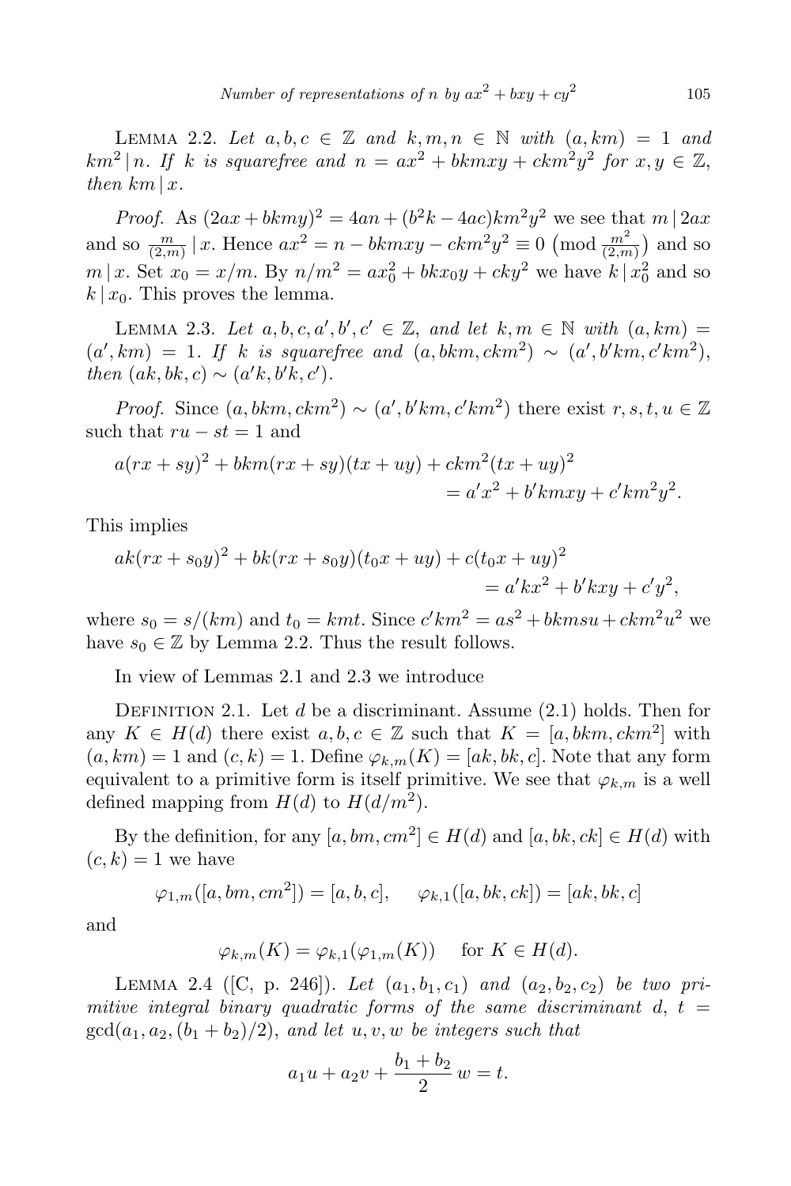Lemma 2.2. *Let $a, b, c \in \mathbb{Z}$ and $k, m, n \in \mathbb{N}$ with $(a, km) = 1$ and $km^2 \mid n$. If $k$ is squarefree and $n = ax^2 + bkmxy + ckm^2y^2$ for $x, y \in \mathbb{Z}$, then $km \mid x$.*

*Proof.* As $(2ax + bkmy)^2 = 4an + (b^2k - 4ac)km^2y^2$ we see that $m \mid 2ax$ and so $\frac{m}{(2,m)} \mid x$. Hence $ax^2 = n - bkmxy - ckm^2y^2 \equiv 0 \pmod{\frac{m^2}{(2,m)}}$ and so $m \mid x$. Set $x_0 = x/m$. By $n/m^2 = ax_0^2 + bkx_0y + cky^2$ we have $k \mid x_0^2$ and so $k \mid x_0$. This proves the lemma.

Lemma 2.3. *Let $a, b, c, a', b', c' \in \mathbb{Z}$, and let $k, m \in \mathbb{N}$ with $(a, km) = (a', km) = 1$. If $k$ is squarefree and $(a, bkm, ckm^2) \sim (a', b'km, c'km^2)$, then $(ak, bk, c) \sim (a'k, b'k, c')$.*

*Proof.* Since $(a, bkm, ckm^2) \sim (a', b'km, c'km^2)$ there exist $r, s, t, u \in \mathbb{Z}$ such that $ru - st = 1$ and

$$a(rx + sy)^2 + bkm(rx + sy)(tx + uy) + ckm^2(tx + uy)^2 = a'x^2 + b'kmxy + c'km^2y^2.$$

This implies

$$ak(rx + s_0y)^2 + bk(rx + s_0y)(t_0x + uy) + c(t_0x + uy)^2 = a'kx^2 + b'kxy + c'y^2,$$

where $s_0 = s/(km)$ and $t_0 = kmt$. Since $c'km^2 = as^2 + bkmsu + ckm^2u^2$ we have $s_0 \in \mathbb{Z}$ by Lemma 2.2. Thus the result follows.

In view of Lemmas 2.1 and 2.3 we introduce

Definition 2.1. Let $d$ be a discriminant. Assume (2.1) holds. Then for any $K \in H(d)$ there exist $a, b, c \in \mathbb{Z}$ such that $K = [a, bkm, ckm^2]$ with $(a, km) = 1$ and $(c, k) = 1$. Define $\varphi_{k,m}(K) = [ak, bk, c]$. Note that any form equivalent to a primitive form is itself primitive. We see that $\varphi_{k,m}$ is a well defined mapping from $H(d)$ to $H(d/m^2)$.

By the definition, for any $[a, bm, cm^2] \in H(d)$ and $[a, bk, ck] \in H(d)$ with $(c, k) = 1$ we have

$$\varphi_{1,m}([a, bm, cm^2]) = [a, b, c], \quad \varphi_{k,1}([a, bk, ck]) = [ak, bk, c]$$

and

$$\varphi_{k,m}(K) = \varphi_{k,1}(\varphi_{1,m}(K)) \quad \text{for } K \in H(d).$$

Lemma 2.4 ([C, p. 246]). *Let $(a_1, b_1, c_1)$ and $(a_2, b_2, c_2)$ be two primitive integral binary quadratic forms of the same discriminant $d$, $t = \gcd(a_1, a_2, (b_1 + b_2)/2)$, and let $u, v, w$ be integers such that*

$$a_1u + a_2v + \frac{b_1 + b_2}{2}w = t.$$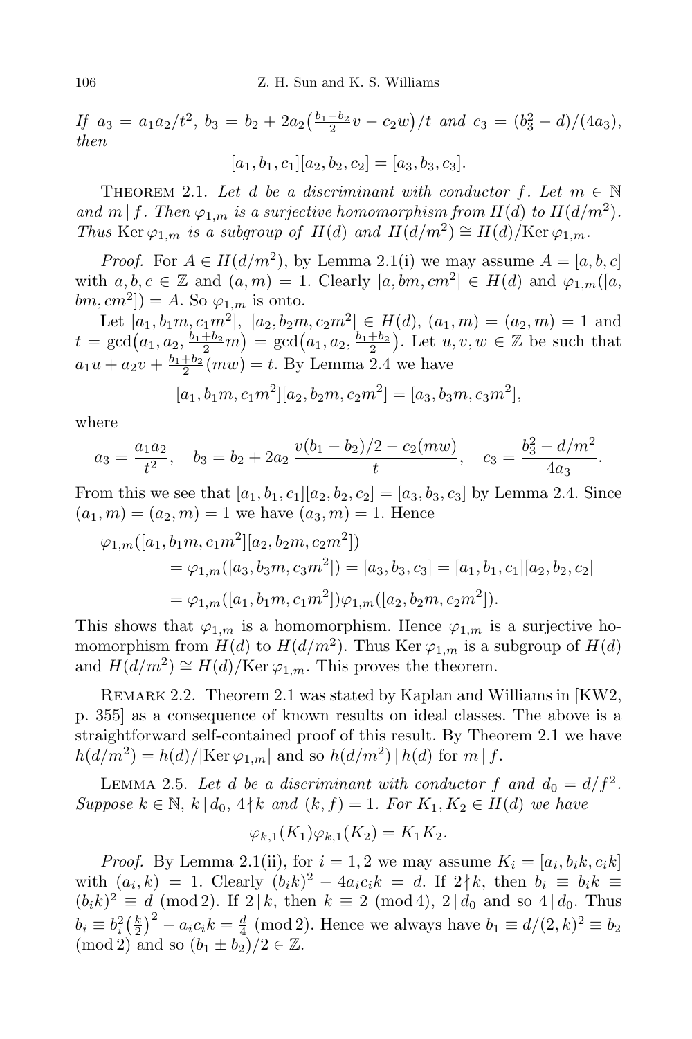*If* $a_3 = a_1a_2/t^2$, $b_3 = b_2 + 2a_2\big(\frac{b_1-b_2}{2}v - c_2w\big)/t$ *and* $c_3 = (b_3^2-d)/(4a_3)$, *then*

$$[a_1, b_1, c_1][a_2, b_2, c_2] = [a_3, b_3, c_3].$$

Theorem 2.1. *Let $d$ be a discriminant with conductor $f$. Let $m \in \mathbb{N}$ and $m \mid f$. Then $\varphi_{1,m}$ is a surjective homomorphism from $H(d)$ to $H(d/m^2)$. Thus* $\operatorname{Ker}\varphi_{1,m}$ *is a subgroup of $H(d)$ and $H(d/m^2) \cong H(d)/\operatorname{Ker}\varphi_{1,m}$.*

*Proof.* For $A \in H(d/m^2)$, by Lemma 2.1(i) we may assume $A = [a, b, c]$ with $a, b, c \in \mathbb{Z}$ and $(a, m) = 1$. Clearly $[a, bm, cm^2] \in H(d)$ and $\varphi_{1,m}([a, bm, cm^2]) = A$. So $\varphi_{1,m}$ is onto.

Let $[a_1, b_1m, c_1m^2]$, $[a_2, b_2m, c_2m^2] \in H(d)$, $(a_1, m) = (a_2, m) = 1$ and $t = \gcd\big(a_1, a_2, \frac{b_1+b_2}{2}m\big) = \gcd\big(a_1, a_2, \frac{b_1+b_2}{2}\big)$. Let $u, v, w \in \mathbb{Z}$ be such that $a_1u + a_2v + \frac{b_1+b_2}{2}(mw) = t$. By Lemma 2.4 we have

$$[a_1, b_1m, c_1m^2][a_2, b_2m, c_2m^2] = [a_3, b_3m, c_3m^2],$$

where

$$a_3 = \frac{a_1a_2}{t^2}, \quad b_3 = b_2 + 2a_2\,\frac{v(b_1-b_2)/2 - c_2(mw)}{t}, \quad c_3 = \frac{b_3^2 - d/m^2}{4a_3}.$$

From this we see that $[a_1, b_1, c_1][a_2, b_2, c_2] = [a_3, b_3, c_3]$ by Lemma 2.4. Since $(a_1, m) = (a_2, m) = 1$ we have $(a_3, m) = 1$. Hence

$$\begin{aligned}
\varphi_{1,m}&([a_1, b_1m, c_1m^2][a_2, b_2m, c_2m^2]) \\
&= \varphi_{1,m}([a_3, b_3m, c_3m^2]) = [a_3, b_3, c_3] = [a_1, b_1, c_1][a_2, b_2, c_2] \\
&= \varphi_{1,m}([a_1, b_1m, c_1m^2])\varphi_{1,m}([a_2, b_2m, c_2m^2]).
\end{aligned}$$

This shows that $\varphi_{1,m}$ is a homomorphism. Hence $\varphi_{1,m}$ is a surjective homomorphism from $H(d)$ to $H(d/m^2)$. Thus $\operatorname{Ker}\varphi_{1,m}$ is a subgroup of $H(d)$ and $H(d/m^2) \cong H(d)/\operatorname{Ker}\varphi_{1,m}$. This proves the theorem.

Remark 2.2. Theorem 2.1 was stated by Kaplan and Williams in [KW2, p. 355] as a consequence of known results on ideal classes. The above is a straightforward self-contained proof of this result. By Theorem 2.1 we have $h(d/m^2) = h(d)/|\operatorname{Ker}\varphi_{1,m}|$ and so $h(d/m^2) \mid h(d)$ for $m \mid f$.

Lemma 2.5. *Let $d$ be a discriminant with conductor $f$ and $d_0 = d/f^2$. Suppose $k \in \mathbb{N}$, $k \mid d_0$, $4 \nmid k$ and $(k, f) = 1$. For $K_1, K_2 \in H(d)$ we have*

$$\varphi_{k,1}(K_1)\varphi_{k,1}(K_2) = K_1K_2.$$

*Proof.* By Lemma 2.1(ii), for $i = 1, 2$ we may assume $K_i = [a_i, b_ik, c_ik]$ with $(a_i, k) = 1$. Clearly $(b_ik)^2 - 4a_ic_ik = d$. If $2 \nmid k$, then $b_i \equiv b_ik \equiv (b_ik)^2 \equiv d \pmod 2$. If $2 \mid k$, then $k \equiv 2 \pmod 4$, $2 \mid d_0$ and so $4 \mid d_0$. Thus $b_i \equiv b_i^2\big(\frac{k}{2}\big)^2 - a_ic_ik = \frac{d}{4} \pmod 2$. Hence we always have $b_1 \equiv d/(2,k)^2 \equiv b_2 \pmod 2$ and so $(b_1 \pm b_2)/2 \in \mathbb{Z}$.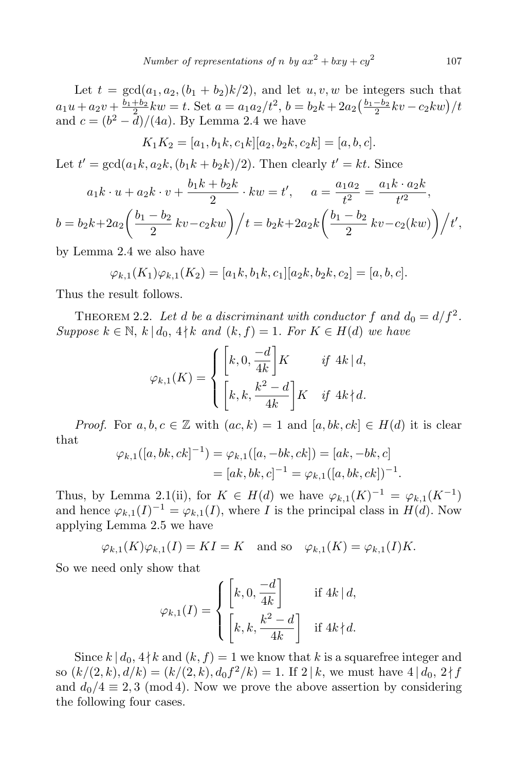Let $t = \gcd(a_1, a_2, (b_1 + b_2)k/2)$, and let $u, v, w$ be integers such that $a_1 u + a_2 v + \frac{b_1+b_2}{2} kw = t$. Set $a = a_1 a_2/t^2$, $b = b_2 k + 2a_2\big(\frac{b_1-b_2}{2} kv - c_2 kw\big)/t$ and $c = (b^2 - d)/(4a)$. By Lemma 2.4 we have

$$K_1 K_2 = [a_1, b_1 k, c_1 k][a_2, b_2 k, c_2 k] = [a, b, c].$$

Let $t' = \gcd(a_1 k, a_2 k, (b_1 k + b_2 k)/2)$. Then clearly $t' = kt$. Since

$$a_1 k \cdot u + a_2 k \cdot v + \frac{b_1 k + b_2 k}{2} \cdot kw = t', \qquad a = \frac{a_1 a_2}{t^2} = \frac{a_1 k \cdot a_2 k}{t'^2},$$

$$b = b_2 k + 2a_2\bigg(\frac{b_1 - b_2}{2}\, kv - c_2 kw\bigg)\Big/t = b_2 k + 2a_2 k\bigg(\frac{b_1 - b_2}{2}\, kv - c_2 (kw)\bigg)\Big/t',$$

by Lemma 2.4 we also have

$$\varphi_{k,1}(K_1)\varphi_{k,1}(K_2) = [a_1 k, b_1 k, c_1][a_2 k, b_2 k, c_2] = [a, b, c].$$

Thus the result follows.

Theorem 2.2. *Let $d$ be a discriminant with conductor $f$ and $d_0 = d/f^2$. Suppose $k \in \mathbb{N}$, $k \mid d_0$, $4 \nmid k$ and $(k, f) = 1$. For $K \in H(d)$ we have*

$$\varphi_{k,1}(K) = \begin{cases} \left[k, 0, \dfrac{-d}{4k}\right] K & \text{if } 4k \mid d, \\[2ex] \left[k, k, \dfrac{k^2 - d}{4k}\right] K & \text{if } 4k \nmid d. \end{cases}$$

*Proof.* For $a, b, c \in \mathbb{Z}$ with $(ac, k) = 1$ and $[a, bk, ck] \in H(d)$ it is clear that

$$\begin{aligned} \varphi_{k,1}([a, bk, ck]^{-1}) &= \varphi_{k,1}([a, -bk, ck]) = [ak, -bk, c] \\ &= [ak, bk, c]^{-1} = \varphi_{k,1}([a, bk, ck])^{-1}. \end{aligned}$$

Thus, by Lemma 2.1(ii), for $K \in H(d)$ we have $\varphi_{k,1}(K)^{-1} = \varphi_{k,1}(K^{-1})$ and hence $\varphi_{k,1}(I)^{-1} = \varphi_{k,1}(I)$, where $I$ is the principal class in $H(d)$. Now applying Lemma 2.5 we have

$$\varphi_{k,1}(K)\varphi_{k,1}(I) = KI = K \quad \text{and so} \quad \varphi_{k,1}(K) = \varphi_{k,1}(I)K.$$

So we need only show that

$$\varphi_{k,1}(I) = \begin{cases} \left[k, 0, \dfrac{-d}{4k}\right] & \text{if } 4k \mid d, \\[2ex] \left[k, k, \dfrac{k^2 - d}{4k}\right] & \text{if } 4k \nmid d. \end{cases}$$

Since $k \mid d_0$, $4 \nmid k$ and $(k, f) = 1$ we know that $k$ is a squarefree integer and so $(k/(2,k), d/k) = (k/(2,k), d_0 f^2/k) = 1$. If $2 \mid k$, we must have $4 \mid d_0$, $2 \nmid f$ and $d_0/4 \equiv 2, 3 \pmod 4$. Now we prove the above assertion by considering the following four cases.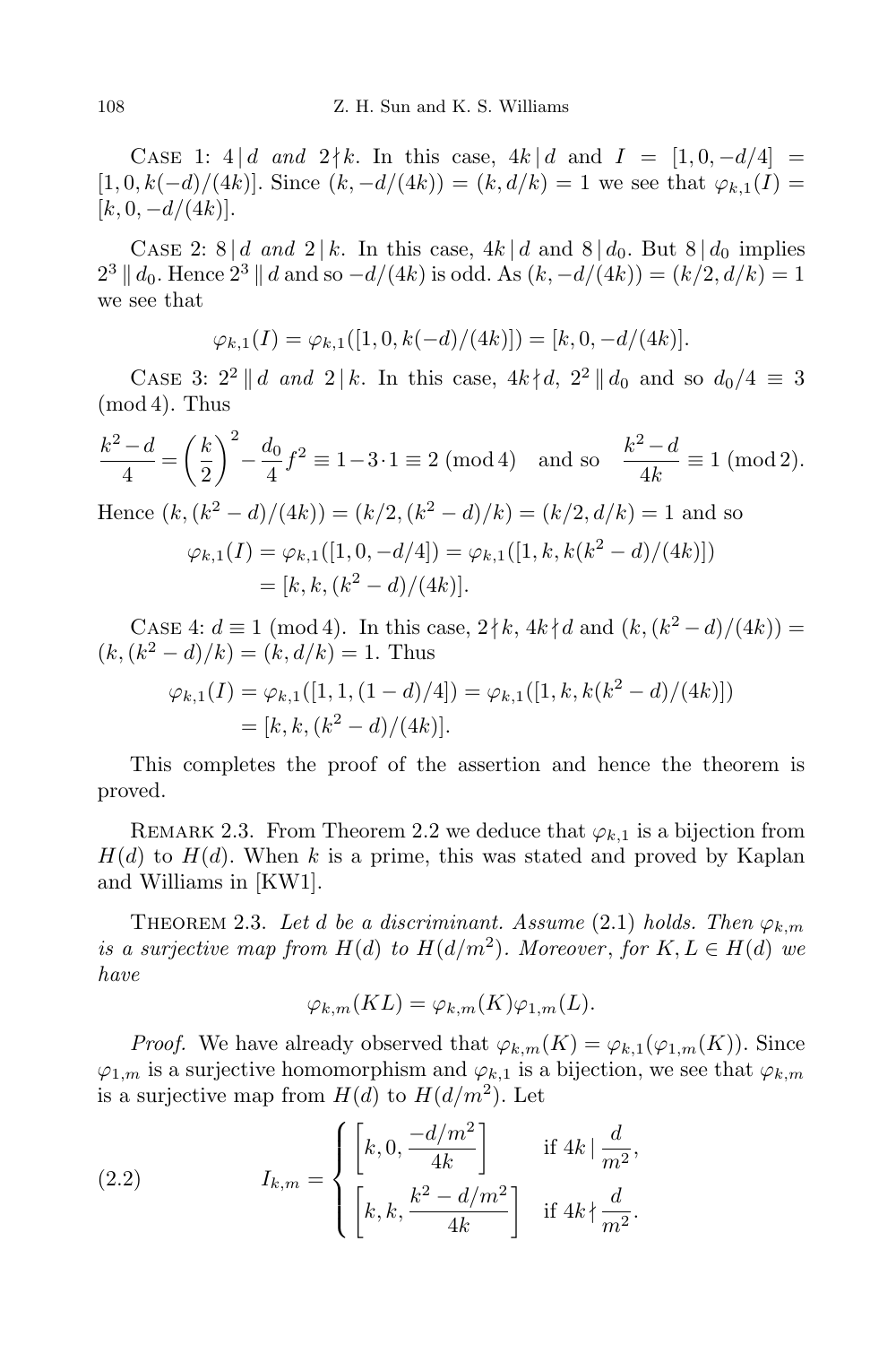Case 1: $4\,|\,d$ *and* $2\nmid k$. In this case, $4k\,|\,d$ and $I = [1,0,-d/4] = [1,0,k(-d)/(4k)]$. Since $(k,-d/(4k)) = (k,d/k) = 1$ we see that $\varphi_{k,1}(I) = [k,0,-d/(4k)]$.

Case 2: $8\,|\,d$ *and* $2\,|\,k$. In this case, $4k\,|\,d$ and $8\,|\,d_0$. But $8\,|\,d_0$ implies $2^3 \,\|\, d_0$. Hence $2^3 \,\|\, d$ and so $-d/(4k)$ is odd. As $(k,-d/(4k)) = (k/2,d/k) = 1$ we see that

$$\varphi_{k,1}(I) = \varphi_{k,1}([1,0,k(-d)/(4k)]) = [k,0,-d/(4k)].$$

Case 3: $2^2 \,\|\, d$ *and* $2\,|\,k$. In this case, $4k\nmid d$, $2^2 \,\|\, d_0$ and so $d_0/4 \equiv 3 \pmod 4$. Thus

$$\frac{k^2-d}{4} = \left(\frac{k}{2}\right)^2 - \frac{d_0}{4}f^2 \equiv 1-3\cdot 1 \equiv 2 \pmod 4 \quad \text{and so} \quad \frac{k^2-d}{4k} \equiv 1 \pmod 2.$$

Hence $(k,(k^2-d)/(4k)) = (k/2,(k^2-d)/k) = (k/2,d/k) = 1$ and so

$$\begin{aligned}\varphi_{k,1}(I) &= \varphi_{k,1}([1,0,-d/4]) = \varphi_{k,1}([1,k,k(k^2-d)/(4k)]) \\ &= [k,k,(k^2-d)/(4k)].\end{aligned}$$

Case 4: $d \equiv 1 \pmod 4$. In this case, $2\nmid k$, $4k\nmid d$ and $(k,(k^2-d)/(4k)) = (k,(k^2-d)/k) = (k,d/k) = 1$. Thus

$$\begin{aligned}\varphi_{k,1}(I) &= \varphi_{k,1}([1,1,(1-d)/4]) = \varphi_{k,1}([1,k,k(k^2-d)/(4k)]) \\ &= [k,k,(k^2-d)/(4k)].\end{aligned}$$

This completes the proof of the assertion and hence the theorem is proved.

Remark 2.3. From Theorem 2.2 we deduce that $\varphi_{k,1}$ is a bijection from $H(d)$ to $H(d)$. When $k$ is a prime, this was stated and proved by Kaplan and Williams in [KW1].

Theorem 2.3. *Let $d$ be a discriminant. Assume* (2.1) *holds. Then $\varphi_{k,m}$ is a surjective map from $H(d)$ to $H(d/m^2)$. Moreover, for $K, L \in H(d)$ we have*

$$\varphi_{k,m}(KL) = \varphi_{k,m}(K)\varphi_{1,m}(L).$$

*Proof.* We have already observed that $\varphi_{k,m}(K) = \varphi_{k,1}(\varphi_{1,m}(K))$. Since $\varphi_{1,m}$ is a surjective homomorphism and $\varphi_{k,1}$ is a bijection, we see that $\varphi_{k,m}$ is a surjective map from $H(d)$ to $H(d/m^2)$. Let

$$I_{k,m} = \begin{cases} \left[k,0,\dfrac{-d/m^2}{4k}\right] & \text{if } 4k \,\Big|\, \dfrac{d}{m^2}, \\[2ex] \left[k,k,\dfrac{k^2-d/m^2}{4k}\right] & \text{if } 4k \nmid \dfrac{d}{m^2}. \end{cases} \tag{2.2}$$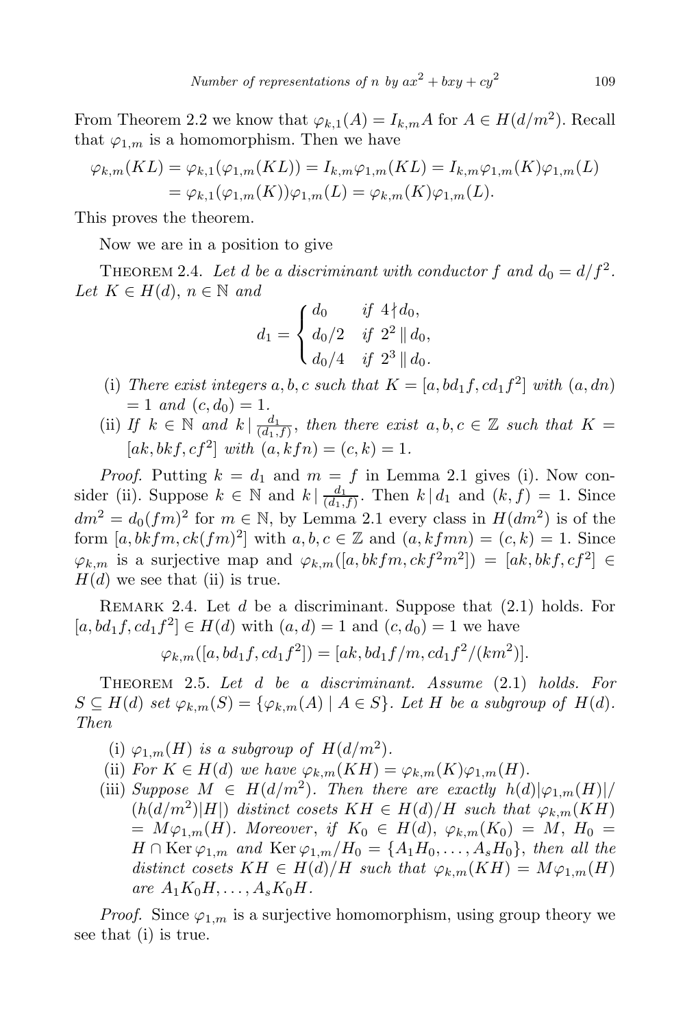From Theorem 2.2 we know that $\varphi_{k,1}(A) = I_{k,m}A$ for $A \in H(d/m^2)$. Recall that $\varphi_{1,m}$ is a homomorphism. Then we have

$$\begin{aligned}\varphi_{k,m}(KL) &= \varphi_{k,1}(\varphi_{1,m}(KL)) = I_{k,m}\varphi_{1,m}(KL) = I_{k,m}\varphi_{1,m}(K)\varphi_{1,m}(L) \\ &= \varphi_{k,1}(\varphi_{1,m}(K))\varphi_{1,m}(L) = \varphi_{k,m}(K)\varphi_{1,m}(L).\end{aligned}$$

This proves the theorem.

Now we are in a position to give

Theorem 2.4. *Let $d$ be a discriminant with conductor $f$ and $d_0 = d/f^2$. Let $K \in H(d)$, $n \in \mathbb{N}$ and*

$$d_1 = \begin{cases} d_0 & \text{if } 4 \nmid d_0, \\ d_0/2 & \text{if } 2^2 \parallel d_0, \\ d_0/4 & \text{if } 2^3 \parallel d_0. \end{cases}$$

(i) *There exist integers $a, b, c$ such that $K = [a, bd_1 f, cd_1 f^2]$ with $(a, dn) = 1$ and $(c, d_0) = 1$.*

(ii) *If $k \in \mathbb{N}$ and $k \mid \frac{d_1}{(d_1, f)}$, then there exist $a, b, c \in \mathbb{Z}$ such that $K = [ak, bkf, cf^2]$ with $(a, kfn) = (c, k) = 1$.*

*Proof.* Putting $k = d_1$ and $m = f$ in Lemma 2.1 gives (i). Now consider (ii). Suppose $k \in \mathbb{N}$ and $k \mid \frac{d_1}{(d_1, f)}$. Then $k \mid d_1$ and $(k, f) = 1$. Since $dm^2 = d_0(fm)^2$ for $m \in \mathbb{N}$, by Lemma 2.1 every class in $H(dm^2)$ is of the form $[a, bkfm, ck(fm)^2]$ with $a, b, c \in \mathbb{Z}$ and $(a, kfmn) = (c, k) = 1$. Since $\varphi_{k,m}$ is a surjective map and $\varphi_{k,m}([a, bkfm, ckf^2m^2]) = [ak, bkf, cf^2] \in H(d)$ we see that (ii) is true.

Remark 2.4. Let $d$ be a discriminant. Suppose that (2.1) holds. For $[a, bd_1 f, cd_1 f^2] \in H(d)$ with $(a, d) = 1$ and $(c, d_0) = 1$ we have

$$\varphi_{k,m}([a, bd_1 f, cd_1 f^2]) = [ak, bd_1 f/m, cd_1 f^2/(km^2)].$$

Theorem 2.5. *Let $d$ be a discriminant. Assume (2.1) holds. For $S \subseteq H(d)$ set $\varphi_{k,m}(S) = \{\varphi_{k,m}(A) \mid A \in S\}$. Let $H$ be a subgroup of $H(d)$. Then*

(i) *$\varphi_{1,m}(H)$ is a subgroup of $H(d/m^2)$.*

(ii) *For $K \in H(d)$ we have $\varphi_{k,m}(KH) = \varphi_{k,m}(K)\varphi_{1,m}(H)$.*

(iii) *Suppose $M \in H(d/m^2)$. Then there are exactly $h(d)|\varphi_{1,m}(H)|/(h(d/m^2)|H|)$ distinct cosets $KH \in H(d)/H$ such that $\varphi_{k,m}(KH) = M\varphi_{1,m}(H)$. Moreover, if $K_0 \in H(d)$, $\varphi_{k,m}(K_0) = M$, $H_0 = H \cap \operatorname{Ker} \varphi_{1,m}$ and $\operatorname{Ker} \varphi_{1,m}/H_0 = \{A_1 H_0, \ldots, A_s H_0\}$, then all the distinct cosets $KH \in H(d)/H$ such that $\varphi_{k,m}(KH) = M\varphi_{1,m}(H)$ are $A_1 K_0 H, \ldots, A_s K_0 H$.*

*Proof.* Since $\varphi_{1,m}$ is a surjective homomorphism, using group theory we see that (i) is true.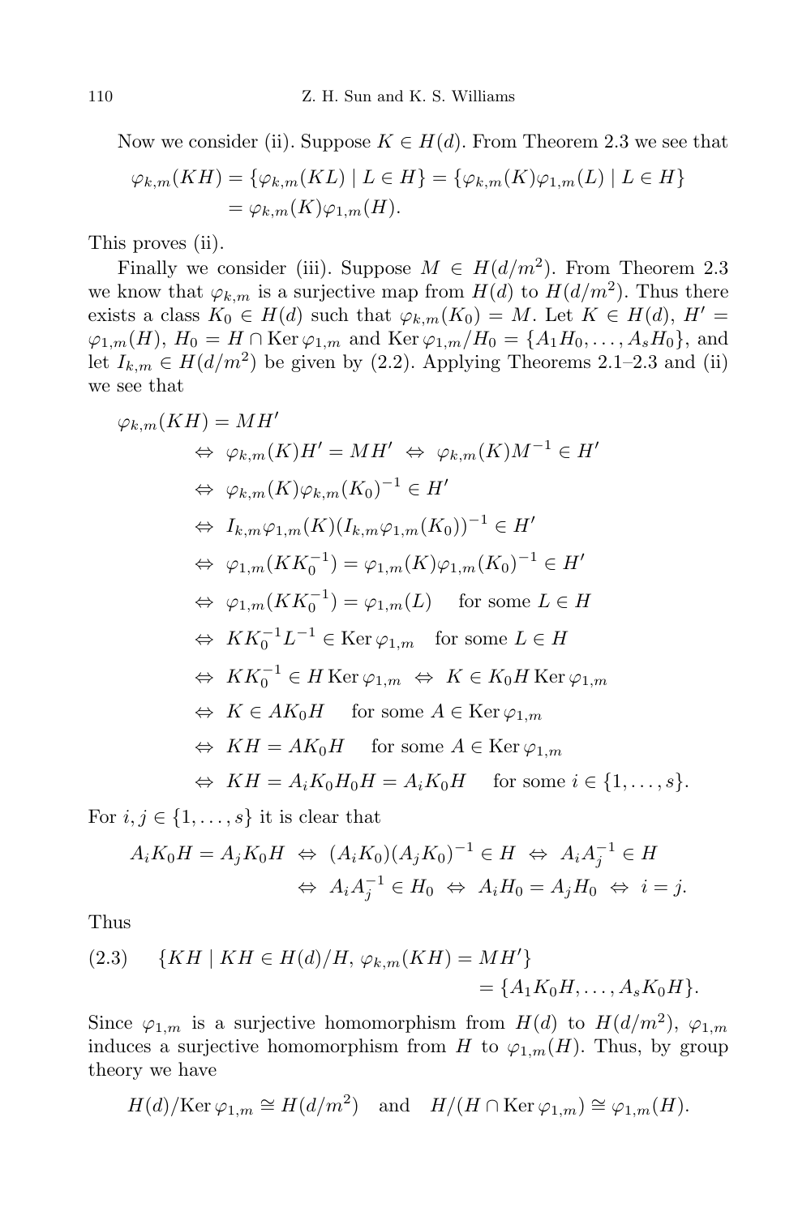Now we consider (ii). Suppose $K \in H(d)$. From Theorem 2.3 we see that

$$\begin{aligned}\varphi_{k,m}(KH) &= \{\varphi_{k,m}(KL) \mid L \in H\} = \{\varphi_{k,m}(K)\varphi_{1,m}(L) \mid L \in H\} \\ &= \varphi_{k,m}(K)\varphi_{1,m}(H).\end{aligned}$$

This proves (ii).

Finally we consider (iii). Suppose $M \in H(d/m^2)$. From Theorem 2.3 we know that $\varphi_{k,m}$ is a surjective map from $H(d)$ to $H(d/m^2)$. Thus there exists a class $K_0 \in H(d)$ such that $\varphi_{k,m}(K_0) = M$. Let $K \in H(d)$, $H' = \varphi_{1,m}(H)$, $H_0 = H \cap \operatorname{Ker} \varphi_{1,m}$ and $\operatorname{Ker} \varphi_{1,m}/H_0 = \{A_1H_0, \ldots, A_sH_0\}$, and let $I_{k,m} \in H(d/m^2)$ be given by (2.2). Applying Theorems 2.1–2.3 and (ii) we see that

$$\begin{aligned}
&\varphi_{k,m}(KH) = MH' \\
&\quad\Leftrightarrow\ \varphi_{k,m}(K)H' = MH' \ \Leftrightarrow\ \varphi_{k,m}(K)M^{-1} \in H' \\
&\quad\Leftrightarrow\ \varphi_{k,m}(K)\varphi_{k,m}(K_0)^{-1} \in H' \\
&\quad\Leftrightarrow\ I_{k,m}\varphi_{1,m}(K)(I_{k,m}\varphi_{1,m}(K_0))^{-1} \in H' \\
&\quad\Leftrightarrow\ \varphi_{1,m}(KK_0^{-1}) = \varphi_{1,m}(K)\varphi_{1,m}(K_0)^{-1} \in H' \\
&\quad\Leftrightarrow\ \varphi_{1,m}(KK_0^{-1}) = \varphi_{1,m}(L) \quad \text{for some } L \in H \\
&\quad\Leftrightarrow\ KK_0^{-1}L^{-1} \in \operatorname{Ker} \varphi_{1,m} \quad \text{for some } L \in H \\
&\quad\Leftrightarrow\ KK_0^{-1} \in H \operatorname{Ker} \varphi_{1,m} \ \Leftrightarrow\ K \in K_0H \operatorname{Ker} \varphi_{1,m} \\
&\quad\Leftrightarrow\ K \in AK_0H \quad \text{for some } A \in \operatorname{Ker} \varphi_{1,m} \\
&\quad\Leftrightarrow\ KH = AK_0H \quad \text{for some } A \in \operatorname{Ker} \varphi_{1,m} \\
&\quad\Leftrightarrow\ KH = A_iK_0H_0H = A_iK_0H \quad \text{for some } i \in \{1, \ldots, s\}.
\end{aligned}$$

For $i, j \in \{1, \ldots, s\}$ it is clear that

$$\begin{aligned}A_iK_0H = A_jK_0H \ &\Leftrightarrow\ (A_iK_0)(A_jK_0)^{-1} \in H \ \Leftrightarrow\ A_iA_j^{-1} \in H \\ &\Leftrightarrow\ A_iA_j^{-1} \in H_0 \ \Leftrightarrow\ A_iH_0 = A_jH_0 \ \Leftrightarrow\ i = j.\end{aligned}$$

Thus

$$\begin{aligned}\text{(2.3)}\quad \{KH \mid KH \in H(d)/H,\ \varphi_{k,m}(KH) = MH'\} \\ = \{A_1K_0H, \ldots, A_sK_0H\}.\end{aligned}$$

Since $\varphi_{1,m}$ is a surjective homomorphism from $H(d)$ to $H(d/m^2)$, $\varphi_{1,m}$ induces a surjective homomorphism from $H$ to $\varphi_{1,m}(H)$. Thus, by group theory we have

$$H(d)/\operatorname{Ker} \varphi_{1,m} \cong H(d/m^2) \quad \text{and} \quad H/(H \cap \operatorname{Ker} \varphi_{1,m}) \cong \varphi_{1,m}(H).$$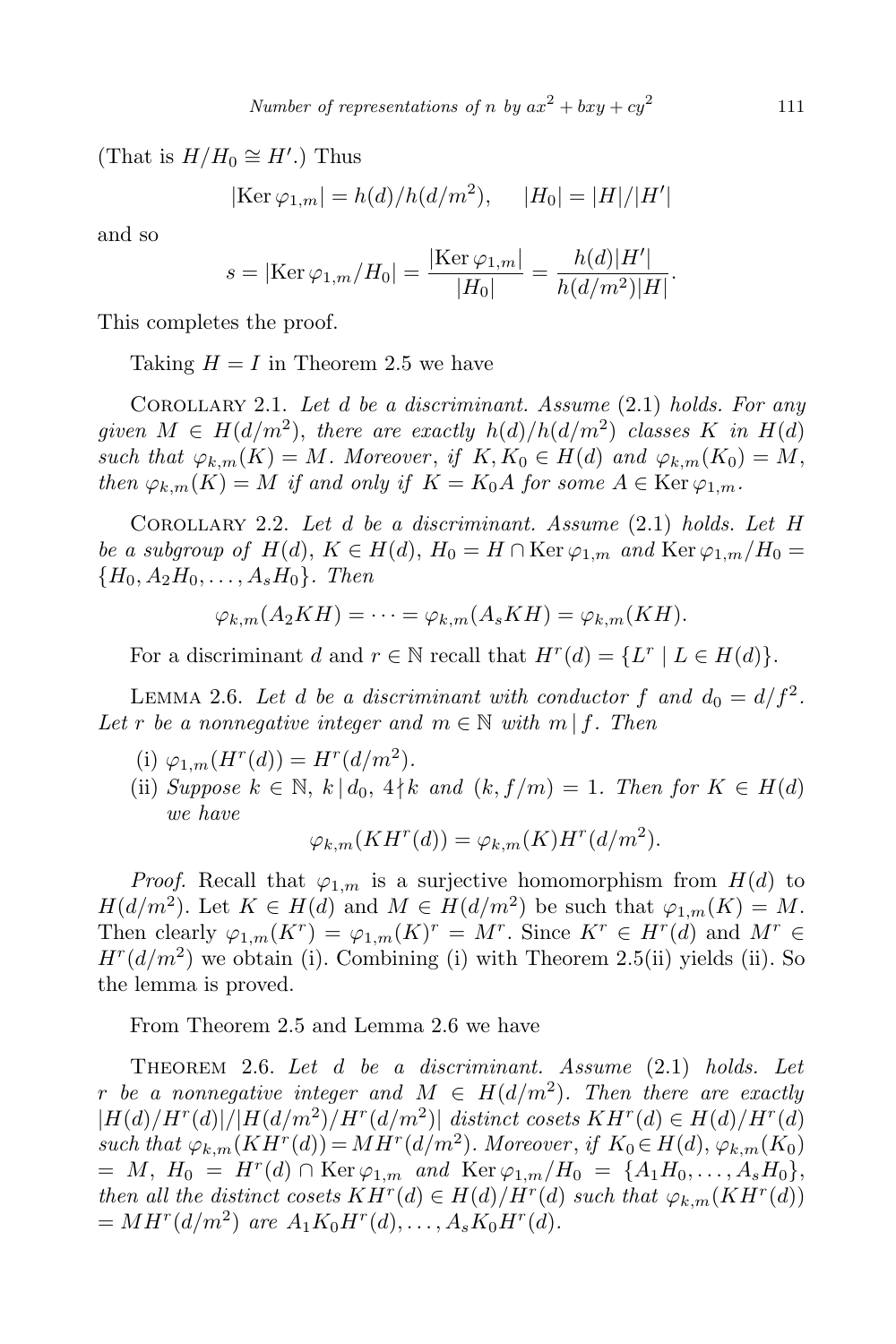(That is $H/H_0 \cong H'$.) Thus

$$|\mathrm{Ker}\, \varphi_{1,m}| = h(d)/h(d/m^2), \qquad |H_0| = |H|/|H'|$$

and so

$$s = |\mathrm{Ker}\, \varphi_{1,m}/H_0| = \frac{|\mathrm{Ker}\, \varphi_{1,m}|}{|H_0|} = \frac{h(d)|H'|}{h(d/m^2)|H|}.$$

This completes the proof.

Taking $H = I$ in Theorem 2.5 we have

Corollary 2.1. *Let $d$ be a discriminant. Assume* (2.1) *holds. For any given $M \in H(d/m^2)$, there are exactly $h(d)/h(d/m^2)$ classes $K$ in $H(d)$ such that $\varphi_{k,m}(K) = M$. Moreover, if $K, K_0 \in H(d)$ and $\varphi_{k,m}(K_0) = M$, then $\varphi_{k,m}(K) = M$ if and only if $K = K_0 A$ for some $A \in \mathrm{Ker}\, \varphi_{1,m}$.*

Corollary 2.2. *Let $d$ be a discriminant. Assume* (2.1) *holds. Let $H$ be a subgroup of $H(d)$, $K \in H(d)$, $H_0 = H \cap \mathrm{Ker}\, \varphi_{1,m}$ and $\mathrm{Ker}\, \varphi_{1,m}/H_0 = \{H_0, A_2H_0, \ldots, A_sH_0\}$. Then*

$$\varphi_{k,m}(A_2KH) = \cdots = \varphi_{k,m}(A_sKH) = \varphi_{k,m}(KH).$$

For a discriminant $d$ and $r \in \mathbb{N}$ recall that $H^r(d) = \{L^r \mid L \in H(d)\}$.

Lemma 2.6. *Let $d$ be a discriminant with conductor $f$ and $d_0 = d/f^2$. Let $r$ be a nonnegative integer and $m \in \mathbb{N}$ with $m \mid f$. Then*

- (i) $\varphi_{1,m}(H^r(d)) = H^r(d/m^2)$.
- (ii) *Suppose $k \in \mathbb{N}$, $k \mid d_0$, $4 \nmid k$ and $(k, f/m) = 1$. Then for $K \in H(d)$ we have*

$$\varphi_{k,m}(KH^r(d)) = \varphi_{k,m}(K)H^r(d/m^2).$$

*Proof.* Recall that $\varphi_{1,m}$ is a surjective homomorphism from $H(d)$ to $H(d/m^2)$. Let $K \in H(d)$ and $M \in H(d/m^2)$ be such that $\varphi_{1,m}(K) = M$. Then clearly $\varphi_{1,m}(K^r) = \varphi_{1,m}(K)^r = M^r$. Since $K^r \in H^r(d)$ and $M^r \in H^r(d/m^2)$ we obtain (i). Combining (i) with Theorem 2.5(ii) yields (ii). So the lemma is proved.

From Theorem 2.5 and Lemma 2.6 we have

Theorem 2.6. *Let $d$ be a discriminant. Assume* (2.1) *holds. Let $r$ be a nonnegative integer and $M \in H(d/m^2)$. Then there are exactly $|H(d)/H^r(d)|/|H(d/m^2)/H^r(d/m^2)|$ distinct cosets $KH^r(d) \in H(d)/H^r(d)$ such that $\varphi_{k,m}(KH^r(d)) = MH^r(d/m^2)$. Moreover, if $K_0 \in H(d)$, $\varphi_{k,m}(K_0) = M$, $H_0 = H^r(d) \cap \mathrm{Ker}\, \varphi_{1,m}$ and $\mathrm{Ker}\, \varphi_{1,m}/H_0 = \{A_1H_0, \ldots, A_sH_0\}$, then all the distinct cosets $KH^r(d) \in H(d)/H^r(d)$ such that $\varphi_{k,m}(KH^r(d)) = MH^r(d/m^2)$ are $A_1K_0H^r(d), \ldots, A_sK_0H^r(d)$.*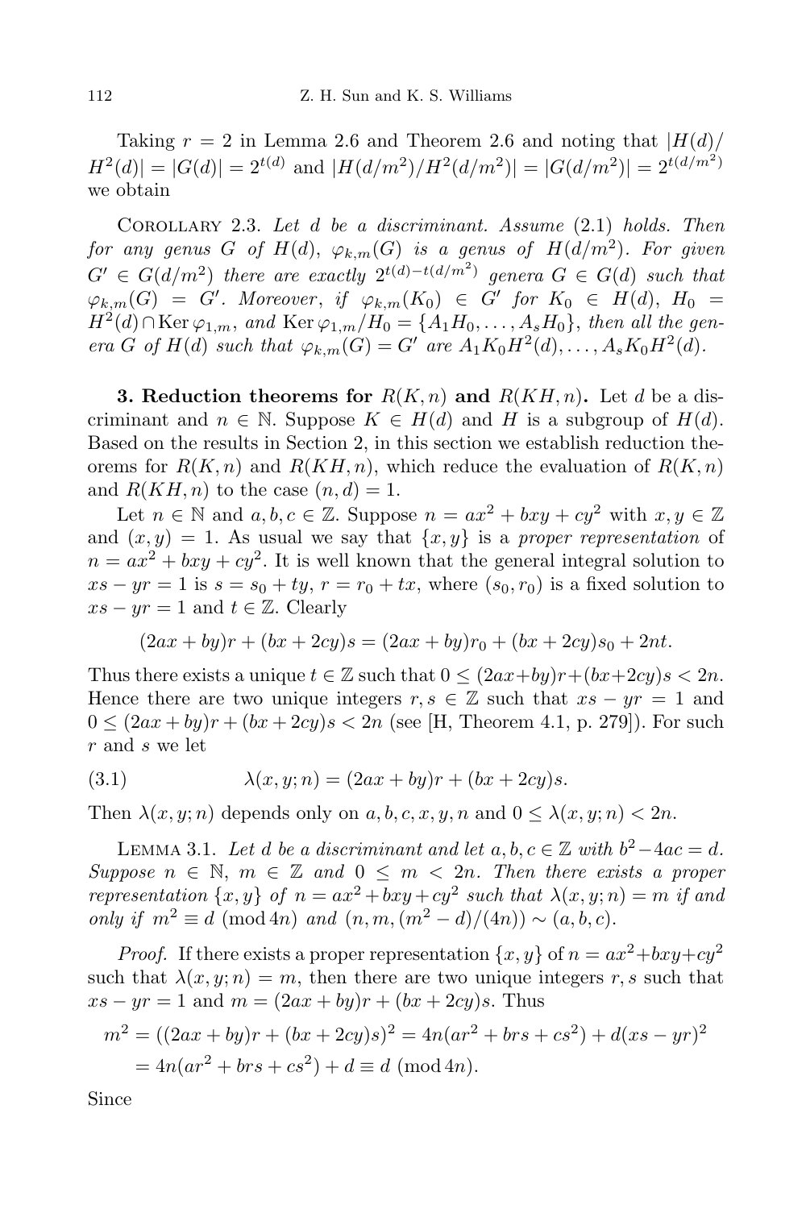Taking $r = 2$ in Lemma 2.6 and Theorem 2.6 and noting that $|H(d)/H^2(d)| = |G(d)| = 2^{t(d)}$ and $|H(d/m^2)/H^2(d/m^2)| = |G(d/m^2)| = 2^{t(d/m^2)}$ we obtain

Corollary 2.3. *Let $d$ be a discriminant. Assume* (2.1) *holds. Then for any genus $G$ of $H(d)$, $\varphi_{k,m}(G)$ is a genus of $H(d/m^2)$. For given $G' \in G(d/m^2)$ there are exactly $2^{t(d)-t(d/m^2)}$ genera $G \in G(d)$ such that $\varphi_{k,m}(G) = G'$. Moreover, if $\varphi_{k,m}(K_0) \in G'$ for $K_0 \in H(d)$, $H_0 = H^2(d) \cap \operatorname{Ker} \varphi_{1,m}$, and $\operatorname{Ker} \varphi_{1,m}/H_0 = \{A_1H_0, \ldots, A_sH_0\}$, then all the genera $G$ of $H(d)$ such that $\varphi_{k,m}(G) = G'$ are $A_1K_0H^2(d), \ldots, A_sK_0H^2(d)$.*

**3. Reduction theorems for $R(K,n)$ and $R(KH,n)$.** Let $d$ be a discriminant and $n \in \mathbb{N}$. Suppose $K \in H(d)$ and $H$ is a subgroup of $H(d)$. Based on the results in Section 2, in this section we establish reduction theorems for $R(K,n)$ and $R(KH,n)$, which reduce the evaluation of $R(K,n)$ and $R(KH,n)$ to the case $(n,d) = 1$.

Let $n \in \mathbb{N}$ and $a, b, c \in \mathbb{Z}$. Suppose $n = ax^2 + bxy + cy^2$ with $x, y \in \mathbb{Z}$ and $(x,y) = 1$. As usual we say that $\{x,y\}$ is a *proper representation* of $n = ax^2 + bxy + cy^2$. It is well known that the general integral solution to $xs - yr = 1$ is $s = s_0 + ty$, $r = r_0 + tx$, where $(s_0, r_0)$ is a fixed solution to $xs - yr = 1$ and $t \in \mathbb{Z}$. Clearly

$$(2ax + by)r + (bx + 2cy)s = (2ax + by)r_0 + (bx + 2cy)s_0 + 2nt.$$

Thus there exists a unique $t \in \mathbb{Z}$ such that $0 \le (2ax+by)r+(bx+2cy)s < 2n$. Hence there are two unique integers $r, s \in \mathbb{Z}$ such that $xs - yr = 1$ and $0 \le (2ax + by)r + (bx + 2cy)s < 2n$ (see [H, Theorem 4.1, p. 279]). For such $r$ and $s$ we let

$$\lambda(x,y;n) = (2ax + by)r + (bx + 2cy)s. \tag{3.1}$$

Then $\lambda(x,y;n)$ depends only on $a, b, c, x, y, n$ and $0 \le \lambda(x,y;n) < 2n$.

Lemma 3.1. *Let $d$ be a discriminant and let $a, b, c \in \mathbb{Z}$ with $b^2 - 4ac = d$. Suppose $n \in \mathbb{N}$, $m \in \mathbb{Z}$ and $0 \le m < 2n$. Then there exists a proper representation $\{x,y\}$ of $n = ax^2 + bxy + cy^2$ such that $\lambda(x,y;n) = m$ if and only if $m^2 \equiv d \pmod{4n}$ and $(n, m, (m^2 - d)/(4n)) \sim (a,b,c)$.*

*Proof.* If there exists a proper representation $\{x,y\}$ of $n = ax^2+bxy+cy^2$ such that $\lambda(x,y;n) = m$, then there are two unique integers $r, s$ such that $xs - yr = 1$ and $m = (2ax + by)r + (bx + 2cy)s$. Thus

$$\begin{aligned} m^2 &= ((2ax + by)r + (bx + 2cy)s)^2 = 4n(ar^2 + brs + cs^2) + d(xs - yr)^2 \\ &= 4n(ar^2 + brs + cs^2) + d \equiv d \pmod{4n}. \end{aligned}$$

Since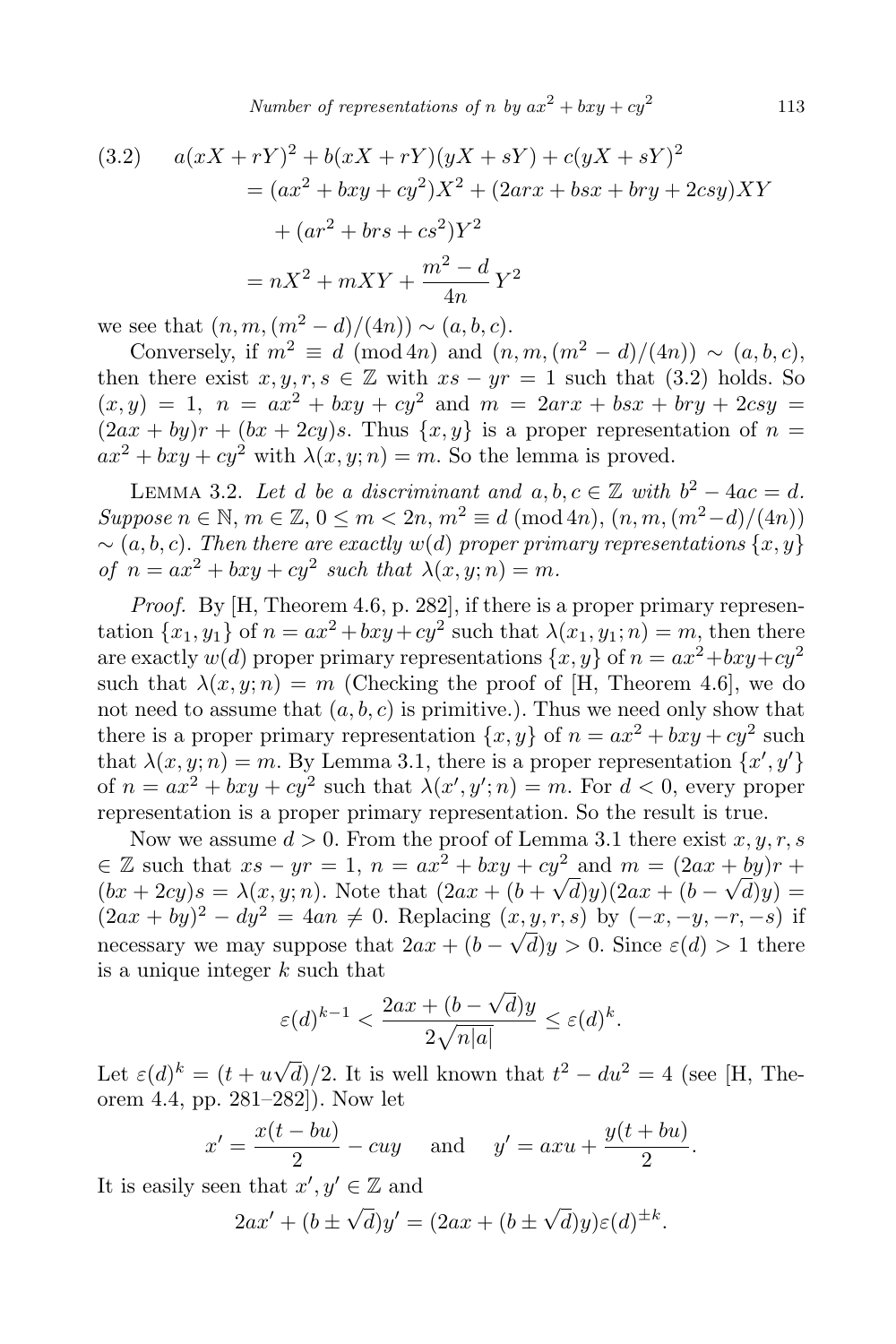$$
\begin{aligned}
(3.2) \quad a(xX+rY)^2 &+ b(xX+rY)(yX+sY)+c(yX+sY)^2 \\
&= (ax^2+bxy+cy^2)X^2+(2arx+bsx+bry+2csy)XY \\
&\quad + (ar^2+brs+cs^2)Y^2 \\
&= nX^2+mXY+\frac{m^2-d}{4n}Y^2
\end{aligned}
$$

we see that $(n, m, (m^2-d)/(4n)) \sim (a, b, c)$.

Conversely, if $m^2 \equiv d \pmod{4n}$ and $(n, m, (m^2-d)/(4n)) \sim (a, b, c)$, then there exist $x, y, r, s \in \mathbb{Z}$ with $xs - yr = 1$ such that (3.2) holds. So $(x, y) = 1$, $n = ax^2 + bxy + cy^2$ and $m = 2arx + bsx + bry + 2csy = (2ax + by)r + (bx + 2cy)s$. Thus $\{x, y\}$ is a proper representation of $n = ax^2 + bxy + cy^2$ with $\lambda(x, y; n) = m$. So the lemma is proved.

Lemma 3.2. *Let $d$ be a discriminant and $a, b, c \in \mathbb{Z}$ with $b^2 - 4ac = d$. Suppose $n \in \mathbb{N}$, $m \in \mathbb{Z}$, $0 \le m < 2n$, $m^2 \equiv d \pmod{4n}$, $(n, m, (m^2-d)/(4n)) \sim (a, b, c)$. Then there are exactly $w(d)$ proper primary representations $\{x, y\}$ of $n = ax^2 + bxy + cy^2$ such that $\lambda(x, y; n) = m$.*

*Proof.* By [H, Theorem 4.6, p. 282], if there is a proper primary representation $\{x_1, y_1\}$ of $n = ax^2 + bxy + cy^2$ such that $\lambda(x_1, y_1; n) = m$, then there are exactly $w(d)$ proper primary representations $\{x, y\}$ of $n = ax^2+bxy+cy^2$ such that $\lambda(x, y; n) = m$ (Checking the proof of [H, Theorem 4.6], we do not need to assume that $(a, b, c)$ is primitive.). Thus we need only show that there is a proper primary representation $\{x, y\}$ of $n = ax^2 + bxy + cy^2$ such that $\lambda(x, y; n) = m$. By Lemma 3.1, there is a proper representation $\{x', y'\}$ of $n = ax^2 + bxy + cy^2$ such that $\lambda(x', y'; n) = m$. For $d < 0$, every proper representation is a proper primary representation. So the result is true.

Now we assume $d > 0$. From the proof of Lemma 3.1 there exist $x, y, r, s \in \mathbb{Z}$ such that $xs - yr = 1$, $n = ax^2 + bxy + cy^2$ and $m = (2ax + by)r + (bx + 2cy)s = \lambda(x, y; n)$. Note that $(2ax + (b + \sqrt{d})y)(2ax + (b - \sqrt{d})y) = (2ax + by)^2 - dy^2 = 4an \ne 0$. Replacing $(x, y, r, s)$ by $(-x, -y, -r, -s)$ if necessary we may suppose that $2ax + (b - \sqrt{d})y > 0$. Since $\varepsilon(d) > 1$ there is a unique integer $k$ such that

$$
\varepsilon(d)^{k-1} < \frac{2ax + (b-\sqrt{d})y}{2\sqrt{n|a|}} \le \varepsilon(d)^k.
$$

Let $\varepsilon(d)^k = (t + u\sqrt{d})/2$. It is well known that $t^2 - du^2 = 4$ (see [H, Theorem 4.4, pp. 281–282]). Now let

$$
x' = \frac{x(t-bu)}{2} - cuy \quad \text{and} \quad y' = axu + \frac{y(t+bu)}{2}.
$$

It is easily seen that $x', y' \in \mathbb{Z}$ and

$$
2ax' + (b \pm \sqrt{d})y' = (2ax + (b \pm \sqrt{d})y)\varepsilon(d)^{\pm k}.
$$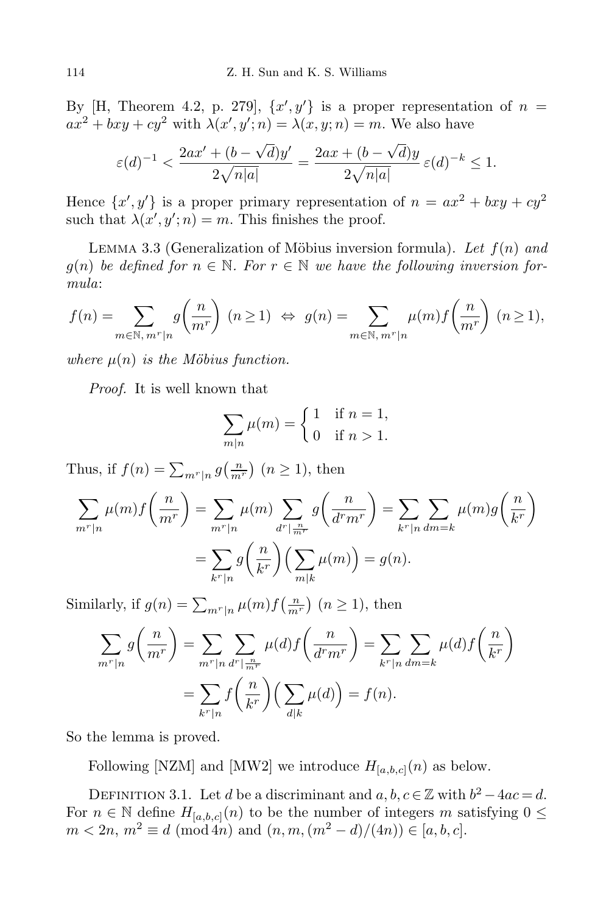By [H, Theorem 4.2, p. 279], $\{x', y'\}$ is a proper representation of $n = ax^2 + bxy + cy^2$ with $\lambda(x', y'; n) = \lambda(x, y; n) = m$. We also have

$$\varepsilon(d)^{-1} < \frac{2ax' + (b - \sqrt{d})y'}{2\sqrt{n|a|}} = \frac{2ax + (b - \sqrt{d})y}{2\sqrt{n|a|}}\,\varepsilon(d)^{-k} \leq 1.$$

Hence $\{x', y'\}$ is a proper primary representation of $n = ax^2 + bxy + cy^2$ such that $\lambda(x', y'; n) = m$. This finishes the proof.

Lemma 3.3 (Generalization of Möbius inversion formula). *Let $f(n)$ and $g(n)$ be defined for $n \in \mathbb{N}$. For $r \in \mathbb{N}$ we have the following inversion formula*:

$$f(n) = \sum_{m \in \mathbb{N},\, m^r \mid n} g\Big(\frac{n}{m^r}\Big) \ (n \geq 1) \ \Leftrightarrow \ g(n) = \sum_{m \in \mathbb{N},\, m^r \mid n} \mu(m) f\Big(\frac{n}{m^r}\Big) \ (n \geq 1),$$

*where $\mu(n)$ is the Möbius function.*

*Proof.* It is well known that

$$\sum_{m \mid n} \mu(m) = \begin{cases} 1 & \text{if } n = 1, \\ 0 & \text{if } n > 1. \end{cases}$$

Thus, if $f(n) = \sum_{m^r \mid n} g\big(\frac{n}{m^r}\big)$ $(n \geq 1)$, then

$$\begin{aligned}
\sum_{m^r \mid n} \mu(m) f\Big(\frac{n}{m^r}\Big) &= \sum_{m^r \mid n} \mu(m) \sum_{d^r \mid \frac{n}{m^r}} g\Big(\frac{n}{d^r m^r}\Big) = \sum_{k^r \mid n} \sum_{dm = k} \mu(m) g\Big(\frac{n}{k^r}\Big) \\
&= \sum_{k^r \mid n} g\Big(\frac{n}{k^r}\Big) \Big(\sum_{m \mid k} \mu(m)\Big) = g(n).
\end{aligned}$$

Similarly, if $g(n) = \sum_{m^r \mid n} \mu(m) f\big(\frac{n}{m^r}\big)$ $(n \geq 1)$, then

$$\begin{aligned}
\sum_{m^r \mid n} g\Big(\frac{n}{m^r}\Big) &= \sum_{m^r \mid n} \sum_{d^r \mid \frac{n}{m^r}} \mu(d) f\Big(\frac{n}{d^r m^r}\Big) = \sum_{k^r \mid n} \sum_{dm = k} \mu(d) f\Big(\frac{n}{k^r}\Big) \\
&= \sum_{k^r \mid n} f\Big(\frac{n}{k^r}\Big) \Big(\sum_{d \mid k} \mu(d)\Big) = f(n).
\end{aligned}$$

So the lemma is proved.

Following [NZM] and [MW2] we introduce $H_{[a,b,c]}(n)$ as below.

Definition 3.1. Let $d$ be a discriminant and $a, b, c \in \mathbb{Z}$ with $b^2 - 4ac = d$. For $n \in \mathbb{N}$ define $H_{[a,b,c]}(n)$ to be the number of integers $m$ satisfying $0 \leq m < 2n$, $m^2 \equiv d \pmod{4n}$ and $(n, m, (m^2 - d)/(4n)) \in [a, b, c]$.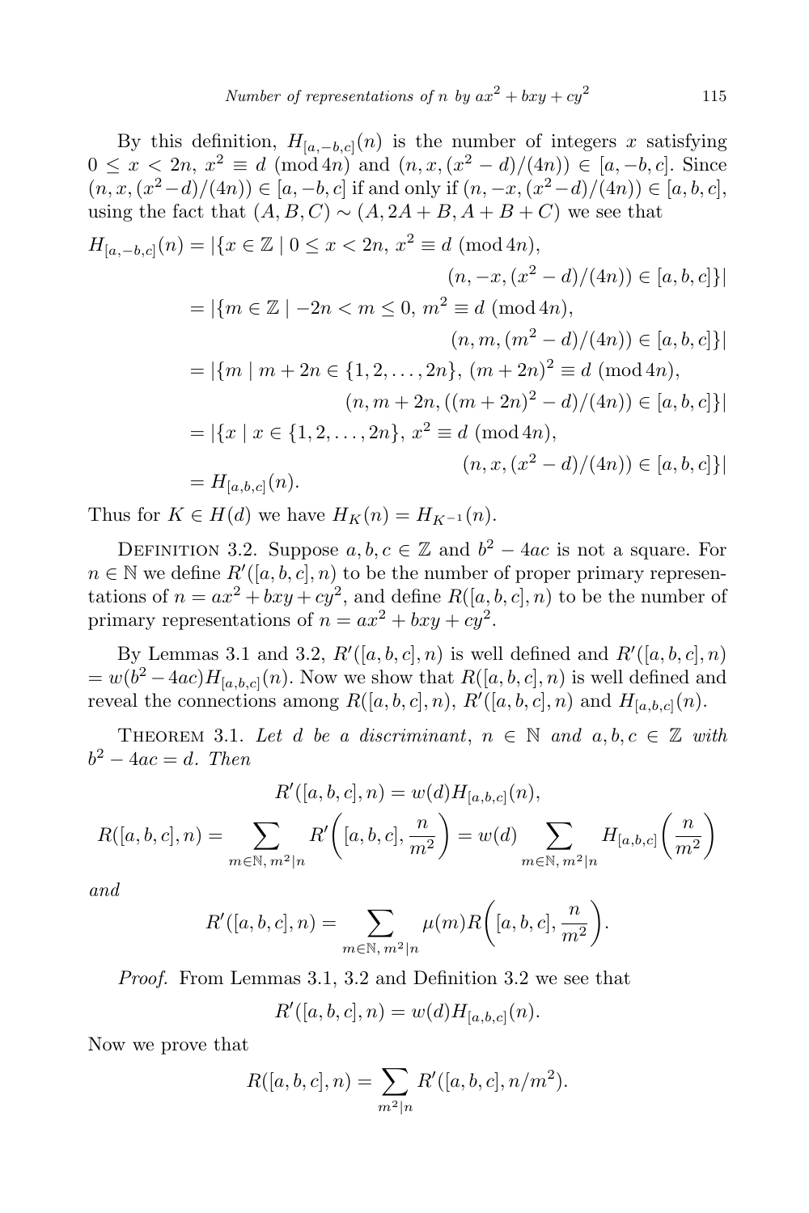By this definition, $H_{[a,-b,c]}(n)$ is the number of integers $x$ satisfying $0 \le x < 2n$, $x^2 \equiv d \pmod{4n}$ and $(n, x, (x^2-d)/(4n)) \in [a,-b,c]$. Since $(n, x, (x^2-d)/(4n)) \in [a,-b,c]$ if and only if $(n,-x,(x^2-d)/(4n)) \in [a,b,c]$, using the fact that $(A,B,C) \sim (A, 2A+B, A+B+C)$ we see that

$$\begin{aligned}
H_{[a,-b,c]}(n) &= |\{x \in \mathbb{Z} \mid 0 \le x < 2n,\ x^2 \equiv d \pmod{4n}, \\
&\qquad\qquad (n,-x,(x^2-d)/(4n)) \in [a,b,c]\}| \\
&= |\{m \in \mathbb{Z} \mid -2n < m \le 0,\ m^2 \equiv d \pmod{4n}, \\
&\qquad\qquad (n,m,(m^2-d)/(4n)) \in [a,b,c]\}| \\
&= |\{m \mid m+2n \in \{1,2,\ldots,2n\},\ (m+2n)^2 \equiv d \pmod{4n}, \\
&\qquad\qquad (n, m+2n, ((m+2n)^2-d)/(4n)) \in [a,b,c]\}| \\
&= |\{x \mid x \in \{1,2,\ldots,2n\},\ x^2 \equiv d \pmod{4n}, \\
&\qquad\qquad (n,x,(x^2-d)/(4n)) \in [a,b,c]\}| \\
&= H_{[a,b,c]}(n).
\end{aligned}$$

Thus for $K \in H(d)$ we have $H_K(n) = H_{K^{-1}}(n)$.

Definition 3.2. Suppose $a,b,c \in \mathbb{Z}$ and $b^2-4ac$ is not a square. For $n \in \mathbb{N}$ we define $R'([a,b,c],n)$ to be the number of proper primary representations of $n = ax^2+bxy+cy^2$, and define $R([a,b,c],n)$ to be the number of primary representations of $n = ax^2+bxy+cy^2$.

By Lemmas 3.1 and 3.2, $R'([a,b,c],n)$ is well defined and $R'([a,b,c],n) = w(b^2-4ac)H_{[a,b,c]}(n)$. Now we show that $R([a,b,c],n)$ is well defined and reveal the connections among $R([a,b,c],n)$, $R'([a,b,c],n)$ and $H_{[a,b,c]}(n)$.

Theorem 3.1. *Let $d$ be a discriminant, $n \in \mathbb{N}$ and $a,b,c \in \mathbb{Z}$ with $b^2-4ac = d$. Then*

$$R'([a,b,c],n) = w(d)H_{[a,b,c]}(n),$$

$$R([a,b,c],n) = \sum_{m\in\mathbb{N},\, m^2\mid n} R'\bigg([a,b,c],\frac{n}{m^2}\bigg) = w(d)\sum_{m\in\mathbb{N},\, m^2\mid n} H_{[a,b,c]}\bigg(\frac{n}{m^2}\bigg)$$

*and*

$$R'([a,b,c],n) = \sum_{m\in\mathbb{N},\, m^2\mid n} \mu(m) R\bigg([a,b,c],\frac{n}{m^2}\bigg).$$

*Proof.* From Lemmas 3.1, 3.2 and Definition 3.2 we see that

$$R'([a,b,c],n) = w(d)H_{[a,b,c]}(n).$$

Now we prove that

$$R([a,b,c],n) = \sum_{m^2\mid n} R'([a,b,c],n/m^2).$$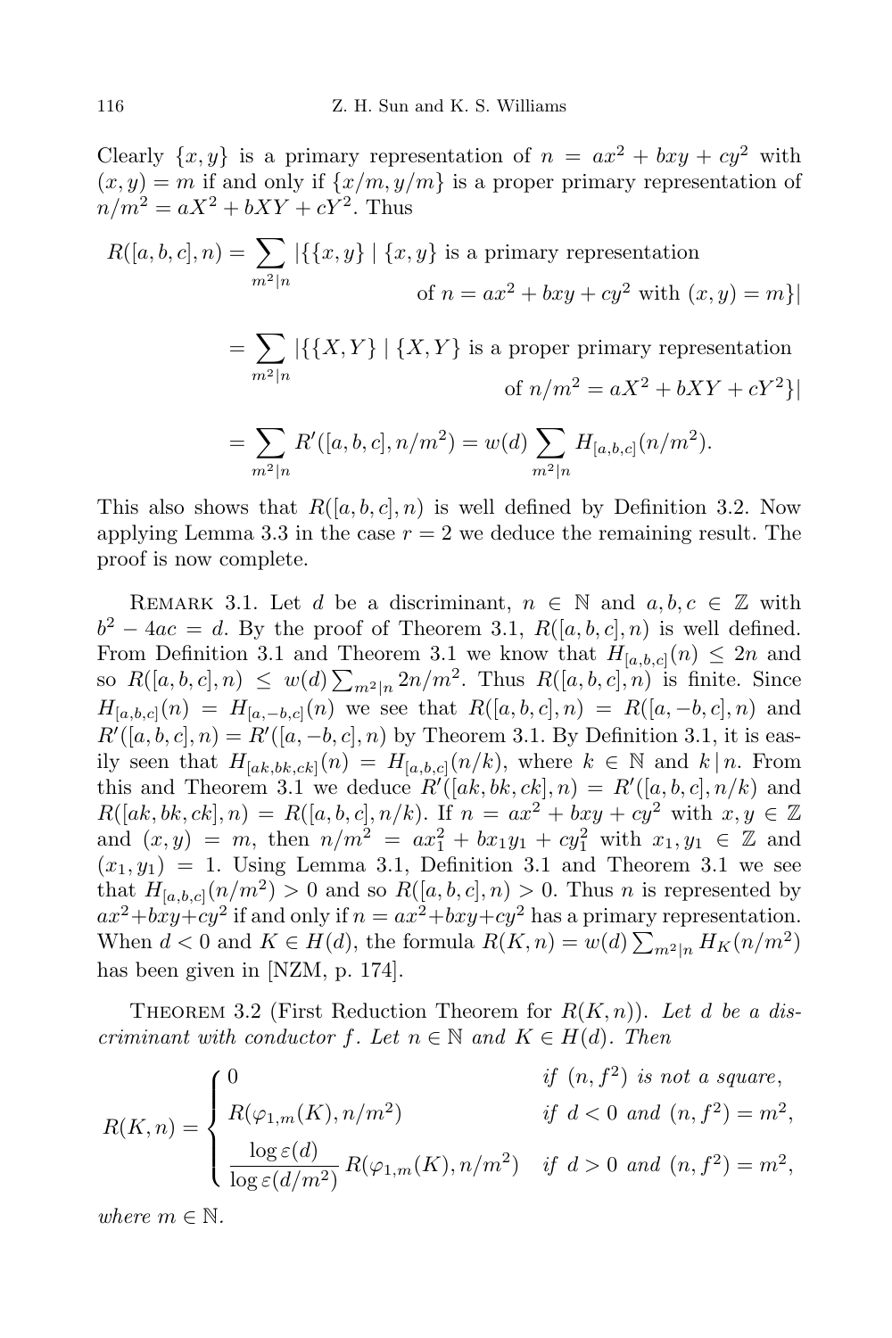Clearly $\{x, y\}$ is a primary representation of $n = ax^2 + bxy + cy^2$ with $(x, y) = m$ if and only if $\{x/m, y/m\}$ is a proper primary representation of $n/m^2 = aX^2 + bXY + cY^2$. Thus

$$
\begin{aligned}
R([a,b,c],n) &= \sum_{m^2 \mid n} |\{\{x,y\} \mid \{x,y\} \text{ is a primary representation} \\
&\qquad\qquad \text{of } n = ax^2+bxy+cy^2 \text{ with } (x,y)=m\}| \\
&= \sum_{m^2 \mid n} |\{\{X,Y\} \mid \{X,Y\} \text{ is a proper primary representation} \\
&\qquad\qquad \text{of } n/m^2 = aX^2+bXY+cY^2\}| \\
&= \sum_{m^2 \mid n} R'([a,b,c],n/m^2) = w(d) \sum_{m^2 \mid n} H_{[a,b,c]}(n/m^2).
\end{aligned}
$$

This also shows that $R([a, b, c], n)$ is well defined by Definition 3.2. Now applying Lemma 3.3 in the case $r = 2$ we deduce the remaining result. The proof is now complete.

Remark 3.1. Let $d$ be a discriminant, $n \in \mathbb{N}$ and $a, b, c \in \mathbb{Z}$ with $b^2 - 4ac = d$. By the proof of Theorem 3.1, $R([a, b, c], n)$ is well defined. From Definition 3.1 and Theorem 3.1 we know that $H_{[a,b,c]}(n) \le 2n$ and so $R([a, b, c], n) \le w(d)\sum_{m^2 \mid n} 2n/m^2$. Thus $R([a, b, c], n)$ is finite. Since $H_{[a,b,c]}(n) = H_{[a,-b,c]}(n)$ we see that $R([a, b, c], n) = R([a, -b, c], n)$ and $R'([a, b, c], n) = R'([a, -b, c], n)$ by Theorem 3.1. By Definition 3.1, it is easily seen that $H_{[ak,bk,ck]}(n) = H_{[a,b,c]}(n/k)$, where $k \in \mathbb{N}$ and $k \mid n$. From this and Theorem 3.1 we deduce $R'([ak, bk, ck], n) = R'([a, b, c], n/k)$ and $R([ak, bk, ck], n) = R([a, b, c], n/k)$. If $n = ax^2 + bxy + cy^2$ with $x, y \in \mathbb{Z}$ and $(x, y) = m$, then $n/m^2 = ax_1^2 + bx_1y_1 + cy_1^2$ with $x_1, y_1 \in \mathbb{Z}$ and $(x_1, y_1) = 1$. Using Lemma 3.1, Definition 3.1 and Theorem 3.1 we see that $H_{[a,b,c]}(n/m^2) > 0$ and so $R([a, b, c], n) > 0$. Thus $n$ is represented by $ax^2+bxy+cy^2$ if and only if $n = ax^2+bxy+cy^2$ has a primary representation. When $d < 0$ and $K \in H(d)$, the formula $R(K, n) = w(d)\sum_{m^2 \mid n} H_K(n/m^2)$ has been given in [NZM, p. 174].

Theorem 3.2 (First Reduction Theorem for $R(K, n)$). *Let $d$ be a discriminant with conductor $f$. Let $n \in \mathbb{N}$ and $K \in H(d)$. Then*

$$
R(K,n) = \begin{cases} 0 & \text{if } (n,f^2) \text{ is not a square}, \\ R(\varphi_{1,m}(K), n/m^2) & \text{if } d<0 \text{ and } (n,f^2)=m^2, \\ \dfrac{\log \varepsilon(d)}{\log \varepsilon(d/m^2)} R(\varphi_{1,m}(K), n/m^2) & \text{if } d>0 \text{ and } (n,f^2)=m^2, \end{cases}
$$

*where $m \in \mathbb{N}$.*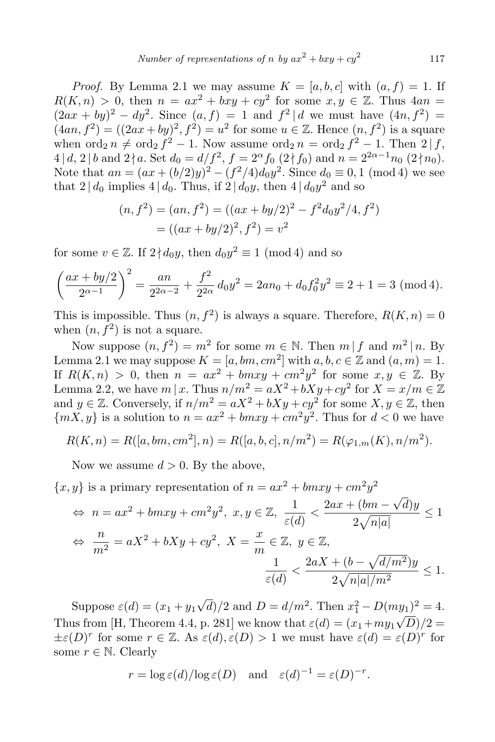*Proof.* By Lemma 2.1 we may assume $K = [a, b, c]$ with $(a, f) = 1$. If $R(K, n) > 0$, then $n = ax^2 + bxy + cy^2$ for some $x, y \in \mathbb{Z}$. Thus $4an = (2ax + by)^2 - dy^2$. Since $(a, f) = 1$ and $f^2 \mid d$ we must have $(4n, f^2) = (4an, f^2) = ((2ax + by)^2, f^2) = u^2$ for some $u \in \mathbb{Z}$. Hence $(n, f^2)$ is a square when $\mathrm{ord}_2\, n \neq \mathrm{ord}_2\, f^2 - 1$. Now assume $\mathrm{ord}_2\, n = \mathrm{ord}_2\, f^2 - 1$. Then $2 \mid f$, $4 \mid d$, $2 \mid b$ and $2 \nmid a$. Set $d_0 = d/f^2$, $f = 2^\alpha f_0$ $(2 \nmid f_0)$ and $n = 2^{2\alpha - 1} n_0$ $(2 \nmid n_0)$. Note that $an = (ax + (b/2)y)^2 - (f^2/4)d_0 y^2$. Since $d_0 \equiv 0, 1 \pmod 4$ we see that $2 \mid d_0$ implies $4 \mid d_0$. Thus, if $2 \mid d_0 y$, then $4 \mid d_0 y^2$ and so

$$
\begin{aligned}
(n, f^2) = (an, f^2) &= ((ax + by/2)^2 - f^2 d_0 y^2/4, f^2) \\
&= ((ax + by/2)^2, f^2) = v^2
\end{aligned}
$$

for some $v \in \mathbb{Z}$. If $2 \nmid d_0 y$, then $d_0 y^2 \equiv 1 \pmod 4$ and so

$$
\left( \frac{ax + by/2}{2^{\alpha - 1}} \right)^2 = \frac{an}{2^{2\alpha - 2}} + \frac{f^2}{2^{2\alpha}} d_0 y^2 = 2an_0 + d_0 f_0^2 y^2 \equiv 2 + 1 = 3 \pmod 4.
$$

This is impossible. Thus $(n, f^2)$ is always a square. Therefore, $R(K, n) = 0$ when $(n, f^2)$ is not a square.

Now suppose $(n, f^2) = m^2$ for some $m \in \mathbb{N}$. Then $m \mid f$ and $m^2 \mid n$. By Lemma 2.1 we may suppose $K = [a, bm, cm^2]$ with $a, b, c \in \mathbb{Z}$ and $(a, m) = 1$. If $R(K, n) > 0$, then $n = ax^2 + bmxy + cm^2 y^2$ for some $x, y \in \mathbb{Z}$. By Lemma 2.2, we have $m \mid x$. Thus $n/m^2 = aX^2 + bXy + cy^2$ for $X = x/m \in \mathbb{Z}$ and $y \in \mathbb{Z}$. Conversely, if $n/m^2 = aX^2 + bXy + cy^2$ for some $X, y \in \mathbb{Z}$, then $\{mX, y\}$ is a solution to $n = ax^2 + bmxy + cm^2 y^2$. Thus for $d < 0$ we have

$$
R(K, n) = R([a, bm, cm^2], n) = R([a, b, c], n/m^2) = R(\varphi_{1,m}(K), n/m^2).
$$

Now we assume $d > 0$. By the above,

$$
\begin{aligned}
&\{x, y\} \text{ is a primary representation of } n = ax^2 + bmxy + cm^2 y^2 \\
&\Leftrightarrow\ n = ax^2 + bmxy + cm^2 y^2,\ x, y \in \mathbb{Z},\ \frac{1}{\varepsilon(d)} < \frac{2ax + (bm - \sqrt{d})y}{2\sqrt{n|a|}} \le 1 \\
&\Leftrightarrow\ \frac{n}{m^2} = aX^2 + bXy + cy^2,\ X = \frac{x}{m} \in \mathbb{Z},\ y \in \mathbb{Z}, \\
&\qquad\qquad\qquad\qquad\qquad\qquad \frac{1}{\varepsilon(d)} < \frac{2aX + (b - \sqrt{d/m^2})y}{2\sqrt{n|a|/m^2}} \le 1.
\end{aligned}
$$

Suppose $\varepsilon(d) = (x_1 + y_1\sqrt{d})/2$ and $D = d/m^2$. Then $x_1^2 - D(my_1)^2 = 4$. Thus from [H, Theorem 4.4, p. 281] we know that $\varepsilon(d) = (x_1 + my_1\sqrt{D})/2 = \pm\varepsilon(D)^r$ for some $r \in \mathbb{Z}$. As $\varepsilon(d), \varepsilon(D) > 1$ we must have $\varepsilon(d) = \varepsilon(D)^r$ for some $r \in \mathbb{N}$. Clearly

$$
r = \log \varepsilon(d) / \log \varepsilon(D) \quad \text{and} \quad \varepsilon(d)^{-1} = \varepsilon(D)^{-r}.
$$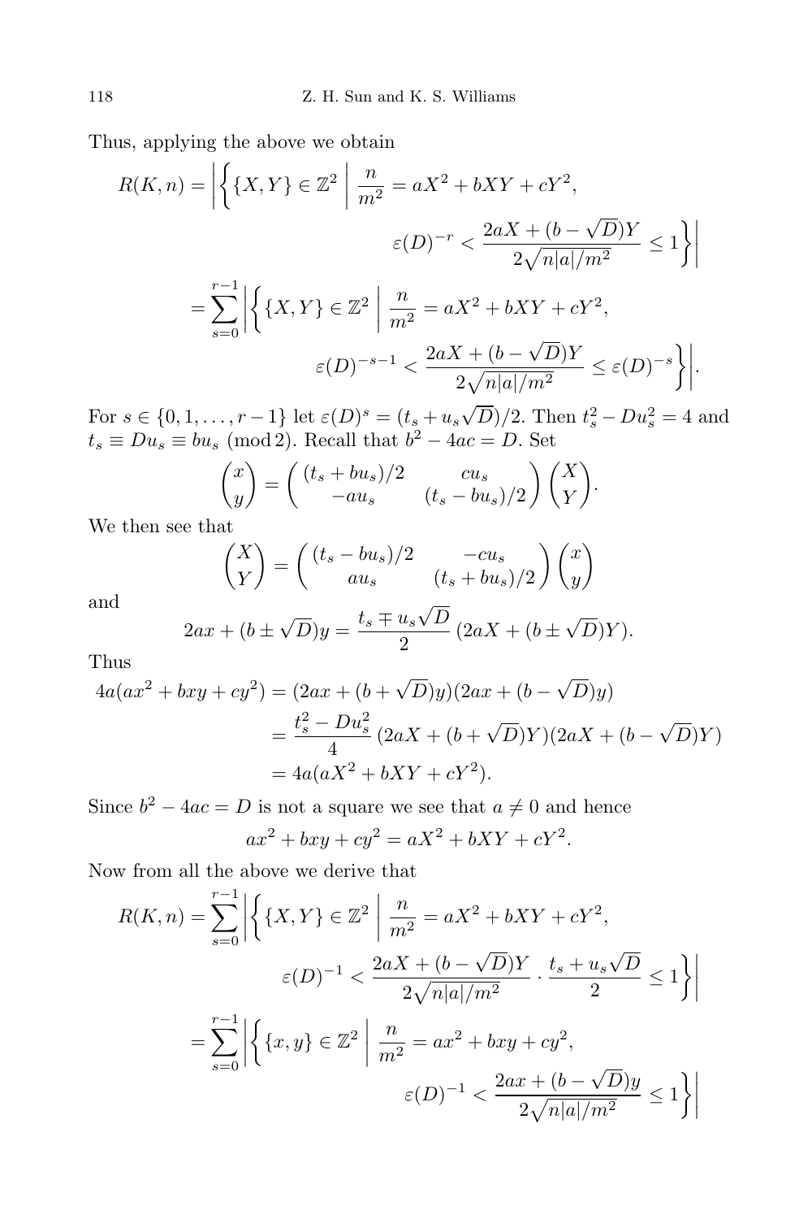Thus, applying the above we obtain

$$
\begin{aligned}
R(K,n) &= \left| \left\{ \{X,Y\} \in \mathbb{Z}^2 \;\middle|\; \frac{n}{m^2} = aX^2 + bXY + cY^2, \right.\right. \\
&\qquad\qquad \left.\left. \varepsilon(D)^{-r} < \frac{2aX + (b-\sqrt{D})Y}{2\sqrt{n|a|/m^2}} \le 1 \right\} \right| \\
&= \sum_{s=0}^{r-1} \left| \left\{ \{X,Y\} \in \mathbb{Z}^2 \;\middle|\; \frac{n}{m^2} = aX^2 + bXY + cY^2, \right.\right. \\
&\qquad\qquad \left.\left. \varepsilon(D)^{-s-1} < \frac{2aX + (b-\sqrt{D})Y}{2\sqrt{n|a|/m^2}} \le \varepsilon(D)^{-s} \right\} \right|.
\end{aligned}
$$

For $s \in \{0, 1, \ldots, r-1\}$ let $\varepsilon(D)^s = (t_s + u_s\sqrt{D})/2$. Then $t_s^2 - Du_s^2 = 4$ and $t_s \equiv Du_s \equiv bu_s \pmod 2$. Recall that $b^2 - 4ac = D$. Set

$$
\begin{pmatrix} x \\ y \end{pmatrix} = \begin{pmatrix} (t_s + bu_s)/2 & cu_s \\ -au_s & (t_s - bu_s)/2 \end{pmatrix} \begin{pmatrix} X \\ Y \end{pmatrix}.
$$

We then see that

$$
\begin{pmatrix} X \\ Y \end{pmatrix} = \begin{pmatrix} (t_s - bu_s)/2 & -cu_s \\ au_s & (t_s + bu_s)/2 \end{pmatrix} \begin{pmatrix} x \\ y \end{pmatrix}
$$

and

$$
2ax + (b \pm \sqrt{D})y = \frac{t_s \mp u_s\sqrt{D}}{2}\,(2aX + (b \pm \sqrt{D})Y).
$$

Thus

$$
\begin{aligned}
4a(ax^2 + bxy + cy^2) &= (2ax + (b+\sqrt{D})y)(2ax + (b-\sqrt{D})y) \\
&= \frac{t_s^2 - Du_s^2}{4}\,(2aX + (b+\sqrt{D})Y)(2aX + (b-\sqrt{D})Y) \\
&= 4a(aX^2 + bXY + cY^2).
\end{aligned}
$$

Since $b^2 - 4ac = D$ is not a square we see that $a \neq 0$ and hence

$$
ax^2 + bxy + cy^2 = aX^2 + bXY + cY^2.
$$

Now from all the above we derive that

$$
\begin{aligned}
R(K,n) &= \sum_{s=0}^{r-1} \left| \left\{ \{X,Y\} \in \mathbb{Z}^2 \;\middle|\; \frac{n}{m^2} = aX^2 + bXY + cY^2, \right.\right. \\
&\qquad\qquad \left.\left. \varepsilon(D)^{-1} < \frac{2aX + (b-\sqrt{D})Y}{2\sqrt{n|a|/m^2}} \cdot \frac{t_s + u_s\sqrt{D}}{2} \le 1 \right\} \right| \\
&= \sum_{s=0}^{r-1} \left| \left\{ \{x,y\} \in \mathbb{Z}^2 \;\middle|\; \frac{n}{m^2} = ax^2 + bxy + cy^2, \right.\right. \\
&\qquad\qquad \left.\left. \varepsilon(D)^{-1} < \frac{2ax + (b-\sqrt{D})y}{2\sqrt{n|a|/m^2}} \le 1 \right\} \right|
\end{aligned}
$$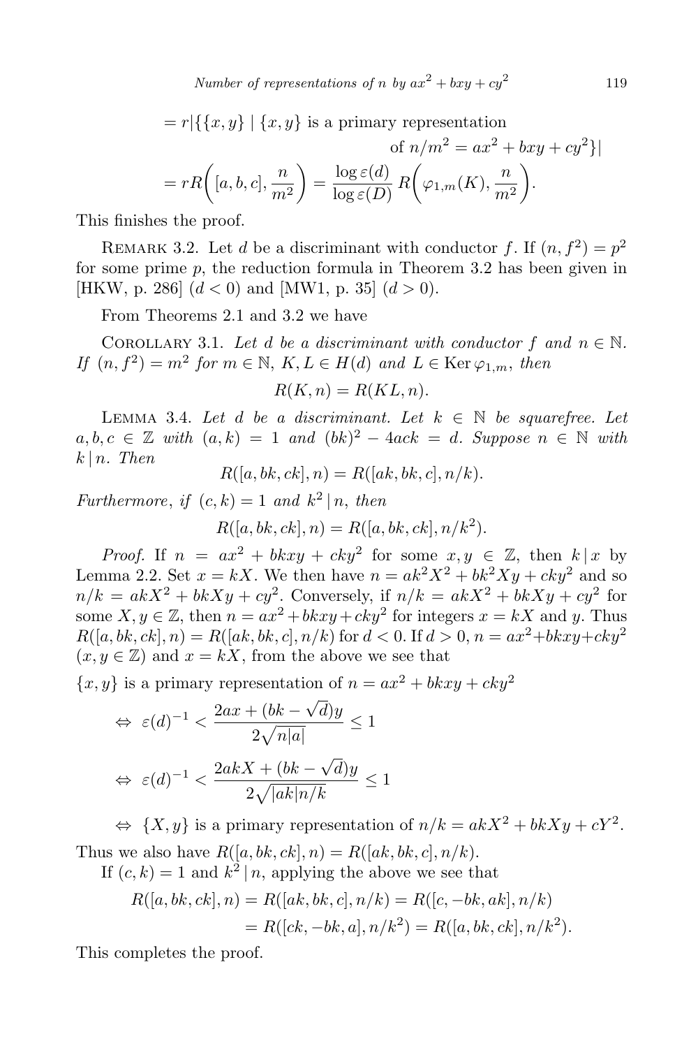$$= r|\{\{x,y\} \mid \{x,y\} \text{ is a primary representation of } n/m^2 = ax^2+bxy+cy^2\}|$$

$$= rR\Big([a,b,c], \frac{n}{m^2}\Big) = \frac{\log \varepsilon(d)}{\log \varepsilon(D)} R\Big(\varphi_{1,m}(K), \frac{n}{m^2}\Big).$$

This finishes the proof.

Remark 3.2. Let $d$ be a discriminant with conductor $f$. If $(n, f^2) = p^2$ for some prime $p$, the reduction formula in Theorem 3.2 has been given in [HKW, p. 286] ($d < 0$) and [MW1, p. 35] ($d > 0$).

From Theorems 2.1 and 3.2 we have

Corollary 3.1. *Let $d$ be a discriminant with conductor $f$ and $n \in \mathbb{N}$. If $(n, f^2) = m^2$ for $m \in \mathbb{N}$, $K, L \in H(d)$ and $L \in \operatorname{Ker} \varphi_{1,m}$, then*

$$R(K,n) = R(KL,n).$$

Lemma 3.4. *Let $d$ be a discriminant. Let $k \in \mathbb{N}$ be squarefree. Let $a,b,c \in \mathbb{Z}$ with $(a,k) = 1$ and $(bk)^2 - 4ack = d$. Suppose $n \in \mathbb{N}$ with $k \mid n$. Then*

$$R([a,bk,ck],n) = R([ak,bk,c],n/k).$$

*Furthermore, if $(c,k) = 1$ and $k^2 \mid n$, then*

$$R([a,bk,ck],n) = R([a,bk,ck],n/k^2).$$

*Proof.* If $n = ax^2 + bkxy + cky^2$ for some $x,y \in \mathbb{Z}$, then $k \mid x$ by Lemma 2.2. Set $x = kX$. We then have $n = ak^2X^2 + bk^2Xy + cky^2$ and so $n/k = akX^2 + bkXy + cy^2$. Conversely, if $n/k = akX^2 + bkXy + cy^2$ for some $X, y \in \mathbb{Z}$, then $n = ax^2 + bkxy + cky^2$ for integers $x = kX$ and $y$. Thus $R([a,bk,ck],n) = R([ak,bk,c],n/k)$ for $d < 0$. If $d > 0$, $n = ax^2+bkxy+cky^2$ ($x, y \in \mathbb{Z}$) and $x = kX$, from the above we see that

$\{x,y\}$ is a primary representation of $n = ax^2 + bkxy + cky^2$

$$\Leftrightarrow\ \varepsilon(d)^{-1} < \frac{2ax + (bk - \sqrt{d})y}{2\sqrt{n|a|}} \le 1$$

$$\Leftrightarrow\ \varepsilon(d)^{-1} < \frac{2akX + (bk - \sqrt{d})y}{2\sqrt{|ak|n/k}} \le 1$$

$$\Leftrightarrow\ \{X,y\} \text{ is a primary representation of } n/k = akX^2 + bkXy + cY^2.$$

Thus we also have $R([a,bk,ck],n) = R([ak,bk,c],n/k)$.

If $(c,k) = 1$ and $k^2 \mid n$, applying the above we see that

$$R([a,bk,ck],n) = R([ak,bk,c],n/k) = R([c,-bk,ak],n/k)$$
$$= R([ck,-bk,a],n/k^2) = R([a,bk,ck],n/k^2).$$

This completes the proof.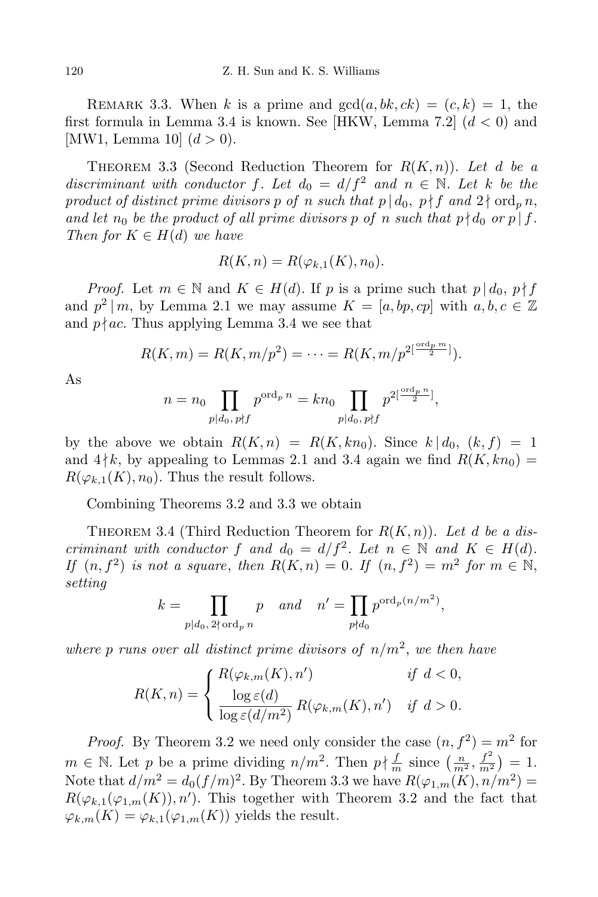REMARK 3.3. When $k$ is a prime and $\gcd(a, bk, ck) = (c, k) = 1$, the first formula in Lemma 3.4 is known. See [HKW, Lemma 7.2] ($d < 0$) and [MW1, Lemma 10] ($d > 0$).

THEOREM 3.3 (Second Reduction Theorem for $R(K, n)$). *Let $d$ be a discriminant with conductor $f$. Let $d_0 = d/f^2$ and $n \in \mathbb{N}$. Let $k$ be the product of distinct prime divisors $p$ of $n$ such that $p \mid d_0$, $p \nmid f$ and $2 \nmid \operatorname{ord}_p n$, and let $n_0$ be the product of all prime divisors $p$ of $n$ such that $p \nmid d_0$ or $p \mid f$. Then for $K \in H(d)$ we have*

$$R(K, n) = R(\varphi_{k,1}(K), n_0).$$

*Proof.* Let $m \in \mathbb{N}$ and $K \in H(d)$. If $p$ is a prime such that $p \mid d_0$, $p \nmid f$ and $p^2 \mid m$, by Lemma 2.1 we may assume $K = [a, bp, cp]$ with $a, b, c \in \mathbb{Z}$ and $p \nmid ac$. Thus applying Lemma 3.4 we see that

$$R(K, m) = R(K, m/p^2) = \cdots = R(K, m/p^{2[\frac{\operatorname{ord}_p m}{2}]}).$$

As

$$n = n_0 \prod_{p \mid d_0,\, p \nmid f} p^{\operatorname{ord}_p n} = k n_0 \prod_{p \mid d_0,\, p \nmid f} p^{2[\frac{\operatorname{ord}_p n}{2}]},$$

by the above we obtain $R(K, n) = R(K, kn_0)$. Since $k \mid d_0$, $(k, f) = 1$ and $4 \nmid k$, by appealing to Lemmas 2.1 and 3.4 again we find $R(K, kn_0) = R(\varphi_{k,1}(K), n_0)$. Thus the result follows.

Combining Theorems 3.2 and 3.3 we obtain

THEOREM 3.4 (Third Reduction Theorem for $R(K, n)$). *Let $d$ be a discriminant with conductor $f$ and $d_0 = d/f^2$. Let $n \in \mathbb{N}$ and $K \in H(d)$. If $(n, f^2)$ is not a square, then $R(K, n) = 0$. If $(n, f^2) = m^2$ for $m \in \mathbb{N}$, setting*

$$k = \prod_{p \mid d_0,\, 2 \nmid \operatorname{ord}_p n} p \quad \text{and} \quad n' = \prod_{p \nmid d_0} p^{\operatorname{ord}_p (n/m^2)},$$

*where $p$ runs over all distinct prime divisors of $n/m^2$, we then have*

$$R(K, n) = \begin{cases} R(\varphi_{k,m}(K), n') & \text{if } d < 0, \\ \dfrac{\log \varepsilon(d)}{\log \varepsilon(d/m^2)} R(\varphi_{k,m}(K), n') & \text{if } d > 0. \end{cases}$$

*Proof.* By Theorem 3.2 we need only consider the case $(n, f^2) = m^2$ for $m \in \mathbb{N}$. Let $p$ be a prime dividing $n/m^2$. Then $p \nmid \frac{f}{m}$ since $\left(\frac{n}{m^2}, \frac{f^2}{m^2}\right) = 1$. Note that $d/m^2 = d_0(f/m)^2$. By Theorem 3.3 we have $R(\varphi_{1,m}(K), n/m^2) = R(\varphi_{k,1}(\varphi_{1,m}(K)), n')$. This together with Theorem 3.2 and the fact that $\varphi_{k,m}(K) = \varphi_{k,1}(\varphi_{1,m}(K))$ yields the result.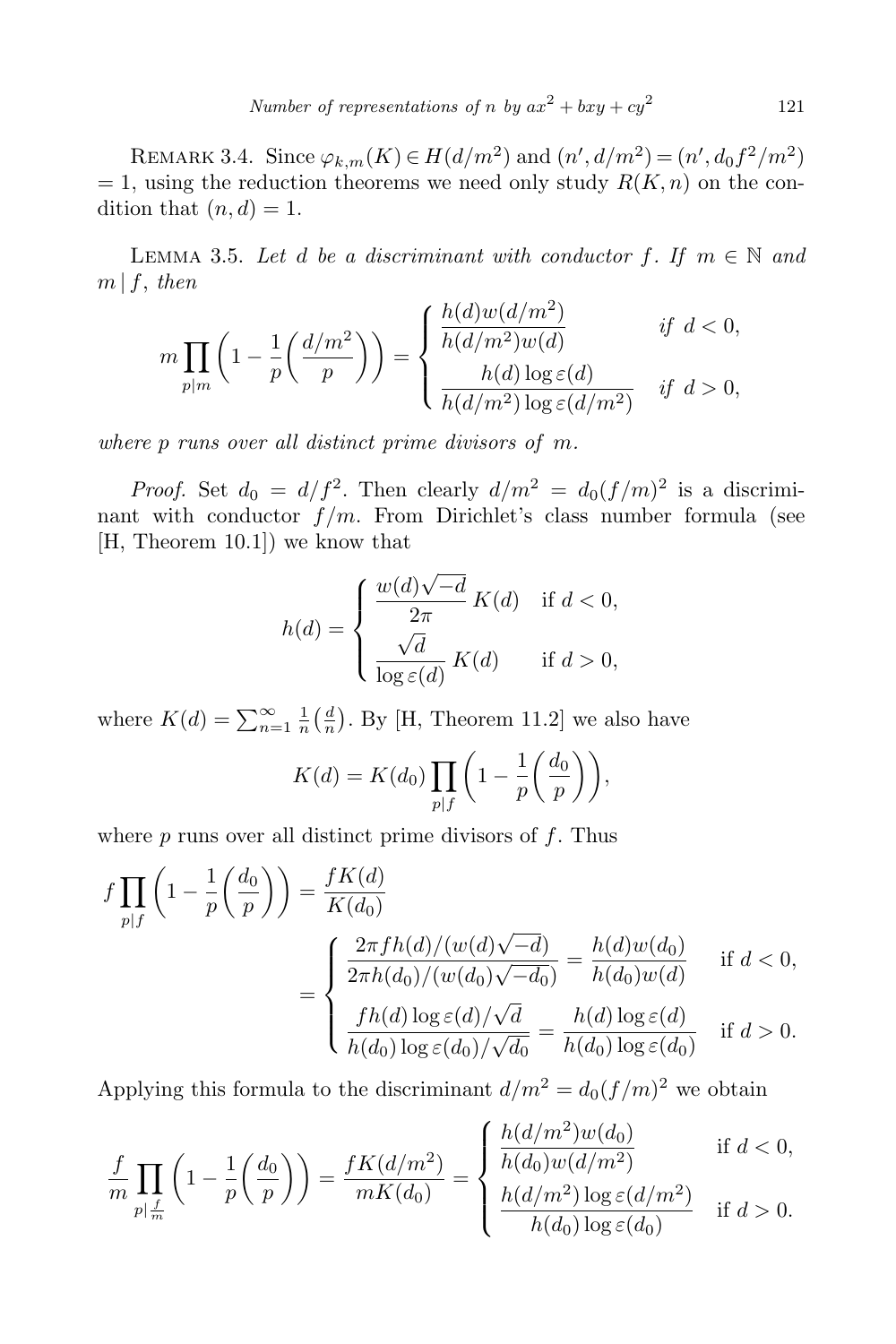Remark 3.4. Since $\varphi_{k,m}(K) \in H(d/m^2)$ and $(n', d/m^2) = (n', d_0 f^2/m^2) = 1$, using the reduction theorems we need only study $R(K, n)$ on the condition that $(n, d) = 1$.

Lemma 3.5. *Let $d$ be a discriminant with conductor $f$. If $m \in \mathbb{N}$ and $m \mid f$, then*

$$m \prod_{p \mid m} \left(1 - \frac{1}{p}\left(\frac{d/m^2}{p}\right)\right) = \begin{cases} \dfrac{h(d) w(d/m^2)}{h(d/m^2) w(d)} & \text{if } d < 0, \\[2ex] \dfrac{h(d) \log \varepsilon(d)}{h(d/m^2) \log \varepsilon(d/m^2)} & \text{if } d > 0, \end{cases}$$

*where $p$ runs over all distinct prime divisors of $m$.*

*Proof.* Set $d_0 = d/f^2$. Then clearly $d/m^2 = d_0 (f/m)^2$ is a discriminant with conductor $f/m$. From Dirichlet's class number formula (see [H, Theorem 10.1]) we know that

$$h(d) = \begin{cases} \dfrac{w(d)\sqrt{-d}}{2\pi} K(d) & \text{if } d < 0, \\[2ex] \dfrac{\sqrt{d}}{\log \varepsilon(d)} K(d) & \text{if } d > 0, \end{cases}$$

where $K(d) = \sum_{n=1}^{\infty} \frac{1}{n}\left(\frac{d}{n}\right)$. By [H, Theorem 11.2] we also have

$$K(d) = K(d_0) \prod_{p \mid f} \left(1 - \frac{1}{p}\left(\frac{d_0}{p}\right)\right),$$

where $p$ runs over all distinct prime divisors of $f$. Thus

$$\begin{aligned} f \prod_{p \mid f} \left(1 - \frac{1}{p}\left(\frac{d_0}{p}\right)\right) &= \frac{f K(d)}{K(d_0)} \\ &= \begin{cases} \dfrac{2\pi f h(d)/(w(d)\sqrt{-d})}{2\pi h(d_0)/(w(d_0)\sqrt{-d_0})} = \dfrac{h(d) w(d_0)}{h(d_0) w(d)} & \text{if } d < 0, \\[2ex] \dfrac{f h(d) \log \varepsilon(d)/\sqrt{d}}{h(d_0) \log \varepsilon(d_0)/\sqrt{d_0}} = \dfrac{h(d) \log \varepsilon(d)}{h(d_0) \log \varepsilon(d_0)} & \text{if } d > 0. \end{cases} \end{aligned}$$

Applying this formula to the discriminant $d/m^2 = d_0 (f/m)^2$ we obtain

$$\frac{f}{m} \prod_{p \mid \frac{f}{m}} \left(1 - \frac{1}{p}\left(\frac{d_0}{p}\right)\right) = \frac{f K(d/m^2)}{m K(d_0)} = \begin{cases} \dfrac{h(d/m^2) w(d_0)}{h(d_0) w(d/m^2)} & \text{if } d < 0, \\[2ex] \dfrac{h(d/m^2) \log \varepsilon(d/m^2)}{h(d_0) \log \varepsilon(d_0)} & \text{if } d > 0. \end{cases}$$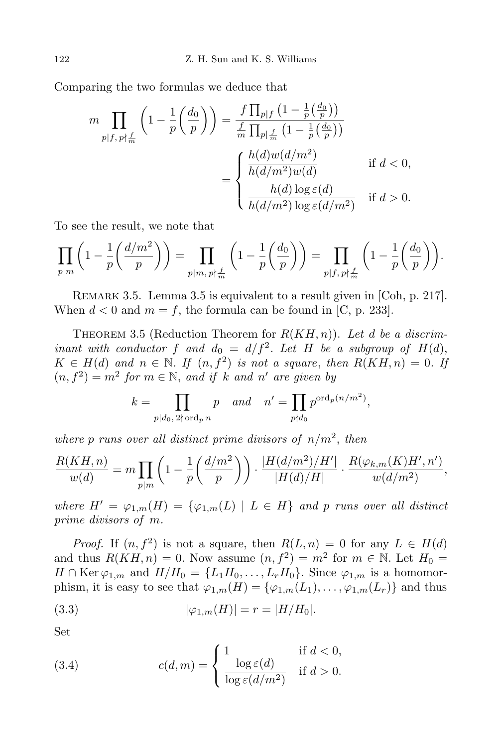Comparing the two formulas we deduce that

$$m \prod_{p\mid f,\, p\nmid \frac{f}{m}} \left(1 - \frac{1}{p}\Big(\frac{d_0}{p}\Big)\right) = \frac{f\prod_{p\mid f}\left(1-\frac{1}{p}\big(\frac{d_0}{p}\big)\right)}{\frac{f}{m}\prod_{p\mid \frac{f}{m}}\left(1-\frac{1}{p}\big(\frac{d_0}{p}\big)\right)} = \begin{cases} \dfrac{h(d)w(d/m^2)}{h(d/m^2)w(d)} & \text{if } d<0,\\[2ex] \dfrac{h(d)\log\varepsilon(d)}{h(d/m^2)\log\varepsilon(d/m^2)} & \text{if } d>0. \end{cases}$$

To see the result, we note that

$$\prod_{p\mid m}\left(1-\frac{1}{p}\Big(\frac{d/m^2}{p}\Big)\right) = \prod_{p\mid m,\, p\nmid \frac{f}{m}}\left(1-\frac{1}{p}\Big(\frac{d_0}{p}\Big)\right) = \prod_{p\mid f,\, p\nmid \frac{f}{m}}\left(1-\frac{1}{p}\Big(\frac{d_0}{p}\Big)\right).$$

REMARK 3.5. Lemma 3.5 is equivalent to a result given in [Coh, p. 217]. When $d<0$ and $m=f$, the formula can be found in [C, p. 233].

THEOREM 3.5 (Reduction Theorem for $R(KH,n)$). *Let $d$ be a discriminant with conductor $f$ and $d_0 = d/f^2$. Let $H$ be a subgroup of $H(d)$, $K \in H(d)$ and $n \in \mathbb{N}$. If $(n,f^2)$ is not a square, then $R(KH,n)=0$. If $(n,f^2)=m^2$ for $m\in\mathbb{N}$, and if $k$ and $n'$ are given by*

$$k = \prod_{p\mid d_0,\, 2\nmid \operatorname{ord}_p n} p \quad \text{and} \quad n' = \prod_{p\nmid d_0} p^{\operatorname{ord}_p(n/m^2)},$$

*where $p$ runs over all distinct prime divisors of $n/m^2$, then*

$$\frac{R(KH,n)}{w(d)} = m\prod_{p\mid m}\left(1-\frac{1}{p}\Big(\frac{d/m^2}{p}\Big)\right)\cdot\frac{|H(d/m^2)/H'|}{|H(d)/H|}\cdot\frac{R(\varphi_{k,m}(K)H',n')}{w(d/m^2)},$$

*where $H' = \varphi_{1,m}(H) = \{\varphi_{1,m}(L) \mid L\in H\}$ and $p$ runs over all distinct prime divisors of $m$.*

*Proof.* If $(n,f^2)$ is not a square, then $R(L,n)=0$ for any $L\in H(d)$ and thus $R(KH,n)=0$. Now assume $(n,f^2)=m^2$ for $m\in\mathbb{N}$. Let $H_0 = H\cap \operatorname{Ker}\varphi_{1,m}$ and $H/H_0 = \{L_1H_0,\dots,L_rH_0\}$. Since $\varphi_{1,m}$ is a homomorphism, it is easy to see that $\varphi_{1,m}(H) = \{\varphi_{1,m}(L_1),\dots,\varphi_{1,m}(L_r)\}$ and thus

$$|\varphi_{1,m}(H)| = r = |H/H_0|. \tag{3.3}$$

Set

$$c(d,m) = \begin{cases} 1 & \text{if } d<0,\\[1ex] \dfrac{\log\varepsilon(d)}{\log\varepsilon(d/m^2)} & \text{if } d>0. \end{cases} \tag{3.4}$$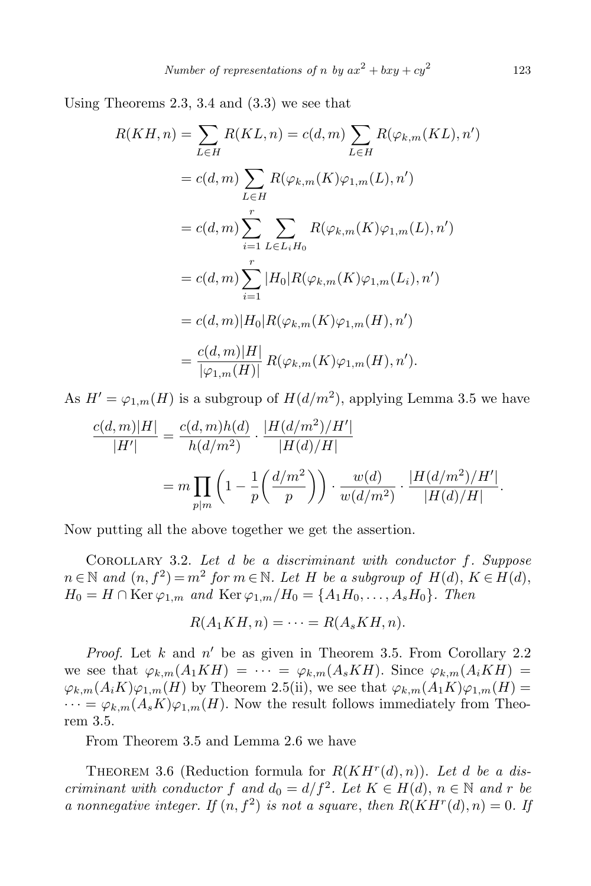Using Theorems 2.3, 3.4 and (3.3) we see that

$$
\begin{aligned}
R(KH,n) &= \sum_{L\in H} R(KL,n) = c(d,m)\sum_{L\in H} R(\varphi_{k,m}(KL),n') \\
&= c(d,m)\sum_{L\in H} R(\varphi_{k,m}(K)\varphi_{1,m}(L),n') \\
&= c(d,m)\sum_{i=1}^{r}\sum_{L\in L_iH_0} R(\varphi_{k,m}(K)\varphi_{1,m}(L),n') \\
&= c(d,m)\sum_{i=1}^{r} |H_0| R(\varphi_{k,m}(K)\varphi_{1,m}(L_i),n') \\
&= c(d,m)|H_0| R(\varphi_{k,m}(K)\varphi_{1,m}(H),n') \\
&= \frac{c(d,m)|H|}{|\varphi_{1,m}(H)|} R(\varphi_{k,m}(K)\varphi_{1,m}(H),n').
\end{aligned}
$$

As $H' = \varphi_{1,m}(H)$ is a subgroup of $H(d/m^2)$, applying Lemma 3.5 we have

$$
\begin{aligned}
\frac{c(d,m)|H|}{|H'|} &= \frac{c(d,m)h(d)}{h(d/m^2)}\cdot\frac{|H(d/m^2)/H'|}{|H(d)/H|} \\
&= m\prod_{p\mid m}\left(1-\frac{1}{p}\left(\frac{d/m^2}{p}\right)\right)\cdot\frac{w(d)}{w(d/m^2)}\cdot\frac{|H(d/m^2)/H'|}{|H(d)/H|}.
\end{aligned}
$$

Now putting all the above together we get the assertion.

Corollary 3.2. *Let $d$ be a discriminant with conductor $f$. Suppose $n\in\mathbb{N}$ and $(n,f^2)=m^2$ for $m\in\mathbb{N}$. Let $H$ be a subgroup of $H(d)$, $K\in H(d)$, $H_0 = H\cap \operatorname{Ker}\varphi_{1,m}$ and $\operatorname{Ker}\varphi_{1,m}/H_0 = \{A_1H_0,\dots,A_sH_0\}$. Then*

$$
R(A_1KH,n) = \cdots = R(A_sKH,n).
$$

*Proof.* Let $k$ and $n'$ be as given in Theorem 3.5. From Corollary 2.2 we see that $\varphi_{k,m}(A_1KH) = \cdots = \varphi_{k,m}(A_sKH)$. Since $\varphi_{k,m}(A_iKH) = \varphi_{k,m}(A_iK)\varphi_{1,m}(H)$ by Theorem 2.5(ii), we see that $\varphi_{k,m}(A_1K)\varphi_{1,m}(H) = \cdots = \varphi_{k,m}(A_sK)\varphi_{1,m}(H)$. Now the result follows immediately from Theorem 3.5.

From Theorem 3.5 and Lemma 2.6 we have

Theorem 3.6 (Reduction formula for $R(KH^r(d),n)$). *Let $d$ be a discriminant with conductor $f$ and $d_0 = d/f^2$. Let $K\in H(d)$, $n\in\mathbb{N}$ and $r$ be a nonnegative integer. If $(n,f^2)$ is not a square, then $R(KH^r(d),n)=0$. If*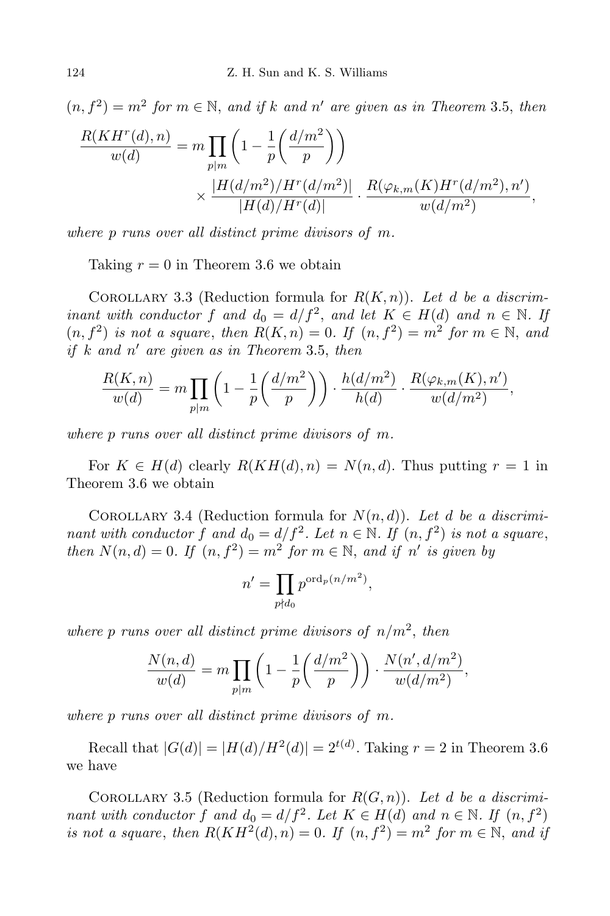$(n, f^2) = m^2$ *for* $m \in \mathbb{N}$, *and if* $k$ *and* $n'$ *are given as in Theorem* 3.5, *then*

$$\frac{R(KH^r(d), n)}{w(d)} = m \prod_{p|m} \left(1 - \frac{1}{p}\left(\frac{d/m^2}{p}\right)\right) \times \frac{|H(d/m^2)/H^r(d/m^2)|}{|H(d)/H^r(d)|} \cdot \frac{R(\varphi_{k,m}(K)H^r(d/m^2), n')}{w(d/m^2)},$$

*where* $p$ *runs over all distinct prime divisors of* $m$.

Taking $r = 0$ in Theorem 3.6 we obtain

Corollary 3.3 (Reduction formula for $R(K, n)$). *Let* $d$ *be a discriminant with conductor* $f$ *and* $d_0 = d/f^2$, *and let* $K \in H(d)$ *and* $n \in \mathbb{N}$. *If* $(n, f^2)$ *is not a square, then* $R(K, n) = 0$. *If* $(n, f^2) = m^2$ *for* $m \in \mathbb{N}$, *and if* $k$ *and* $n'$ *are given as in Theorem* 3.5, *then*

$$\frac{R(K, n)}{w(d)} = m \prod_{p|m} \left(1 - \frac{1}{p}\left(\frac{d/m^2}{p}\right)\right) \cdot \frac{h(d/m^2)}{h(d)} \cdot \frac{R(\varphi_{k,m}(K), n')}{w(d/m^2)},$$

*where* $p$ *runs over all distinct prime divisors of* $m$.

For $K \in H(d)$ clearly $R(KH(d), n) = N(n, d)$. Thus putting $r = 1$ in Theorem 3.6 we obtain

Corollary 3.4 (Reduction formula for $N(n, d)$). *Let* $d$ *be a discriminant with conductor* $f$ *and* $d_0 = d/f^2$. *Let* $n \in \mathbb{N}$. *If* $(n, f^2)$ *is not a square, then* $N(n, d) = 0$. *If* $(n, f^2) = m^2$ *for* $m \in \mathbb{N}$, *and if* $n'$ *is given by*

$$n' = \prod_{p \nmid d_0} p^{\mathrm{ord}_p(n/m^2)},$$

*where* $p$ *runs over all distinct prime divisors of* $n/m^2$, *then*

$$\frac{N(n, d)}{w(d)} = m \prod_{p|m} \left(1 - \frac{1}{p}\left(\frac{d/m^2}{p}\right)\right) \cdot \frac{N(n', d/m^2)}{w(d/m^2)},$$

*where* $p$ *runs over all distinct prime divisors of* $m$.

Recall that $|G(d)| = |H(d)/H^2(d)| = 2^{t(d)}$. Taking $r = 2$ in Theorem 3.6 we have

Corollary 3.5 (Reduction formula for $R(G, n)$). *Let* $d$ *be a discriminant with conductor* $f$ *and* $d_0 = d/f^2$. *Let* $K \in H(d)$ *and* $n \in \mathbb{N}$. *If* $(n, f^2)$ *is not a square, then* $R(KH^2(d), n) = 0$. *If* $(n, f^2) = m^2$ *for* $m \in \mathbb{N}$, *and if*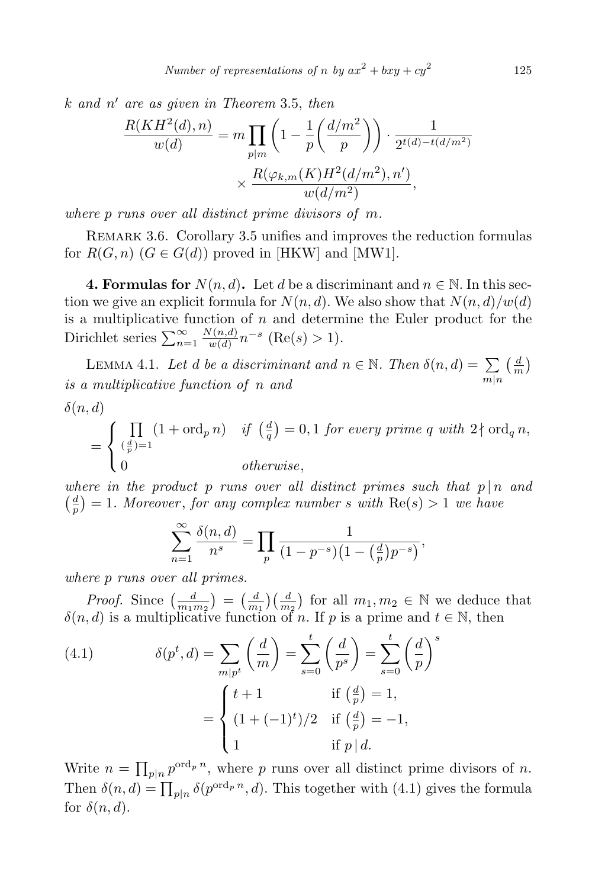*$k$ and $n'$ are as given in Theorem* 3.5, *then*

$$\frac{R(KH^2(d),n)}{w(d)} = m\prod_{p\mid m}\left(1-\frac{1}{p}\left(\frac{d/m^2}{p}\right)\right)\cdot\frac{1}{2^{t(d)-t(d/m^2)}} \times \frac{R(\varphi_{k,m}(K)H^2(d/m^2),n')}{w(d/m^2)},$$

*where $p$ runs over all distinct prime divisors of $m$.*

Remark 3.6. Corollary 3.5 unifies and improves the reduction formulas for $R(G,n)$ $(G\in G(d))$ proved in [HKW] and [MW1].

**4. Formulas for $N(n,d)$.** Let $d$ be a discriminant and $n\in\mathbb{N}$. In this section we give an explicit formula for $N(n,d)$. We also show that $N(n,d)/w(d)$ is a multiplicative function of $n$ and determine the Euler product for the Dirichlet series $\sum_{n=1}^{\infty}\frac{N(n,d)}{w(d)}n^{-s}$ $(\mathrm{Re}(s)>1)$.

Lemma 4.1. *Let $d$ be a discriminant and $n\in\mathbb{N}$. Then $\delta(n,d)=\sum_{m\mid n}\left(\frac{d}{m}\right)$ is a multiplicative function of $n$ and*

$$\delta(n,d) = \begin{cases} \prod_{(\frac{d}{p})=1}(1+\mathrm{ord}_p n) & \text{if } \left(\frac{d}{q}\right)=0,1 \text{ for every prime } q \text{ with } 2\nmid \mathrm{ord}_q n,\\ 0 & \text{otherwise,}\end{cases}$$

*where in the product $p$ runs over all distinct primes such that $p\mid n$ and $\left(\frac{d}{p}\right)=1$. Moreover, for any complex number $s$ with $\mathrm{Re}(s)>1$ we have*

$$\sum_{n=1}^{\infty}\frac{\delta(n,d)}{n^s}=\prod_p\frac{1}{(1-p^{-s})\left(1-\left(\frac{d}{p}\right)p^{-s}\right)},$$

*where $p$ runs over all primes.*

*Proof.* Since $\left(\frac{d}{m_1m_2}\right)=\left(\frac{d}{m_1}\right)\left(\frac{d}{m_2}\right)$ for all $m_1,m_2\in\mathbb{N}$ we deduce that $\delta(n,d)$ is a multiplicative function of $n$. If $p$ is a prime and $t\in\mathbb{N}$, then

$$\delta(p^t,d)=\sum_{m\mid p^t}\left(\frac{d}{m}\right)=\sum_{s=0}^{t}\left(\frac{d}{p^s}\right)=\sum_{s=0}^{t}\left(\frac{d}{p}\right)^s = \begin{cases} t+1 & \text{if } \left(\frac{d}{p}\right)=1,\\ (1+(-1)^t)/2 & \text{if } \left(\frac{d}{p}\right)=-1,\\ 1 & \text{if } p\mid d.\end{cases} \tag{4.1}$$

Write $n=\prod_{p\mid n}p^{\mathrm{ord}_p n}$, where $p$ runs over all distinct prime divisors of $n$. Then $\delta(n,d)=\prod_{p\mid n}\delta(p^{\mathrm{ord}_p n},d)$. This together with (4.1) gives the formula for $\delta(n,d)$.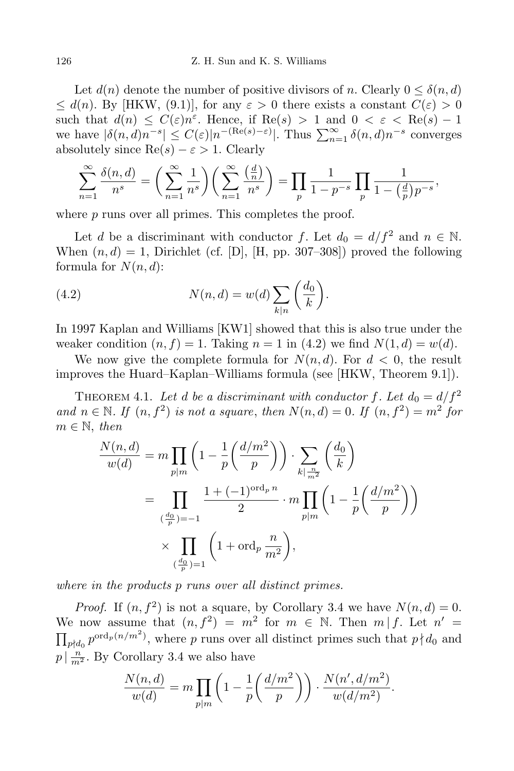Let $d(n)$ denote the number of positive divisors of $n$. Clearly $0 \le \delta(n,d) \le d(n)$. By [HKW, (9.1)], for any $\varepsilon > 0$ there exists a constant $C(\varepsilon) > 0$ such that $d(n) \le C(\varepsilon) n^{\varepsilon}$. Hence, if $\mathrm{Re}(s) > 1$ and $0 < \varepsilon < \mathrm{Re}(s) - 1$ we have $|\delta(n,d) n^{-s}| \le C(\varepsilon) |n^{-(\mathrm{Re}(s)-\varepsilon)}|$. Thus $\sum_{n=1}^{\infty} \delta(n,d) n^{-s}$ converges absolutely since $\mathrm{Re}(s) - \varepsilon > 1$. Clearly

$$\sum_{n=1}^{\infty} \frac{\delta(n,d)}{n^s} = \Big( \sum_{n=1}^{\infty} \frac{1}{n^s} \Big) \Big( \sum_{n=1}^{\infty} \frac{\left(\frac{d}{n}\right)}{n^s} \Big) = \prod_p \frac{1}{1-p^{-s}} \prod_p \frac{1}{1-\left(\frac{d}{p}\right)p^{-s}},$$

where $p$ runs over all primes. This completes the proof.

Let $d$ be a discriminant with conductor $f$. Let $d_0 = d/f^2$ and $n \in \mathbb{N}$. When $(n,d) = 1$, Dirichlet (cf. [D], [H, pp. 307–308]) proved the following formula for $N(n,d)$:

$$N(n,d) = w(d) \sum_{k \mid n} \left( \frac{d_0}{k} \right). \tag{4.2}$$

In 1997 Kaplan and Williams [KW1] showed that this is also true under the weaker condition $(n,f) = 1$. Taking $n = 1$ in (4.2) we find $N(1,d) = w(d)$.

We now give the complete formula for $N(n,d)$. For $d < 0$, the result improves the Huard–Kaplan–Williams formula (see [HKW, Theorem 9.1]).

**Theorem 4.1.** *Let $d$ be a discriminant with conductor $f$. Let $d_0 = d/f^2$ and $n \in \mathbb{N}$. If $(n, f^2)$ is not a square, then $N(n,d) = 0$. If $(n,f^2) = m^2$ for $m \in \mathbb{N}$, then*

$$\begin{aligned}
\frac{N(n,d)}{w(d)} &= m \prod_{p \mid m} \left( 1 - \frac{1}{p} \left( \frac{d/m^2}{p} \right) \right) \cdot \sum_{k \mid \frac{n}{m^2}} \left( \frac{d_0}{k} \right) \\
&= \prod_{(\frac{d_0}{p}) = -1} \frac{1 + (-1)^{\mathrm{ord}_p n}}{2} \cdot m \prod_{p \mid m} \left( 1 - \frac{1}{p} \left( \frac{d/m^2}{p} \right) \right) \\
&\quad \times \prod_{(\frac{d_0}{p}) = 1} \left( 1 + \mathrm{ord}_p \frac{n}{m^2} \right),
\end{aligned}$$

*where in the products $p$ runs over all distinct primes.*

*Proof.* If $(n,f^2)$ is not a square, by Corollary 3.4 we have $N(n,d) = 0$. We now assume that $(n,f^2) = m^2$ for $m \in \mathbb{N}$. Then $m \mid f$. Let $n' = \prod_{p \nmid d_0} p^{\mathrm{ord}_p(n/m^2)}$, where $p$ runs over all distinct primes such that $p \nmid d_0$ and $p \mid \frac{n}{m^2}$. By Corollary 3.4 we also have

$$\frac{N(n,d)}{w(d)} = m \prod_{p \mid m} \left( 1 - \frac{1}{p} \left( \frac{d/m^2}{p} \right) \right) \cdot \frac{N(n', d/m^2)}{w(d/m^2)}.$$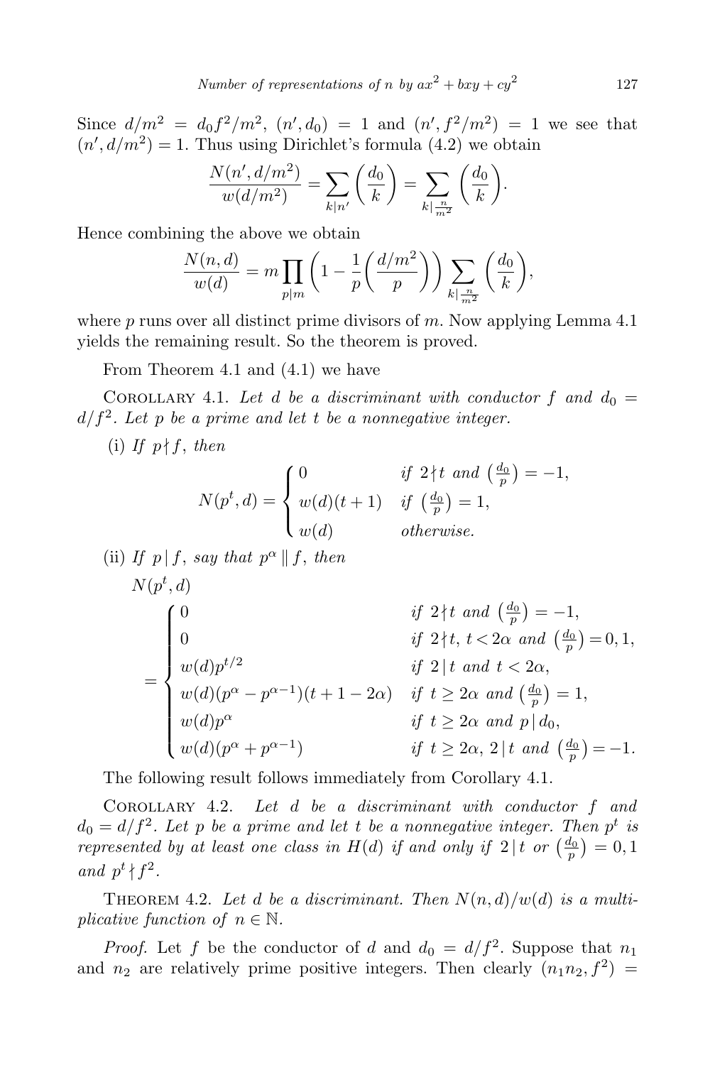Since $d/m^2 = d_0 f^2/m^2$, $(n', d_0) = 1$ and $(n', f^2/m^2) = 1$ we see that $(n', d/m^2) = 1$. Thus using Dirichlet's formula (4.2) we obtain

$$\frac{N(n', d/m^2)}{w(d/m^2)} = \sum_{k \mid n'} \left(\frac{d_0}{k}\right) = \sum_{k \mid \frac{n}{m^2}} \left(\frac{d_0}{k}\right).$$

Hence combining the above we obtain

$$\frac{N(n,d)}{w(d)} = m \prod_{p \mid m} \left(1 - \frac{1}{p}\left(\frac{d/m^2}{p}\right)\right) \sum_{k \mid \frac{n}{m^2}} \left(\frac{d_0}{k}\right),$$

where $p$ runs over all distinct prime divisors of $m$. Now applying Lemma 4.1 yields the remaining result. So the theorem is proved.

From Theorem 4.1 and (4.1) we have

Corollary 4.1. *Let $d$ be a discriminant with conductor $f$ and $d_0 = d/f^2$. Let $p$ be a prime and let $t$ be a nonnegative integer.*

(i) *If $p \nmid f$, then*

$$N(p^t, d) = \begin{cases} 0 & \text{if } 2 \nmid t \text{ and } \left(\frac{d_0}{p}\right) = -1, \\ w(d)(t+1) & \text{if } \left(\frac{d_0}{p}\right) = 1, \\ w(d) & \text{otherwise.} \end{cases}$$

(ii) *If $p \mid f$, say that $p^\alpha \parallel f$, then*

$$N(p^t, d) = \begin{cases} 0 & \text{if } 2 \nmid t \text{ and } \left(\frac{d_0}{p}\right) = -1, \\ 0 & \text{if } 2 \nmid t,\ t < 2\alpha \text{ and } \left(\frac{d_0}{p}\right) = 0, 1, \\ w(d) p^{t/2} & \text{if } 2 \mid t \text{ and } t < 2\alpha, \\ w(d)(p^\alpha - p^{\alpha-1})(t + 1 - 2\alpha) & \text{if } t \ge 2\alpha \text{ and } \left(\frac{d_0}{p}\right) = 1, \\ w(d) p^\alpha & \text{if } t \ge 2\alpha \text{ and } p \mid d_0, \\ w(d)(p^\alpha + p^{\alpha-1}) & \text{if } t \ge 2\alpha,\ 2 \mid t \text{ and } \left(\frac{d_0}{p}\right) = -1. \end{cases}$$

The following result follows immediately from Corollary 4.1.

Corollary 4.2. *Let $d$ be a discriminant with conductor $f$ and $d_0 = d/f^2$. Let $p$ be a prime and let $t$ be a nonnegative integer. Then $p^t$ is represented by at least one class in $H(d)$ if and only if $2 \mid t$ or $\left(\frac{d_0}{p}\right) = 0, 1$ and $p^t \nmid f^2$.*

Theorem 4.2. *Let $d$ be a discriminant. Then $N(n,d)/w(d)$ is a multiplicative function of $n \in \mathbb{N}$.*

*Proof.* Let $f$ be the conductor of $d$ and $d_0 = d/f^2$. Suppose that $n_1$ and $n_2$ are relatively prime positive integers. Then clearly $(n_1 n_2, f^2) =$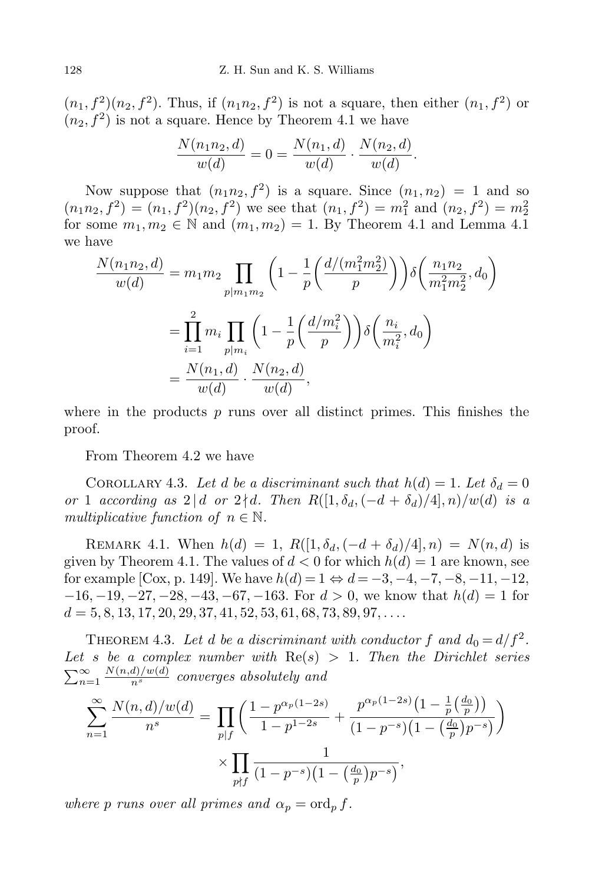$(n_1,f^2)(n_2,f^2)$. Thus, if $(n_1n_2,f^2)$ is not a square, then either $(n_1,f^2)$ or $(n_2,f^2)$ is not a square. Hence by Theorem 4.1 we have

$$\frac{N(n_1n_2,d)}{w(d)} = 0 = \frac{N(n_1,d)}{w(d)}\cdot\frac{N(n_2,d)}{w(d)}.$$

Now suppose that $(n_1n_2,f^2)$ is a square. Since $(n_1,n_2)=1$ and so $(n_1n_2,f^2)=(n_1,f^2)(n_2,f^2)$ we see that $(n_1,f^2)=m_1^2$ and $(n_2,f^2)=m_2^2$ for some $m_1,m_2\in\mathbb{N}$ and $(m_1,m_2)=1$. By Theorem 4.1 and Lemma 4.1 we have

$$\begin{aligned}\frac{N(n_1n_2,d)}{w(d)} &= m_1m_2\prod_{p\mid m_1m_2}\left(1-\frac{1}{p}\left(\frac{d/(m_1^2m_2^2)}{p}\right)\right)\delta\left(\frac{n_1n_2}{m_1^2m_2^2},d_0\right)\\ &= \prod_{i=1}^{2} m_i\prod_{p\mid m_i}\left(1-\frac{1}{p}\left(\frac{d/m_i^2}{p}\right)\right)\delta\left(\frac{n_i}{m_i^2},d_0\right)\\ &= \frac{N(n_1,d)}{w(d)}\cdot\frac{N(n_2,d)}{w(d)},\end{aligned}$$

where in the products $p$ runs over all distinct primes. This finishes the proof.

From Theorem 4.2 we have

Corollary 4.3. *Let $d$ be a discriminant such that $h(d)=1$. Let $\delta_d=0$ or $1$ according as $2\mid d$ or $2\nmid d$. Then $R([1,\delta_d,(-d+\delta_d)/4],n)/w(d)$ is a multiplicative function of $n\in\mathbb{N}$.*

Remark 4.1. When $h(d)=1$, $R([1,\delta_d,(-d+\delta_d)/4],n)=N(n,d)$ is given by Theorem 4.1. The values of $d<0$ for which $h(d)=1$ are known, see for example [Cox, p. 149]. We have $h(d)=1\Leftrightarrow d=-3,-4,-7,-8,-11,-12,$ $-16,-19,-27,-28,-43,-67,-163$. For $d>0$, we know that $h(d)=1$ for $d=5,8,13,17,20,29,37,41,52,53,61,68,73,89,97,\ldots.$

Theorem 4.3. *Let $d$ be a discriminant with conductor $f$ and $d_0=d/f^2$. Let $s$ be a complex number with $\mathrm{Re}(s)>1$. Then the Dirichlet series $\sum_{n=1}^{\infty}\frac{N(n,d)/w(d)}{n^s}$ converges absolutely and*

$$\begin{aligned}\sum_{n=1}^{\infty}\frac{N(n,d)/w(d)}{n^s} &= \prod_{p\mid f}\left(\frac{1-p^{\alpha_p(1-2s)}}{1-p^{1-2s}}+\frac{p^{\alpha_p(1-2s)}\left(1-\frac{1}{p}\left(\frac{d_0}{p}\right)\right)}{(1-p^{-s})\left(1-\left(\frac{d_0}{p}\right)p^{-s}\right)}\right)\\ &\quad\times\prod_{p\nmid f}\frac{1}{(1-p^{-s})\left(1-\left(\frac{d_0}{p}\right)p^{-s}\right)},\end{aligned}$$

*where $p$ runs over all primes and $\alpha_p=\mathrm{ord}_p f$.*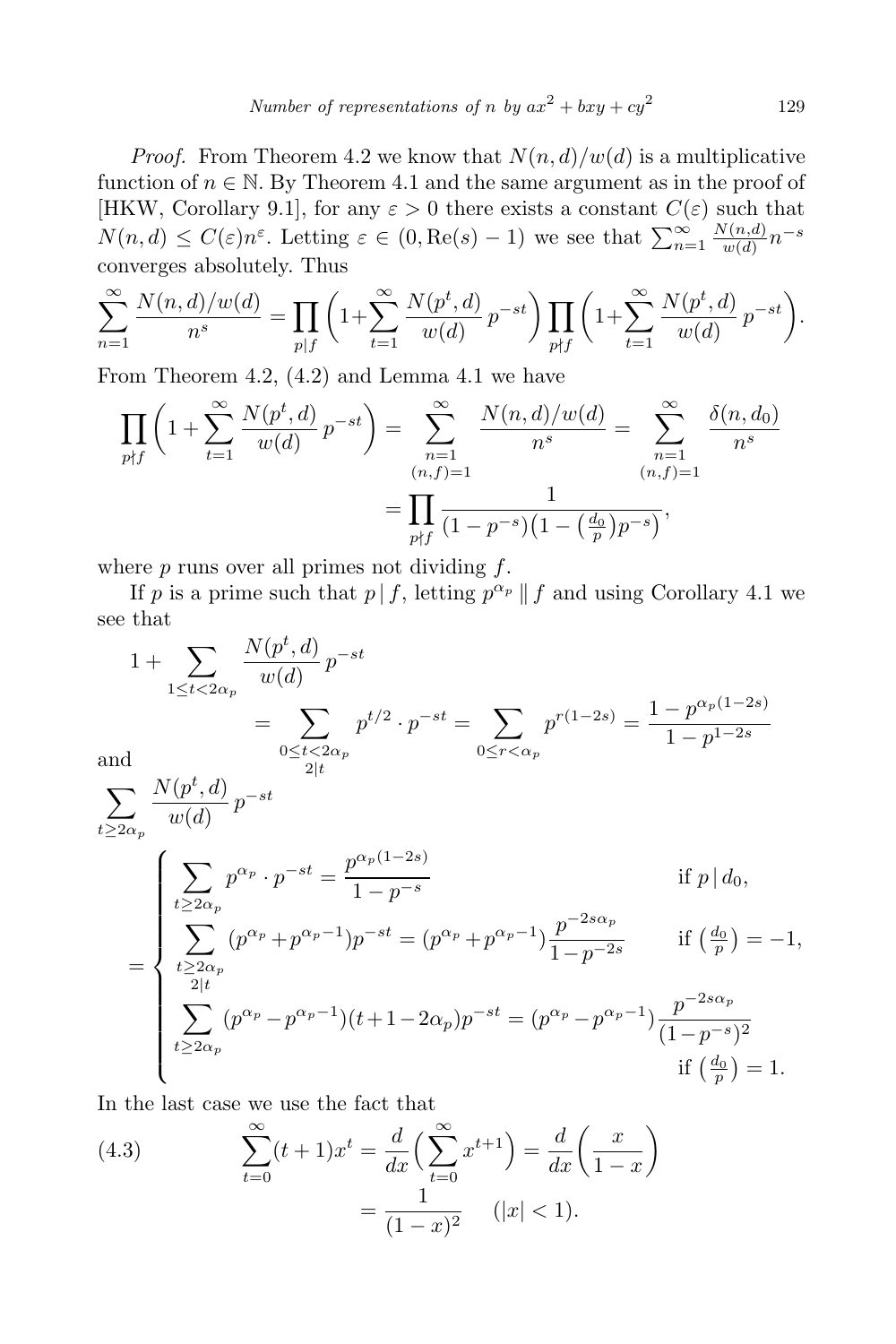*Proof.* From Theorem 4.2 we know that $N(n,d)/w(d)$ is a multiplicative function of $n \in \mathbb{N}$. By Theorem 4.1 and the same argument as in the proof of [HKW, Corollary 9.1], for any $\varepsilon > 0$ there exists a constant $C(\varepsilon)$ such that $N(n,d) \le C(\varepsilon) n^{\varepsilon}$. Letting $\varepsilon \in (0, \mathrm{Re}(s)-1)$ we see that $\sum_{n=1}^{\infty} \frac{N(n,d)}{w(d)} n^{-s}$ converges absolutely. Thus

$$\sum_{n=1}^{\infty} \frac{N(n,d)/w(d)}{n^s} = \prod_{p \mid f} \left(1 + \sum_{t=1}^{\infty} \frac{N(p^t,d)}{w(d)}\, p^{-st}\right) \prod_{p \nmid f} \left(1 + \sum_{t=1}^{\infty} \frac{N(p^t,d)}{w(d)}\, p^{-st}\right).$$

From Theorem 4.2, (4.2) and Lemma 4.1 we have

$$\begin{aligned}
\prod_{p \nmid f} \left(1 + \sum_{t=1}^{\infty} \frac{N(p^t,d)}{w(d)}\, p^{-st}\right) &= \sum_{\substack{n=1 \\ (n,f)=1}}^{\infty} \frac{N(n,d)/w(d)}{n^s} = \sum_{\substack{n=1 \\ (n,f)=1}}^{\infty} \frac{\delta(n,d_0)}{n^s} \\
&= \prod_{p \nmid f} \frac{1}{(1-p^{-s})\big(1 - \big(\frac{d_0}{p}\big) p^{-s}\big)},
\end{aligned}$$

where $p$ runs over all primes not dividing $f$.

If $p$ is a prime such that $p \mid f$, letting $p^{\alpha_p} \parallel f$ and using Corollary 4.1 we see that

$$\begin{aligned}
1 + &\sum_{1 \le t < 2\alpha_p} \frac{N(p^t,d)}{w(d)}\, p^{-st} \\
&= \sum_{\substack{0 \le t < 2\alpha_p \\ 2 \mid t}} p^{t/2} \cdot p^{-st} = \sum_{0 \le r < \alpha_p} p^{r(1-2s)} = \frac{1 - p^{\alpha_p(1-2s)}}{1 - p^{1-2s}}
\end{aligned}$$

and

$$\sum_{t \ge 2\alpha_p} \frac{N(p^t,d)}{w(d)}\, p^{-st}$$

$$= \begin{cases}
\displaystyle\sum_{t \ge 2\alpha_p} p^{\alpha_p} \cdot p^{-st} = \frac{p^{\alpha_p(1-2s)}}{1-p^{-s}} & \text{if } p \mid d_0, \\[2ex]
\displaystyle\sum_{\substack{t \ge 2\alpha_p \\ 2 \mid t}} (p^{\alpha_p} + p^{\alpha_p - 1}) p^{-st} = (p^{\alpha_p} + p^{\alpha_p-1}) \frac{p^{-2s\alpha_p}}{1 - p^{-2s}} & \text{if } \big(\frac{d_0}{p}\big) = -1, \\[2ex]
\displaystyle\sum_{t \ge 2\alpha_p} (p^{\alpha_p} - p^{\alpha_p-1})(t + 1 - 2\alpha_p) p^{-st} = (p^{\alpha_p} - p^{\alpha_p - 1}) \frac{p^{-2s\alpha_p}}{(1-p^{-s})^2} & \\
 & \text{if } \big(\frac{d_0}{p}\big) = 1.
\end{cases}$$

In the last case we use the fact that

$$\tag{4.3} \begin{aligned}
\sum_{t=0}^{\infty} (t+1) x^t &= \frac{d}{dx}\Big(\sum_{t=0}^{\infty} x^{t+1}\Big) = \frac{d}{dx}\left(\frac{x}{1-x}\right) \\
&= \frac{1}{(1-x)^2} \quad (|x| < 1).
\end{aligned}$$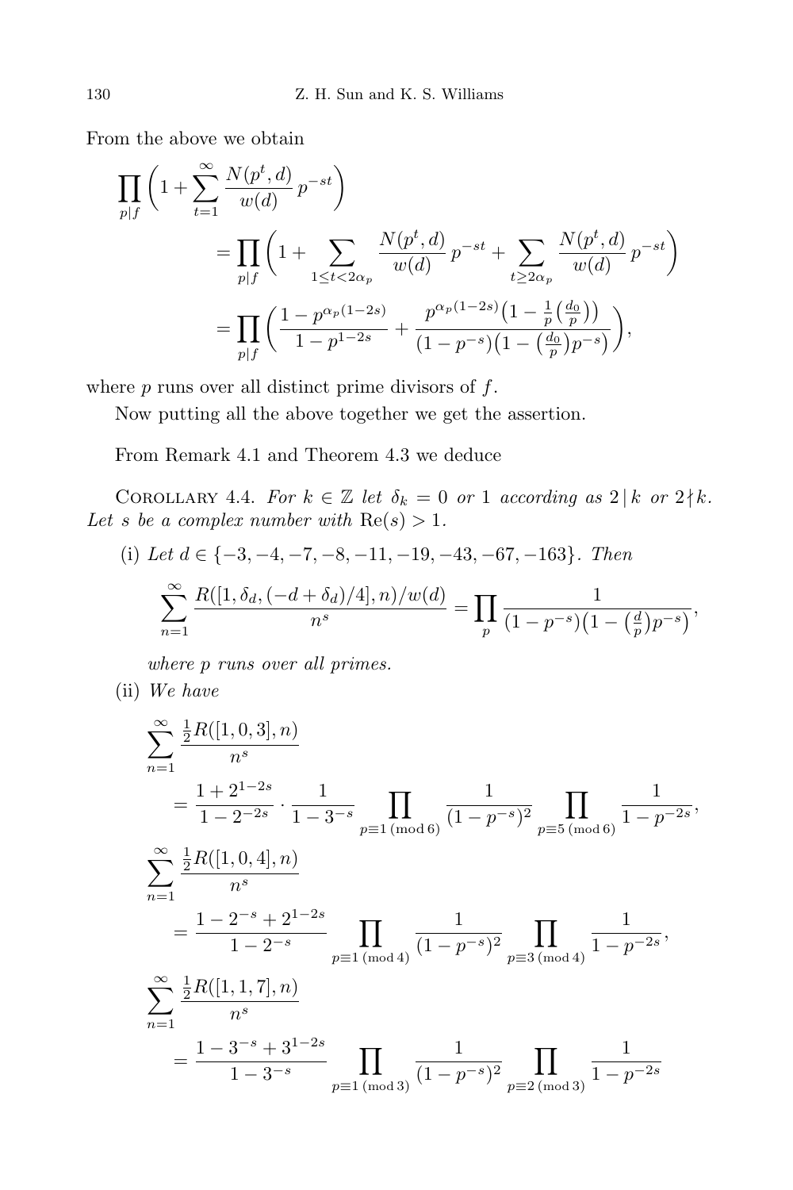From the above we obtain

$$\prod_{p\mid f}\biggl(1+\sum_{t=1}^{\infty}\frac{N(p^t,d)}{w(d)}\,p^{-st}\biggr)$$

$$=\prod_{p\mid f}\biggl(1+\sum_{1\le t<2\alpha_p}\frac{N(p^t,d)}{w(d)}\,p^{-st}+\sum_{t\ge 2\alpha_p}\frac{N(p^t,d)}{w(d)}\,p^{-st}\biggr)$$

$$=\prod_{p\mid f}\biggl(\frac{1-p^{\alpha_p(1-2s)}}{1-p^{1-2s}}+\frac{p^{\alpha_p(1-2s)}\bigl(1-\frac{1}{p}\bigl(\frac{d_0}{p}\bigr)\bigr)}{(1-p^{-s})\bigl(1-\bigl(\frac{d_0}{p}\bigr)p^{-s}\bigr)}\biggr),$$

where $p$ runs over all distinct prime divisors of $f$.

Now putting all the above together we get the assertion.

From Remark 4.1 and Theorem 4.3 we deduce

Corollary 4.4. *For $k\in\mathbb{Z}$ let $\delta_k=0$ or $1$ according as $2\mid k$ or $2\nmid k$. Let $s$ be a complex number with $\mathrm{Re}(s)>1$.*

(i) *Let $d\in\{-3,-4,-7,-8,-11,-19,-43,-67,-163\}$. Then*

$$\sum_{n=1}^{\infty}\frac{R([1,\delta_d,(-d+\delta_d)/4],n)/w(d)}{n^s}=\prod_{p}\frac{1}{(1-p^{-s})\bigl(1-\bigl(\frac{d}{p}\bigr)p^{-s}\bigr)},$$

*where $p$ runs over all primes.*

(ii) *We have*

$$\sum_{n=1}^{\infty}\frac{\frac12 R([1,0,3],n)}{n^s}$$
$$=\frac{1+2^{1-2s}}{1-2^{-2s}}\cdot\frac{1}{1-3^{-s}}\prod_{p\equiv 1\,(\mathrm{mod}\,6)}\frac{1}{(1-p^{-s})^2}\prod_{p\equiv 5\,(\mathrm{mod}\,6)}\frac{1}{1-p^{-2s}},$$

$$\sum_{n=1}^{\infty}\frac{\frac12 R([1,0,4],n)}{n^s}$$
$$=\frac{1-2^{-s}+2^{1-2s}}{1-2^{-s}}\prod_{p\equiv 1\,(\mathrm{mod}\,4)}\frac{1}{(1-p^{-s})^2}\prod_{p\equiv 3\,(\mathrm{mod}\,4)}\frac{1}{1-p^{-2s}},$$

$$\sum_{n=1}^{\infty}\frac{\frac12 R([1,1,7],n)}{n^s}$$
$$=\frac{1-3^{-s}+3^{1-2s}}{1-3^{-s}}\prod_{p\equiv 1\,(\mathrm{mod}\,3)}\frac{1}{(1-p^{-s})^2}\prod_{p\equiv 2\,(\mathrm{mod}\,3)}\frac{1}{1-p^{-2s}}$$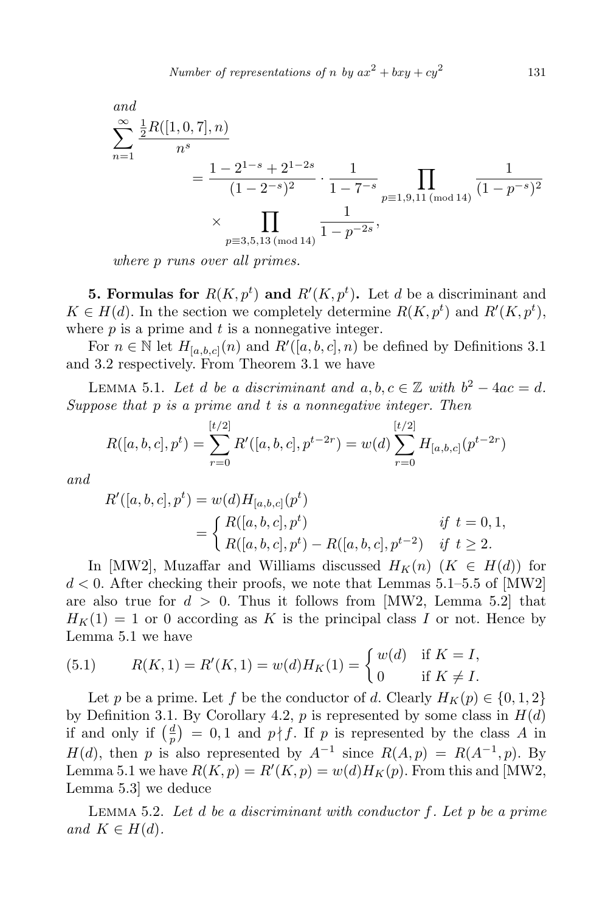*and*

$$\sum_{n=1}^{\infty} \frac{\frac{1}{2}R([1,0,7],n)}{n^s} = \frac{1-2^{1-s}+2^{1-2s}}{(1-2^{-s})^2} \cdot \frac{1}{1-7^{-s}} \prod_{p\equiv 1,9,11 \pmod{14}} \frac{1}{(1-p^{-s})^2} \times \prod_{p\equiv 3,5,13 \pmod{14}} \frac{1}{1-p^{-2s}},$$

*where $p$ runs over all primes.*

**5. Formulas for $R(K,p^t)$ and $R'(K,p^t)$.** Let $d$ be a discriminant and $K \in H(d)$. In the section we completely determine $R(K,p^t)$ and $R'(K,p^t)$, where $p$ is a prime and $t$ is a nonnegative integer.

For $n \in \mathbb{N}$ let $H_{[a,b,c]}(n)$ and $R'([a,b,c],n)$ be defined by Definitions 3.1 and 3.2 respectively. From Theorem 3.1 we have

Lemma 5.1. *Let $d$ be a discriminant and $a,b,c \in \mathbb{Z}$ with $b^2-4ac=d$. Suppose that $p$ is a prime and $t$ is a nonnegative integer. Then*

$$R([a,b,c],p^t) = \sum_{r=0}^{[t/2]} R'([a,b,c],p^{t-2r}) = w(d)\sum_{r=0}^{[t/2]} H_{[a,b,c]}(p^{t-2r})$$

*and*

$$R'([a,b,c],p^t) = w(d)H_{[a,b,c]}(p^t) = \begin{cases} R([a,b,c],p^t) & \text{if } t=0,1, \\ R([a,b,c],p^t) - R([a,b,c],p^{t-2}) & \text{if } t \geq 2. \end{cases}$$

In [MW2], Muzaffar and Williams discussed $H_K(n)$ ($K \in H(d)$) for $d<0$. After checking their proofs, we note that Lemmas 5.1–5.5 of [MW2] are also true for $d>0$. Thus it follows from [MW2, Lemma 5.2] that $H_K(1)=1$ or 0 according as $K$ is the principal class $I$ or not. Hence by Lemma 5.1 we have

$$R(K,1) = R'(K,1) = w(d)H_K(1) = \begin{cases} w(d) & \text{if } K=I, \\ 0 & \text{if } K \neq I. \end{cases} \tag{5.1}$$

Let $p$ be a prime. Let $f$ be the conductor of $d$. Clearly $H_K(p) \in \{0,1,2\}$ by Definition 3.1. By Corollary 4.2, $p$ is represented by some class in $H(d)$ if and only if $\left(\frac{d}{p}\right)=0,1$ and $p \nmid f$. If $p$ is represented by the class $A$ in $H(d)$, then $p$ is also represented by $A^{-1}$ since $R(A,p)=R(A^{-1},p)$. By Lemma 5.1 we have $R(K,p)=R'(K,p)=w(d)H_K(p)$. From this and [MW2, Lemma 5.3] we deduce

Lemma 5.2. *Let $d$ be a discriminant with conductor $f$. Let $p$ be a prime and $K \in H(d)$.*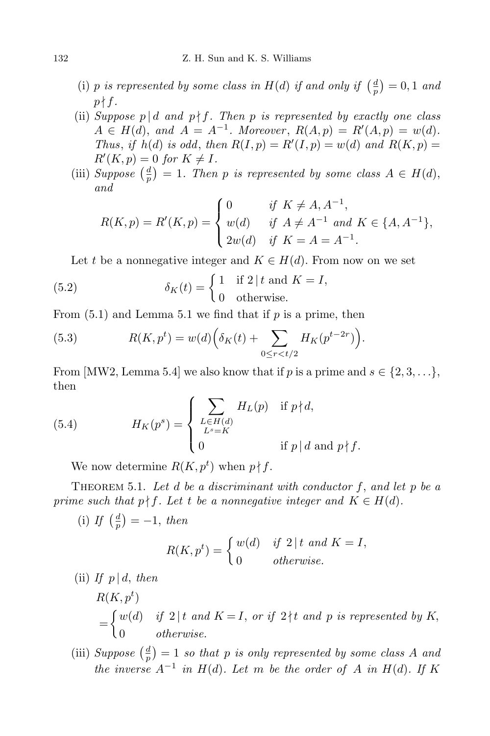(i) *$p$ is represented by some class in $H(d)$ if and only if $\left(\frac{d}{p}\right) = 0, 1$ and $p \nmid f$.*

(ii) *Suppose $p \mid d$ and $p \nmid f$. Then $p$ is represented by exactly one class $A \in H(d)$, and $A = A^{-1}$. Moreover, $R(A,p) = R'(A,p) = w(d)$. Thus, if $h(d)$ is odd, then $R(I,p) = R'(I,p) = w(d)$ and $R(K,p) = R'(K,p) = 0$ for $K \neq I$.*

(iii) *Suppose $\left(\frac{d}{p}\right) = 1$. Then $p$ is represented by some class $A \in H(d)$, and*

$$R(K,p) = R'(K,p) = \begin{cases} 0 & \text{if } K \neq A, A^{-1}, \\ w(d) & \text{if } A \neq A^{-1} \text{ and } K \in \{A, A^{-1}\}, \\ 2w(d) & \text{if } K = A = A^{-1}. \end{cases}$$

Let $t$ be a nonnegative integer and $K \in H(d)$. From now on we set

$$\delta_K(t) = \begin{cases} 1 & \text{if } 2 \mid t \text{ and } K = I, \\ 0 & \text{otherwise.} \end{cases} \tag{5.2}$$

From (5.1) and Lemma 5.1 we find that if $p$ is a prime, then

$$R(K,p^t) = w(d)\Big(\delta_K(t) + \sum_{0 \le r < t/2} H_K(p^{t-2r})\Big). \tag{5.3}$$

From [MW2, Lemma 5.4] we also know that if $p$ is a prime and $s \in \{2, 3, \ldots\}$, then

$$H_K(p^s) = \begin{cases} \displaystyle\sum_{\substack{L \in H(d) \\ L^s = K}} H_L(p) & \text{if } p \nmid d, \\ 0 & \text{if } p \mid d \text{ and } p \nmid f. \end{cases} \tag{5.4}$$

We now determine $R(K,p^t)$ when $p \nmid f$.

Theorem 5.1. *Let $d$ be a discriminant with conductor $f$, and let $p$ be a prime such that $p \nmid f$. Let $t$ be a nonnegative integer and $K \in H(d)$.*

(i) *If $\left(\frac{d}{p}\right) = -1$, then*

$$R(K,p^t) = \begin{cases} w(d) & \text{if } 2 \mid t \text{ and } K = I, \\ 0 & \text{otherwise.} \end{cases}$$

(ii) *If $p \mid d$, then*

$$R(K,p^t) = \begin{cases} w(d) & \text{if } 2 \mid t \text{ and } K = I, \text{ or if } 2 \nmid t \text{ and } p \text{ is represented by } K, \\ 0 & \text{otherwise.} \end{cases}$$

(iii) *Suppose $\left(\frac{d}{p}\right) = 1$ so that $p$ is only represented by some class $A$ and the inverse $A^{-1}$ in $H(d)$. Let $m$ be the order of $A$ in $H(d)$. If $K$*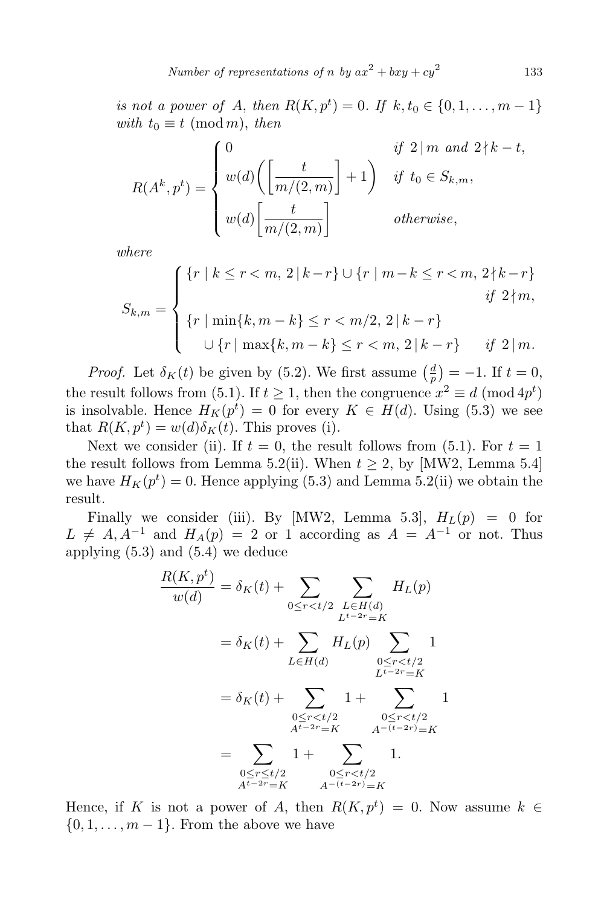*is not a power of $A$, then $R(K,p^t)=0$. If $k,t_0\in\{0,1,\ldots,m-1\}$ with $t_0\equiv t \pmod m$, then*

$$R(A^k,p^t)=\begin{cases}0 & \text{if } 2\mid m \text{ and } 2\nmid k-t,\\ w(d)\Big(\Big[\dfrac{t}{m/(2,m)}\Big]+1\Big) & \text{if } t_0\in S_{k,m},\\ w(d)\Big[\dfrac{t}{m/(2,m)}\Big] & \text{otherwise,}\end{cases}$$

*where*

$$S_{k,m}=\begin{cases}\{r\mid k\le r<m,\ 2\mid k-r\}\cup\{r\mid m-k\le r<m,\ 2\nmid k-r\} & \text{if } 2\nmid m,\\ \{r\mid \min\{k,m-k\}\le r<m/2,\ 2\mid k-r\} & \\ \quad\cup\{r\mid \max\{k,m-k\}\le r<m,\ 2\mid k-r\} & \text{if } 2\mid m.\end{cases}$$

*Proof.* Let $\delta_K(t)$ be given by (5.2). We first assume $\left(\frac{d}{p}\right)=-1$. If $t=0$, the result follows from (5.1). If $t\ge 1$, then the congruence $x^2\equiv d \pmod{4p^t}$ is insolvable. Hence $H_K(p^t)=0$ for every $K\in H(d)$. Using (5.3) we see that $R(K,p^t)=w(d)\delta_K(t)$. This proves (i).

Next we consider (ii). If $t=0$, the result follows from (5.1). For $t=1$ the result follows from Lemma 5.2(ii). When $t\ge 2$, by [MW2, Lemma 5.4] we have $H_K(p^t)=0$. Hence applying (5.3) and Lemma 5.2(ii) we obtain the result.

Finally we consider (iii). By [MW2, Lemma 5.3], $H_L(p)=0$ for $L\ne A,A^{-1}$ and $H_A(p)=2$ or $1$ according as $A=A^{-1}$ or not. Thus applying (5.3) and (5.4) we deduce

$$\begin{aligned}\frac{R(K,p^t)}{w(d)}&=\delta_K(t)+\sum_{0\le r<t/2}\ \sum_{\substack{L\in H(d)\\ L^{t-2r}=K}}H_L(p)\\ &=\delta_K(t)+\sum_{L\in H(d)}H_L(p)\sum_{\substack{0\le r<t/2\\ L^{t-2r}=K}}1\\ &=\delta_K(t)+\sum_{\substack{0\le r<t/2\\ A^{t-2r}=K}}1+\sum_{\substack{0\le r<t/2\\ A^{-(t-2r)}=K}}1\\ &=\sum_{\substack{0\le r\le t/2\\ A^{t-2r}=K}}1+\sum_{\substack{0\le r<t/2\\ A^{-(t-2r)}=K}}1.\end{aligned}$$

Hence, if $K$ is not a power of $A$, then $R(K,p^t)=0$. Now assume $k\in\{0,1,\ldots,m-1\}$. From the above we have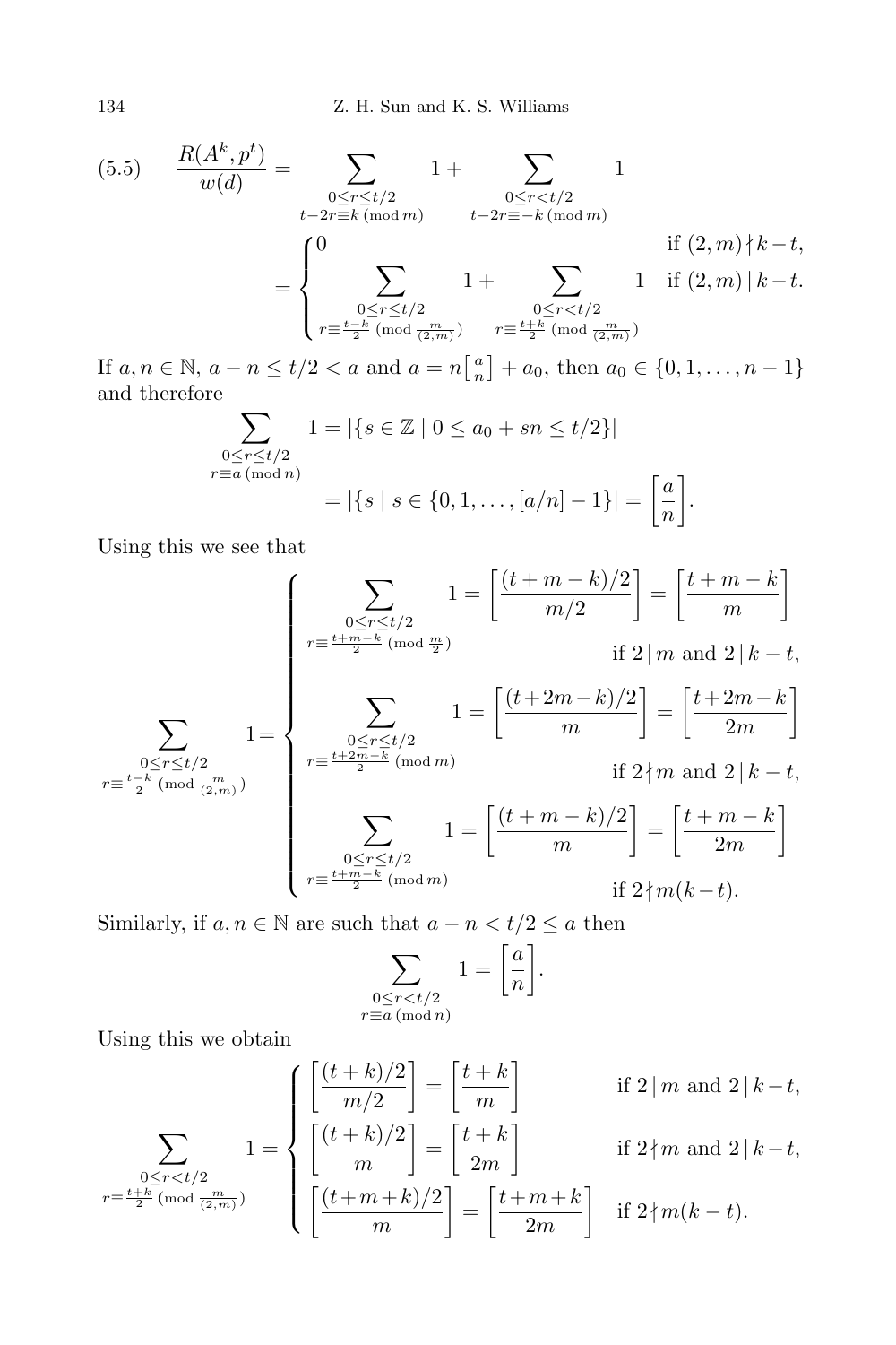$$(5.5)\qquad \frac{R(A^k,p^t)}{w(d)} = \sum_{\substack{0\le r\le t/2\\ t-2r\equiv k \,(\mathrm{mod}\, m)}} 1 + \sum_{\substack{0\le r< t/2\\ t-2r\equiv -k \,(\mathrm{mod}\, m)}} 1$$

$$= \begin{cases} 0 & \text{if } (2,m)\nmid k-t,\\[2mm] \displaystyle\sum_{\substack{0\le r\le t/2\\ r\equiv \frac{t-k}{2}\,(\mathrm{mod}\, \frac{m}{(2,m)})}} 1 + \sum_{\substack{0\le r< t/2\\ r\equiv \frac{t+k}{2}\,(\mathrm{mod}\, \frac{m}{(2,m)})}} 1 & \text{if } (2,m)\mid k-t.\end{cases}$$

If $a,n\in\mathbb{N}$, $a-n\le t/2<a$ and $a=n\left[\frac{a}{n}\right]+a_0$, then $a_0\in\{0,1,\dots,n-1\}$ and therefore

$$\sum_{\substack{0\le r\le t/2\\ r\equiv a\,(\mathrm{mod}\, n)}} 1 = |\{s\in\mathbb{Z}\mid 0\le a_0+sn\le t/2\}|$$

$$= |\{s\mid s\in\{0,1,\dots,[a/n]-1\}| = \left[\frac{a}{n}\right].$$

Using this we see that

$$\sum_{\substack{0\le r\le t/2\\ r\equiv \frac{t-k}{2}\,(\mathrm{mod}\, \frac{m}{(2,m)})}} 1 = \begin{cases} \displaystyle\sum_{\substack{0\le r\le t/2\\ r\equiv \frac{t+m-k}{2}\,(\mathrm{mod}\, \frac{m}{2})}} 1 = \left[\frac{(t+m-k)/2}{m/2}\right] = \left[\frac{t+m-k}{m}\right] & \text{if } 2\mid m \text{ and } 2\mid k-t,\\[2mm] \displaystyle\sum_{\substack{0\le r\le t/2\\ r\equiv \frac{t+2m-k}{2}\,(\mathrm{mod}\, m)}} 1 = \left[\frac{(t+2m-k)/2}{m}\right] = \left[\frac{t+2m-k}{2m}\right] & \text{if } 2\nmid m \text{ and } 2\mid k-t,\\[2mm] \displaystyle\sum_{\substack{0\le r\le t/2\\ r\equiv \frac{t+m-k}{2}\,(\mathrm{mod}\, m)}} 1 = \left[\frac{(t+m-k)/2}{m}\right] = \left[\frac{t+m-k}{2m}\right] & \text{if } 2\nmid m(k-t).\end{cases}$$

Similarly, if $a,n\in\mathbb{N}$ are such that $a-n<t/2\le a$ then

$$\sum_{\substack{0\le r< t/2\\ r\equiv a\,(\mathrm{mod}\, n)}} 1 = \left[\frac{a}{n}\right].$$

Using this we obtain

$$\sum_{\substack{0\le r< t/2\\ r\equiv \frac{t+k}{2}\,(\mathrm{mod}\, \frac{m}{(2,m)})}} 1 = \begin{cases} \left[\frac{(t+k)/2}{m/2}\right] = \left[\frac{t+k}{m}\right] & \text{if } 2\mid m \text{ and } 2\mid k-t,\\[2mm] \left[\frac{(t+k)/2}{m}\right] = \left[\frac{t+k}{2m}\right] & \text{if } 2\nmid m \text{ and } 2\mid k-t,\\[2mm] \left[\frac{(t+m+k)/2}{m}\right] = \left[\frac{t+m+k}{2m}\right] & \text{if } 2\nmid m(k-t).\end{cases}$$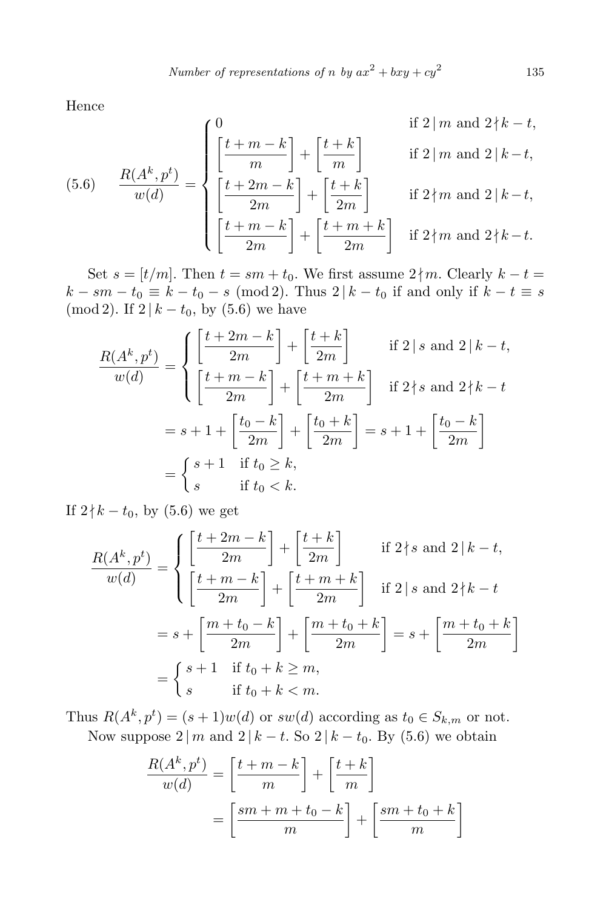Hence

$$
(5.6)\qquad \frac{R(A^k,p^t)}{w(d)}=\begin{cases} 0 & \text{if } 2\mid m \text{ and } 2\nmid k-t,\\ \left[\dfrac{t+m-k}{m}\right]+\left[\dfrac{t+k}{m}\right] & \text{if } 2\mid m \text{ and } 2\mid k-t,\\ \left[\dfrac{t+2m-k}{2m}\right]+\left[\dfrac{t+k}{2m}\right] & \text{if } 2\nmid m \text{ and } 2\mid k-t,\\ \left[\dfrac{t+m-k}{2m}\right]+\left[\dfrac{t+m+k}{2m}\right] & \text{if } 2\nmid m \text{ and } 2\nmid k-t. \end{cases}
$$

Set $s=[t/m]$. Then $t=sm+t_0$. We first assume $2\nmid m$. Clearly $k-t=k-sm-t_0\equiv k-t_0-s \pmod 2$. Thus $2\mid k-t_0$ if and only if $k-t\equiv s \pmod 2$. If $2\mid k-t_0$, by (5.6) we have

$$
\begin{aligned}
\frac{R(A^k,p^t)}{w(d)}&=\begin{cases} \left[\dfrac{t+2m-k}{2m}\right]+\left[\dfrac{t+k}{2m}\right] & \text{if } 2\mid s \text{ and } 2\mid k-t,\\ \left[\dfrac{t+m-k}{2m}\right]+\left[\dfrac{t+m+k}{2m}\right] & \text{if } 2\nmid s \text{ and } 2\nmid k-t \end{cases}\\
&=s+1+\left[\frac{t_0-k}{2m}\right]+\left[\frac{t_0+k}{2m}\right]=s+1+\left[\frac{t_0-k}{2m}\right]\\
&=\begin{cases} s+1 & \text{if } t_0\ge k,\\ s & \text{if } t_0<k. \end{cases}
\end{aligned}
$$

If $2\nmid k-t_0$, by (5.6) we get

$$
\begin{aligned}
\frac{R(A^k,p^t)}{w(d)}&=\begin{cases} \left[\dfrac{t+2m-k}{2m}\right]+\left[\dfrac{t+k}{2m}\right] & \text{if } 2\nmid s \text{ and } 2\mid k-t,\\ \left[\dfrac{t+m-k}{2m}\right]+\left[\dfrac{t+m+k}{2m}\right] & \text{if } 2\mid s \text{ and } 2\nmid k-t \end{cases}\\
&=s+\left[\frac{m+t_0-k}{2m}\right]+\left[\frac{m+t_0+k}{2m}\right]=s+\left[\frac{m+t_0+k}{2m}\right]\\
&=\begin{cases} s+1 & \text{if } t_0+k\ge m,\\ s & \text{if } t_0+k<m. \end{cases}
\end{aligned}
$$

Thus $R(A^k,p^t)=(s+1)w(d)$ or $sw(d)$ according as $t_0\in S_{k,m}$ or not.

Now suppose $2\mid m$ and $2\mid k-t$. So $2\mid k-t_0$. By (5.6) we obtain

$$
\begin{aligned}
\frac{R(A^k,p^t)}{w(d)}&=\left[\frac{t+m-k}{m}\right]+\left[\frac{t+k}{m}\right]\\
&=\left[\frac{sm+m+t_0-k}{m}\right]+\left[\frac{sm+t_0+k}{m}\right]
\end{aligned}
$$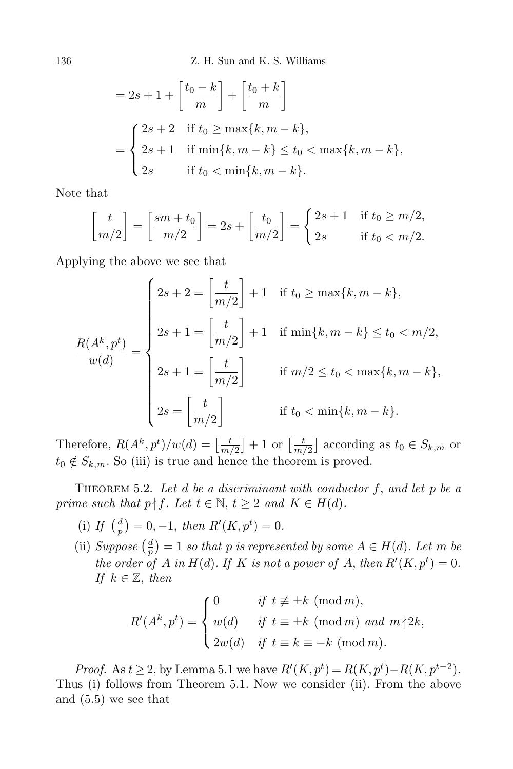$$= 2s + 1 + \left[\frac{t_0 - k}{m}\right] + \left[\frac{t_0 + k}{m}\right]$$

$$= \begin{cases} 2s + 2 & \text{if } t_0 \geq \max\{k, m - k\}, \\ 2s + 1 & \text{if } \min\{k, m - k\} \leq t_0 < \max\{k, m - k\}, \\ 2s & \text{if } t_0 < \min\{k, m - k\}. \end{cases}$$

Note that

$$\left[\frac{t}{m/2}\right] = \left[\frac{sm + t_0}{m/2}\right] = 2s + \left[\frac{t_0}{m/2}\right] = \begin{cases} 2s + 1 & \text{if } t_0 \geq m/2, \\ 2s & \text{if } t_0 < m/2. \end{cases}$$

Applying the above we see that

$$\frac{R(A^k, p^t)}{w(d)} = \begin{cases} 2s + 2 = \left[\dfrac{t}{m/2}\right] + 1 & \text{if } t_0 \geq \max\{k, m - k\}, \\[2ex] 2s + 1 = \left[\dfrac{t}{m/2}\right] + 1 & \text{if } \min\{k, m - k\} \leq t_0 < m/2, \\[2ex] 2s + 1 = \left[\dfrac{t}{m/2}\right] & \text{if } m/2 \leq t_0 < \max\{k, m - k\}, \\[2ex] 2s = \left[\dfrac{t}{m/2}\right] & \text{if } t_0 < \min\{k, m - k\}. \end{cases}$$

Therefore, $R(A^k, p^t)/w(d) = \left[\frac{t}{m/2}\right] + 1$ or $\left[\frac{t}{m/2}\right]$ according as $t_0 \in S_{k,m}$ or $t_0 \notin S_{k,m}$. So (iii) is true and hence the theorem is proved.

Theorem 5.2. *Let $d$ be a discriminant with conductor $f$, and let $p$ be a prime such that $p \nmid f$. Let $t \in \mathbb{N}$, $t \geq 2$ and $K \in H(d)$.*

(i) *If $\left(\frac{d}{p}\right) = 0, -1$, then $R'(K, p^t) = 0$.*

(ii) *Suppose $\left(\frac{d}{p}\right) = 1$ so that $p$ is represented by some $A \in H(d)$. Let $m$ be the order of $A$ in $H(d)$. If $K$ is not a power of $A$, then $R'(K, p^t) = 0$. If $k \in \mathbb{Z}$, then*

$$R'(A^k, p^t) = \begin{cases} 0 & \text{if } t \not\equiv \pm k \pmod{m}, \\ w(d) & \text{if } t \equiv \pm k \pmod{m} \text{ and } m \nmid 2k, \\ 2w(d) & \text{if } t \equiv k \equiv -k \pmod{m}. \end{cases}$$

*Proof.* As $t \geq 2$, by Lemma 5.1 we have $R'(K, p^t) = R(K, p^t) - R(K, p^{t-2})$. Thus (i) follows from Theorem 5.1. Now we consider (ii). From the above and (5.5) we see that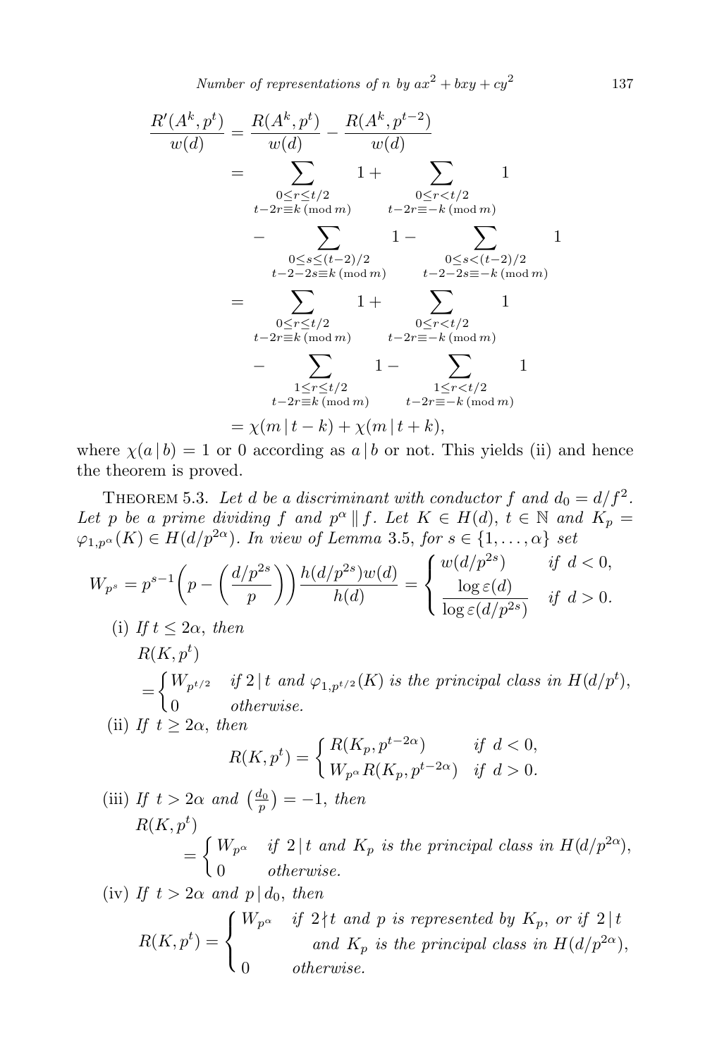$$
\begin{aligned}
\frac{R'(A^k,p^t)}{w(d)} &= \frac{R(A^k,p^t)}{w(d)} - \frac{R(A^k,p^{t-2})}{w(d)} \\
&= \sum_{\substack{0\le r\le t/2 \\ t-2r\equiv k \,(\mathrm{mod}\, m)}} 1 + \sum_{\substack{0\le r< t/2 \\ t-2r\equiv -k \,(\mathrm{mod}\, m)}} 1 \\
&\quad - \sum_{\substack{0\le s\le (t-2)/2 \\ t-2-2s\equiv k \,(\mathrm{mod}\, m)}} 1 - \sum_{\substack{0\le s< (t-2)/2 \\ t-2-2s\equiv -k \,(\mathrm{mod}\, m)}} 1 \\
&= \sum_{\substack{0\le r\le t/2 \\ t-2r\equiv k \,(\mathrm{mod}\, m)}} 1 + \sum_{\substack{0\le r< t/2 \\ t-2r\equiv -k \,(\mathrm{mod}\, m)}} 1 \\
&\quad - \sum_{\substack{1\le r\le t/2 \\ t-2r\equiv k \,(\mathrm{mod}\, m)}} 1 - \sum_{\substack{1\le r< t/2 \\ t-2r\equiv -k \,(\mathrm{mod}\, m)}} 1 \\
&= \chi(m \mid t-k) + \chi(m \mid t+k),
\end{aligned}
$$

where $\chi(a \mid b) = 1$ or 0 according as $a \mid b$ or not. This yields (ii) and hence the theorem is proved.

Theorem 5.3. *Let $d$ be a discriminant with conductor $f$ and $d_0 = d/f^2$. Let $p$ be a prime dividing $f$ and $p^\alpha \,\|\, f$. Let $K \in H(d)$, $t \in \mathbb{N}$ and $K_p = \varphi_{1,p^\alpha}(K) \in H(d/p^{2\alpha})$. In view of Lemma 3.5, for $s \in \{1,\dots,\alpha\}$ set*

$$
W_{p^s} = p^{s-1}\left(p - \left(\frac{d/p^{2s}}{p}\right)\right)\frac{h(d/p^{2s})w(d)}{h(d)} = \begin{cases} w(d/p^{2s}) & \text{if } d<0, \\ \dfrac{\log \varepsilon(d)}{\log \varepsilon(d/p^{2s})} & \text{if } d>0. \end{cases}
$$

(i) *If $t \le 2\alpha$, then*

$$
R(K,p^t) = \begin{cases} W_{p^{t/2}} & \text{if } 2 \mid t \text{ and } \varphi_{1,p^{t/2}}(K) \text{ is the principal class in } H(d/p^t), \\ 0 & \text{otherwise.} \end{cases}
$$

(ii) *If $t \ge 2\alpha$, then*

$$
R(K,p^t) = \begin{cases} R(K_p,p^{t-2\alpha}) & \text{if } d<0, \\ W_{p^\alpha} R(K_p,p^{t-2\alpha}) & \text{if } d>0. \end{cases}
$$

(iii) *If $t > 2\alpha$ and $\left(\frac{d_0}{p}\right) = -1$, then*

$$
R(K,p^t) = \begin{cases} W_{p^\alpha} & \text{if } 2 \mid t \text{ and } K_p \text{ is the principal class in } H(d/p^{2\alpha}), \\ 0 & \text{otherwise.} \end{cases}
$$

(iv) *If $t > 2\alpha$ and $p \mid d_0$, then*

$$
R(K,p^t) = \begin{cases} W_{p^\alpha} & \text{if } 2 \nmid t \text{ and } p \text{ is represented by } K_p, \text{ or if } 2 \mid t \\ & \quad \text{and } K_p \text{ is the principal class in } H(d/p^{2\alpha}), \\ 0 & \text{otherwise.} \end{cases}
$$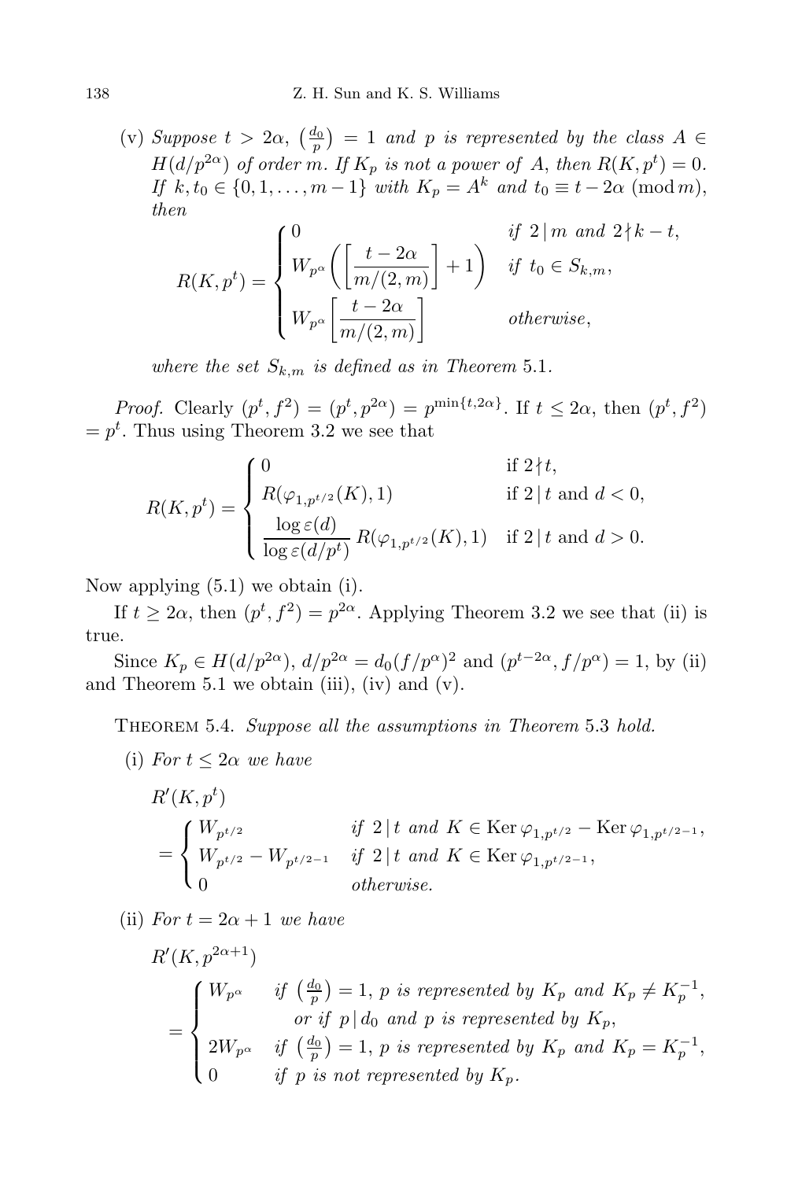(v) *Suppose $t > 2\alpha$, $\left(\frac{d_0}{p}\right) = 1$ and $p$ is represented by the class $A \in H(d/p^{2\alpha})$ of order $m$. If $K_p$ is not a power of $A$, then $R(K, p^t) = 0$. If $k, t_0 \in \{0, 1, \ldots, m-1\}$ with $K_p = A^k$ and $t_0 \equiv t - 2\alpha \pmod m$, then*

$$R(K, p^t) = \begin{cases} 0 & \text{if } 2 \mid m \text{ and } 2 \nmid k - t, \\ W_{p^\alpha}\left(\left[\dfrac{t-2\alpha}{m/(2,m)}\right] + 1\right) & \text{if } t_0 \in S_{k,m}, \\ W_{p^\alpha}\left[\dfrac{t-2\alpha}{m/(2,m)}\right] & \text{otherwise}, \end{cases}$$

*where the set $S_{k,m}$ is defined as in Theorem 5.1.*

*Proof.* Clearly $(p^t, f^2) = (p^t, p^{2\alpha}) = p^{\min\{t, 2\alpha\}}$. If $t \le 2\alpha$, then $(p^t, f^2) = p^t$. Thus using Theorem 3.2 we see that

$$R(K, p^t) = \begin{cases} 0 & \text{if } 2 \nmid t, \\ R(\varphi_{1,p^{t/2}}(K), 1) & \text{if } 2 \mid t \text{ and } d < 0, \\ \dfrac{\log \varepsilon(d)}{\log \varepsilon(d/p^t)}\, R(\varphi_{1,p^{t/2}}(K), 1) & \text{if } 2 \mid t \text{ and } d > 0. \end{cases}$$

Now applying (5.1) we obtain (i).

If $t \ge 2\alpha$, then $(p^t, f^2) = p^{2\alpha}$. Applying Theorem 3.2 we see that (ii) is true.

Since $K_p \in H(d/p^{2\alpha})$, $d/p^{2\alpha} = d_0(f/p^\alpha)^2$ and $(p^{t-2\alpha}, f/p^\alpha) = 1$, by (ii) and Theorem 5.1 we obtain (iii), (iv) and (v).

Theorem 5.4. *Suppose all the assumptions in Theorem 5.3 hold.*

(i) *For $t \le 2\alpha$ we have*

$$R'(K, p^t) = \begin{cases} W_{p^{t/2}} & \text{if } 2 \mid t \text{ and } K \in \operatorname{Ker} \varphi_{1,p^{t/2}} - \operatorname{Ker} \varphi_{1,p^{t/2-1}}, \\ W_{p^{t/2}} - W_{p^{t/2-1}} & \text{if } 2 \mid t \text{ and } K \in \operatorname{Ker} \varphi_{1,p^{t/2-1}}, \\ 0 & \text{otherwise.} \end{cases}$$

(ii) *For $t = 2\alpha + 1$ we have*

$$R'(K, p^{2\alpha+1}) = \begin{cases} W_{p^\alpha} & \text{if } \left(\frac{d_0}{p}\right) = 1,\ p \text{ is represented by } K_p \text{ and } K_p \ne K_p^{-1}, \\ & \quad \text{or if } p \mid d_0 \text{ and } p \text{ is represented by } K_p, \\ 2W_{p^\alpha} & \text{if } \left(\frac{d_0}{p}\right) = 1,\ p \text{ is represented by } K_p \text{ and } K_p = K_p^{-1}, \\ 0 & \text{if } p \text{ is not represented by } K_p. \end{cases}$$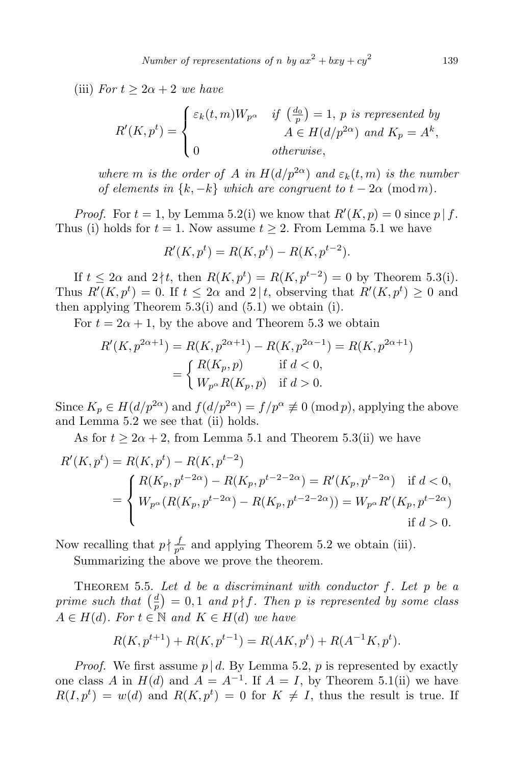(iii) *For* $t \ge 2\alpha + 2$ *we have*

$$R'(K, p^t) = \begin{cases} \varepsilon_k(t, m) W_{p^\alpha} & \text{if } \left(\frac{d_0}{p}\right) = 1,\ p \text{ is represented by} \\ & \qquad A \in H(d/p^{2\alpha}) \text{ and } K_p = A^k, \\ 0 & \text{otherwise}, \end{cases}$$

*where* $m$ *is the order of* $A$ *in* $H(d/p^{2\alpha})$ *and* $\varepsilon_k(t, m)$ *is the number of elements in* $\{k, -k\}$ *which are congruent to* $t - 2\alpha \pmod m$.

*Proof.* For $t = 1$, by Lemma 5.2(i) we know that $R'(K, p) = 0$ since $p \mid f$. Thus (i) holds for $t = 1$. Now assume $t \ge 2$. From Lemma 5.1 we have

$$R'(K, p^t) = R(K, p^t) - R(K, p^{t-2}).$$

If $t \le 2\alpha$ and $2 \nmid t$, then $R(K, p^t) = R(K, p^{t-2}) = 0$ by Theorem 5.3(i). Thus $R'(K, p^t) = 0$. If $t \le 2\alpha$ and $2 \mid t$, observing that $R'(K, p^t) \ge 0$ and then applying Theorem 5.3(i) and (5.1) we obtain (i).

For $t = 2\alpha + 1$, by the above and Theorem 5.3 we obtain

$$\begin{aligned} R'(K, p^{2\alpha+1}) &= R(K, p^{2\alpha+1}) - R(K, p^{2\alpha-1}) = R(K, p^{2\alpha+1}) \\ &= \begin{cases} R(K_p, p) & \text{if } d < 0, \\ W_{p^\alpha} R(K_p, p) & \text{if } d > 0. \end{cases} \end{aligned}$$

Since $K_p \in H(d/p^{2\alpha})$ and $f(d/p^{2\alpha}) = f/p^\alpha \not\equiv 0 \pmod p$, applying the above and Lemma 5.2 we see that (ii) holds.

As for $t \ge 2\alpha + 2$, from Lemma 5.1 and Theorem 5.3(ii) we have

$$\begin{aligned} R'(K, p^t) &= R(K, p^t) - R(K, p^{t-2}) \\ &= \begin{cases} R(K_p, p^{t-2\alpha}) - R(K_p, p^{t-2-2\alpha}) = R'(K_p, p^{t-2\alpha}) & \text{if } d < 0, \\ W_{p^\alpha}(R(K_p, p^{t-2\alpha}) - R(K_p, p^{t-2-2\alpha})) = W_{p^\alpha} R'(K_p, p^{t-2\alpha}) & \\ & \text{if } d > 0. \end{cases} \end{aligned}$$

Now recalling that $p \nmid \frac{f}{p^\alpha}$ and applying Theorem 5.2 we obtain (iii).

Summarizing the above we prove the theorem.

Theorem 5.5. *Let* $d$ *be a discriminant with conductor* $f$. *Let* $p$ *be a prime such that* $\left(\frac{d}{p}\right) = 0, 1$ *and* $p \nmid f$. *Then* $p$ *is represented by some class* $A \in H(d)$. *For* $t \in \mathbb{N}$ *and* $K \in H(d)$ *we have*

$$R(K, p^{t+1}) + R(K, p^{t-1}) = R(AK, p^t) + R(A^{-1}K, p^t).$$

*Proof.* We first assume $p \mid d$. By Lemma 5.2, $p$ is represented by exactly one class $A$ in $H(d)$ and $A = A^{-1}$. If $A = I$, by Theorem 5.1(ii) we have $R(I, p^t) = w(d)$ and $R(K, p^t) = 0$ for $K \ne I$, thus the result is true. If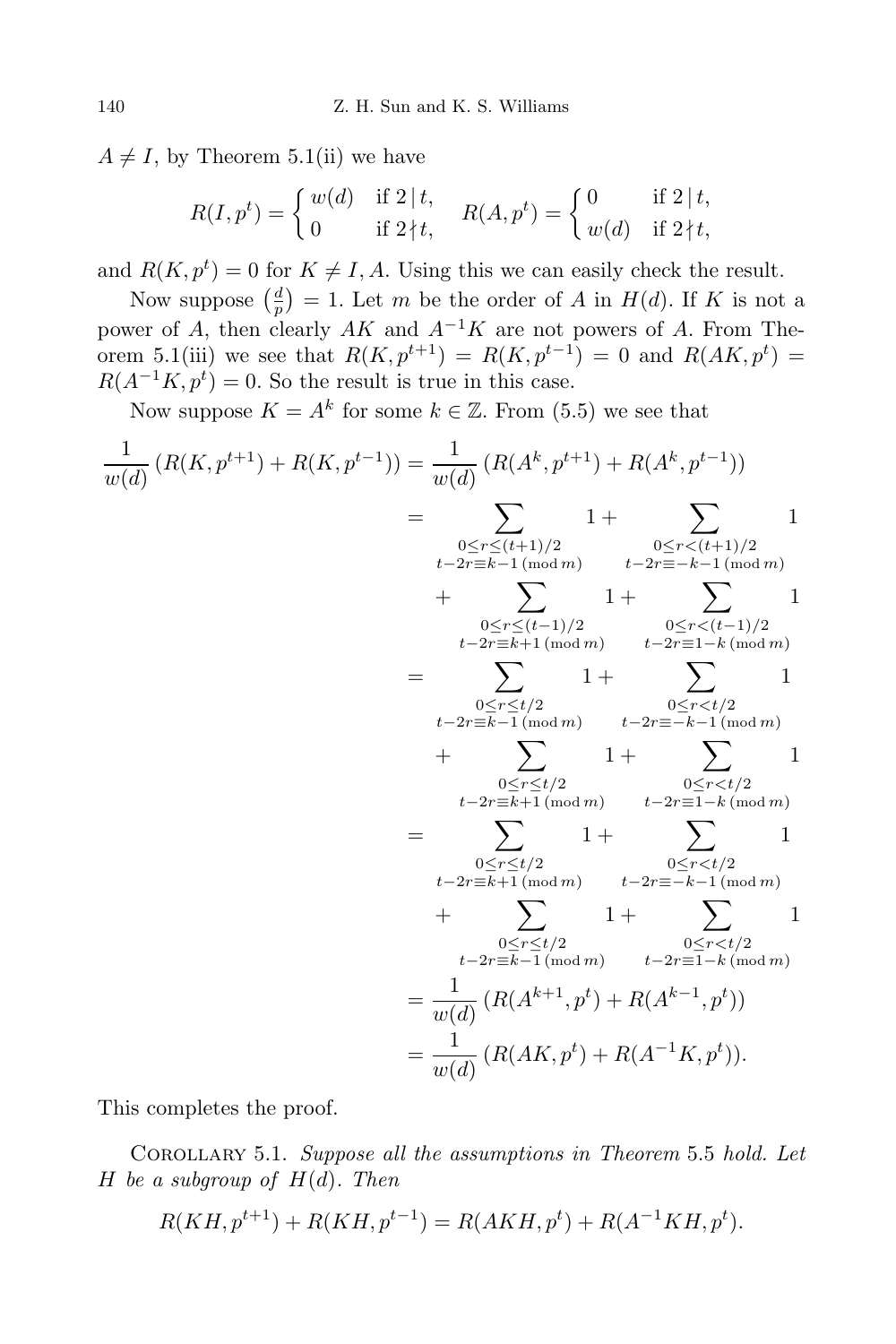$A \neq I$, by Theorem 5.1(ii) we have

$$R(I,p^t)=\begin{cases} w(d) & \text{if } 2\mid t,\\ 0 & \text{if } 2\nmid t,\end{cases}\qquad R(A,p^t)=\begin{cases} 0 & \text{if } 2\mid t,\\ w(d) & \text{if } 2\nmid t,\end{cases}$$

and $R(K,p^t)=0$ for $K\neq I,A$. Using this we can easily check the result.

Now suppose $\left(\frac{d}{p}\right)=1$. Let $m$ be the order of $A$ in $H(d)$. If $K$ is not a power of $A$, then clearly $AK$ and $A^{-1}K$ are not powers of $A$. From Theorem 5.1(iii) we see that $R(K,p^{t+1})=R(K,p^{t-1})=0$ and $R(AK,p^t)=R(A^{-1}K,p^t)=0$. So the result is true in this case.

Now suppose $K=A^k$ for some $k\in\mathbb{Z}$. From (5.5) we see that

$$\begin{aligned}
\frac{1}{w(d)}\,(R(K,p^{t+1})+R(K,p^{t-1})) &= \frac{1}{w(d)}\,(R(A^k,p^{t+1})+R(A^k,p^{t-1}))\\
&= \sum_{\substack{0\le r\le (t+1)/2\\ t-2r\equiv k-1\ (\mathrm{mod}\ m)}} 1 + \sum_{\substack{0\le r<(t+1)/2\\ t-2r\equiv -k-1\ (\mathrm{mod}\ m)}} 1\\
&\quad + \sum_{\substack{0\le r\le (t-1)/2\\ t-2r\equiv k+1\ (\mathrm{mod}\ m)}} 1 + \sum_{\substack{0\le r<(t-1)/2\\ t-2r\equiv 1-k\ (\mathrm{mod}\ m)}} 1\\
&= \sum_{\substack{0\le r\le t/2\\ t-2r\equiv k-1\ (\mathrm{mod}\ m)}} 1 + \sum_{\substack{0\le r<t/2\\ t-2r\equiv -k-1\ (\mathrm{mod}\ m)}} 1\\
&\quad + \sum_{\substack{0\le r\le t/2\\ t-2r\equiv k+1\ (\mathrm{mod}\ m)}} 1 + \sum_{\substack{0\le r<t/2\\ t-2r\equiv 1-k\ (\mathrm{mod}\ m)}} 1\\
&= \sum_{\substack{0\le r\le t/2\\ t-2r\equiv k+1\ (\mathrm{mod}\ m)}} 1 + \sum_{\substack{0\le r<t/2\\ t-2r\equiv -k-1\ (\mathrm{mod}\ m)}} 1\\
&\quad + \sum_{\substack{0\le r\le t/2\\ t-2r\equiv k-1\ (\mathrm{mod}\ m)}} 1 + \sum_{\substack{0\le r<t/2\\ t-2r\equiv 1-k\ (\mathrm{mod}\ m)}} 1\\
&= \frac{1}{w(d)}\,(R(A^{k+1},p^t)+R(A^{k-1},p^t))\\
&= \frac{1}{w(d)}\,(R(AK,p^t)+R(A^{-1}K,p^t)).
\end{aligned}$$

This completes the proof.

Corollary 5.1. *Suppose all the assumptions in Theorem* 5.5 *hold. Let $H$ be a subgroup of $H(d)$. Then*

$$R(KH,p^{t+1})+R(KH,p^{t-1})=R(AKH,p^t)+R(A^{-1}KH,p^t).$$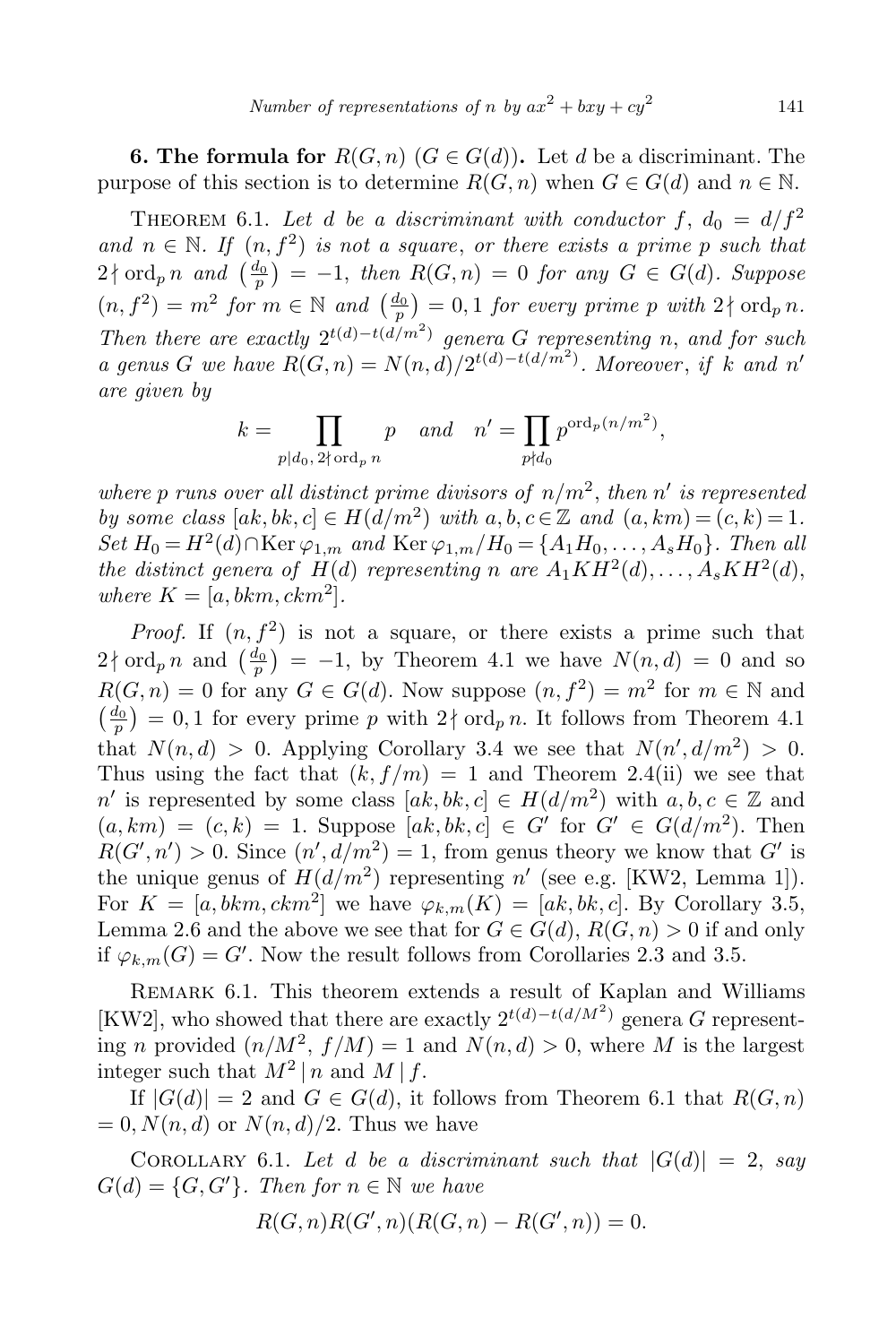**6. The formula for $R(G,n)$ ($G \in G(d)$).** Let $d$ be a discriminant. The purpose of this section is to determine $R(G,n)$ when $G \in G(d)$ and $n \in \mathbb{N}$.

THEOREM 6.1. *Let $d$ be a discriminant with conductor $f$, $d_0 = d/f^2$ and $n \in \mathbb{N}$. If $(n, f^2)$ is not a square, or there exists a prime $p$ such that $2 \nmid \operatorname{ord}_p n$ and $\left(\frac{d_0}{p}\right) = -1$, then $R(G,n) = 0$ for any $G \in G(d)$. Suppose $(n, f^2) = m^2$ for $m \in \mathbb{N}$ and $\left(\frac{d_0}{p}\right) = 0, 1$ for every prime $p$ with $2 \nmid \operatorname{ord}_p n$. Then there are exactly $2^{t(d)-t(d/m^2)}$ genera $G$ representing $n$, and for such a genus $G$ we have $R(G,n) = N(n,d)/2^{t(d)-t(d/m^2)}$. Moreover, if $k$ and $n'$ are given by*

$$k = \prod_{p \mid d_0,\, 2 \nmid \operatorname{ord}_p n} p \quad \text{and} \quad n' = \prod_{p \nmid d_0} p^{\operatorname{ord}_p(n/m^2)},$$

*where $p$ runs over all distinct prime divisors of $n/m^2$, then $n'$ is represented by some class $[ak, bk, c] \in H(d/m^2)$ with $a, b, c \in \mathbb{Z}$ and $(a, km) = (c, k) = 1$. Set $H_0 = H^2(d) \cap \operatorname{Ker} \varphi_{1,m}$ and $\operatorname{Ker} \varphi_{1,m}/H_0 = \{A_1 H_0, \ldots, A_s H_0\}$. Then all the distinct genera of $H(d)$ representing $n$ are $A_1 K H^2(d), \ldots, A_s K H^2(d)$, where $K = [a, bkm, ckm^2]$.*

*Proof.* If $(n, f^2)$ is not a square, or there exists a prime such that $2 \nmid \operatorname{ord}_p n$ and $\left(\frac{d_0}{p}\right) = -1$, by Theorem 4.1 we have $N(n,d) = 0$ and so $R(G,n) = 0$ for any $G \in G(d)$. Now suppose $(n, f^2) = m^2$ for $m \in \mathbb{N}$ and $\left(\frac{d_0}{p}\right) = 0, 1$ for every prime $p$ with $2 \nmid \operatorname{ord}_p n$. It follows from Theorem 4.1 that $N(n,d) > 0$. Applying Corollary 3.4 we see that $N(n', d/m^2) > 0$. Thus using the fact that $(k, f/m) = 1$ and Theorem 2.4(ii) we see that $n'$ is represented by some class $[ak, bk, c] \in H(d/m^2)$ with $a, b, c \in \mathbb{Z}$ and $(a, km) = (c, k) = 1$. Suppose $[ak, bk, c] \in G'$ for $G' \in G(d/m^2)$. Then $R(G', n') > 0$. Since $(n', d/m^2) = 1$, from genus theory we know that $G'$ is the unique genus of $H(d/m^2)$ representing $n'$ (see e.g. [KW2, Lemma 1]). For $K = [a, bkm, ckm^2]$ we have $\varphi_{k,m}(K) = [ak, bk, c]$. By Corollary 3.5, Lemma 2.6 and the above we see that for $G \in G(d)$, $R(G,n) > 0$ if and only if $\varphi_{k,m}(G) = G'$. Now the result follows from Corollaries 2.3 and 3.5.

REMARK 6.1. This theorem extends a result of Kaplan and Williams [KW2], who showed that there are exactly $2^{t(d)-t(d/M^2)}$ genera $G$ representing $n$ provided $(n/M^2, f/M) = 1$ and $N(n,d) > 0$, where $M$ is the largest integer such that $M^2 \mid n$ and $M \mid f$.

If $|G(d)| = 2$ and $G \in G(d)$, it follows from Theorem 6.1 that $R(G,n) = 0, N(n,d)$ or $N(n,d)/2$. Thus we have

COROLLARY 6.1. *Let $d$ be a discriminant such that $|G(d)| = 2$, say $G(d) = \{G, G'\}$. Then for $n \in \mathbb{N}$ we have*

$$R(G,n) R(G',n) (R(G,n) - R(G',n)) = 0.$$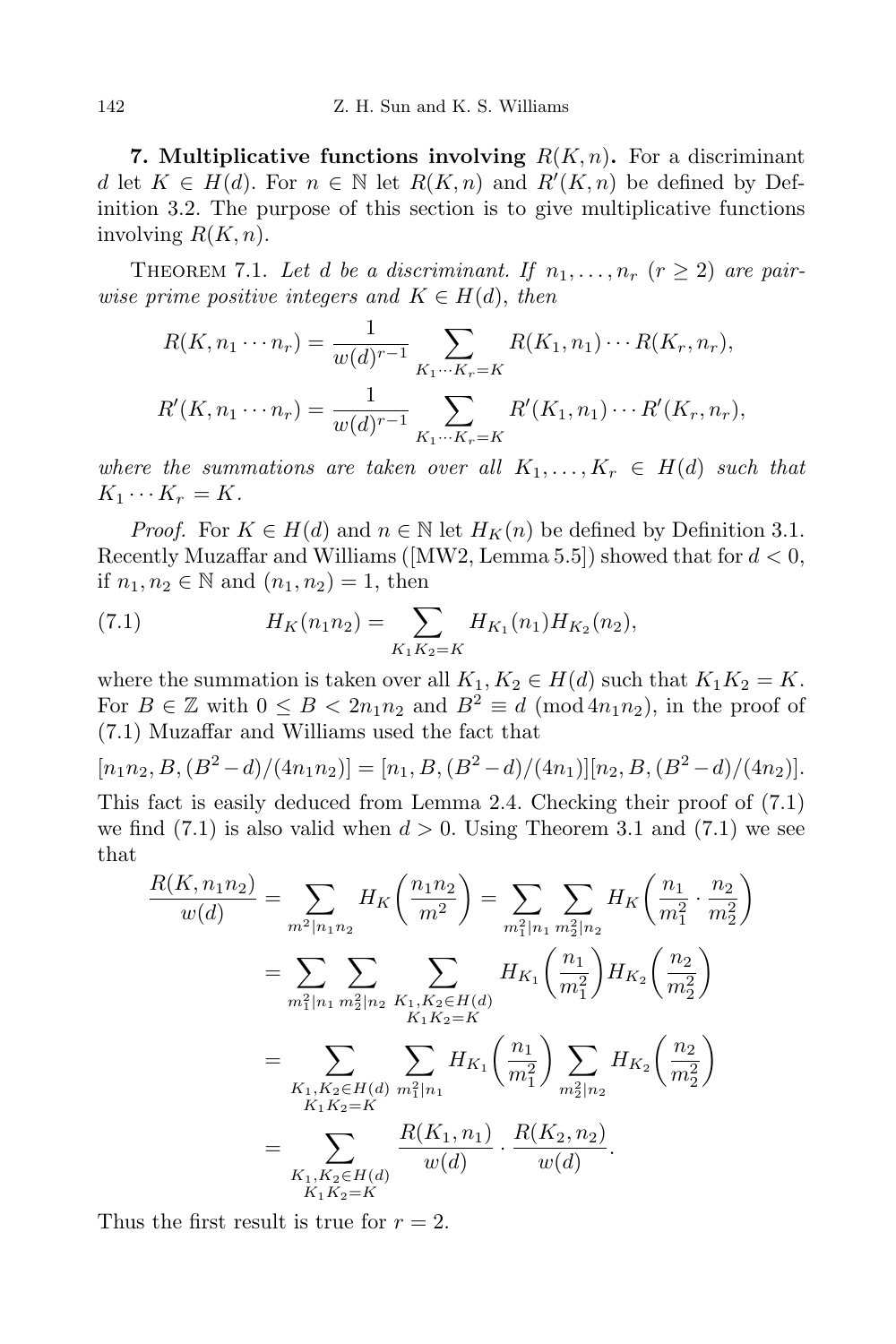**7. Multiplicative functions involving $R(K, n)$.** For a discriminant $d$ let $K \in H(d)$. For $n \in \mathbb{N}$ let $R(K, n)$ and $R'(K, n)$ be defined by Definition 3.2. The purpose of this section is to give multiplicative functions involving $R(K, n)$.

THEOREM 7.1. *Let $d$ be a discriminant. If $n_1, \ldots, n_r$ $(r \geq 2)$ are pairwise prime positive integers and $K \in H(d)$, then*

$$R(K, n_1 \cdots n_r) = \frac{1}{w(d)^{r-1}} \sum_{K_1 \cdots K_r = K} R(K_1, n_1) \cdots R(K_r, n_r),$$

$$R'(K, n_1 \cdots n_r) = \frac{1}{w(d)^{r-1}} \sum_{K_1 \cdots K_r = K} R'(K_1, n_1) \cdots R'(K_r, n_r),$$

*where the summations are taken over all $K_1, \ldots, K_r \in H(d)$ such that $K_1 \cdots K_r = K$.*

*Proof.* For $K \in H(d)$ and $n \in \mathbb{N}$ let $H_K(n)$ be defined by Definition 3.1. Recently Muzaffar and Williams ([MW2, Lemma 5.5]) showed that for $d < 0$, if $n_1, n_2 \in \mathbb{N}$ and $(n_1, n_2) = 1$, then

$$H_K(n_1 n_2) = \sum_{K_1 K_2 = K} H_{K_1}(n_1) H_{K_2}(n_2), \tag{7.1}$$

where the summation is taken over all $K_1, K_2 \in H(d)$ such that $K_1 K_2 = K$. For $B \in \mathbb{Z}$ with $0 \leq B < 2n_1 n_2$ and $B^2 \equiv d \pmod{4n_1 n_2}$, in the proof of (7.1) Muzaffar and Williams used the fact that

$$[n_1 n_2, B, (B^2 - d)/(4n_1 n_2)] = [n_1, B, (B^2 - d)/(4n_1)][n_2, B, (B^2 - d)/(4n_2)].$$

This fact is easily deduced from Lemma 2.4. Checking their proof of (7.1) we find (7.1) is also valid when $d > 0$. Using Theorem 3.1 and (7.1) we see that

$$\begin{aligned}
\frac{R(K, n_1 n_2)}{w(d)} &= \sum_{m^2 \mid n_1 n_2} H_K\left(\frac{n_1 n_2}{m^2}\right) = \sum_{m_1^2 \mid n_1} \sum_{m_2^2 \mid n_2} H_K\left(\frac{n_1}{m_1^2} \cdot \frac{n_2}{m_2^2}\right) \\
&= \sum_{m_1^2 \mid n_1} \sum_{m_2^2 \mid n_2} \sum_{\substack{K_1, K_2 \in H(d) \\ K_1 K_2 = K}} H_{K_1}\left(\frac{n_1}{m_1^2}\right) H_{K_2}\left(\frac{n_2}{m_2^2}\right) \\
&= \sum_{\substack{K_1, K_2 \in H(d) \\ K_1 K_2 = K}} \sum_{m_1^2 \mid n_1} H_{K_1}\left(\frac{n_1}{m_1^2}\right) \sum_{m_2^2 \mid n_2} H_{K_2}\left(\frac{n_2}{m_2^2}\right) \\
&= \sum_{\substack{K_1, K_2 \in H(d) \\ K_1 K_2 = K}} \frac{R(K_1, n_1)}{w(d)} \cdot \frac{R(K_2, n_2)}{w(d)}.
\end{aligned}$$

Thus the first result is true for $r = 2$.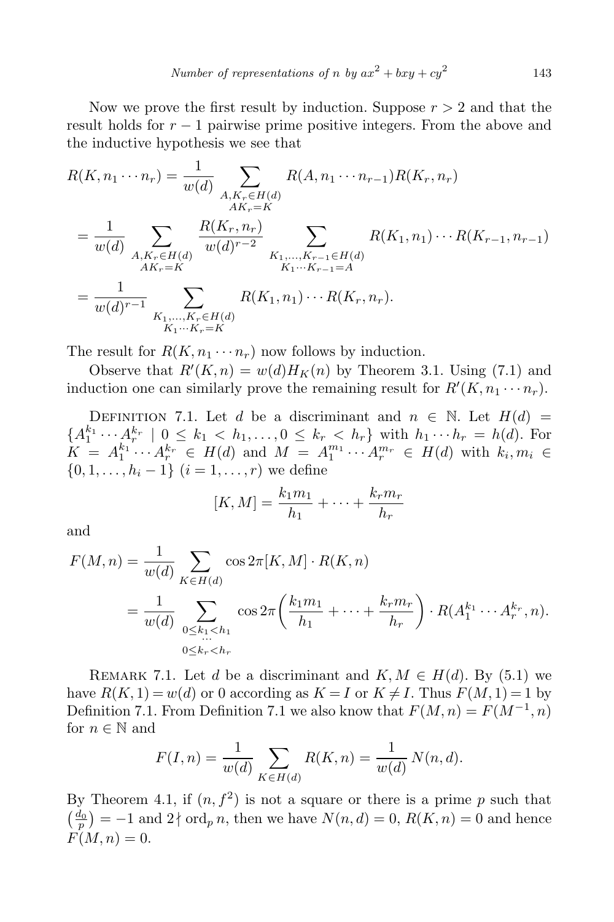Now we prove the first result by induction. Suppose $r > 2$ and that the result holds for $r-1$ pairwise prime positive integers. From the above and the inductive hypothesis we see that

$$
\begin{aligned}
R(K, n_1 \cdots n_r) &= \frac{1}{w(d)} \sum_{\substack{A, K_r \in H(d) \\ AK_r = K}} R(A, n_1 \cdots n_{r-1}) R(K_r, n_r) \\
&= \frac{1}{w(d)} \sum_{\substack{A, K_r \in H(d) \\ AK_r = K}} \frac{R(K_r, n_r)}{w(d)^{r-2}} \sum_{\substack{K_1, \ldots, K_{r-1} \in H(d) \\ K_1 \cdots K_{r-1} = A}} R(K_1, n_1) \cdots R(K_{r-1}, n_{r-1}) \\
&= \frac{1}{w(d)^{r-1}} \sum_{\substack{K_1, \ldots, K_r \in H(d) \\ K_1 \cdots K_r = K}} R(K_1, n_1) \cdots R(K_r, n_r).
\end{aligned}
$$

The result for $R(K, n_1 \cdots n_r)$ now follows by induction.

Observe that $R'(K, n) = w(d) H_K(n)$ by Theorem 3.1. Using (7.1) and induction one can similarly prove the remaining result for $R'(K, n_1 \cdots n_r)$.

Definition 7.1. Let $d$ be a discriminant and $n \in \mathbb{N}$. Let $H(d) = \{A_1^{k_1} \cdots A_r^{k_r} \mid 0 \le k_1 < h_1, \ldots, 0 \le k_r < h_r\}$ with $h_1 \cdots h_r = h(d)$. For $K = A_1^{k_1} \cdots A_r^{k_r} \in H(d)$ and $M = A_1^{m_1} \cdots A_r^{m_r} \in H(d)$ with $k_i, m_i \in \{0, 1, \ldots, h_i - 1\}$ $(i = 1, \ldots, r)$ we define

$$
[K, M] = \frac{k_1 m_1}{h_1} + \cdots + \frac{k_r m_r}{h_r}
$$

and

$$
\begin{aligned}
F(M, n) &= \frac{1}{w(d)} \sum_{K \in H(d)} \cos 2\pi [K, M] \cdot R(K, n) \\
&= \frac{1}{w(d)} \sum_{\substack{0 \le k_1 < h_1 \\ \cdots \\ 0 \le k_r < h_r}} \cos 2\pi \left( \frac{k_1 m_1}{h_1} + \cdots + \frac{k_r m_r}{h_r} \right) \cdot R(A_1^{k_1} \cdots A_r^{k_r}, n).
\end{aligned}
$$

Remark 7.1. Let $d$ be a discriminant and $K, M \in H(d)$. By (5.1) we have $R(K, 1) = w(d)$ or $0$ according as $K = I$ or $K \neq I$. Thus $F(M, 1) = 1$ by Definition 7.1. From Definition 7.1 we also know that $F(M, n) = F(M^{-1}, n)$ for $n \in \mathbb{N}$ and

$$
F(I, n) = \frac{1}{w(d)} \sum_{K \in H(d)} R(K, n) = \frac{1}{w(d)} N(n, d).
$$

By Theorem 4.1, if $(n, f^2)$ is not a square or there is a prime $p$ such that $\left(\frac{d_0}{p}\right) = -1$ and $2 \nmid \operatorname{ord}_p n$, then we have $N(n, d) = 0$, $R(K, n) = 0$ and hence $F(M, n) = 0$.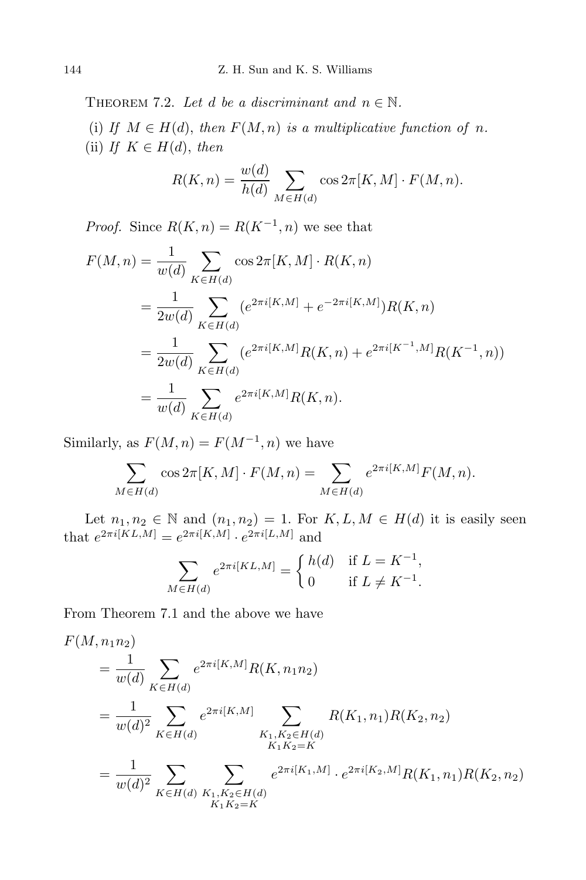Theorem 7.2. *Let $d$ be a discriminant and $n \in \mathbb{N}$.*

(i) *If $M \in H(d)$, then $F(M,n)$ is a multiplicative function of $n$.*

(ii) *If $K \in H(d)$, then*

$$R(K,n) = \frac{w(d)}{h(d)} \sum_{M \in H(d)} \cos 2\pi[K,M] \cdot F(M,n).$$

*Proof.* Since $R(K,n) = R(K^{-1},n)$ we see that

$$\begin{aligned}
F(M,n) &= \frac{1}{w(d)} \sum_{K \in H(d)} \cos 2\pi[K,M] \cdot R(K,n) \\
&= \frac{1}{2w(d)} \sum_{K \in H(d)} (e^{2\pi i[K,M]} + e^{-2\pi i[K,M]}) R(K,n) \\
&= \frac{1}{2w(d)} \sum_{K \in H(d)} (e^{2\pi i[K,M]} R(K,n) + e^{2\pi i[K^{-1},M]} R(K^{-1},n)) \\
&= \frac{1}{w(d)} \sum_{K \in H(d)} e^{2\pi i[K,M]} R(K,n).
\end{aligned}$$

Similarly, as $F(M,n) = F(M^{-1},n)$ we have

$$\sum_{M \in H(d)} \cos 2\pi[K,M] \cdot F(M,n) = \sum_{M \in H(d)} e^{2\pi i[K,M]} F(M,n).$$

Let $n_1, n_2 \in \mathbb{N}$ and $(n_1,n_2) = 1$. For $K, L, M \in H(d)$ it is easily seen that $e^{2\pi i[KL,M]} = e^{2\pi i[K,M]} \cdot e^{2\pi i[L,M]}$ and

$$\sum_{M \in H(d)} e^{2\pi i[KL,M]} = \begin{cases} h(d) & \text{if } L = K^{-1}, \\ 0 & \text{if } L \neq K^{-1}. \end{cases}$$

From Theorem 7.1 and the above we have

$$\begin{aligned}
&F(M, n_1 n_2) \\
&\quad = \frac{1}{w(d)} \sum_{K \in H(d)} e^{2\pi i[K,M]} R(K, n_1 n_2) \\
&\quad = \frac{1}{w(d)^2} \sum_{K \in H(d)} e^{2\pi i[K,M]} \sum_{\substack{K_1, K_2 \in H(d) \\ K_1 K_2 = K}} R(K_1, n_1) R(K_2, n_2) \\
&\quad = \frac{1}{w(d)^2} \sum_{K \in H(d)} \sum_{\substack{K_1, K_2 \in H(d) \\ K_1 K_2 = K}} e^{2\pi i[K_1,M]} \cdot e^{2\pi i[K_2,M]} R(K_1, n_1) R(K_2, n_2)
\end{aligned}$$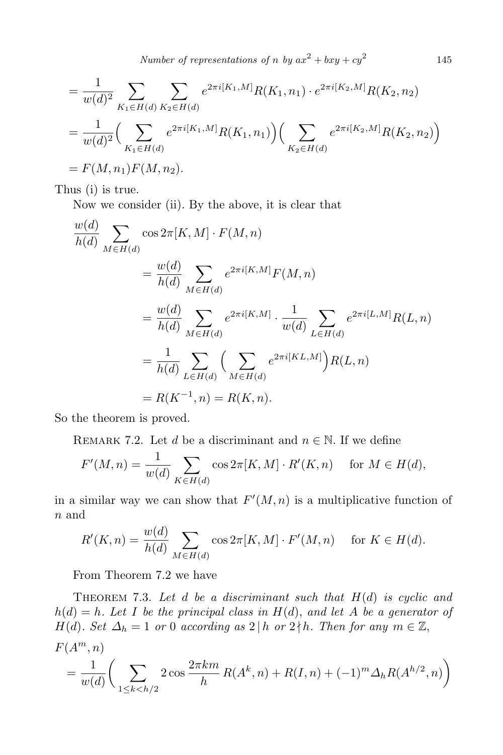$$= \frac{1}{w(d)^2} \sum_{K_1 \in H(d)} \sum_{K_2 \in H(d)} e^{2\pi i [K_1,M]} R(K_1, n_1) \cdot e^{2\pi i [K_2,M]} R(K_2, n_2)$$

$$= \frac{1}{w(d)^2} \Big( \sum_{K_1 \in H(d)} e^{2\pi i [K_1,M]} R(K_1, n_1) \Big) \Big( \sum_{K_2 \in H(d)} e^{2\pi i [K_2,M]} R(K_2, n_2) \Big)$$

$$= F(M, n_1) F(M, n_2).$$

Thus (i) is true.

Now we consider (ii). By the above, it is clear that

$$\begin{aligned}
\frac{w(d)}{h(d)} \sum_{M \in H(d)} & \cos 2\pi [K, M] \cdot F(M, n) \\
&= \frac{w(d)}{h(d)} \sum_{M \in H(d)} e^{2\pi i [K,M]} F(M, n) \\
&= \frac{w(d)}{h(d)} \sum_{M \in H(d)} e^{2\pi i [K,M]} \cdot \frac{1}{w(d)} \sum_{L \in H(d)} e^{2\pi i [L,M]} R(L, n) \\
&= \frac{1}{h(d)} \sum_{L \in H(d)} \Big( \sum_{M \in H(d)} e^{2\pi i [KL,M]} \Big) R(L, n) \\
&= R(K^{-1}, n) = R(K, n).
\end{aligned}$$

So the theorem is proved.

Remark 7.2. Let $d$ be a discriminant and $n \in \mathbb{N}$. If we define

$$F'(M, n) = \frac{1}{w(d)} \sum_{K \in H(d)} \cos 2\pi [K, M] \cdot R'(K, n) \quad \text{ for } M \in H(d),$$

in a similar way we can show that $F'(M, n)$ is a multiplicative function of $n$ and

$$R'(K, n) = \frac{w(d)}{h(d)} \sum_{M \in H(d)} \cos 2\pi [K, M] \cdot F'(M, n) \quad \text{ for } K \in H(d).$$

From Theorem 7.2 we have

Theorem 7.3. *Let $d$ be a discriminant such that $H(d)$ is cyclic and $h(d) = h$. Let $I$ be the principal class in $H(d)$, and let $A$ be a generator of $H(d)$. Set $\Delta_h = 1$ or $0$ according as $2 \mid h$ or $2 \nmid h$. Then for any $m \in \mathbb{Z}$,*

$$F(A^m, n) = \frac{1}{w(d)} \Big( \sum_{1 \le k < h/2} 2 \cos \frac{2\pi k m}{h} R(A^k, n) + R(I, n) + (-1)^m \Delta_h R(A^{h/2}, n) \Big)$$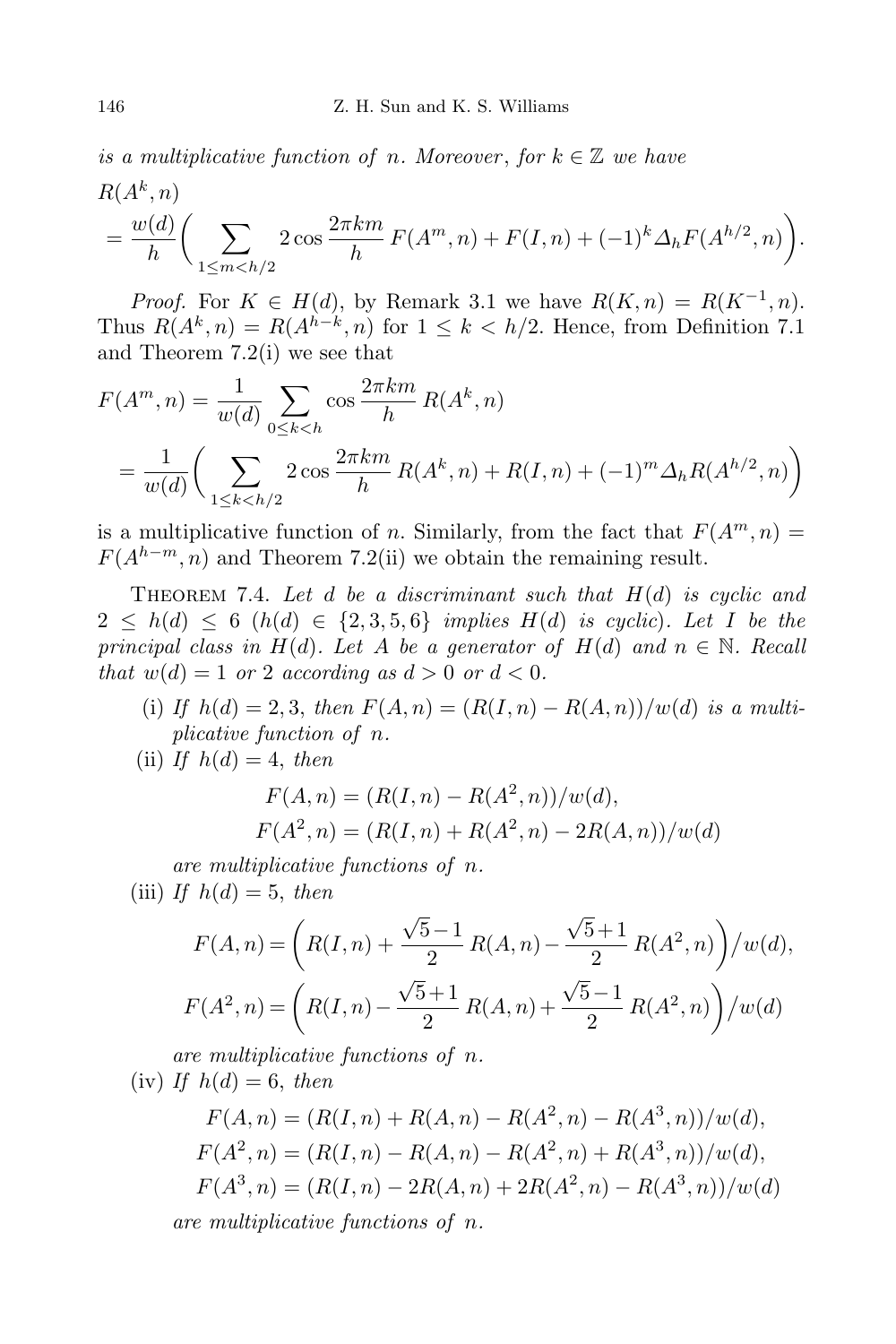*is a multiplicative function of* $n$. *Moreover*, *for* $k \in \mathbb{Z}$ *we have*

$$R(A^k, n) = \frac{w(d)}{h}\bigg(\sum_{1\le m<h/2} 2\cos\frac{2\pi km}{h}\, F(A^m, n) + F(I, n) + (-1)^k \Delta_h F(A^{h/2}, n)\bigg).$$

*Proof.* For $K \in H(d)$, by Remark 3.1 we have $R(K, n) = R(K^{-1}, n)$. Thus $R(A^k, n) = R(A^{h-k}, n)$ for $1 \le k < h/2$. Hence, from Definition 7.1 and Theorem 7.2(i) we see that

$$\begin{aligned}
F(A^m, n) &= \frac{1}{w(d)} \sum_{0\le k<h} \cos\frac{2\pi km}{h}\, R(A^k, n) \\
&= \frac{1}{w(d)}\bigg(\sum_{1\le k<h/2} 2\cos\frac{2\pi km}{h}\, R(A^k, n) + R(I, n) + (-1)^m \Delta_h R(A^{h/2}, n)\bigg)
\end{aligned}$$

is a multiplicative function of $n$. Similarly, from the fact that $F(A^m, n) = F(A^{h-m}, n)$ and Theorem 7.2(ii) we obtain the remaining result.

Theorem 7.4. *Let* $d$ *be a discriminant such that* $H(d)$ *is cyclic and* $2 \le h(d) \le 6$ ($h(d) \in \{2, 3, 5, 6\}$ *implies* $H(d)$ *is cyclic*). *Let* $I$ *be the principal class in* $H(d)$. *Let* $A$ *be a generator of* $H(d)$ *and* $n \in \mathbb{N}$. *Recall that* $w(d) = 1$ *or* $2$ *according as* $d > 0$ *or* $d < 0$.

(i) *If* $h(d) = 2, 3$, *then* $F(A, n) = (R(I, n) - R(A, n))/w(d)$ *is a multiplicative function of* $n$.

(ii) *If* $h(d) = 4$, *then*

$$\begin{aligned}
F(A, n) &= (R(I, n) - R(A^2, n))/w(d), \\
F(A^2, n) &= (R(I, n) + R(A^2, n) - 2R(A, n))/w(d)
\end{aligned}$$

*are multiplicative functions of* $n$.

(iii) *If* $h(d) = 5$, *then*

$$\begin{aligned}
F(A, n) &= \bigg(R(I, n) + \frac{\sqrt{5}-1}{2}\, R(A, n) - \frac{\sqrt{5}+1}{2}\, R(A^2, n)\bigg)\Big/ w(d), \\
F(A^2, n) &= \bigg(R(I, n) - \frac{\sqrt{5}+1}{2}\, R(A, n) + \frac{\sqrt{5}-1}{2}\, R(A^2, n)\bigg)\Big/ w(d)
\end{aligned}$$

*are multiplicative functions of* $n$.

(iv) *If* $h(d) = 6$, *then*

$$\begin{aligned}
F(A, n) &= (R(I, n) + R(A, n) - R(A^2, n) - R(A^3, n))/w(d), \\
F(A^2, n) &= (R(I, n) - R(A, n) - R(A^2, n) + R(A^3, n))/w(d), \\
F(A^3, n) &= (R(I, n) - 2R(A, n) + 2R(A^2, n) - R(A^3, n))/w(d)
\end{aligned}$$

*are multiplicative functions of* $n$.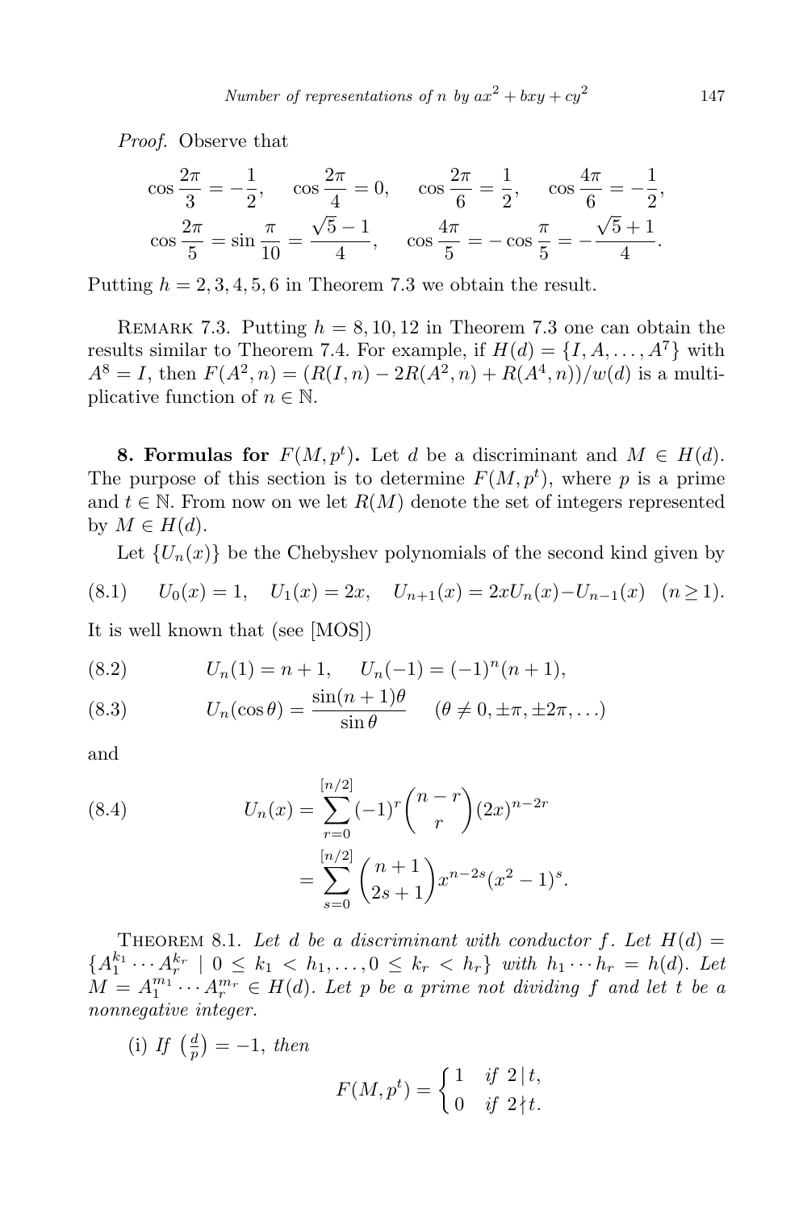*Proof.* Observe that

$$\cos\frac{2\pi}{3} = -\frac{1}{2}, \quad \cos\frac{2\pi}{4} = 0, \quad \cos\frac{2\pi}{6} = \frac{1}{2}, \quad \cos\frac{4\pi}{6} = -\frac{1}{2},$$

$$\cos\frac{2\pi}{5} = \sin\frac{\pi}{10} = \frac{\sqrt{5}-1}{4}, \quad \cos\frac{4\pi}{5} = -\cos\frac{\pi}{5} = -\frac{\sqrt{5}+1}{4}.$$

Putting $h = 2, 3, 4, 5, 6$ in Theorem 7.3 we obtain the result.

Remark 7.3. Putting $h = 8, 10, 12$ in Theorem 7.3 one can obtain the results similar to Theorem 7.4. For example, if $H(d) = \{I, A, \dots, A^7\}$ with $A^8 = I$, then $F(A^2, n) = (R(I, n) - 2R(A^2, n) + R(A^4, n))/w(d)$ is a multiplicative function of $n \in \mathbb{N}$.

**8. Formulas for $F(M, p^t)$.** Let $d$ be a discriminant and $M \in H(d)$. The purpose of this section is to determine $F(M, p^t)$, where $p$ is a prime and $t \in \mathbb{N}$. From now on we let $R(M)$ denote the set of integers represented by $M \in H(d)$.

Let $\{U_n(x)\}$ be the Chebyshev polynomials of the second kind given by

$$U_0(x) = 1, \quad U_1(x) = 2x, \quad U_{n+1}(x) = 2xU_n(x) - U_{n-1}(x) \quad (n \geq 1). \tag{8.1}$$

It is well known that (see [MOS])

$$U_n(1) = n+1, \quad U_n(-1) = (-1)^n(n+1), \tag{8.2}$$

$$U_n(\cos\theta) = \frac{\sin(n+1)\theta}{\sin\theta} \quad (\theta \neq 0, \pm\pi, \pm2\pi, \dots) \tag{8.3}$$

and

$$\begin{aligned} U_n(x) &= \sum_{r=0}^{[n/2]} (-1)^r \binom{n-r}{r} (2x)^{n-2r} \\ &= \sum_{s=0}^{[n/2]} \binom{n+1}{2s+1} x^{n-2s}(x^2-1)^s. \end{aligned} \tag{8.4}$$

Theorem 8.1. *Let $d$ be a discriminant with conductor $f$. Let $H(d) = \{A_1^{k_1} \cdots A_r^{k_r} \mid 0 \leq k_1 < h_1, \dots, 0 \leq k_r < h_r\}$ with $h_1 \cdots h_r = h(d)$. Let $M = A_1^{m_1} \cdots A_r^{m_r} \in H(d)$. Let $p$ be a prime not dividing $f$ and let $t$ be a nonnegative integer.*

(i) *If $\left(\frac{d}{p}\right) = -1$, then*

$$F(M, p^t) = \begin{cases} 1 & \text{if } 2 \mid t, \\ 0 & \text{if } 2 \nmid t. \end{cases}$$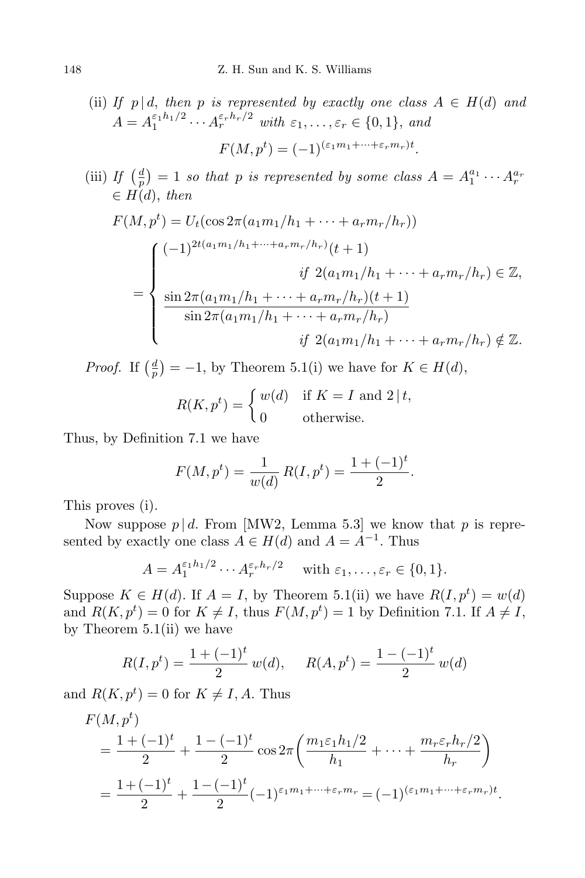(ii) *If* $p\,|\,d$, *then* $p$ *is represented by exactly one class* $A \in H(d)$ *and* $A = A_1^{\varepsilon_1 h_1/2} \cdots A_r^{\varepsilon_r h_r/2}$ *with* $\varepsilon_1, \ldots, \varepsilon_r \in \{0,1\}$, *and*

$$F(M, p^t) = (-1)^{(\varepsilon_1 m_1 + \cdots + \varepsilon_r m_r)t}.$$

(iii) *If* $\left(\frac{d}{p}\right) = 1$ *so that* $p$ *is represented by some class* $A = A_1^{a_1} \cdots A_r^{a_r} \in H(d)$, *then*

$$F(M, p^t) = U_t(\cos 2\pi(a_1 m_1/h_1 + \cdots + a_r m_r/h_r))$$

$$= \begin{cases} (-1)^{2t(a_1 m_1/h_1 + \cdots + a_r m_r/h_r)}(t+1) & \text{if } 2(a_1 m_1/h_1 + \cdots + a_r m_r/h_r) \in \mathbb{Z}, \\ \dfrac{\sin 2\pi(a_1 m_1/h_1 + \cdots + a_r m_r/h_r)(t+1)}{\sin 2\pi(a_1 m_1/h_1 + \cdots + a_r m_r/h_r)} & \text{if } 2(a_1 m_1/h_1 + \cdots + a_r m_r/h_r) \notin \mathbb{Z}. \end{cases}$$

*Proof.* If $\left(\frac{d}{p}\right) = -1$, by Theorem 5.1(i) we have for $K \in H(d)$,

$$R(K, p^t) = \begin{cases} w(d) & \text{if } K = I \text{ and } 2\,|\,t, \\ 0 & \text{otherwise.} \end{cases}$$

Thus, by Definition 7.1 we have

$$F(M, p^t) = \frac{1}{w(d)}\, R(I, p^t) = \frac{1 + (-1)^t}{2}.$$

This proves (i).

Now suppose $p\,|\,d$. From [MW2, Lemma 5.3] we know that $p$ is represented by exactly one class $A \in H(d)$ and $A = A^{-1}$. Thus

$$A = A_1^{\varepsilon_1 h_1/2} \cdots A_r^{\varepsilon_r h_r/2} \quad \text{with } \varepsilon_1, \ldots, \varepsilon_r \in \{0,1\}.$$

Suppose $K \in H(d)$. If $A = I$, by Theorem 5.1(ii) we have $R(I, p^t) = w(d)$ and $R(K, p^t) = 0$ for $K \neq I$, thus $F(M, p^t) = 1$ by Definition 7.1. If $A \neq I$, by Theorem 5.1(ii) we have

$$R(I, p^t) = \frac{1 + (-1)^t}{2}\, w(d), \qquad R(A, p^t) = \frac{1 - (-1)^t}{2}\, w(d)$$

and $R(K, p^t) = 0$ for $K \neq I, A$. Thus

$$\begin{aligned} F(M, p^t) &= \frac{1 + (-1)^t}{2} + \frac{1 - (-1)^t}{2} \cos 2\pi\left(\frac{m_1 \varepsilon_1 h_1/2}{h_1} + \cdots + \frac{m_r \varepsilon_r h_r/2}{h_r}\right) \\ &= \frac{1 + (-1)^t}{2} + \frac{1 - (-1)^t}{2}(-1)^{\varepsilon_1 m_1 + \cdots + \varepsilon_r m_r} = (-1)^{(\varepsilon_1 m_1 + \cdots + \varepsilon_r m_r)t}. \end{aligned}$$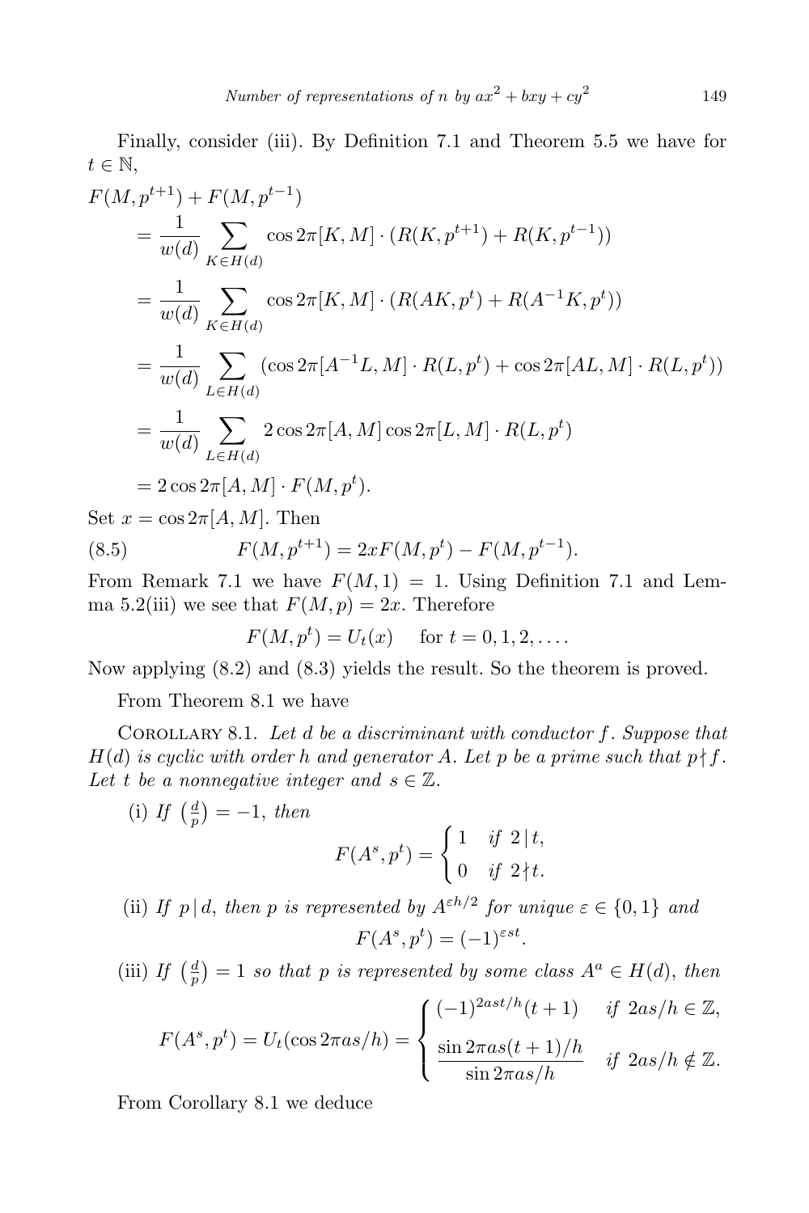Finally, consider (iii). By Definition 7.1 and Theorem 5.5 we have for $t \in \mathbb{N}$,

$$
\begin{aligned}
F(M, p^{t+1}) &+ F(M, p^{t-1}) \\
&= \frac{1}{w(d)} \sum_{K \in H(d)} \cos 2\pi[K, M] \cdot (R(K, p^{t+1}) + R(K, p^{t-1})) \\
&= \frac{1}{w(d)} \sum_{K \in H(d)} \cos 2\pi[K, M] \cdot (R(AK, p^{t}) + R(A^{-1}K, p^{t})) \\
&= \frac{1}{w(d)} \sum_{L \in H(d)} (\cos 2\pi[A^{-1}L, M] \cdot R(L, p^{t}) + \cos 2\pi[AL, M] \cdot R(L, p^{t})) \\
&= \frac{1}{w(d)} \sum_{L \in H(d)} 2 \cos 2\pi[A, M] \cos 2\pi[L, M] \cdot R(L, p^{t}) \\
&= 2 \cos 2\pi[A, M] \cdot F(M, p^{t}).
\end{aligned}
$$

Set $x = \cos 2\pi[A, M]$. Then

$$
F(M, p^{t+1}) = 2xF(M, p^{t}) - F(M, p^{t-1}). \tag{8.5}
$$

From Remark 7.1 we have $F(M, 1) = 1$. Using Definition 7.1 and Lemma 5.2(iii) we see that $F(M, p) = 2x$. Therefore

$$
F(M, p^{t}) = U_t(x) \quad \text{for } t = 0, 1, 2, \ldots.
$$

Now applying (8.2) and (8.3) yields the result. So the theorem is proved.

From Theorem 8.1 we have

Corollary 8.1. *Let $d$ be a discriminant with conductor $f$. Suppose that $H(d)$ is cyclic with order $h$ and generator $A$. Let $p$ be a prime such that $p \nmid f$. Let $t$ be a nonnegative integer and $s \in \mathbb{Z}$.*

(i) *If $\left(\frac{d}{p}\right) = -1$, then*

$$
F(A^s, p^t) = \begin{cases} 1 & \text{if } 2 \mid t, \\ 0 & \text{if } 2 \nmid t. \end{cases}
$$

(ii) *If $p \mid d$, then $p$ is represented by $A^{\varepsilon h/2}$ for unique $\varepsilon \in \{0, 1\}$ and*

$$
F(A^s, p^t) = (-1)^{\varepsilon st}.
$$

(iii) *If $\left(\frac{d}{p}\right) = 1$ so that $p$ is represented by some class $A^a \in H(d)$, then*

$$
F(A^s, p^t) = U_t(\cos 2\pi as/h) = \begin{cases} (-1)^{2ast/h}(t+1) & \text{if } 2as/h \in \mathbb{Z}, \\[2mm] \dfrac{\sin 2\pi as(t+1)/h}{\sin 2\pi as/h} & \text{if } 2as/h \notin \mathbb{Z}. \end{cases}
$$

From Corollary 8.1 we deduce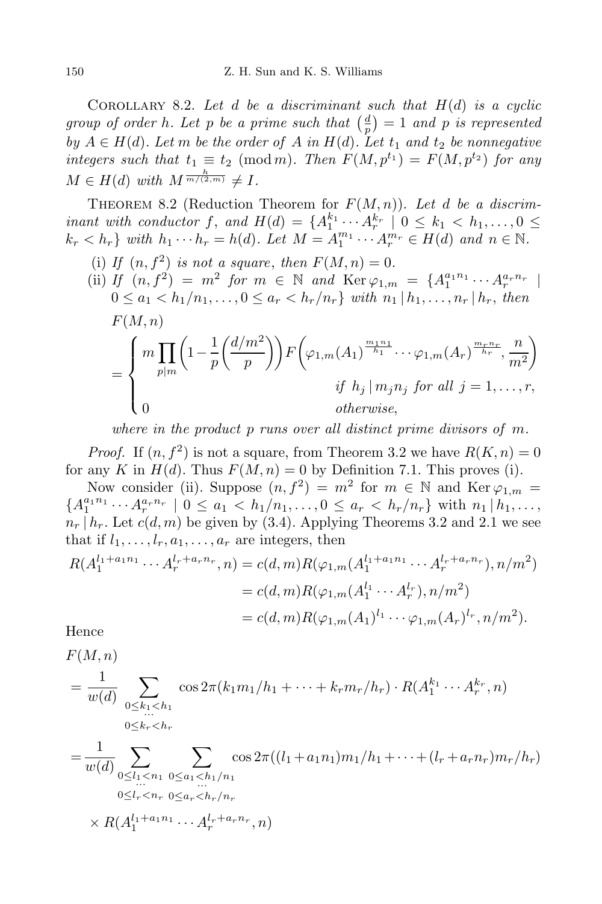Corollary 8.2. *Let $d$ be a discriminant such that $H(d)$ is a cyclic group of order $h$. Let $p$ be a prime such that $\left(\frac{d}{p}\right)=1$ and $p$ is represented by $A\in H(d)$. Let $m$ be the order of $A$ in $H(d)$. Let $t_1$ and $t_2$ be nonnegative integers such that $t_1\equiv t_2 \pmod m$. Then $F(M,p^{t_1})=F(M,p^{t_2})$ for any $M\in H(d)$ with $M^{\frac{h}{m/(2,m)}}\neq I$.*

Theorem 8.2 (Reduction Theorem for $F(M,n)$). *Let $d$ be a discriminant with conductor $f$, and $H(d)=\{A_1^{k_1}\cdots A_r^{k_r}\mid 0\le k_1<h_1,\dots,0\le k_r<h_r\}$ with $h_1\cdots h_r=h(d)$. Let $M=A_1^{m_1}\cdots A_r^{m_r}\in H(d)$ and $n\in\mathbb{N}$.*

*(i) If $(n,f^2)$ is not a square, then $F(M,n)=0$.*

*(ii) If $(n,f^2)=m^2$ for $m\in\mathbb{N}$ and $\operatorname{Ker}\varphi_{1,m}=\{A_1^{a_1n_1}\cdots A_r^{a_rn_r}\mid 0\le a_1<h_1/n_1,\dots,0\le a_r<h_r/n_r\}$ with $n_1\mid h_1,\dots,n_r\mid h_r$, then*

$$F(M,n)=\begin{cases} m\prod_{p\mid m}\left(1-\frac{1}{p}\left(\frac{d/m^2}{p}\right)\right)F\left(\varphi_{1,m}(A_1)^{\frac{m_1n_1}{h_1}}\cdots\varphi_{1,m}(A_r)^{\frac{m_rn_r}{h_r}},\frac{n}{m^2}\right) & \text{if } h_j\mid m_jn_j \text{ for all } j=1,\dots,r,\\ 0 & \text{otherwise,}\end{cases}$$

*where in the product $p$ runs over all distinct prime divisors of $m$.*

*Proof.* If $(n,f^2)$ is not a square, from Theorem 3.2 we have $R(K,n)=0$ for any $K$ in $H(d)$. Thus $F(M,n)=0$ by Definition 7.1. This proves (i).

Now consider (ii). Suppose $(n,f^2)=m^2$ for $m\in\mathbb{N}$ and $\operatorname{Ker}\varphi_{1,m}=\{A_1^{a_1n_1}\cdots A_r^{a_rn_r}\mid 0\le a_1<h_1/n_1,\dots,0\le a_r<h_r/n_r\}$ with $n_1\mid h_1,\dots,n_r\mid h_r$. Let $c(d,m)$ be given by (3.4). Applying Theorems 3.2 and 2.1 we see that if $l_1,\dots,l_r,a_1,\dots,a_r$ are integers, then

$$\begin{aligned}R(A_1^{l_1+a_1n_1}\cdots A_r^{l_r+a_rn_r},n)&=c(d,m)R(\varphi_{1,m}(A_1^{l_1+a_1n_1}\cdots A_r^{l_r+a_rn_r}),n/m^2)\\&=c(d,m)R(\varphi_{1,m}(A_1^{l_1}\cdots A_r^{l_r}),n/m^2)\\&=c(d,m)R(\varphi_{1,m}(A_1)^{l_1}\cdots\varphi_{1,m}(A_r)^{l_r},n/m^2).\end{aligned}$$

Hence

$$\begin{aligned}&F(M,n)\\&=\frac{1}{w(d)}\sum_{\substack{0\le k_1<h_1\\ \cdots\\ 0\le k_r<h_r}}\cos 2\pi(k_1m_1/h_1+\cdots+k_rm_r/h_r)\cdot R(A_1^{k_1}\cdots A_r^{k_r},n)\\&=\frac{1}{w(d)}\sum_{\substack{0\le l_1<n_1\\ \cdots\\ 0\le l_r<n_r}}\sum_{\substack{0\le a_1<h_1/n_1\\ \cdots\\ 0\le a_r<h_r/n_r}}\cos 2\pi((l_1+a_1n_1)m_1/h_1+\cdots+(l_r+a_rn_r)m_r/h_r)\\&\quad\times R(A_1^{l_1+a_1n_1}\cdots A_r^{l_r+a_rn_r},n)\end{aligned}$$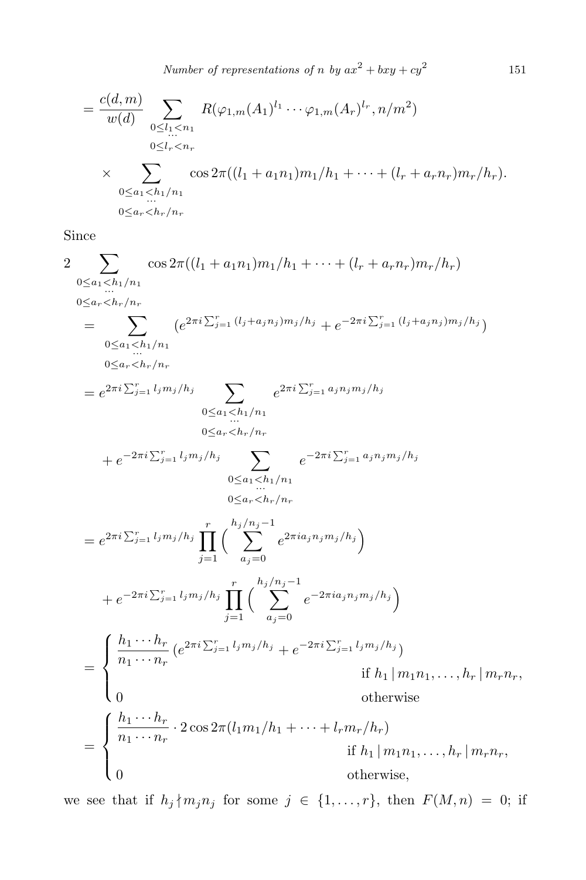$$= \frac{c(d,m)}{w(d)} \sum_{\substack{0\le l_1<n_1\\ \cdots \\ 0\le l_r<n_r}} R(\varphi_{1,m}(A_1)^{l_1}\cdots\varphi_{1,m}(A_r)^{l_r}, n/m^2)$$

$$\times \sum_{\substack{0\le a_1<h_1/n_1\\ \cdots \\ 0\le a_r<h_r/n_r}} \cos 2\pi((l_1+a_1n_1)m_1/h_1+\cdots+(l_r+a_rn_r)m_r/h_r).$$

Since

$$2 \sum_{\substack{0\le a_1<h_1/n_1\\ \cdots \\ 0\le a_r<h_r/n_r}} \cos 2\pi((l_1+a_1n_1)m_1/h_1+\cdots+(l_r+a_rn_r)m_r/h_r)$$

$$= \sum_{\substack{0\le a_1<h_1/n_1\\ \cdots \\ 0\le a_r<h_r/n_r}} \big(e^{2\pi i\sum_{j=1}^r (l_j+a_jn_j)m_j/h_j} + e^{-2\pi i\sum_{j=1}^r (l_j+a_jn_j)m_j/h_j}\big)$$

$$= e^{2\pi i\sum_{j=1}^r l_jm_j/h_j} \sum_{\substack{0\le a_1<h_1/n_1\\ \cdots \\ 0\le a_r<h_r/n_r}} e^{2\pi i\sum_{j=1}^r a_jn_jm_j/h_j}$$

$$+ e^{-2\pi i\sum_{j=1}^r l_jm_j/h_j} \sum_{\substack{0\le a_1<h_1/n_1\\ \cdots \\ 0\le a_r<h_r/n_r}} e^{-2\pi i\sum_{j=1}^r a_jn_jm_j/h_j}$$

$$= e^{2\pi i\sum_{j=1}^r l_jm_j/h_j} \prod_{j=1}^r \Big(\sum_{a_j=0}^{h_j/n_j-1} e^{2\pi i a_jn_jm_j/h_j}\Big)$$

$$+ e^{-2\pi i\sum_{j=1}^r l_jm_j/h_j} \prod_{j=1}^r \Big(\sum_{a_j=0}^{h_j/n_j-1} e^{-2\pi i a_jn_jm_j/h_j}\Big)$$

$$= \begin{cases} \dfrac{h_1\cdots h_r}{n_1\cdots n_r}\big(e^{2\pi i\sum_{j=1}^r l_jm_j/h_j} + e^{-2\pi i\sum_{j=1}^r l_jm_j/h_j}\big) & \text{if } h_1\mid m_1n_1,\ldots,h_r\mid m_rn_r,\\ 0 & \text{otherwise} \end{cases}$$

$$= \begin{cases} \dfrac{h_1\cdots h_r}{n_1\cdots n_r}\cdot 2\cos 2\pi(l_1m_1/h_1+\cdots+l_rm_r/h_r) & \text{if } h_1\mid m_1n_1,\ldots,h_r\mid m_rn_r,\\ 0 & \text{otherwise,} \end{cases}$$

we see that if $h_j \nmid m_jn_j$ for some $j \in \{1,\ldots,r\}$, then $F(M,n) = 0$; if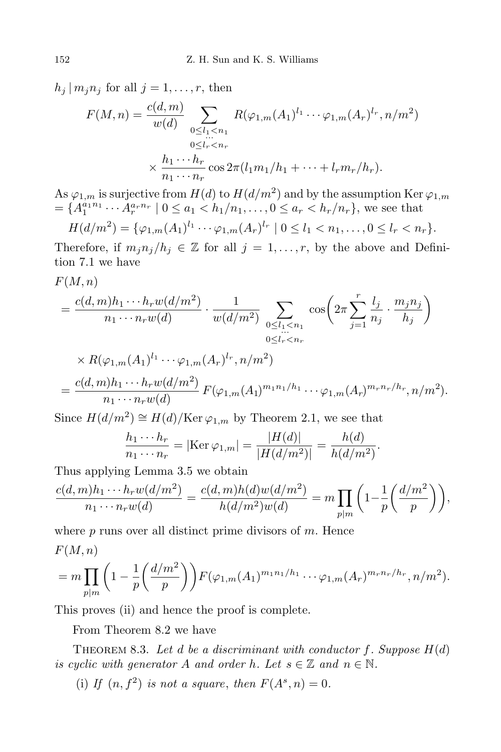$h_j \mid m_j n_j$ for all $j = 1, \ldots, r$, then

$$F(M,n) = \frac{c(d,m)}{w(d)} \sum_{\substack{0 \le l_1 < n_1 \\ \cdots \\ 0 \le l_r < n_r}} R(\varphi_{1,m}(A_1)^{l_1} \cdots \varphi_{1,m}(A_r)^{l_r}, n/m^2) \times \frac{h_1 \cdots h_r}{n_1 \cdots n_r} \cos 2\pi(l_1 m_1/h_1 + \cdots + l_r m_r/h_r).$$

As $\varphi_{1,m}$ is surjective from $H(d)$ to $H(d/m^2)$ and by the assumption $\operatorname{Ker} \varphi_{1,m} = \{A_1^{a_1 n_1} \cdots A_r^{a_r n_r} \mid 0 \le a_1 < h_1/n_1, \ldots, 0 \le a_r < h_r/n_r\}$, we see that

$$H(d/m^2) = \{\varphi_{1,m}(A_1)^{l_1} \cdots \varphi_{1,m}(A_r)^{l_r} \mid 0 \le l_1 < n_1, \ldots, 0 \le l_r < n_r\}.$$

Therefore, if $m_j n_j / h_j \in \mathbb{Z}$ for all $j = 1, \ldots, r$, by the above and Definition 7.1 we have

$$\begin{aligned}
F(M,n) &= \frac{c(d,m) h_1 \cdots h_r w(d/m^2)}{n_1 \cdots n_r w(d)} \cdot \frac{1}{w(d/m^2)} \sum_{\substack{0 \le l_1 < n_1 \\ \cdots \\ 0 \le l_r < n_r}} \cos\biggl(2\pi \sum_{j=1}^r \frac{l_j}{n_j} \cdot \frac{m_j n_j}{h_j}\biggr) \\
&\quad \times R(\varphi_{1,m}(A_1)^{l_1} \cdots \varphi_{1,m}(A_r)^{l_r}, n/m^2) \\
&= \frac{c(d,m) h_1 \cdots h_r w(d/m^2)}{n_1 \cdots n_r w(d)} F(\varphi_{1,m}(A_1)^{m_1 n_1/h_1} \cdots \varphi_{1,m}(A_r)^{m_r n_r/h_r}, n/m^2).
\end{aligned}$$

Since $H(d/m^2) \cong H(d)/\operatorname{Ker} \varphi_{1,m}$ by Theorem 2.1, we see that

$$\frac{h_1 \cdots h_r}{n_1 \cdots n_r} = |\operatorname{Ker} \varphi_{1,m}| = \frac{|H(d)|}{|H(d/m^2)|} = \frac{h(d)}{h(d/m^2)}.$$

Thus applying Lemma 3.5 we obtain

$$\frac{c(d,m) h_1 \cdots h_r w(d/m^2)}{n_1 \cdots n_r w(d)} = \frac{c(d,m) h(d) w(d/m^2)}{h(d/m^2) w(d)} = m \prod_{p \mid m} \biggl(1 - \frac{1}{p}\biggl(\frac{d/m^2}{p}\biggr)\biggr),$$

where $p$ runs over all distinct prime divisors of $m$. Hence

$$F(M,n) = m \prod_{p \mid m} \biggl(1 - \frac{1}{p}\biggl(\frac{d/m^2}{p}\biggr)\biggr) F(\varphi_{1,m}(A_1)^{m_1 n_1/h_1} \cdots \varphi_{1,m}(A_r)^{m_r n_r/h_r}, n/m^2).$$

This proves (ii) and hence the proof is complete.

From Theorem 8.2 we have

Theorem 8.3. *Let $d$ be a discriminant with conductor $f$. Suppose $H(d)$ is cyclic with generator $A$ and order $h$. Let $s \in \mathbb{Z}$ and $n \in \mathbb{N}$.*

(i) *If $(n, f^2)$ is not a square, then $F(A^s, n) = 0$.*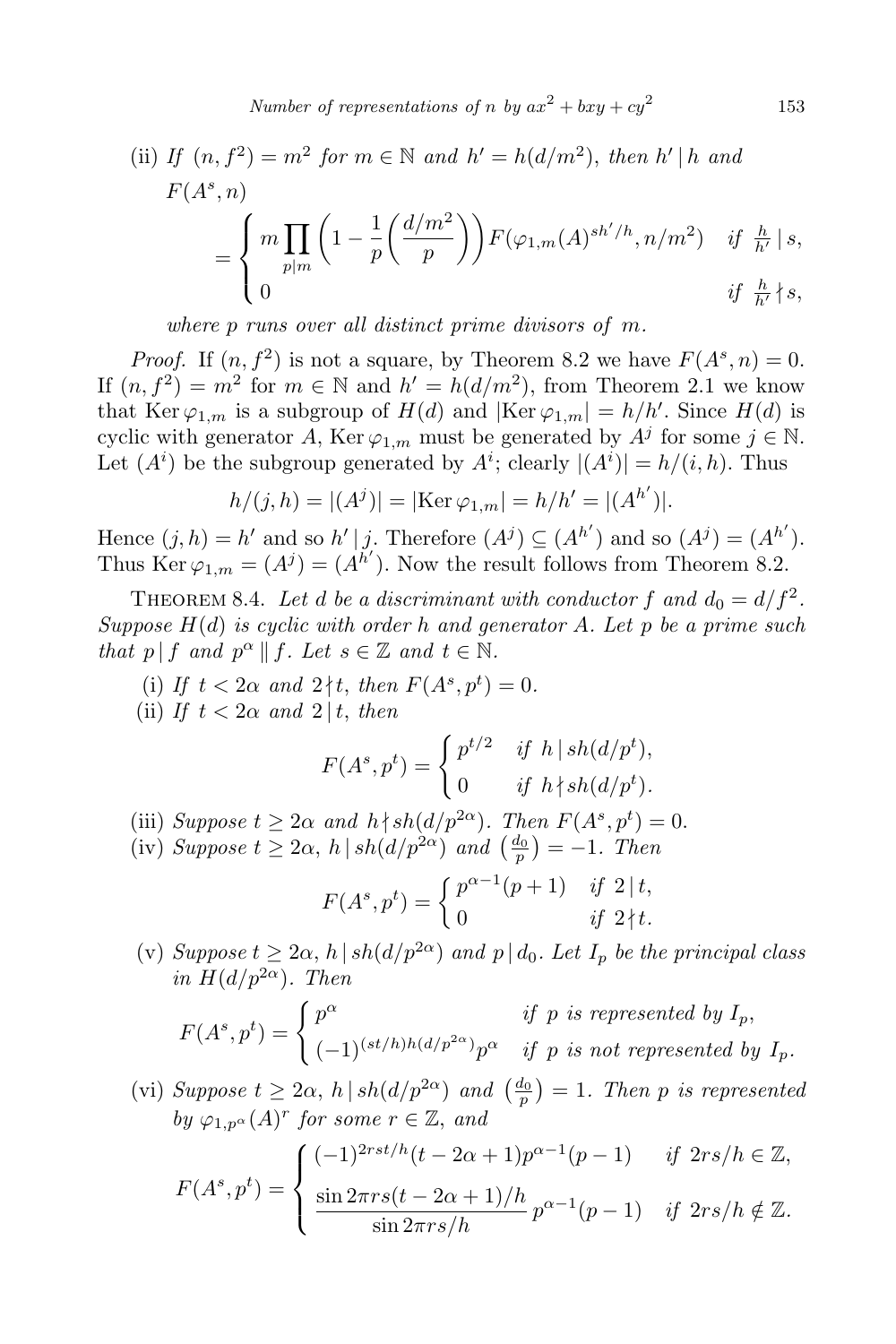(ii) *If* $(n, f^2) = m^2$ *for* $m \in \mathbb{N}$ *and* $h' = h(d/m^2)$, *then* $h' \mid h$ *and*

$$F(A^s, n) = \begin{cases} m \prod_{p \mid m} \left(1 - \frac{1}{p}\left(\frac{d/m^2}{p}\right)\right) F(\varphi_{1,m}(A)^{sh'/h}, n/m^2) & \text{if } \frac{h}{h'} \mid s, \\ 0 & \text{if } \frac{h}{h'} \nmid s, \end{cases}$$

*where* $p$ *runs over all distinct prime divisors of* $m$.

*Proof.* If $(n, f^2)$ is not a square, by Theorem 8.2 we have $F(A^s, n) = 0$. If $(n, f^2) = m^2$ for $m \in \mathbb{N}$ and $h' = h(d/m^2)$, from Theorem 2.1 we know that $\operatorname{Ker} \varphi_{1,m}$ is a subgroup of $H(d)$ and $|\operatorname{Ker} \varphi_{1,m}| = h/h'$. Since $H(d)$ is cyclic with generator $A$, $\operatorname{Ker} \varphi_{1,m}$ must be generated by $A^j$ for some $j \in \mathbb{N}$. Let $(A^i)$ be the subgroup generated by $A^i$; clearly $|(A^i)| = h/(i, h)$. Thus

$$h/(j, h) = |(A^j)| = |\operatorname{Ker} \varphi_{1,m}| = h/h' = |(A^{h'})|.$$

Hence $(j, h) = h'$ and so $h' \mid j$. Therefore $(A^j) \subseteq (A^{h'})$ and so $(A^j) = (A^{h'})$. Thus $\operatorname{Ker} \varphi_{1,m} = (A^j) = (A^{h'})$. Now the result follows from Theorem 8.2.

THEOREM 8.4. *Let* $d$ *be a discriminant with conductor* $f$ *and* $d_0 = d/f^2$. *Suppose* $H(d)$ *is cyclic with order* $h$ *and generator* $A$. *Let* $p$ *be a prime such that* $p \mid f$ *and* $p^\alpha \parallel f$. *Let* $s \in \mathbb{Z}$ *and* $t \in \mathbb{N}$.

(i) *If* $t < 2\alpha$ *and* $2 \nmid t$, *then* $F(A^s, p^t) = 0$.

(ii) *If* $t < 2\alpha$ *and* $2 \mid t$, *then*

$$F(A^s, p^t) = \begin{cases} p^{t/2} & \text{if } h \mid sh(d/p^t), \\ 0 & \text{if } h \nmid sh(d/p^t). \end{cases}$$

(iii) *Suppose* $t \geq 2\alpha$ *and* $h \nmid sh(d/p^{2\alpha})$. *Then* $F(A^s, p^t) = 0$.

(iv) *Suppose* $t \geq 2\alpha$, $h \mid sh(d/p^{2\alpha})$ *and* $\left(\frac{d_0}{p}\right) = -1$. *Then*

$$F(A^s, p^t) = \begin{cases} p^{\alpha-1}(p+1) & \text{if } 2 \mid t, \\ 0 & \text{if } 2 \nmid t. \end{cases}$$

(v) *Suppose* $t \geq 2\alpha$, $h \mid sh(d/p^{2\alpha})$ *and* $p \mid d_0$. *Let* $I_p$ *be the principal class in* $H(d/p^{2\alpha})$. *Then*

$$F(A^s, p^t) = \begin{cases} p^\alpha & \text{if } p \text{ is represented by } I_p, \\ (-1)^{(st/h)h(d/p^{2\alpha})} p^\alpha & \text{if } p \text{ is not represented by } I_p. \end{cases}$$

(vi) *Suppose* $t \geq 2\alpha$, $h \mid sh(d/p^{2\alpha})$ *and* $\left(\frac{d_0}{p}\right) = 1$. *Then* $p$ *is represented by* $\varphi_{1,p^\alpha}(A)^r$ *for some* $r \in \mathbb{Z}$, *and*

$$F(A^s, p^t) = \begin{cases} (-1)^{2rst/h}(t - 2\alpha + 1)p^{\alpha-1}(p-1) & \text{if } 2rs/h \in \mathbb{Z}, \\ \dfrac{\sin 2\pi rs(t - 2\alpha + 1)/h}{\sin 2\pi rs/h} p^{\alpha-1}(p-1) & \text{if } 2rs/h \notin \mathbb{Z}. \end{cases}$$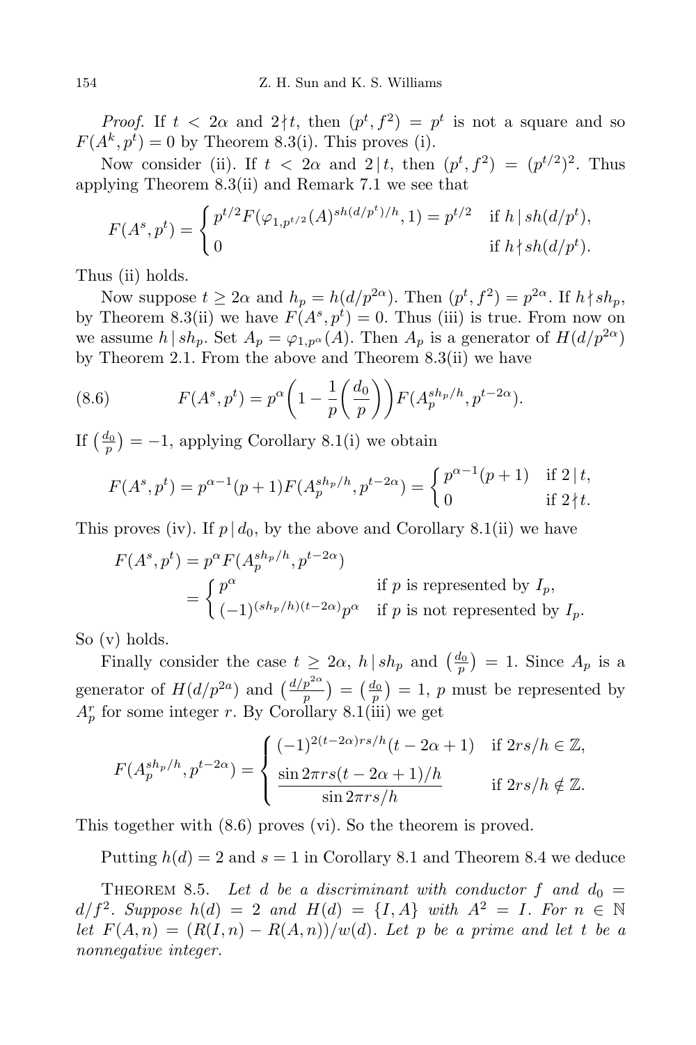*Proof.* If $t < 2\alpha$ and $2 \nmid t$, then $(p^t, f^2) = p^t$ is not a square and so $F(A^k, p^t) = 0$ by Theorem 8.3(i). This proves (i).

Now consider (ii). If $t < 2\alpha$ and $2 \mid t$, then $(p^t, f^2) = (p^{t/2})^2$. Thus applying Theorem 8.3(ii) and Remark 7.1 we see that

$$F(A^s, p^t) = \begin{cases} p^{t/2} F(\varphi_{1,p^{t/2}}(A)^{sh(d/p^t)/h}, 1) = p^{t/2} & \text{if } h \mid sh(d/p^t), \\ 0 & \text{if } h \nmid sh(d/p^t). \end{cases}$$

Thus (ii) holds.

Now suppose $t \geq 2\alpha$ and $h_p = h(d/p^{2\alpha})$. Then $(p^t, f^2) = p^{2\alpha}$. If $h \nmid sh_p$, by Theorem 8.3(ii) we have $F(A^s, p^t) = 0$. Thus (iii) is true. From now on we assume $h \mid sh_p$. Set $A_p = \varphi_{1,p^\alpha}(A)$. Then $A_p$ is a generator of $H(d/p^{2\alpha})$ by Theorem 2.1. From the above and Theorem 8.3(ii) we have

$$F(A^s, p^t) = p^\alpha \left(1 - \frac{1}{p}\left(\frac{d_0}{p}\right)\right) F(A_p^{sh_p/h}, p^{t-2\alpha}). \tag{8.6}$$

If $\left(\frac{d_0}{p}\right) = -1$, applying Corollary 8.1(i) we obtain

$$F(A^s, p^t) = p^{\alpha-1}(p+1) F(A_p^{sh_p/h}, p^{t-2\alpha}) = \begin{cases} p^{\alpha-1}(p+1) & \text{if } 2 \mid t, \\ 0 & \text{if } 2 \nmid t. \end{cases}$$

This proves (iv). If $p \mid d_0$, by the above and Corollary 8.1(ii) we have

$$\begin{aligned} F(A^s, p^t) &= p^\alpha F(A_p^{sh_p/h}, p^{t-2\alpha}) \\ &= \begin{cases} p^\alpha & \text{if } p \text{ is represented by } I_p, \\ (-1)^{(sh_p/h)(t-2\alpha)} p^\alpha & \text{if } p \text{ is not represented by } I_p. \end{cases} \end{aligned}$$

So (v) holds.

Finally consider the case $t \geq 2\alpha$, $h \mid sh_p$ and $\left(\frac{d_0}{p}\right) = 1$. Since $A_p$ is a generator of $H(d/p^{2a})$ and $\left(\frac{d/p^{2\alpha}}{p}\right) = \left(\frac{d_0}{p}\right) = 1$, $p$ must be represented by $A_p^r$ for some integer $r$. By Corollary 8.1(iii) we get

$$F(A_p^{sh_p/h}, p^{t-2\alpha}) = \begin{cases} (-1)^{2(t-2\alpha)rs/h}(t - 2\alpha + 1) & \text{if } 2rs/h \in \mathbb{Z}, \\ \dfrac{\sin 2\pi rs(t - 2\alpha + 1)/h}{\sin 2\pi rs/h} & \text{if } 2rs/h \notin \mathbb{Z}. \end{cases}$$

This together with (8.6) proves (vi). So the theorem is proved.

Putting $h(d) = 2$ and $s = 1$ in Corollary 8.1 and Theorem 8.4 we deduce

**Theorem 8.5.** *Let $d$ be a discriminant with conductor $f$ and $d_0 = d/f^2$. Suppose $h(d) = 2$ and $H(d) = \{I, A\}$ with $A^2 = I$. For $n \in \mathbb{N}$ let $F(A, n) = (R(I, n) - R(A, n))/w(d)$. Let $p$ be a prime and let $t$ be a nonnegative integer.*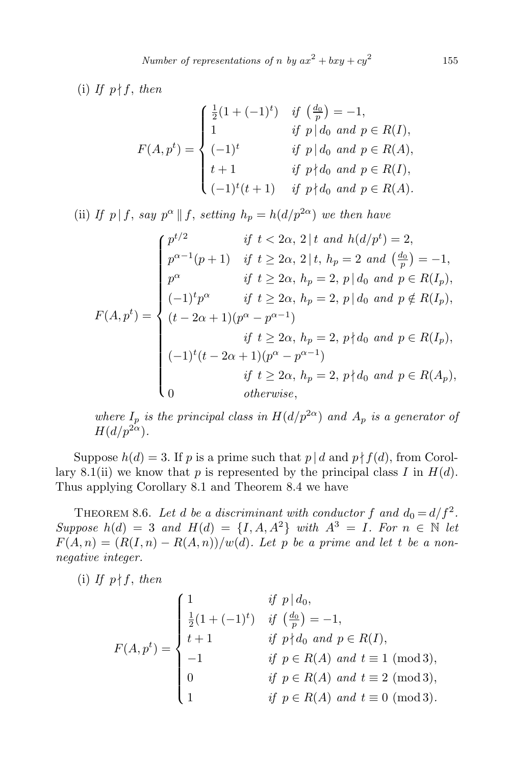(i) *If* $p \nmid f$, *then*

$$F(A,p^t) = \begin{cases} \frac{1}{2}(1+(-1)^t) & \text{if } \left(\frac{d_0}{p}\right) = -1, \\ 1 & \text{if } p \mid d_0 \text{ and } p \in R(I), \\ (-1)^t & \text{if } p \mid d_0 \text{ and } p \in R(A), \\ t+1 & \text{if } p \nmid d_0 \text{ and } p \in R(I), \\ (-1)^t(t+1) & \text{if } p \nmid d_0 \text{ and } p \in R(A). \end{cases}$$

(ii) *If* $p \mid f$, *say* $p^\alpha \parallel f$, *setting* $h_p = h(d/p^{2\alpha})$ *we then have*

$$F(A,p^t) = \begin{cases} p^{t/2} & \text{if } t < 2\alpha,\ 2 \mid t \text{ and } h(d/p^t) = 2, \\ p^{\alpha-1}(p+1) & \text{if } t \ge 2\alpha,\ 2 \mid t,\ h_p = 2 \text{ and } \left(\frac{d_0}{p}\right) = -1, \\ p^\alpha & \text{if } t \ge 2\alpha,\ h_p = 2,\ p \mid d_0 \text{ and } p \in R(I_p), \\ (-1)^t p^\alpha & \text{if } t \ge 2\alpha,\ h_p = 2,\ p \mid d_0 \text{ and } p \notin R(I_p), \\ (t-2\alpha+1)(p^\alpha - p^{\alpha-1}) & \\ & \text{if } t \ge 2\alpha,\ h_p = 2,\ p \nmid d_0 \text{ and } p \in R(I_p), \\ (-1)^t(t-2\alpha+1)(p^\alpha - p^{\alpha-1}) & \\ & \text{if } t \ge 2\alpha,\ h_p = 2,\ p \nmid d_0 \text{ and } p \in R(A_p), \\ 0 & \text{otherwise}, \end{cases}$$

*where* $I_p$ *is the principal class in* $H(d/p^{2\alpha})$ *and* $A_p$ *is a generator of* $H(d/p^{2\alpha})$.

Suppose $h(d) = 3$. If $p$ is a prime such that $p \mid d$ and $p \nmid f(d)$, from Corollary 8.1(ii) we know that $p$ is represented by the principal class $I$ in $H(d)$. Thus applying Corollary 8.1 and Theorem 8.4 we have

THEOREM 8.6. *Let* $d$ *be a discriminant with conductor* $f$ *and* $d_0 = d/f^2$. *Suppose* $h(d) = 3$ *and* $H(d) = \{I, A, A^2\}$ *with* $A^3 = I$. *For* $n \in \mathbb{N}$ *let* $F(A,n) = (R(I,n) - R(A,n))/w(d)$. *Let* $p$ *be a prime and let* $t$ *be a nonnegative integer.*

(i) *If* $p \nmid f$, *then*

$$F(A,p^t) = \begin{cases} 1 & \text{if } p \mid d_0, \\ \frac{1}{2}(1+(-1)^t) & \text{if } \left(\frac{d_0}{p}\right) = -1, \\ t+1 & \text{if } p \nmid d_0 \text{ and } p \in R(I), \\ -1 & \text{if } p \in R(A) \text{ and } t \equiv 1 \pmod 3, \\ 0 & \text{if } p \in R(A) \text{ and } t \equiv 2 \pmod 3, \\ 1 & \text{if } p \in R(A) \text{ and } t \equiv 0 \pmod 3. \end{cases}$$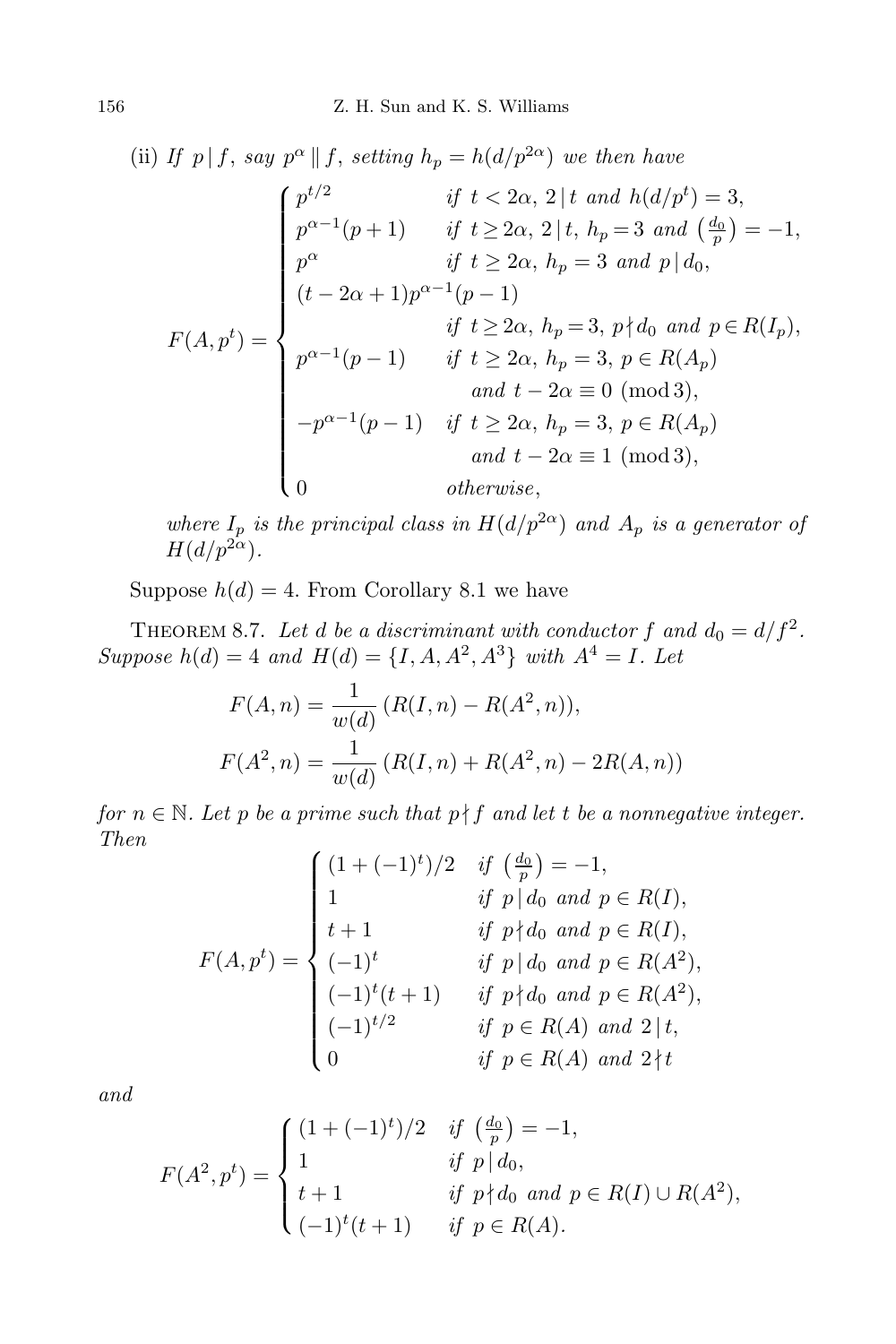(ii) *If $p \mid f$, say $p^\alpha \parallel f$, setting $h_p = h(d/p^{2\alpha})$ we then have*

$$F(A,p^t) = \begin{cases} p^{t/2} & \text{if } t < 2\alpha,\ 2 \mid t \text{ and } h(d/p^t) = 3, \\ p^{\alpha-1}(p+1) & \text{if } t \ge 2\alpha,\ 2 \mid t,\ h_p = 3 \text{ and } \left(\frac{d_0}{p}\right) = -1, \\ p^\alpha & \text{if } t \ge 2\alpha,\ h_p = 3 \text{ and } p \mid d_0, \\ (t-2\alpha+1)p^{\alpha-1}(p-1) & \\ & \text{if } t \ge 2\alpha,\ h_p = 3,\ p \nmid d_0 \text{ and } p \in R(I_p), \\ p^{\alpha-1}(p-1) & \text{if } t \ge 2\alpha,\ h_p = 3,\ p \in R(A_p) \\ & \quad \text{and } t - 2\alpha \equiv 0 \pmod 3, \\ -p^{\alpha-1}(p-1) & \text{if } t \ge 2\alpha,\ h_p = 3,\ p \in R(A_p) \\ & \quad \text{and } t - 2\alpha \equiv 1 \pmod 3, \\ 0 & \text{otherwise}, \end{cases}$$

*where $I_p$ is the principal class in $H(d/p^{2\alpha})$ and $A_p$ is a generator of $H(d/p^{2\alpha})$.*

Suppose $h(d) = 4$. From Corollary 8.1 we have

Theorem 8.7. *Let $d$ be a discriminant with conductor $f$ and $d_0 = d/f^2$. Suppose $h(d) = 4$ and $H(d) = \{I, A, A^2, A^3\}$ with $A^4 = I$. Let*

$$F(A,n) = \frac{1}{w(d)}\,(R(I,n) - R(A^2,n)),$$
$$F(A^2,n) = \frac{1}{w(d)}\,(R(I,n) + R(A^2,n) - 2R(A,n))$$

*for $n \in \mathbb{N}$. Let $p$ be a prime such that $p \nmid f$ and let $t$ be a nonnegative integer. Then*

$$F(A,p^t) = \begin{cases} (1+(-1)^t)/2 & \text{if } \left(\frac{d_0}{p}\right) = -1, \\ 1 & \text{if } p \mid d_0 \text{ and } p \in R(I), \\ t+1 & \text{if } p \nmid d_0 \text{ and } p \in R(I), \\ (-1)^t & \text{if } p \mid d_0 \text{ and } p \in R(A^2), \\ (-1)^t(t+1) & \text{if } p \nmid d_0 \text{ and } p \in R(A^2), \\ (-1)^{t/2} & \text{if } p \in R(A) \text{ and } 2 \mid t, \\ 0 & \text{if } p \in R(A) \text{ and } 2 \nmid t \end{cases}$$

*and*

$$F(A^2,p^t) = \begin{cases} (1+(-1)^t)/2 & \text{if } \left(\frac{d_0}{p}\right) = -1, \\ 1 & \text{if } p \mid d_0, \\ t+1 & \text{if } p \nmid d_0 \text{ and } p \in R(I) \cup R(A^2), \\ (-1)^t(t+1) & \text{if } p \in R(A). \end{cases}$$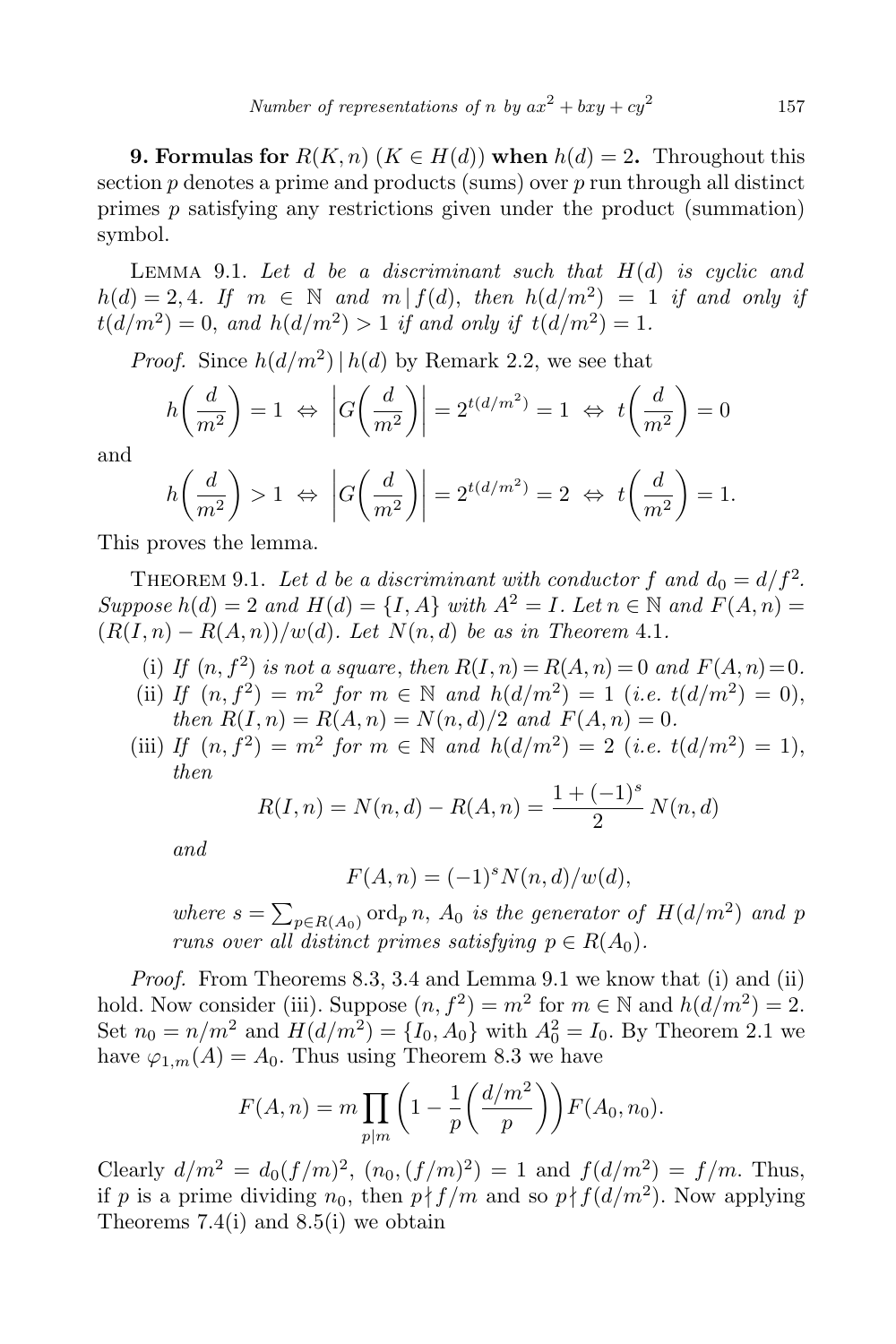**9. Formulas for $R(K,n)$ ($K \in H(d)$) when $h(d)=2$.** Throughout this section $p$ denotes a prime and products (sums) over $p$ run through all distinct primes $p$ satisfying any restrictions given under the product (summation) symbol.

Lemma 9.1. *Let $d$ be a discriminant such that $H(d)$ is cyclic and $h(d)=2,4$. If $m \in \mathbb{N}$ and $m \mid f(d)$, then $h(d/m^2)=1$ if and only if $t(d/m^2)=0$, and $h(d/m^2)>1$ if and only if $t(d/m^2)=1$.*

*Proof.* Since $h(d/m^2) \mid h(d)$ by Remark 2.2, we see that

$$h\left(\frac{d}{m^2}\right)=1 \Leftrightarrow \left|G\left(\frac{d}{m^2}\right)\right| = 2^{t(d/m^2)} = 1 \Leftrightarrow t\left(\frac{d}{m^2}\right)=0$$

and

$$h\left(\frac{d}{m^2}\right)>1 \Leftrightarrow \left|G\left(\frac{d}{m^2}\right)\right| = 2^{t(d/m^2)} = 2 \Leftrightarrow t\left(\frac{d}{m^2}\right)=1.$$

This proves the lemma.

Theorem 9.1. *Let $d$ be a discriminant with conductor $f$ and $d_0=d/f^2$. Suppose $h(d)=2$ and $H(d)=\{I,A\}$ with $A^2=I$. Let $n\in\mathbb{N}$ and $F(A,n)=(R(I,n)-R(A,n))/w(d)$. Let $N(n,d)$ be as in Theorem 4.1.*

(i) *If $(n,f^2)$ is not a square, then $R(I,n)=R(A,n)=0$ and $F(A,n)=0$.*

(ii) *If $(n,f^2)=m^2$ for $m\in\mathbb{N}$ and $h(d/m^2)=1$ (i.e. $t(d/m^2)=0$), then $R(I,n)=R(A,n)=N(n,d)/2$ and $F(A,n)=0$.*

(iii) *If $(n,f^2)=m^2$ for $m\in\mathbb{N}$ and $h(d/m^2)=2$ (i.e. $t(d/m^2)=1$), then*

$$R(I,n)=N(n,d)-R(A,n)=\frac{1+(-1)^s}{2}\,N(n,d)$$

*and*

$$F(A,n)=(-1)^s N(n,d)/w(d),$$

*where $s=\sum_{p\in R(A_0)} \mathrm{ord}_p\, n$, $A_0$ is the generator of $H(d/m^2)$ and $p$ runs over all distinct primes satisfying $p\in R(A_0)$.*

*Proof.* From Theorems 8.3, 3.4 and Lemma 9.1 we know that (i) and (ii) hold. Now consider (iii). Suppose $(n,f^2)=m^2$ for $m\in\mathbb{N}$ and $h(d/m^2)=2$. Set $n_0=n/m^2$ and $H(d/m^2)=\{I_0,A_0\}$ with $A_0^2=I_0$. By Theorem 2.1 we have $\varphi_{1,m}(A)=A_0$. Thus using Theorem 8.3 we have

$$F(A,n)=m\prod_{p\mid m}\left(1-\frac{1}{p}\left(\frac{d/m^2}{p}\right)\right)F(A_0,n_0).$$

Clearly $d/m^2=d_0(f/m)^2$, $(n_0,(f/m)^2)=1$ and $f(d/m^2)=f/m$. Thus, if $p$ is a prime dividing $n_0$, then $p\nmid f/m$ and so $p\nmid f(d/m^2)$. Now applying Theorems 7.4(i) and 8.5(i) we obtain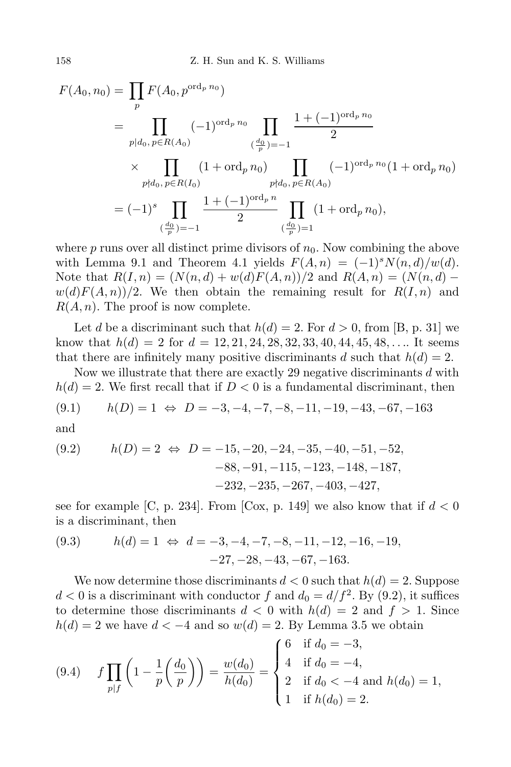$$
\begin{aligned}
F(A_0,n_0) &= \prod_p F(A_0,p^{\operatorname{ord}_p n_0}) \\
&= \prod_{p\mid d_0,\, p\in R(A_0)} (-1)^{\operatorname{ord}_p n_0} \prod_{(\frac{d_0}{p})=-1} \frac{1+(-1)^{\operatorname{ord}_p n_0}}{2} \\
&\quad\times \prod_{p\nmid d_0,\, p\in R(I_0)} (1+\operatorname{ord}_p n_0) \prod_{p\nmid d_0,\, p\in R(A_0)} (-1)^{\operatorname{ord}_p n_0}(1+\operatorname{ord}_p n_0) \\
&= (-1)^s \prod_{(\frac{d_0}{p})=-1} \frac{1+(-1)^{\operatorname{ord}_p n}}{2} \prod_{(\frac{d_0}{p})=1} (1+\operatorname{ord}_p n_0),
\end{aligned}
$$

where $p$ runs over all distinct prime divisors of $n_0$. Now combining the above with Lemma 9.1 and Theorem 4.1 yields $F(A,n) = (-1)^s N(n,d)/w(d)$. Note that $R(I,n) = (N(n,d)+w(d)F(A,n))/2$ and $R(A,n) = (N(n,d) - w(d)F(A,n))/2$. We then obtain the remaining result for $R(I,n)$ and $R(A,n)$. The proof is now complete.

Let $d$ be a discriminant such that $h(d)=2$. For $d>0$, from [B, p. 31] we know that $h(d)=2$ for $d = 12, 21, 24, 28, 32, 33, 40, 44, 45, 48, \ldots$. It seems that there are infinitely many positive discriminants $d$ such that $h(d)=2$.

Now we illustrate that there are exactly 29 negative discriminants $d$ with $h(d)=2$. We first recall that if $D<0$ is a fundamental discriminant, then

$$
(9.1)\qquad h(D)=1 \Leftrightarrow D = -3,-4,-7,-8,-11,-19,-43,-67,-163
$$

and

$$
\begin{aligned}
(9.2)\qquad h(D)=2 \Leftrightarrow D = {} & -15,-20,-24,-35,-40,-51,-52, \\
& -88,-91,-115,-123,-148,-187, \\
& -232,-235,-267,-403,-427,
\end{aligned}
$$

see for example [C, p. 234]. From [Cox, p. 149] we also know that if $d<0$ is a discriminant, then

$$
\begin{aligned}
(9.3)\qquad h(d)=1 \Leftrightarrow d = {} & -3,-4,-7,-8,-11,-12,-16,-19, \\
& -27,-28,-43,-67,-163.
\end{aligned}
$$

We now determine those discriminants $d<0$ such that $h(d)=2$. Suppose $d<0$ is a discriminant with conductor $f$ and $d_0 = d/f^2$. By (9.2), it suffices to determine those discriminants $d<0$ with $h(d)=2$ and $f>1$. Since $h(d)=2$ we have $d<-4$ and so $w(d)=2$. By Lemma 3.5 we obtain

$$
(9.4)\qquad f\prod_{p\mid f}\left(1-\frac{1}{p}\left(\frac{d_0}{p}\right)\right) = \frac{w(d_0)}{h(d_0)} = \begin{cases} 6 & \text{if } d_0=-3, \\ 4 & \text{if } d_0=-4, \\ 2 & \text{if } d_0<-4 \text{ and } h(d_0)=1, \\ 1 & \text{if } h(d_0)=2. \end{cases}
$$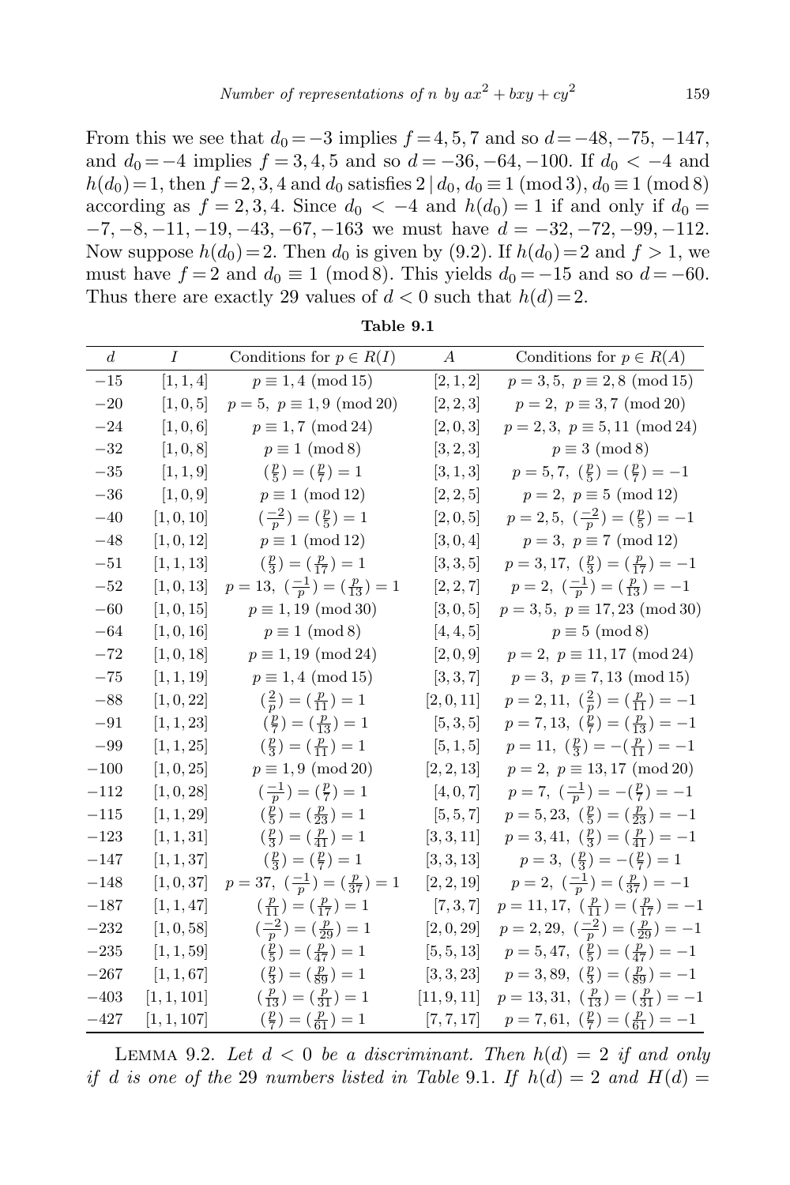From this we see that $d_0 = -3$ implies $f = 4, 5, 7$ and so $d = -48, -75, -147$, and $d_0 = -4$ implies $f = 3, 4, 5$ and so $d = -36, -64, -100$. If $d_0 < -4$ and $h(d_0) = 1$, then $f = 2, 3, 4$ and $d_0$ satisfies $2 \mid d_0$, $d_0 \equiv 1 \pmod 3$, $d_0 \equiv 1 \pmod 8$ according as $f = 2, 3, 4$. Since $d_0 < -4$ and $h(d_0) = 1$ if and only if $d_0 = -7, -8, -11, -19, -43, -67, -163$ we must have $d = -32, -72, -99, -112$. Now suppose $h(d_0) = 2$. Then $d_0$ is given by (9.2). If $h(d_0) = 2$ and $f > 1$, we must have $f = 2$ and $d_0 \equiv 1 \pmod 8$. This yields $d_0 = -15$ and so $d = -60$. Thus there are exactly 29 values of $d < 0$ such that $h(d) = 2$.

**Table 9.1**

| $d$ | $I$ | Conditions for $p \in R(I)$ | $A$ | Conditions for $p \in R(A)$ |
|---|---|---|---|---|
| $-15$ | $[1,1,4]$ | $p \equiv 1, 4 \pmod{15}$ | $[2,1,2]$ | $p = 3, 5,\ p \equiv 2, 8 \pmod{15}$ |
| $-20$ | $[1,0,5]$ | $p = 5,\ p \equiv 1, 9 \pmod{20}$ | $[2,2,3]$ | $p = 2,\ p \equiv 3, 7 \pmod{20}$ |
| $-24$ | $[1,0,6]$ | $p \equiv 1, 7 \pmod{24}$ | $[2,0,3]$ | $p = 2, 3,\ p \equiv 5, 11 \pmod{24}$ |
| $-32$ | $[1,0,8]$ | $p \equiv 1 \pmod 8$ | $[3,2,3]$ | $p \equiv 3 \pmod 8$ |
| $-35$ | $[1,1,9]$ | $(\frac{p}{5}) = (\frac{p}{7}) = 1$ | $[3,1,3]$ | $p = 5, 7,\ (\frac{p}{5}) = (\frac{p}{7}) = -1$ |
| $-36$ | $[1,0,9]$ | $p \equiv 1 \pmod{12}$ | $[2,2,5]$ | $p = 2,\ p \equiv 5 \pmod{12}$ |
| $-40$ | $[1,0,10]$ | $(\frac{-2}{p}) = (\frac{p}{5}) = 1$ | $[2,0,5]$ | $p = 2, 5,\ (\frac{-2}{p}) = (\frac{p}{5}) = -1$ |
| $-48$ | $[1,0,12]$ | $p \equiv 1 \pmod{12}$ | $[3,0,4]$ | $p = 3,\ p \equiv 7 \pmod{12}$ |
| $-51$ | $[1,1,13]$ | $(\frac{p}{3}) = (\frac{p}{17}) = 1$ | $[3,3,5]$ | $p = 3, 17,\ (\frac{p}{3}) = (\frac{p}{17}) = -1$ |
| $-52$ | $[1,0,13]$ | $p = 13,\ (\frac{-1}{p}) = (\frac{p}{13}) = 1$ | $[2,2,7]$ | $p = 2,\ (\frac{-1}{p}) = (\frac{p}{13}) = -1$ |
| $-60$ | $[1,0,15]$ | $p \equiv 1, 19 \pmod{30}$ | $[3,0,5]$ | $p = 3, 5,\ p \equiv 17, 23 \pmod{30}$ |
| $-64$ | $[1,0,16]$ | $p \equiv 1 \pmod 8$ | $[4,4,5]$ | $p \equiv 5 \pmod 8$ |
| $-72$ | $[1,0,18]$ | $p \equiv 1, 19 \pmod{24}$ | $[2,0,9]$ | $p = 2,\ p \equiv 11, 17 \pmod{24}$ |
| $-75$ | $[1,1,19]$ | $p \equiv 1, 4 \pmod{15}$ | $[3,3,7]$ | $p = 3,\ p \equiv 7, 13 \pmod{15}$ |
| $-88$ | $[1,0,22]$ | $(\frac{2}{p}) = (\frac{p}{11}) = 1$ | $[2,0,11]$ | $p = 2, 11,\ (\frac{2}{p}) = (\frac{p}{11}) = -1$ |
| $-91$ | $[1,1,23]$ | $(\frac{p}{7}) = (\frac{p}{13}) = 1$ | $[5,3,5]$ | $p = 7, 13,\ (\frac{p}{7}) = (\frac{p}{13}) = -1$ |
| $-99$ | $[1,1,25]$ | $(\frac{p}{3}) = (\frac{p}{11}) = 1$ | $[5,1,5]$ | $p = 11,\ (\frac{p}{3}) = -(\frac{p}{11}) = -1$ |
| $-100$ | $[1,0,25]$ | $p \equiv 1, 9 \pmod{20}$ | $[2,2,13]$ | $p = 2,\ p \equiv 13, 17 \pmod{20}$ |
| $-112$ | $[1,0,28]$ | $(\frac{-1}{p}) = (\frac{p}{7}) = 1$ | $[4,0,7]$ | $p = 7,\ (\frac{-1}{p}) = -(\frac{p}{7}) = -1$ |
| $-115$ | $[1,1,29]$ | $(\frac{p}{5}) = (\frac{p}{23}) = 1$ | $[5,5,7]$ | $p = 5, 23,\ (\frac{p}{5}) = (\frac{p}{23}) = -1$ |
| $-123$ | $[1,1,31]$ | $(\frac{p}{3}) = (\frac{p}{41}) = 1$ | $[3,3,11]$ | $p = 3, 41,\ (\frac{p}{3}) = (\frac{p}{41}) = -1$ |
| $-147$ | $[1,1,37]$ | $(\frac{p}{3}) = (\frac{p}{7}) = 1$ | $[3,3,13]$ | $p = 3,\ (\frac{p}{3}) = -(\frac{p}{7}) = 1$ |
| $-148$ | $[1,0,37]$ | $p = 37,\ (\frac{-1}{p}) = (\frac{p}{37}) = 1$ | $[2,2,19]$ | $p = 2,\ (\frac{-1}{p}) = (\frac{p}{37}) = -1$ |
| $-187$ | $[1,1,47]$ | $(\frac{p}{11}) = (\frac{p}{17}) = 1$ | $[7,3,7]$ | $p = 11, 17,\ (\frac{p}{11}) = (\frac{p}{17}) = -1$ |
| $-232$ | $[1,0,58]$ | $(\frac{-2}{p}) = (\frac{p}{29}) = 1$ | $[2,0,29]$ | $p = 2, 29,\ (\frac{-2}{p}) = (\frac{p}{29}) = -1$ |
| $-235$ | $[1,1,59]$ | $(\frac{p}{5}) = (\frac{p}{47}) = 1$ | $[5,5,13]$ | $p = 5, 47,\ (\frac{p}{5}) = (\frac{p}{47}) = -1$ |
| $-267$ | $[1,1,67]$ | $(\frac{p}{3}) = (\frac{p}{89}) = 1$ | $[3,3,23]$ | $p = 3, 89,\ (\frac{p}{3}) = (\frac{p}{89}) = -1$ |
| $-403$ | $[1,1,101]$ | $(\frac{p}{13}) = (\frac{p}{31}) = 1$ | $[11,9,11]$ | $p = 13, 31,\ (\frac{p}{13}) = (\frac{p}{31}) = -1$ |
| $-427$ | $[1,1,107]$ | $(\frac{p}{7}) = (\frac{p}{61}) = 1$ | $[7,7,17]$ | $p = 7, 61,\ (\frac{p}{7}) = (\frac{p}{61}) = -1$ |

LEMMA 9.2. *Let $d < 0$ be a discriminant. Then $h(d) = 2$ if and only if $d$ is one of the* 29 *numbers listed in Table* 9.1. *If $h(d) = 2$ and $H(d) =$*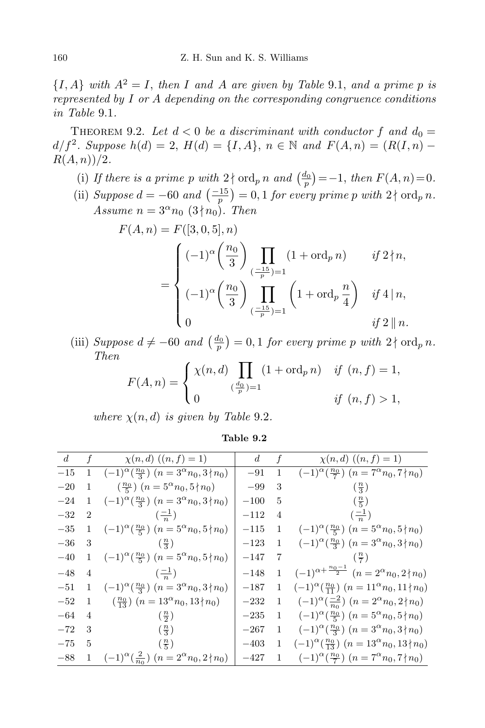$\{I, A\}$ *with* $A^2 = I$, *then* $I$ *and* $A$ *are given by Table* 9.1, *and a prime* $p$ *is represented by* $I$ *or* $A$ *depending on the corresponding congruence conditions in Table* 9.1.

THEOREM 9.2. *Let* $d < 0$ *be a discriminant with conductor* $f$ *and* $d_0 = d/f^2$. *Suppose* $h(d) = 2$, $H(d) = \{I, A\}$, $n \in \mathbb{N}$ *and* $F(A, n) = (R(I, n) - R(A, n))/2$.

(i) *If there is a prime* $p$ *with* $2 \nmid \operatorname{ord}_p n$ *and* $\left(\frac{d_0}{p}\right) = -1$, *then* $F(A, n) = 0$.

(ii) *Suppose* $d = -60$ *and* $\left(\frac{-15}{p}\right) = 0, 1$ *for every prime* $p$ *with* $2 \nmid \operatorname{ord}_p n$. *Assume* $n = 3^\alpha n_0$ $(3 \nmid n_0)$. *Then*

$$F(A, n) = F([3, 0, 5], n)$$
$$= \begin{cases} (-1)^\alpha \left(\frac{n_0}{3}\right) \prod_{\left(\frac{-15}{p}\right)=1} (1 + \operatorname{ord}_p n) & \text{if } 2 \nmid n, \\ (-1)^\alpha \left(\frac{n_0}{3}\right) \prod_{\left(\frac{-15}{p}\right)=1} \left(1 + \operatorname{ord}_p \frac{n}{4}\right) & \text{if } 4 \mid n, \\ 0 & \text{if } 2 \parallel n. \end{cases}$$

(iii) *Suppose* $d \neq -60$ *and* $\left(\frac{d_0}{p}\right) = 0, 1$ *for every prime* $p$ *with* $2 \nmid \operatorname{ord}_p n$. *Then*

$$F(A, n) = \begin{cases} \chi(n, d) \prod_{\left(\frac{d_0}{p}\right)=1} (1 + \operatorname{ord}_p n) & \text{if } (n, f) = 1, \\ 0 & \text{if } (n, f) > 1, \end{cases}$$

*where* $\chi(n, d)$ *is given by Table* 9.2.

**Table 9.2**

| $d$ | $f$ | $\chi(n,d)$ $((n,f)=1)$ | $d$ | $f$ | $\chi(n,d)$ $((n,f)=1)$ |
|---|---|---|---|---|---|
| $-15$ | 1 | $(-1)^\alpha(\frac{n_0}{3})$ $(n = 3^\alpha n_0, 3 \nmid n_0)$ | $-91$ | 1 | $(-1)^\alpha(\frac{n_0}{7})$ $(n = 7^\alpha n_0, 7 \nmid n_0)$ |
| $-20$ | 1 | $(\frac{n_0}{5})$ $(n = 5^\alpha n_0, 5 \nmid n_0)$ | $-99$ | 3 | $(\frac{n}{3})$ |
| $-24$ | 1 | $(-1)^\alpha(\frac{n_0}{3})$ $(n = 3^\alpha n_0, 3 \nmid n_0)$ | $-100$ | 5 | $(\frac{n}{5})$ |
| $-32$ | 2 | $(\frac{-1}{n})$ | $-112$ | 4 | $(\frac{-1}{n})$ |
| $-35$ | 1 | $(-1)^\alpha(\frac{n_0}{5})$ $(n = 5^\alpha n_0, 5 \nmid n_0)$ | $-115$ | 1 | $(-1)^\alpha(\frac{n_0}{5})$ $(n = 5^\alpha n_0, 5 \nmid n_0)$ |
| $-36$ | 3 | $(\frac{n}{3})$ | $-123$ | 1 | $(-1)^\alpha(\frac{n_0}{3})$ $(n = 3^\alpha n_0, 3 \nmid n_0)$ |
| $-40$ | 1 | $(-1)^\alpha(\frac{n_0}{5})$ $(n = 5^\alpha n_0, 5 \nmid n_0)$ | $-147$ | 7 | $(\frac{n}{7})$ |
| $-48$ | 4 | $(\frac{-1}{n})$ | $-148$ | 1 | $(-1)^{\alpha + \frac{n_0 - 1}{2}}$ $(n = 2^\alpha n_0, 2 \nmid n_0)$ |
| $-51$ | 1 | $(-1)^\alpha(\frac{n_0}{3})$ $(n = 3^\alpha n_0, 3 \nmid n_0)$ | $-187$ | 1 | $(-1)^\alpha(\frac{n_0}{11})$ $(n = 11^\alpha n_0, 11 \nmid n_0)$ |
| $-52$ | 1 | $(\frac{n_0}{13})$ $(n = 13^\alpha n_0, 13 \nmid n_0)$ | $-232$ | 1 | $(-1)^\alpha(\frac{-2}{n_0})$ $(n = 2^\alpha n_0, 2 \nmid n_0)$ |
| $-64$ | 4 | $(\frac{n}{2})$ | $-235$ | 1 | $(-1)^\alpha(\frac{n_0}{5})$ $(n = 5^\alpha n_0, 5 \nmid n_0)$ |
| $-72$ | 3 | $(\frac{n}{3})$ | $-267$ | 1 | $(-1)^\alpha(\frac{n_0}{3})$ $(n = 3^\alpha n_0, 3 \nmid n_0)$ |
| $-75$ | 5 | $(\frac{n}{5})$ | $-403$ | 1 | $(-1)^\alpha(\frac{n_0}{13})$ $(n = 13^\alpha n_0, 13 \nmid n_0)$ |
| $-88$ | 1 | $(-1)^\alpha(\frac{2}{n_0})$ $(n = 2^\alpha n_0, 2 \nmid n_0)$ | $-427$ | 1 | $(-1)^\alpha(\frac{n_0}{7})$ $(n = 7^\alpha n_0, 7 \nmid n_0)$ |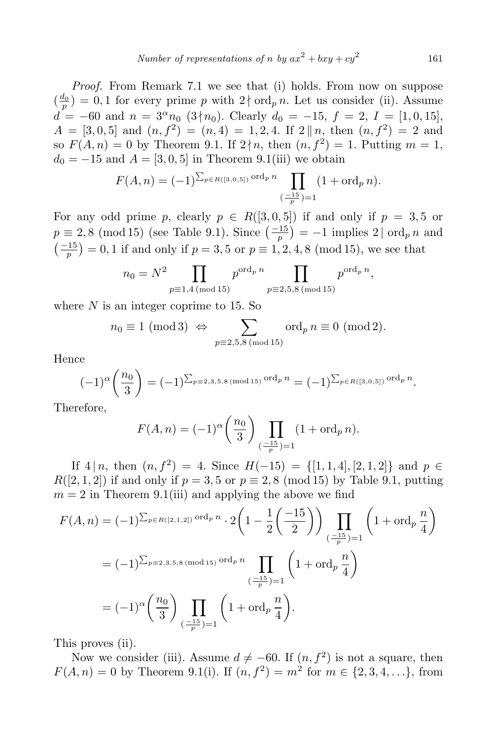*Proof.* From Remark 7.1 we see that (i) holds. From now on suppose $(\frac{d_0}{p}) = 0, 1$ for every prime $p$ with $2 \nmid \operatorname{ord}_p n$. Let us consider (ii). Assume $d = -60$ and $n = 3^\alpha n_0$ $(3 \nmid n_0)$. Clearly $d_0 = -15$, $f = 2$, $I = [1, 0, 15]$, $A = [3, 0, 5]$ and $(n, f^2) = (n, 4) = 1, 2, 4$. If $2 \parallel n$, then $(n, f^2) = 2$ and so $F(A, n) = 0$ by Theorem 9.1. If $2 \nmid n$, then $(n, f^2) = 1$. Putting $m = 1$, $d_0 = -15$ and $A = [3, 0, 5]$ in Theorem 9.1(iii) we obtain

$$F(A, n) = (-1)^{\sum_{p \in R([3,0,5])} \operatorname{ord}_p n} \prod_{(\frac{-15}{p})=1} (1 + \operatorname{ord}_p n).$$

For any odd prime $p$, clearly $p \in R([3, 0, 5])$ if and only if $p = 3, 5$ or $p \equiv 2, 8 \pmod{15}$ (see Table 9.1). Since $\left(\frac{-15}{p}\right) = -1$ implies $2 \mid \operatorname{ord}_p n$ and $\left(\frac{-15}{p}\right) = 0, 1$ if and only if $p = 3, 5$ or $p \equiv 1, 2, 4, 8 \pmod{15}$, we see that

$$n_0 = N^2 \prod_{p \equiv 1,4 \pmod{15}} p^{\operatorname{ord}_p n} \prod_{p \equiv 2,5,8 \pmod{15}} p^{\operatorname{ord}_p n},$$

where $N$ is an integer coprime to 15. So

$$n_0 \equiv 1 \pmod 3 \iff \sum_{p \equiv 2,5,8 \pmod{15}} \operatorname{ord}_p n \equiv 0 \pmod 2.$$

Hence

$$(-1)^\alpha \left(\frac{n_0}{3}\right) = (-1)^{\sum_{p \equiv 2,3,5,8 \pmod{15}} \operatorname{ord}_p n} = (-1)^{\sum_{p \in R([3,0,5])} \operatorname{ord}_p n}.$$

Therefore,

$$F(A, n) = (-1)^\alpha \left(\frac{n_0}{3}\right) \prod_{(\frac{-15}{p})=1} (1 + \operatorname{ord}_p n).$$

If $4 \mid n$, then $(n, f^2) = 4$. Since $H(-15) = \{[1, 1, 4], [2, 1, 2]\}$ and $p \in R([2, 1, 2])$ if and only if $p = 3, 5$ or $p \equiv 2, 8 \pmod{15}$ by Table 9.1, putting $m = 2$ in Theorem 9.1(iii) and applying the above we find

$$\begin{aligned}
F(A, n) &= (-1)^{\sum_{p \in R([2,1,2])} \operatorname{ord}_p n} \cdot 2\left(1 - \frac{1}{2}\left(\frac{-15}{2}\right)\right) \prod_{(\frac{-15}{p})=1} \left(1 + \operatorname{ord}_p \frac{n}{4}\right) \\
&= (-1)^{\sum_{p \equiv 2,3,5,8 \pmod{15}} \operatorname{ord}_p n} \prod_{(\frac{-15}{p})=1} \left(1 + \operatorname{ord}_p \frac{n}{4}\right) \\
&= (-1)^\alpha \left(\frac{n_0}{3}\right) \prod_{(\frac{-15}{p})=1} \left(1 + \operatorname{ord}_p \frac{n}{4}\right).
\end{aligned}$$

This proves (ii).

Now we consider (iii). Assume $d \neq -60$. If $(n, f^2)$ is not a square, then $F(A, n) = 0$ by Theorem 9.1(i). If $(n, f^2) = m^2$ for $m \in \{2, 3, 4, \ldots\}$, from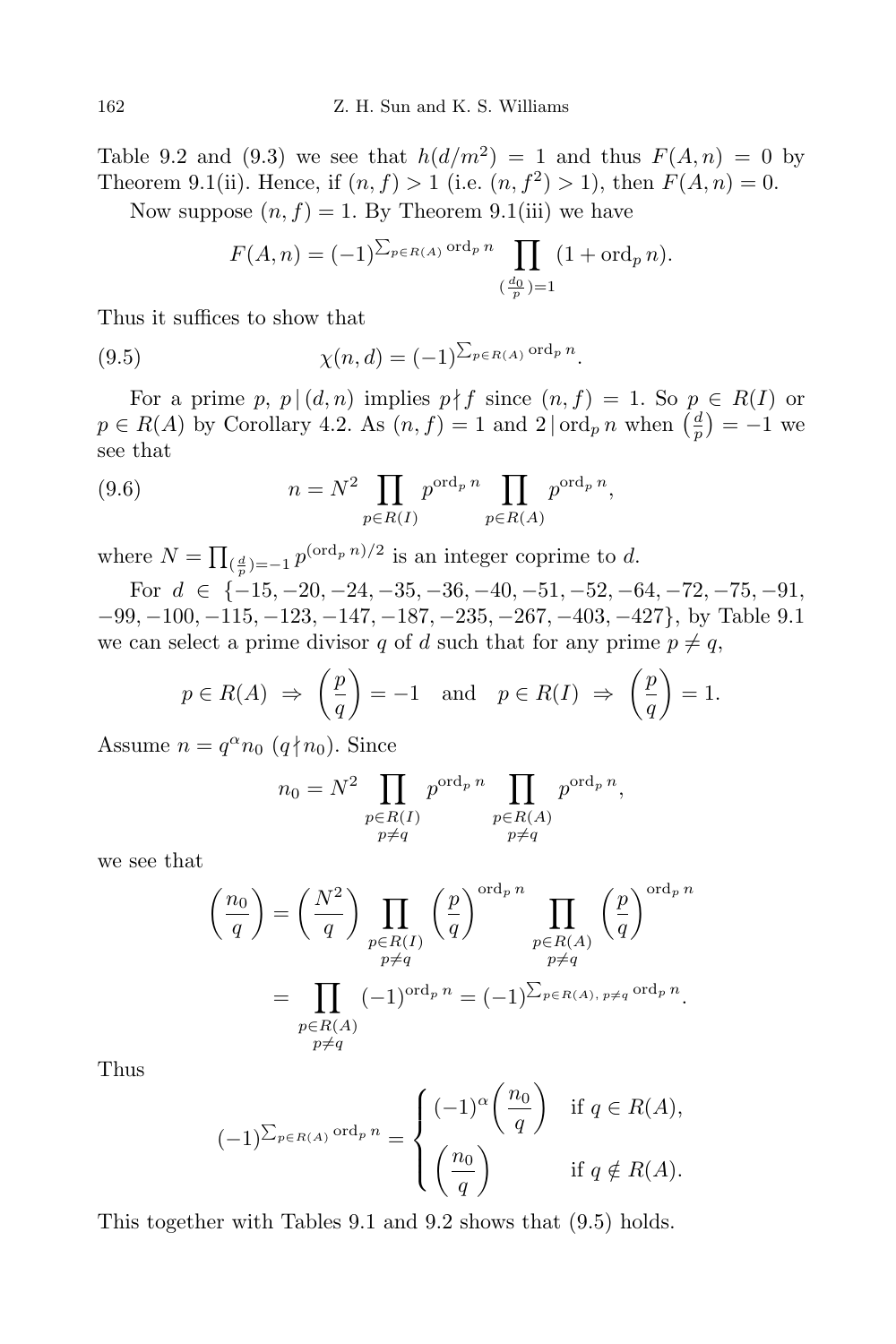Table 9.2 and (9.3) we see that $h(d/m^2) = 1$ and thus $F(A, n) = 0$ by Theorem 9.1(ii). Hence, if $(n, f) > 1$ (i.e. $(n, f^2) > 1$), then $F(A, n) = 0$.

Now suppose $(n, f) = 1$. By Theorem 9.1(iii) we have

$$F(A, n) = (-1)^{\sum_{p\in R(A)} \mathrm{ord}_p n} \prod_{(\frac{d_0}{p})=1} (1 + \mathrm{ord}_p n).$$

Thus it suffices to show that

$$\chi(n, d) = (-1)^{\sum_{p\in R(A)} \mathrm{ord}_p n}. \tag{9.5}$$

For a prime $p$, $p \mid (d, n)$ implies $p \nmid f$ since $(n, f) = 1$. So $p \in R(I)$ or $p \in R(A)$ by Corollary 4.2. As $(n, f) = 1$ and $2 \mid \mathrm{ord}_p n$ when $\left(\frac{d}{p}\right) = -1$ we see that

$$n = N^2 \prod_{p\in R(I)} p^{\mathrm{ord}_p n} \prod_{p\in R(A)} p^{\mathrm{ord}_p n}, \tag{9.6}$$

where $N = \prod_{(\frac{d}{p})=-1} p^{(\mathrm{ord}_p n)/2}$ is an integer coprime to $d$.

For $d \in \{-15, -20, -24, -35, -36, -40, -51, -52, -64, -72, -75, -91, -99, -100, -115, -123, -147, -187, -235, -267, -403, -427\}$, by Table 9.1 we can select a prime divisor $q$ of $d$ such that for any prime $p \neq q$,

$$p \in R(A) \;\Rightarrow\; \left(\frac{p}{q}\right) = -1 \quad \text{and} \quad p \in R(I) \;\Rightarrow\; \left(\frac{p}{q}\right) = 1.$$

Assume $n = q^{\alpha} n_0$ $(q \nmid n_0)$. Since

$$n_0 = N^2 \prod_{\substack{p\in R(I)\\ p\neq q}} p^{\mathrm{ord}_p n} \prod_{\substack{p\in R(A)\\ p\neq q}} p^{\mathrm{ord}_p n},$$

we see that

$$\begin{aligned}
\left(\frac{n_0}{q}\right) &= \left(\frac{N^2}{q}\right) \prod_{\substack{p\in R(I)\\ p\neq q}} \left(\frac{p}{q}\right)^{\mathrm{ord}_p n} \prod_{\substack{p\in R(A)\\ p\neq q}} \left(\frac{p}{q}\right)^{\mathrm{ord}_p n} \\
&= \prod_{\substack{p\in R(A)\\ p\neq q}} (-1)^{\mathrm{ord}_p n} = (-1)^{\sum_{p\in R(A),\, p\neq q} \mathrm{ord}_p n}.
\end{aligned}$$

Thus

$$(-1)^{\sum_{p\in R(A)} \mathrm{ord}_p n} = \begin{cases} (-1)^{\alpha} \left(\dfrac{n_0}{q}\right) & \text{if } q \in R(A), \\[2ex] \left(\dfrac{n_0}{q}\right) & \text{if } q \notin R(A). \end{cases}$$

This together with Tables 9.1 and 9.2 shows that (9.5) holds.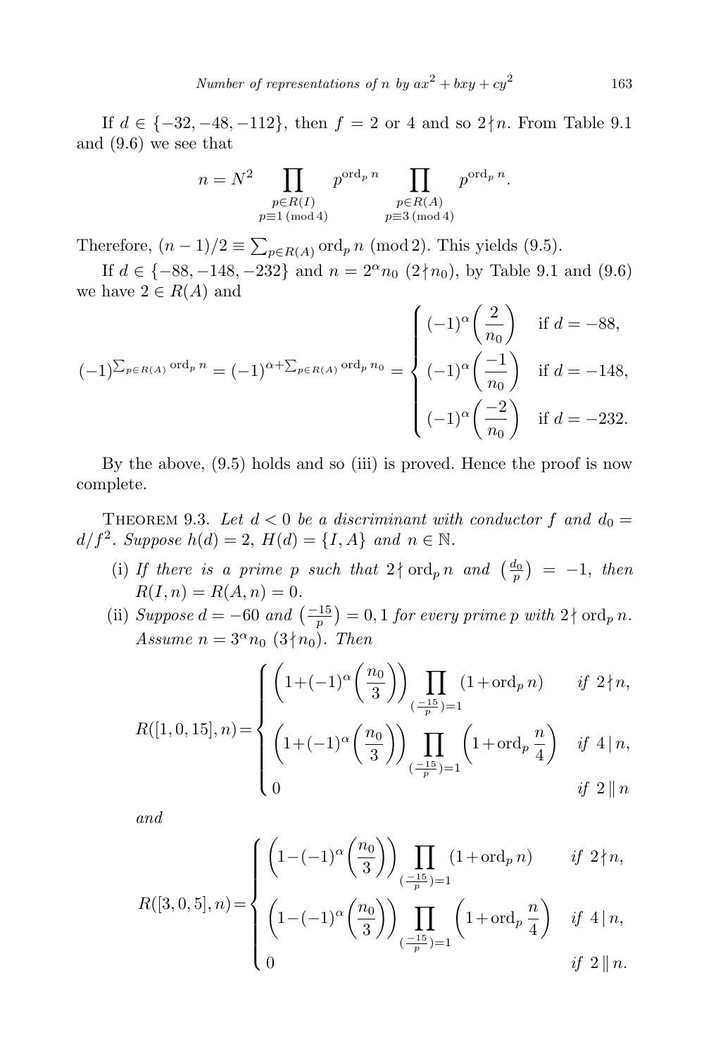If $d \in \{-32, -48, -112\}$, then $f = 2$ or $4$ and so $2 \nmid n$. From Table 9.1 and (9.6) we see that

$$n = N^2 \prod_{\substack{p \in R(I) \\ p \equiv 1 \pmod 4}} p^{\operatorname{ord}_p n} \prod_{\substack{p \in R(A) \\ p \equiv 3 \pmod 4}} p^{\operatorname{ord}_p n}.$$

Therefore, $(n-1)/2 \equiv \sum_{p \in R(A)} \operatorname{ord}_p n \pmod 2$. This yields (9.5).

If $d \in \{-88, -148, -232\}$ and $n = 2^\alpha n_0$ $(2 \nmid n_0)$, by Table 9.1 and (9.6) we have $2 \in R(A)$ and

$$(-1)^{\sum_{p \in R(A)} \operatorname{ord}_p n} = (-1)^{\alpha + \sum_{p \in R(A)} \operatorname{ord}_p n_0} = \begin{cases} (-1)^\alpha \left(\frac{2}{n_0}\right) & \text{if } d = -88, \\ (-1)^\alpha \left(\frac{-1}{n_0}\right) & \text{if } d = -148, \\ (-1)^\alpha \left(\frac{-2}{n_0}\right) & \text{if } d = -232. \end{cases}$$

By the above, (9.5) holds and so (iii) is proved. Hence the proof is now complete.

THEOREM 9.3. *Let $d < 0$ be a discriminant with conductor $f$ and $d_0 = d/f^2$. Suppose $h(d) = 2$, $H(d) = \{I, A\}$ and $n \in \mathbb{N}$.*

(i) *If there is a prime $p$ such that $2 \nmid \operatorname{ord}_p n$ and $\left(\frac{d_0}{p}\right) = -1$, then $R(I, n) = R(A, n) = 0$.*

(ii) *Suppose $d = -60$ and $\left(\frac{-15}{p}\right) = 0, 1$ for every prime $p$ with $2 \nmid \operatorname{ord}_p n$. Assume $n = 3^\alpha n_0$ $(3 \nmid n_0)$. Then*

$$R([1,0,15], n) = \begin{cases} \left(1 + (-1)^\alpha \left(\frac{n_0}{3}\right)\right) \prod_{(\frac{-15}{p})=1} (1 + \operatorname{ord}_p n) & \text{if } 2 \nmid n, \\ \left(1 + (-1)^\alpha \left(\frac{n_0}{3}\right)\right) \prod_{(\frac{-15}{p})=1} \left(1 + \operatorname{ord}_p \frac{n}{4}\right) & \text{if } 4 \mid n, \\ 0 & \text{if } 2 \parallel n \end{cases}$$

*and*

$$R([3,0,5], n) = \begin{cases} \left(1 - (-1)^\alpha \left(\frac{n_0}{3}\right)\right) \prod_{(\frac{-15}{p})=1} (1 + \operatorname{ord}_p n) & \text{if } 2 \nmid n, \\ \left(1 - (-1)^\alpha \left(\frac{n_0}{3}\right)\right) \prod_{(\frac{-15}{p})=1} \left(1 + \operatorname{ord}_p \frac{n}{4}\right) & \text{if } 4 \mid n, \\ 0 & \text{if } 2 \parallel n. \end{cases}$$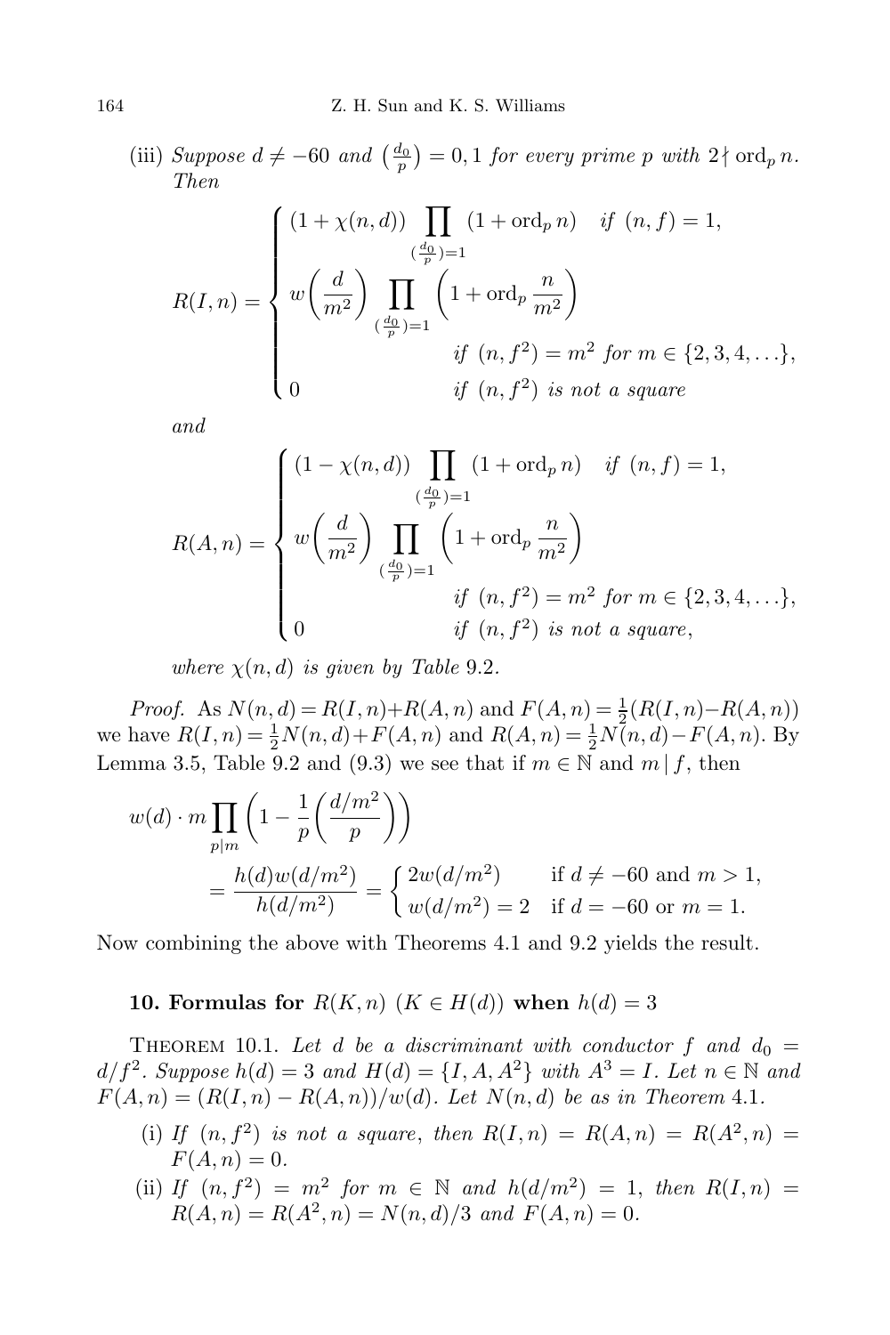(iii) *Suppose $d \neq -60$ and $\left(\frac{d_0}{p}\right) = 0, 1$ for every prime $p$ with $2 \nmid \mathrm{ord}_p n$. Then*

$$R(I,n) = \begin{cases} (1+\chi(n,d)) \displaystyle\prod_{(\frac{d_0}{p})=1} (1+\mathrm{ord}_p n) & \text{if } (n,f)=1, \\ w\left(\dfrac{d}{m^2}\right) \displaystyle\prod_{(\frac{d_0}{p})=1} \left(1+\mathrm{ord}_p \dfrac{n}{m^2}\right) & \\ & \text{if } (n,f^2)=m^2 \text{ for } m \in \{2,3,4,\ldots\}, \\ 0 & \text{if } (n,f^2) \text{ is not a square} \end{cases}$$

*and*

$$R(A,n) = \begin{cases} (1-\chi(n,d)) \displaystyle\prod_{(\frac{d_0}{p})=1} (1+\mathrm{ord}_p n) & \text{if } (n,f)=1, \\ w\left(\dfrac{d}{m^2}\right) \displaystyle\prod_{(\frac{d_0}{p})=1} \left(1+\mathrm{ord}_p \dfrac{n}{m^2}\right) & \\ & \text{if } (n,f^2)=m^2 \text{ for } m \in \{2,3,4,\ldots\}, \\ 0 & \text{if } (n,f^2) \text{ is not a square,} \end{cases}$$

*where $\chi(n,d)$ is given by Table* 9.2.

*Proof.* As $N(n,d) = R(I,n) + R(A,n)$ and $F(A,n) = \frac{1}{2}(R(I,n) - R(A,n))$ we have $R(I,n) = \frac{1}{2}N(n,d) + F(A,n)$ and $R(A,n) = \frac{1}{2}N(n,d) - F(A,n)$. By Lemma 3.5, Table 9.2 and (9.3) we see that if $m \in \mathbb{N}$ and $m \mid f$, then

$$\begin{aligned} w(d) \cdot m \prod_{p \mid m} \left(1 - \frac{1}{p}\left(\frac{d/m^2}{p}\right)\right) \\ = \frac{h(d) w(d/m^2)}{h(d/m^2)} = \begin{cases} 2w(d/m^2) & \text{if } d \neq -60 \text{ and } m > 1, \\ w(d/m^2) = 2 & \text{if } d = -60 \text{ or } m = 1. \end{cases} \end{aligned}$$

Now combining the above with Theorems 4.1 and 9.2 yields the result.

## 10. Formulas for $R(K,n)$ ($K \in H(d)$) when $h(d) = 3$

THEOREM 10.1. *Let $d$ be a discriminant with conductor $f$ and $d_0 = d/f^2$. Suppose $h(d) = 3$ and $H(d) = \{I, A, A^2\}$ with $A^3 = I$. Let $n \in \mathbb{N}$ and $F(A,n) = (R(I,n) - R(A,n))/w(d)$. Let $N(n,d)$ be as in Theorem* 4.1.

(i) *If $(n,f^2)$ is not a square, then $R(I,n) = R(A,n) = R(A^2,n) = F(A,n) = 0$.*

(ii) *If $(n,f^2) = m^2$ for $m \in \mathbb{N}$ and $h(d/m^2) = 1$, then $R(I,n) = R(A,n) = R(A^2,n) = N(n,d)/3$ and $F(A,n) = 0$.*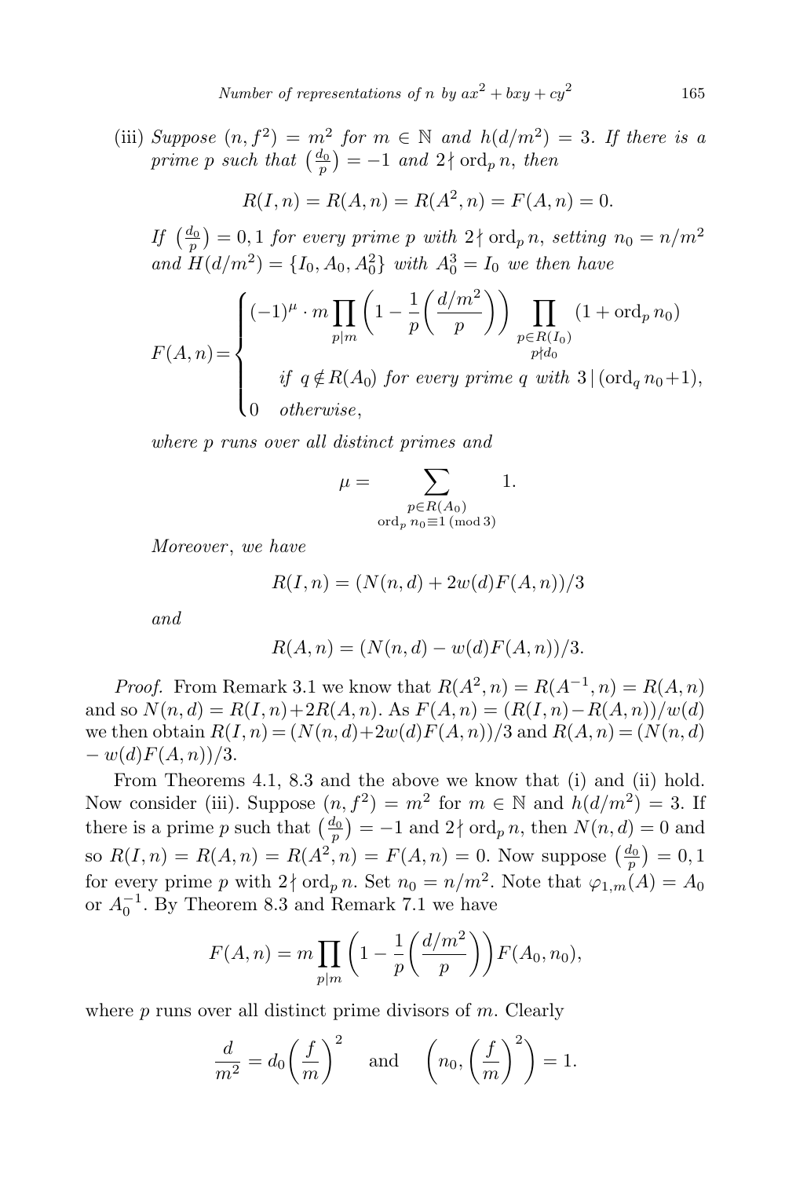(iii) *Suppose* $(n, f^2) = m^2$ *for* $m \in \mathbb{N}$ *and* $h(d/m^2) = 3$. *If there is a prime* $p$ *such that* $\left(\frac{d_0}{p}\right) = -1$ *and* $2 \nmid \operatorname{ord}_p n$, *then*

$$R(I, n) = R(A, n) = R(A^2, n) = F(A, n) = 0.$$

*If* $\left(\frac{d_0}{p}\right) = 0, 1$ *for every prime* $p$ *with* $2 \nmid \operatorname{ord}_p n$, *setting* $n_0 = n/m^2$ *and* $H(d/m^2) = \{I_0, A_0, A_0^2\}$ *with* $A_0^3 = I_0$ *we then have*

$$F(A,n) = \begin{cases} (-1)^{\mu} \cdot m \prod_{p \mid m} \left(1 - \frac{1}{p}\left(\frac{d/m^2}{p}\right)\right) \prod_{\substack{p \in R(I_0) \\ p \nmid d_0}} (1 + \operatorname{ord}_p n_0) \\ \qquad \text{if } q \notin R(A_0) \text{ for every prime } q \text{ with } 3 \mid (\operatorname{ord}_q n_0 + 1), \\ 0 \quad \text{otherwise}, \end{cases}$$

*where* $p$ *runs over all distinct primes and*

$$\mu = \sum_{\substack{p \in R(A_0) \\ \operatorname{ord}_p n_0 \equiv 1 \pmod 3}} 1.$$

*Moreover*, *we have*

$$R(I, n) = (N(n, d) + 2w(d)F(A, n))/3$$

*and*

$$R(A, n) = (N(n, d) - w(d)F(A, n))/3.$$

*Proof.* From Remark 3.1 we know that $R(A^2, n) = R(A^{-1}, n) = R(A, n)$ and so $N(n, d) = R(I, n) + 2R(A, n)$. As $F(A, n) = (R(I, n) - R(A, n))/w(d)$ we then obtain $R(I, n) = (N(n, d) + 2w(d)F(A, n))/3$ and $R(A, n) = (N(n, d) - w(d)F(A, n))/3$.

From Theorems 4.1, 8.3 and the above we know that (i) and (ii) hold. Now consider (iii). Suppose $(n, f^2) = m^2$ for $m \in \mathbb{N}$ and $h(d/m^2) = 3$. If there is a prime $p$ such that $\left(\frac{d_0}{p}\right) = -1$ and $2 \nmid \operatorname{ord}_p n$, then $N(n, d) = 0$ and so $R(I, n) = R(A, n) = R(A^2, n) = F(A, n) = 0$. Now suppose $\left(\frac{d_0}{p}\right) = 0, 1$ for every prime $p$ with $2 \nmid \operatorname{ord}_p n$. Set $n_0 = n/m^2$. Note that $\varphi_{1,m}(A) = A_0$ or $A_0^{-1}$. By Theorem 8.3 and Remark 7.1 we have

$$F(A, n) = m \prod_{p \mid m} \left(1 - \frac{1}{p}\left(\frac{d/m^2}{p}\right)\right) F(A_0, n_0),$$

where $p$ runs over all distinct prime divisors of $m$. Clearly

$$\frac{d}{m^2} = d_0 \left(\frac{f}{m}\right)^2 \quad \text{and} \quad \left(n_0, \left(\frac{f}{m}\right)^2\right) = 1.$$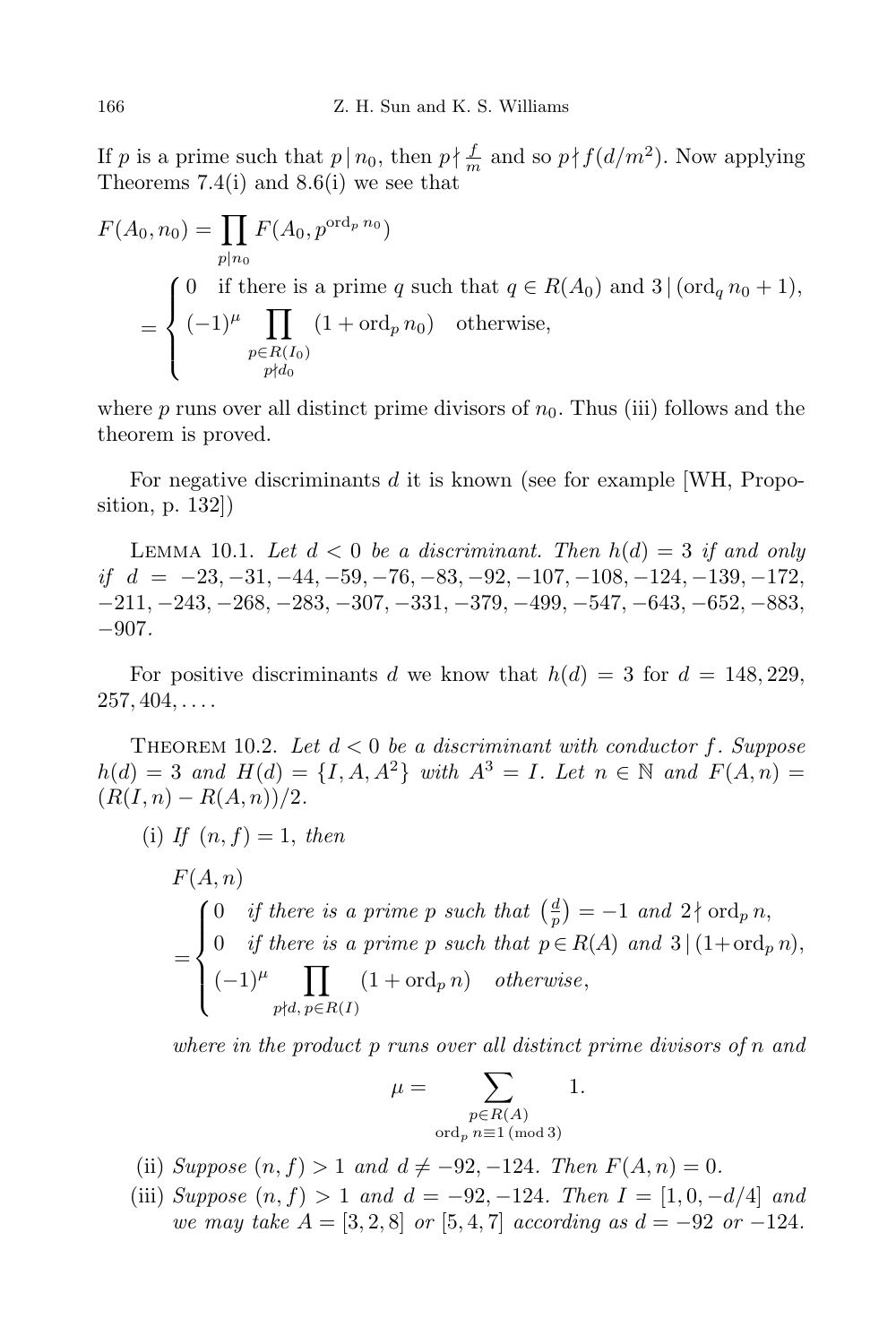If $p$ is a prime such that $p \mid n_0$, then $p \nmid \frac{f}{m}$ and so $p \nmid f(d/m^2)$. Now applying Theorems 7.4(i) and 8.6(i) we see that

$$F(A_0, n_0) = \prod_{p \mid n_0} F(A_0, p^{\operatorname{ord}_p n_0})$$
$$= \begin{cases} 0 & \text{if there is a prime } q \text{ such that } q \in R(A_0) \text{ and } 3 \mid (\operatorname{ord}_q n_0 + 1), \\ (-1)^{\mu} \displaystyle\prod_{\substack{p \in R(I_0) \\ p \nmid d_0}} (1 + \operatorname{ord}_p n_0) & \text{otherwise,} \end{cases}$$

where $p$ runs over all distinct prime divisors of $n_0$. Thus (iii) follows and the theorem is proved.

For negative discriminants $d$ it is known (see for example [WH, Proposition, p. 132])

Lemma 10.1. *Let $d < 0$ be a discriminant. Then $h(d) = 3$ if and only if $d = -23, -31, -44, -59, -76, -83, -92, -107, -108, -124, -139, -172, -211, -243, -268, -283, -307, -331, -379, -499, -547, -643, -652, -883, -907$.*

For positive discriminants $d$ we know that $h(d) = 3$ for $d = 148, 229, 257, 404, \ldots$.

Theorem 10.2. *Let $d < 0$ be a discriminant with conductor $f$. Suppose $h(d) = 3$ and $H(d) = \{I, A, A^2\}$ with $A^3 = I$. Let $n \in \mathbb{N}$ and $F(A, n) = (R(I, n) - R(A, n))/2$.*

(i) *If $(n, f) = 1$, then*

$$F(A, n) = \begin{cases} 0 & \text{if there is a prime } p \text{ such that } \left(\frac{d}{p}\right) = -1 \text{ and } 2 \nmid \operatorname{ord}_p n, \\ 0 & \text{if there is a prime } p \text{ such that } p \in R(A) \text{ and } 3 \mid (1 + \operatorname{ord}_p n), \\ (-1)^{\mu} \displaystyle\prod_{p \nmid d,\, p \in R(I)} (1 + \operatorname{ord}_p n) & \text{otherwise,} \end{cases}$$

*where in the product $p$ runs over all distinct prime divisors of $n$ and*

$$\mu = \sum_{\substack{p \in R(A) \\ \operatorname{ord}_p n \equiv 1 \pmod 3}} 1.$$

(ii) *Suppose $(n, f) > 1$ and $d \neq -92, -124$. Then $F(A, n) = 0$.*

(iii) *Suppose $(n, f) > 1$ and $d = -92, -124$. Then $I = [1, 0, -d/4]$ and we may take $A = [3, 2, 8]$ or $[5, 4, 7]$ according as $d = -92$ or $-124$.*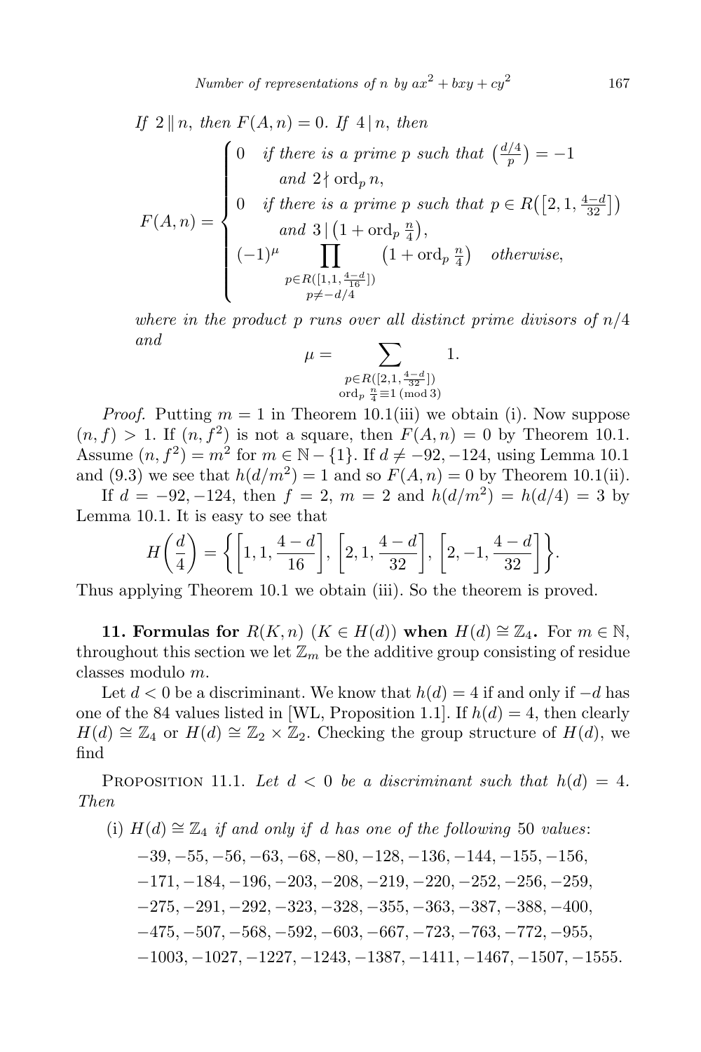*If* $2 \parallel n$, *then* $F(A,n) = 0$. *If* $4 \mid n$, *then*

$$F(A,n) = \begin{cases} 0 & \text{if there is a prime } p \text{ such that } \left(\frac{d/4}{p}\right) = -1 \\ & \quad \text{and } 2 \nmid \operatorname{ord}_p n, \\ 0 & \text{if there is a prime } p \text{ such that } p \in R\left(\left[2, 1, \frac{4-d}{32}\right]\right) \\ & \quad \text{and } 3 \mid \left(1 + \operatorname{ord}_p \frac{n}{4}\right), \\ (-1)^{\mu} \displaystyle\prod_{\substack{p \in R([1,1,\frac{4-d}{16}]) \\ p \neq -d/4}} \left(1 + \operatorname{ord}_p \frac{n}{4}\right) & \text{otherwise}, \end{cases}$$

*where in the product* $p$ *runs over all distinct prime divisors of* $n/4$ *and*

$$\mu = \sum_{\substack{p \in R([2,1,\frac{4-d}{32}]) \\ \operatorname{ord}_p \frac{n}{4} \equiv 1 \pmod 3}} 1.$$

*Proof.* Putting $m = 1$ in Theorem 10.1(iii) we obtain (i). Now suppose $(n, f) > 1$. If $(n, f^2)$ is not a square, then $F(A, n) = 0$ by Theorem 10.1. Assume $(n, f^2) = m^2$ for $m \in \mathbb{N} - \{1\}$. If $d \neq -92, -124$, using Lemma 10.1 and (9.3) we see that $h(d/m^2) = 1$ and so $F(A, n) = 0$ by Theorem 10.1(ii).

If $d = -92, -124$, then $f = 2$, $m = 2$ and $h(d/m^2) = h(d/4) = 3$ by Lemma 10.1. It is easy to see that

$$H\left(\frac{d}{4}\right) = \left\{ \left[1, 1, \frac{4-d}{16}\right], \left[2, 1, \frac{4-d}{32}\right], \left[2, -1, \frac{4-d}{32}\right] \right\}.$$

Thus applying Theorem 10.1 we obtain (iii). So the theorem is proved.

**11. Formulas for $R(K, n)$ ($K \in H(d)$) when $H(d) \cong \mathbb{Z}_4$.** For $m \in \mathbb{N}$, throughout this section we let $\mathbb{Z}_m$ be the additive group consisting of residue classes modulo $m$.

Let $d < 0$ be a discriminant. We know that $h(d) = 4$ if and only if $-d$ has one of the 84 values listed in [WL, Proposition 1.1]. If $h(d) = 4$, then clearly $H(d) \cong \mathbb{Z}_4$ or $H(d) \cong \mathbb{Z}_2 \times \mathbb{Z}_2$. Checking the group structure of $H(d)$, we find

Proposition 11.1. *Let* $d < 0$ *be a discriminant such that* $h(d) = 4$. *Then*

(i) $H(d) \cong \mathbb{Z}_4$ *if and only if* $d$ *has one of the following* 50 *values*:

$-39, -55, -56, -63, -68, -80, -128, -136, -144, -155, -156,$
$-171, -184, -196, -203, -208, -219, -220, -252, -256, -259,$
$-275, -291, -292, -323, -328, -355, -363, -387, -388, -400,$
$-475, -507, -568, -592, -603, -667, -723, -763, -772, -955,$
$-1003, -1027, -1227, -1243, -1387, -1411, -1467, -1507, -1555.$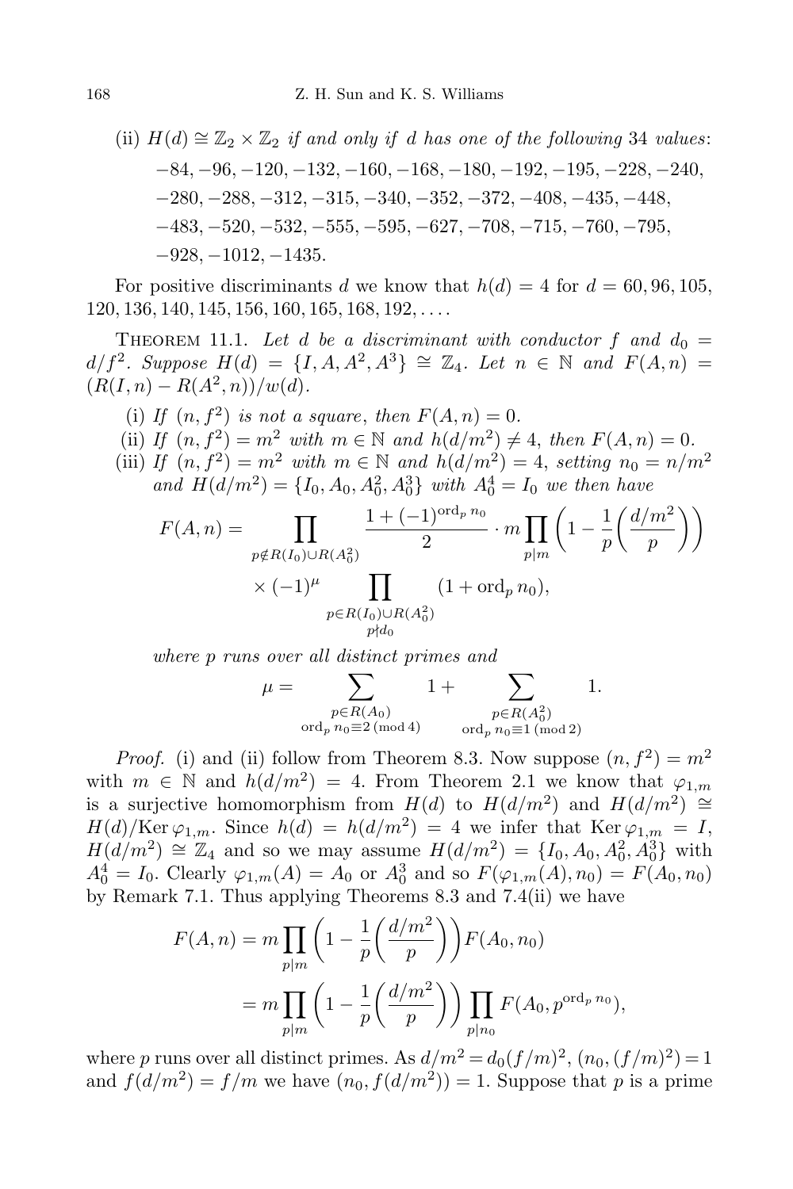(ii) $H(d) \cong \mathbb{Z}_2 \times \mathbb{Z}_2$ *if and only if* $d$ *has one of the following* 34 *values*:

$-84, -96, -120, -132, -160, -168, -180, -192, -195, -228, -240,$
$-280, -288, -312, -315, -340, -352, -372, -408, -435, -448,$
$-483, -520, -532, -555, -595, -627, -708, -715, -760, -795,$
$-928, -1012, -1435.$

For positive discriminants $d$ we know that $h(d) = 4$ for $d = 60, 96, 105, 120, 136, 140, 145, 156, 160, 165, 168, 192, \ldots$.

THEOREM 11.1. *Let $d$ be a discriminant with conductor $f$ and $d_0 = d/f^2$. Suppose $H(d) = \{I, A, A^2, A^3\} \cong \mathbb{Z}_4$. Let $n \in \mathbb{N}$ and $F(A, n) = (R(I, n) - R(A^2, n))/w(d)$.*

(i) *If $(n, f^2)$ is not a square, then $F(A, n) = 0$.*

(ii) *If $(n, f^2) = m^2$ with $m \in \mathbb{N}$ and $h(d/m^2) \neq 4$, then $F(A, n) = 0$.*

(iii) *If $(n, f^2) = m^2$ with $m \in \mathbb{N}$ and $h(d/m^2) = 4$, setting $n_0 = n/m^2$ and $H(d/m^2) = \{I_0, A_0, A_0^2, A_0^3\}$ with $A_0^4 = I_0$ we then have*

$$F(A, n) = \prod_{p \notin R(I_0) \cup R(A_0^2)} \frac{1 + (-1)^{\operatorname{ord}_p n_0}}{2} \cdot m \prod_{p \mid m} \left(1 - \frac{1}{p}\left(\frac{d/m^2}{p}\right)\right)$$
$$\times (-1)^{\mu} \prod_{\substack{p \in R(I_0) \cup R(A_0^2) \\ p \nmid d_0}} (1 + \operatorname{ord}_p n_0),$$

*where $p$ runs over all distinct primes and*

$$\mu = \sum_{\substack{p \in R(A_0) \\ \operatorname{ord}_p n_0 \equiv 2 \pmod 4}} 1 + \sum_{\substack{p \in R(A_0^2) \\ \operatorname{ord}_p n_0 \equiv 1 \pmod 2}} 1.$$

*Proof.* (i) and (ii) follow from Theorem 8.3. Now suppose $(n, f^2) = m^2$ with $m \in \mathbb{N}$ and $h(d/m^2) = 4$. From Theorem 2.1 we know that $\varphi_{1,m}$ is a surjective homomorphism from $H(d)$ to $H(d/m^2)$ and $H(d/m^2) \cong H(d)/\operatorname{Ker} \varphi_{1,m}$. Since $h(d) = h(d/m^2) = 4$ we infer that $\operatorname{Ker} \varphi_{1,m} = I$, $H(d/m^2) \cong \mathbb{Z}_4$ and so we may assume $H(d/m^2) = \{I_0, A_0, A_0^2, A_0^3\}$ with $A_0^4 = I_0$. Clearly $\varphi_{1,m}(A) = A_0$ or $A_0^3$ and so $F(\varphi_{1,m}(A), n_0) = F(A_0, n_0)$ by Remark 7.1. Thus applying Theorems 8.3 and 7.4(ii) we have

$$F(A, n) = m \prod_{p \mid m} \left(1 - \frac{1}{p}\left(\frac{d/m^2}{p}\right)\right) F(A_0, n_0)$$
$$= m \prod_{p \mid m} \left(1 - \frac{1}{p}\left(\frac{d/m^2}{p}\right)\right) \prod_{p \mid n_0} F(A_0, p^{\operatorname{ord}_p n_0}),$$

where $p$ runs over all distinct primes. As $d/m^2 = d_0(f/m)^2$, $(n_0, (f/m)^2) = 1$ and $f(d/m^2) = f/m$ we have $(n_0, f(d/m^2)) = 1$. Suppose that $p$ is a prime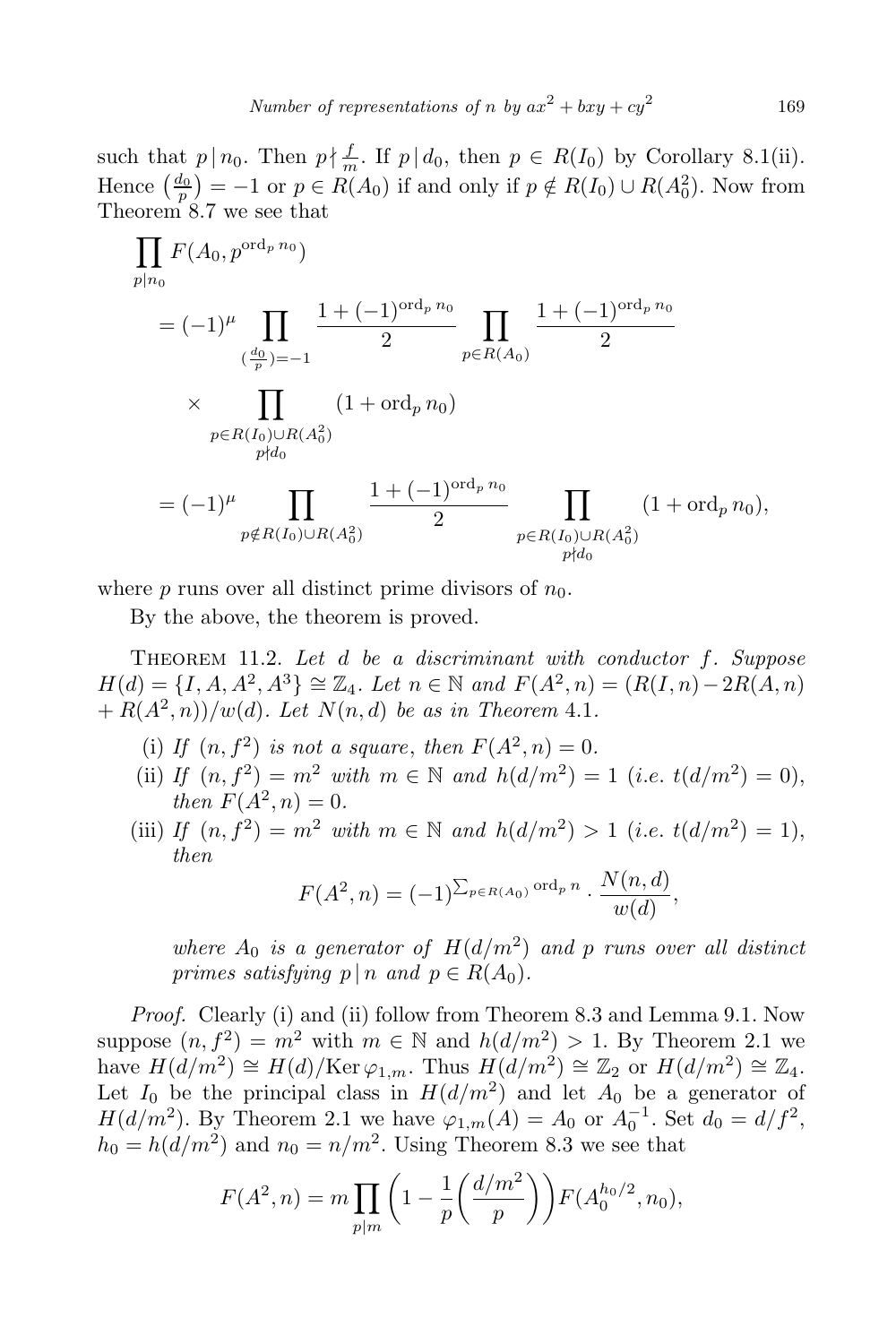such that $p \mid n_0$. Then $p \nmid \frac{f}{m}$. If $p \mid d_0$, then $p \in R(I_0)$ by Corollary 8.1(ii). Hence $\left(\frac{d_0}{p}\right) = -1$ or $p \in R(A_0)$ if and only if $p \notin R(I_0) \cup R(A_0^2)$. Now from Theorem 8.7 we see that

$$\begin{aligned}
&\prod_{p \mid n_0} F(A_0, p^{\operatorname{ord}_p n_0}) \\
&= (-1)^{\mu} \prod_{(\frac{d_0}{p})=-1} \frac{1+(-1)^{\operatorname{ord}_p n_0}}{2} \prod_{p \in R(A_0)} \frac{1+(-1)^{\operatorname{ord}_p n_0}}{2} \\
&\quad \times \prod_{\substack{p \in R(I_0) \cup R(A_0^2) \\ p \nmid d_0}} (1 + \operatorname{ord}_p n_0) \\
&= (-1)^{\mu} \prod_{p \notin R(I_0) \cup R(A_0^2)} \frac{1+(-1)^{\operatorname{ord}_p n_0}}{2} \prod_{\substack{p \in R(I_0) \cup R(A_0^2) \\ p \nmid d_0}} (1 + \operatorname{ord}_p n_0),
\end{aligned}$$

where $p$ runs over all distinct prime divisors of $n_0$.

By the above, the theorem is proved.

THEOREM 11.2. *Let $d$ be a discriminant with conductor $f$. Suppose $H(d) = \{I, A, A^2, A^3\} \cong \mathbb{Z}_4$. Let $n \in \mathbb{N}$ and $F(A^2, n) = (R(I, n) - 2R(A, n) + R(A^2, n))/w(d)$. Let $N(n, d)$ be as in Theorem 4.1.*

(i) *If $(n, f^2)$ is not a square, then $F(A^2, n) = 0$.*

(ii) *If $(n, f^2) = m^2$ with $m \in \mathbb{N}$ and $h(d/m^2) = 1$ (i.e. $t(d/m^2) = 0$), then $F(A^2, n) = 0$.*

(iii) *If $(n, f^2) = m^2$ with $m \in \mathbb{N}$ and $h(d/m^2) > 1$ (i.e. $t(d/m^2) = 1$), then*

$$F(A^2, n) = (-1)^{\sum_{p \in R(A_0)} \operatorname{ord}_p n} \cdot \frac{N(n, d)}{w(d)},$$

*where $A_0$ is a generator of $H(d/m^2)$ and $p$ runs over all distinct primes satisfying $p \mid n$ and $p \in R(A_0)$.*

*Proof.* Clearly (i) and (ii) follow from Theorem 8.3 and Lemma 9.1. Now suppose $(n, f^2) = m^2$ with $m \in \mathbb{N}$ and $h(d/m^2) > 1$. By Theorem 2.1 we have $H(d/m^2) \cong H(d)/\operatorname{Ker} \varphi_{1,m}$. Thus $H(d/m^2) \cong \mathbb{Z}_2$ or $H(d/m^2) \cong \mathbb{Z}_4$. Let $I_0$ be the principal class in $H(d/m^2)$ and let $A_0$ be a generator of $H(d/m^2)$. By Theorem 2.1 we have $\varphi_{1,m}(A) = A_0$ or $A_0^{-1}$. Set $d_0 = d/f^2$, $h_0 = h(d/m^2)$ and $n_0 = n/m^2$. Using Theorem 8.3 we see that

$$F(A^2, n) = m \prod_{p \mid m} \left(1 - \frac{1}{p}\left(\frac{d/m^2}{p}\right)\right) F(A_0^{h_0/2}, n_0),$$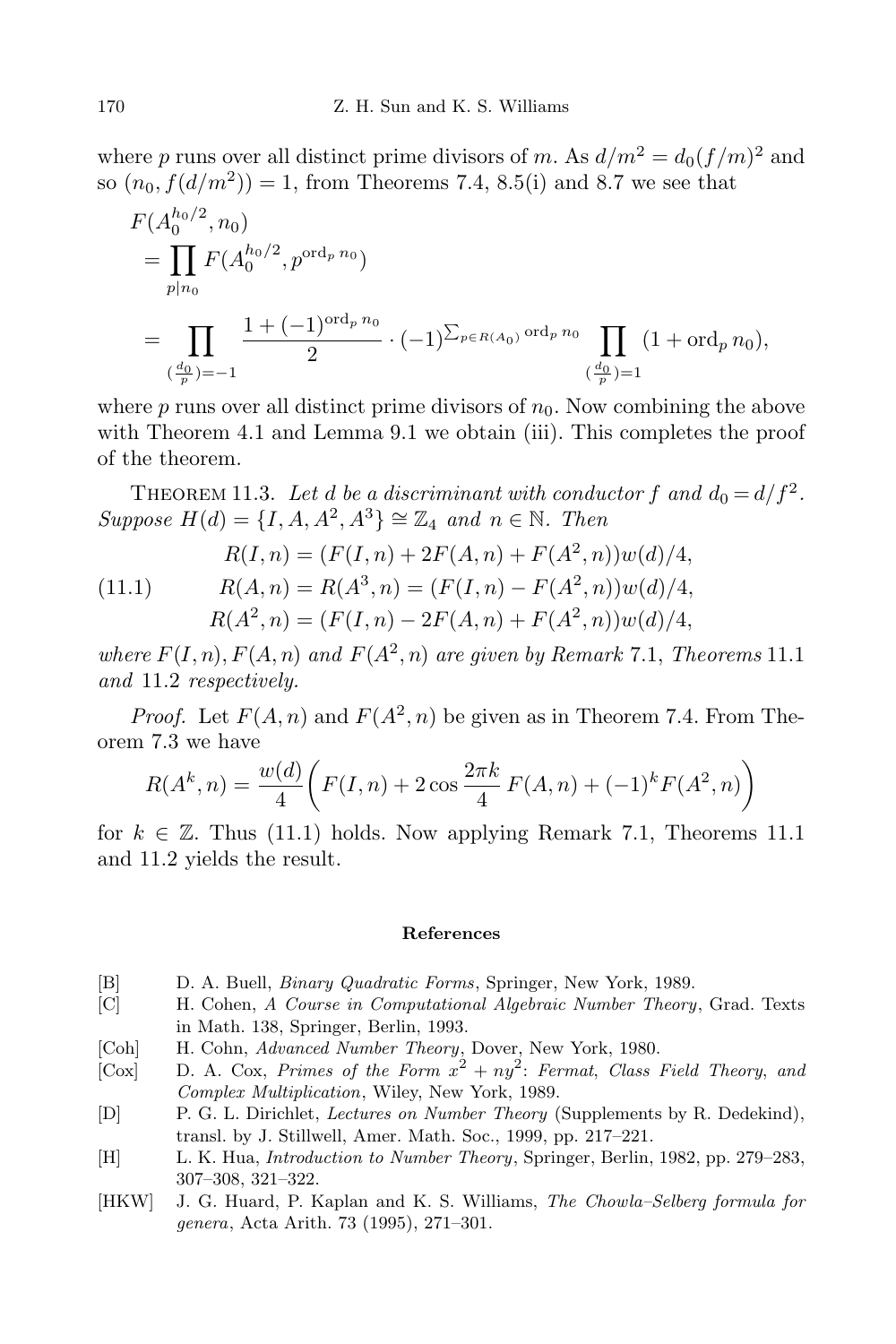where $p$ runs over all distinct prime divisors of $m$. As $d/m^2 = d_0(f/m)^2$ and so $(n_0, f(d/m^2)) = 1$, from Theorems 7.4, 8.5(i) and 8.7 we see that

$$
\begin{aligned}
&F(A_0^{h_0/2}, n_0) \\
&= \prod_{p \mid n_0} F(A_0^{h_0/2}, p^{\operatorname{ord}_p n_0}) \\
&= \prod_{(\frac{d_0}{p})=-1} \frac{1+(-1)^{\operatorname{ord}_p n_0}}{2} \cdot (-1)^{\sum_{p \in R(A_0)} \operatorname{ord}_p n_0} \prod_{(\frac{d_0}{p})=1} (1+\operatorname{ord}_p n_0),
\end{aligned}
$$

where $p$ runs over all distinct prime divisors of $n_0$. Now combining the above with Theorem 4.1 and Lemma 9.1 we obtain (iii). This completes the proof of the theorem.

Theorem 11.3. *Let $d$ be a discriminant with conductor $f$ and $d_0 = d/f^2$. Suppose $H(d) = \{I, A, A^2, A^3\} \cong \mathbb{Z}_4$ and $n \in \mathbb{N}$. Then*

$$
\begin{aligned}
R(I,n) &= (F(I,n) + 2F(A,n) + F(A^2,n))w(d)/4, \\
R(A,n) &= R(A^3,n) = (F(I,n) - F(A^2,n))w(d)/4, \qquad (11.1)\\
R(A^2,n) &= (F(I,n) - 2F(A,n) + F(A^2,n))w(d)/4,
\end{aligned}
$$

*where $F(I,n), F(A,n)$ and $F(A^2,n)$ are given by Remark 7.1, Theorems 11.1 and 11.2 respectively.*

*Proof.* Let $F(A,n)$ and $F(A^2,n)$ be given as in Theorem 7.4. From Theorem 7.3 we have

$$
R(A^k, n) = \frac{w(d)}{4}\bigg(F(I,n) + 2\cos\frac{2\pi k}{4}\, F(A,n) + (-1)^k F(A^2,n)\bigg)
$$

for $k \in \mathbb{Z}$. Thus (11.1) holds. Now applying Remark 7.1, Theorems 11.1 and 11.2 yields the result.

## References

[B] D. A. Buell, *Binary Quadratic Forms*, Springer, New York, 1989.

[C] H. Cohen, *A Course in Computational Algebraic Number Theory*, Grad. Texts in Math. 138, Springer, Berlin, 1993.

[Coh] H. Cohn, *Advanced Number Theory*, Dover, New York, 1980.

[Cox] D. A. Cox, *Primes of the Form $x^2 + ny^2$: Fermat, Class Field Theory, and Complex Multiplication*, Wiley, New York, 1989.

[D] P. G. L. Dirichlet, *Lectures on Number Theory* (Supplements by R. Dedekind), transl. by J. Stillwell, Amer. Math. Soc., 1999, pp. 217–221.

[H] L. K. Hua, *Introduction to Number Theory*, Springer, Berlin, 1982, pp. 279–283, 307–308, 321–322.

[HKW] J. G. Huard, P. Kaplan and K. S. Williams, *The Chowla–Selberg formula for genera*, Acta Arith. 73 (1995), 271–301.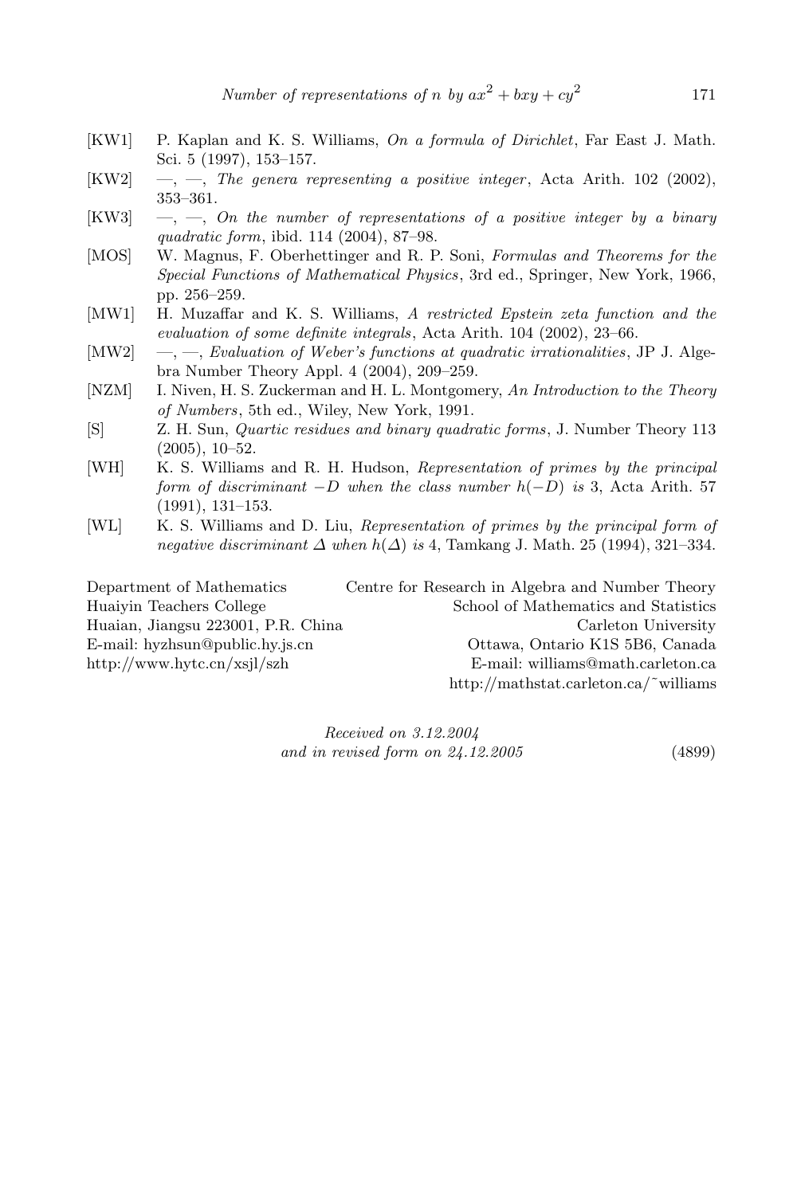[KW1] P. Kaplan and K. S. Williams, *On a formula of Dirichlet*, Far East J. Math. Sci. 5 (1997), 153–157.

[KW2] —, —, *The genera representing a positive integer*, Acta Arith. 102 (2002), 353–361.

[KW3] —, —, *On the number of representations of a positive integer by a binary quadratic form*, ibid. 114 (2004), 87–98.

[MOS] W. Magnus, F. Oberhettinger and R. P. Soni, *Formulas and Theorems for the Special Functions of Mathematical Physics*, 3rd ed., Springer, New York, 1966, pp. 256–259.

[MW1] H. Muzaffar and K. S. Williams, *A restricted Epstein zeta function and the evaluation of some definite integrals*, Acta Arith. 104 (2002), 23–66.

[MW2] —, —, *Evaluation of Weber's functions at quadratic irrationalities*, JP J. Algebra Number Theory Appl. 4 (2004), 209–259.

[NZM] I. Niven, H. S. Zuckerman and H. L. Montgomery, *An Introduction to the Theory of Numbers*, 5th ed., Wiley, New York, 1991.

[S] Z. H. Sun, *Quartic residues and binary quadratic forms*, J. Number Theory 113 (2005), 10–52.

[WH] K. S. Williams and R. H. Hudson, *Representation of primes by the principal form of discriminant $-D$ when the class number $h(-D)$ is* 3, Acta Arith. 57 (1991), 131–153.

[WL] K. S. Williams and D. Liu, *Representation of primes by the principal form of negative discriminant $\Delta$ when $h(\Delta)$ is* 4, Tamkang J. Math. 25 (1994), 321–334.

Department of Mathematics
Huaiyin Teachers College
Huaian, Jiangsu 223001, P.R. China
E-mail: hyzhsun@public.hy.js.cn
http://www.hytc.cn/xsjl/szh

Centre for Research in Algebra and Number Theory
School of Mathematics and Statistics
Carleton University
Ottawa, Ontario K1S 5B6, Canada
E-mail: williams@math.carleton.ca
http://mathstat.carleton.ca/~williams

*Received on 3.12.2004*
*and in revised form on 24.12.2005* (4899)